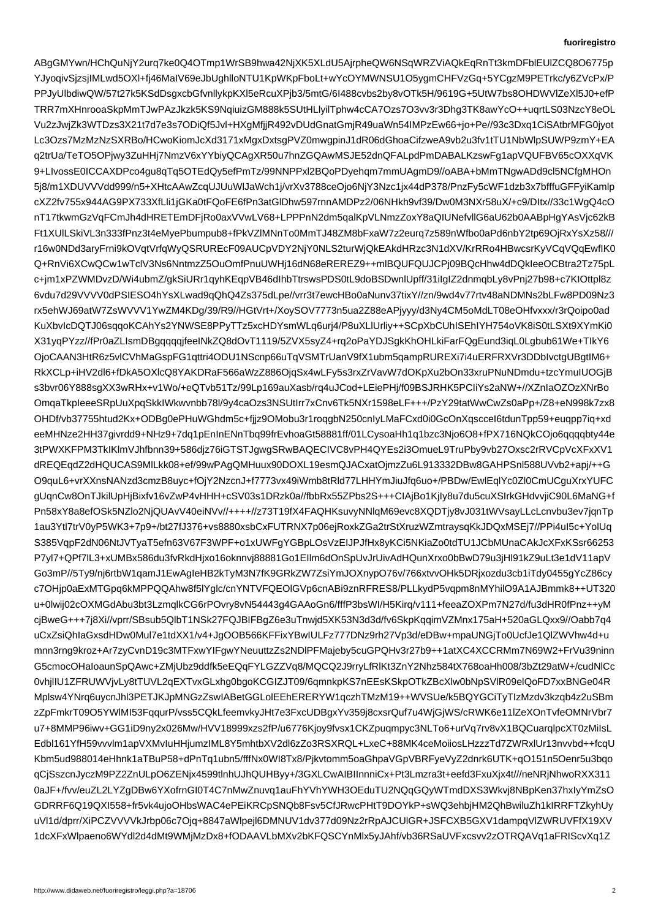ABgGMYwn/HChQuNjY2urq7ke0Q4OTmp1WrSB9hwa42NjXK5XLdU5AjrpheQW6NSqWRZViAQkEqRnTt3kmDFblEUlZCQ8O6775p
YJyoqivSjzsjIMLwd5OXl+fj46MaIV69eJbUghlloNTU1KpWKpFboLt+wYcOYMWNSU1O5ygmCHFVzGq+5YCgzM9PETrkc/y6ZVcPx/P
PPJyUlbdiwQW/57t27k5KSdDsgxcbGfvnllykpKXl5eRcuXPjb3/5mtG/6I488cvbs2by8vOTk5H/9619G+5UtW7bs8OHDWVlZeXl5J0+efP
TRR7mXHnrooaSkpMmTJwPAzJkzk5KS9NqiuizGM888k5SUtHLlyilTphw4cCA7Ozs7O3vv3r3Dhg3TK8awYcO++uqrtLS03NzcY8eOL
Vu2zJwjZk3WTDzs3X21t7d7e3s7ODiQf5Jvl+HXgMfjjR492uaWn54IMPzEw66+jo+Pe//93c3Dxq1CiSAtbrMFG0jyot
Lc3Ozs7MzMzNzSXRBo/HCwoKiomJcXd3171xMgxDxtsgPVZ0mwgpinJ1dR06dGhoaCifzweA9vb2u3fv1tTU1NbWlpSUWP9zmY+EA
q2trUa/TeTO5OPjwy3ZuHHj7NmzV6xYYbiyQCAgXR50u7hnZGQAwMSJE52dnQFALpdPmDABALKzswFg1apVQUFBV65cOXXqVK
9+LIvossE0ICCAXDPco4gu8qTq5OTEdQy5efPmTz/99NNPPxl2BQoPDyehqm7mmUAgmD9//oABA+bMmTNgwADd9cl5NCfgMHOn
5j8/m1XDUVVVdd999/n5+XHtcAAwZcqUJUuWlJaWch1j/vrXv3788ceOjo6NjY3Nzc1jx44dP378/PnzFy5cWF1dzb3x7bfffuGFFyiKamlp
cXZ2fv755x944AG9PX733XfLli1jGKa0tFQoFE6fPn3atGlDhw597rnnAMDPz2/06NHkh9vf39/Dw0M3NXr58uX/+c9/DItx//33c1WgQ4cO
nT17tkwmGzVqFCmJh4dHRETEmDFjRo0axVVwLV68+LPPPPnN2dm5qalKpVLNmzZoxY8aQIUNefvllG6aU62b0AABpHgYAsVjc62kB
Ft1XUlLSkiVL3n333fPnz3t4eMyePbumpub8+fPkVZlMNnTo0MmTJ48ZM8bFxaW7z2eurq7z589nWfbo0aPd6nbY2tp69OjRxYsXz58///
r16w0NDd3aryFrni9kOVqtVrfqWyQSRUREcF09AUCpVDY2NjY0NLS2turWjQkEAkdHRzc3N1dXV/KrRRo4HBwcsrKyVCqVQqEwfIK0
Q+RnVi6XCwQCw1wTclV3Ns6NntmzZ5OuOmfPnuUWHj16dN68eREREZ9++mlBQUFQUJCPj09BQcHhw4dDQkIeeOCBtra2Tz75pL
c+jm1xPZWMDvzD/Wi4ubmZ/gkSiURr1qyhKEqpVB46dIhbTtrswsPDS0tL9doBSDwnlUpff/31iIgIZ2dnmqbLy8vPnj27b98+c7KIOttpl8z
6vdu7d29VVVV0dPSIESO4hYsXLwad9qQhQ4Zs375dLpe//vr3t7ewcHBo0aNunv37tixY//zn/9wd4v77rtv48aNDMNs2bLFw8PD09Nz3
rx5ehWJ69atW7ZsWVVV1YwZM4KDg/39/R9//HGtVrt+/XoySOV7773n5ua2Z88eAPjyyy/d3Ny4CM5oMdLT08eOHfvxxx/r3rQoipo0ad
KuXbvIcDQTJ06sqqoKCAhYs7YNWSE8PPyTTz5xcHDYsmWLq6urj4/P8uXLlUrliy++SCpXbCUhISEhIYH754oVK8iS0tLSXt9XYmKi0
X31yqPYzz//fPr0aZLIsmDBgqqqjfeeINkZQ8dOvT1119/5ZVX5syZ4+rq2oPaYDJSgkKhOHLkiFarFQgEund3iqL0Lgbub61We+TlkY6
OjoCAAN3HtR6z5vlCVhMaGspFG1qttri4ODU1NScnp66uTqVSMTrUanV9fX1ubm5qampUREXi7i4uERFRXVr3DDbIvctgUBgtIM6+
RkXCLp+iHV2dl6+fDkA5OXlcQ8YAKDRaF566aWzZ886OjqSx4wLFy5s3rxZrVavW7dOKpXu2bOn33xruPNuNDmdu+tzcYmuIUOGjB
s3bvr06Y888sgXX3wRHx+v1Wo/+eQTvb51Tz/99Lp169auXasb/rq4uJCod+LEiePHj/f09BSJRHK5PCliYs2aNW+//XZnIaOZOzXNrBo
OmqaTkpIeeeSRpUuXpqSkkIWkwvnbb78l/9y4caOzs3NSUtIrr7xCnv6Tk5NXr1598eLF+++/PzY29tatWwCwZs0aPp+/Z8+eN998k7zx8
OHDf/vb37755htud2Kx+ODBg0ePuWGhdm5c+fjjz9OMobu3r1roqgbN250cnIyLMaFCxd0i0GcOnXqsceIqqp6iq+xd
eeMHNze2HH37givrdd9+NHz9+7dq1pEnInENnTbq99frEvhoaGt58881881f/01LCysoaHh1q1bzc3Njo6O8+fPX716NQkCOjo6qqqqbty44e
3tPWXKFPM3TkIklmVJhfbnn39+586a1NSsj3FsmLWwEjYSSRwBAQECIVC8vPH4QYEs2i3OmuePby9vb27Oxsc2rRVCpVcFxXV1
dREQEqdZ2dHQUCAS9MlLkk08+ef/99wPAgQMHuux90DOXL19esmQJACxatOjmzZu6L913332DBw8GAHPSnl588UVvb2+apj/++G
O9quL6+vrXXnsNANzd3cmzBuyc+fOjY2NzcnJ+f7773vx49iWmb8tRld77LHHYmJiuJfq6uo+/PBDw/EwlEqlYc0Zl0CmUCguXrxYUFC
gUqnCw8OnTJkilUpHjBixfv16vZPZv4HHH+cSV03s1DRzk0a//fbbRx55s+++CIAjBo1Kjly8u7du5cuXSIrkGHdvvjiC90L6MaNG+f
Pn58xY8a8efOSk5NZlo2NjQUAvV40eiNVv//++//z73T19fX4FAQHKsuvyNNlqM69evc8XQDTjy8vJ031tWVsayLLcLcnvbu3ev7jqnTp
1au3Ytl7trV0yP5WK3+7p9+/bt27fJ376+vs8880xsbCxFUTRNX7p06ejRoxkZGa2trStXruzZWmtraysqKkJDQxMSEj7//PPl4uI5+YolUq
S385VqpF2dN06NtJVTyaT5efn63V67F3WPF+o1xUWFgYGBpLOsVzEIJPJfhx8yKCi5NKiaZo0otdTU1JCbMUnaCAkCJcXcFxKSsr66253
P7yl7+QPf7lL3+xUMBx586du3fvfvfRkdHjxo16oknnnvj88881ZHlm6aZo0otdTU1JCbMUnaCAkcJcXFXFKSsr66253
P7yl7+QPf7lL3+xUMBx586du3fvfvfRkdHjxo16oknnnvj88881Go1EIlm6dOnSpUvJrUivAdHQunXrxo0bBwD79u3u3i1ZBnxjOu8xgfrjFNJlBVzaZHbHdJW+JpwhtAtzKNrfWTFrvcbeCSqHtWhpxCGumSfNFxrOKtXJHGnEbVCgPJ5DA
Go3mP//5Ty9/nj6rtbW1qamJ1EwAgleHB2kTyM3N7fK9GRkZW7ZsiYmJOXnypO76v/766xtvvOHk5DRjxozdu3cb1iTdy0455gYcZ86cy
c7OHjp0aExMTGpq6kMPPQQAhw8f5lYglc/cnYNTVFQEOlGVp6cnABi9zpnrNM7kdbhbX2vqpm8nMYhilO9A1AJBmmk8++UT320
u+0lwij02cOXMGdAbu3bt3LzmqlkCG6rPOvry8fvN54443GAAoGn6/fffP3bsWI/H5Kirq/v111+feeaZOXPm7N27d/fu3hdHR0fPnz++yM
cjBweG+++7j8Xi//vprr/SBsub5QlbT1NSk27ZPbs2Z+++CIAjBo1Kjly8u7du5cuXSIrkGHdvvjiC90L6MaNG+f
Pn58xY8a8efOSk5NZlo2NjQUAvV40eiNVv//++//z73T19fX4FAQHKsuvyNNlqM69evc8XQDTjy8vJ031tWVsayLLcLcnvbu3ev7jqnTp
1au3Ytl7trV0yP5WK3+7p9+/bt27fJ376+vs8880xsbCxFUTRNX7p06ejRoxkZGa2trStXruzZWmtraysqKkJDQxMSEj7//PPl4uI5+YolUq
S385VqpF2dN06NtJVTyaT5efn63V67F3WPF+o1xUWFgYGBpLOsVzEIJPJfHx8yKCi5NKiaZo0otdTU1JCbMUnaCAkCJcXcFxKSsr66253
P7yl7+QPf7lL3+xUMBx586du3fvfvfRkdHjxo16oknnnvj88881ZHlm6aZo0otdTU1JCbMUnaCAkcJcXFXFKSsr66253
P7yl7+QPf7lL3+xUMBx586du3fvfvfRkdHjxo16oknnnvj88881Go1EIlm6dOnSpUvJrUivAdHQunXrxo0bBwD79u3u3i1ZBnxjOu8xgfrjFNJlBVzaZHbHdJW+JpwhtAtzKNrfWTFrvcbeCSqHtWhpxCGumSfNFxrOKtXJHGnEbVCgPJ5DA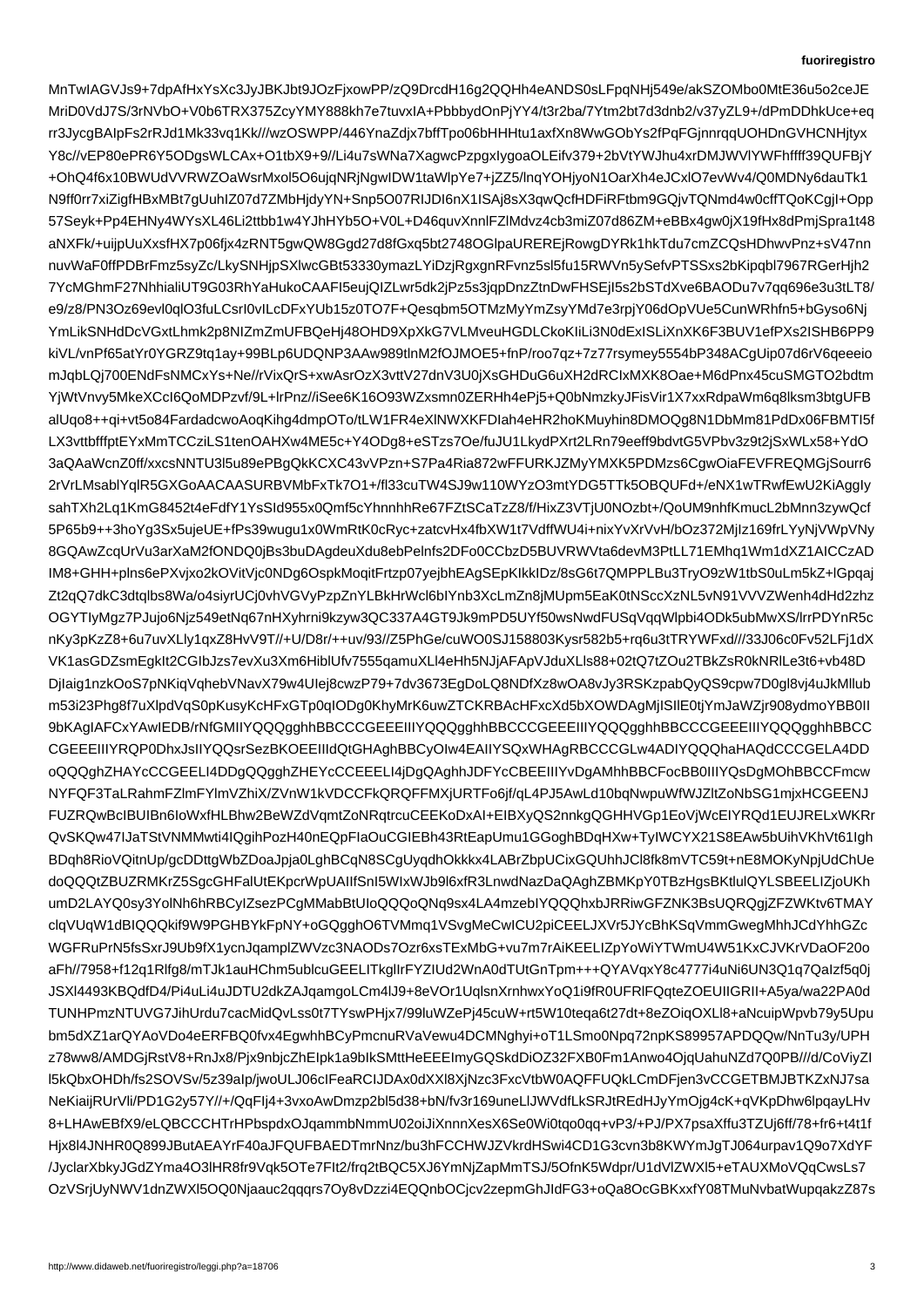MnTwIAGVJs9+7dpAfHxYsXc3JyJBKJbt9JOzFjxowPP/zQ9DrcdH16g2QQHh4eANDS0sLFpqNHj549e/akSZOMbo0MtE36u5o2ceJE
MriD0VdJ7S/3rNVbO+V0b6TRX375ZcyYMY888kh7e7tuvxIA+PbbbydOnPjYY4/t3r2ba/7Ytm2bt7d3dnb2/v37yZL9+/dPmDDhkUce+eq
rr3JycgBAIpFs2rRJd1Mk33vq1Kk///wzOSWPP/446YnaZdjx7bffTpo06bHHHtu1axfXn8WwGObYs2fPqFGjnnrqqUOHDnGVHCNHjtyx
Y8c//vEP80ePR6Y5ODgsWLCAx+O1tbX9+9//Li4u7sWNa7XagwcPzpzpgxIygoaOLEifv379+2bVtYWJhu4xrDMJWVlYWFhffff39QUFBjY
+OhQ4f6x10BWUdVVRWZOaWsrMxol5O6ujqNRjNgwIDX1tWlpYe7+jZZ5/lnqYOHjyoN1OarXh4eJCxlO7evWv4/Q0MDNy6dauTk1
N9ff0rr7xiZigfHBxMBt7gUuhIZ07d7ZMbHjdyYN+Snp5O07RIJDI6nX1ISAj8sX3qwQcfHDFiRFtbm9GQjvTQNmd4w0cffTQoKCgjI+Opp
57Seyk+Pp4EHNy4WYsXL46Li2ttbb1w4YJhHYb5O+V0L+D46quvXnnlFZlMdvz4cb3miZ07d86ZM+eBBx4gw0jX19fHx8dPmjSpra1t48
aNXFk/+uijpUuXxsfHX7p06fjx4zRNT5gwQW8Ggd27d8fGxq5bt2748OGlpaURERErRowgDYRk1hkTdu7cmZCQsHDhwvPnz+sV47nn
nuvWaF0ffPDBrFmz5syZc/LkySNHjpSXlwcGBt53330ymazLYiDzjRgxgnRFvnz5sl5fu15RWVn5ySefvPTSSxs2bKipqbl7967RGerHjh2
7YcMGhmF27NhhialiUT9G03RhYaHukoCAAFI5eujQIZLwr5dk2jPz5s3jqpDnzZtnDwFHSEjI5s2bSTdXve6BAODu7v7qq696e3u3tLT8/
e9/z8/PN3Oz69evl0qlO3fuLCsrl0vILcDFxYUb15z0TO7F+Qesqbm5OTMzMyYmZsyYMd7e3rpjY06dOpVUe5CunWRhfn5+bGyso6Nj
YmLikSNHdDcVGxtLhmk2p8NIZmZmUFBQeHj48OHD9XpXkG7VLMveuHGDLCkoKIiLi3N0dExISLiXnXK6F3BUV1efPXs2ISHB6PP9
kiVL/vnPf65atYr0YGRZ9tq1ay+99BLp6UDQNP3AAw989tlnM2fOJMOE5+fnP/roo7qz+7z77rsymey5554bP348ACgUip07d6rV6qeeeio
mJqbLQj700ENdFsNMCxYs+Ne//rVixQrS+xwAsrOzX3vttV27dnV3U0jXsGHDuG6uXH2dRCIxMXK8Oae+M6dPnx45cuSMGTO2bdtm
YjWtVnvy5MkeXCcI6QoMDPzvf/9L+lrPnz//iSee6K16O93ZWZxsmn0ZERHh4ePj5+Q0bNmzkyJFisVir1X7xxRdpaWm6q8lksm3btgUFB
alUqo8++qi+vt5o84FardadvoAoqKihg4dmpOTo/tLW1FR4eXlNWXKFDIah4eHR7hoKMuyhin8DMOQg8N1DbMm81PdDx6bFMTI5f
LX3vttbfffptEYxMmTCCziLS1tenOAHXw4ME5c+Y4ODg8+eSTzs7Oe/fuJU1LkydPXrt2LRn79eeff9bdvtG5VPbv3z9t2jSxWLx58+YdO
3aQAaWcnZ0ff/xxcsNNTU3l5u89ePBgQkKCXC43vVPzn+S7Pa4Ria872wFFURKJZMyYMXK5PDMzs6CgwOiaFEVFREQMGjSourr6
2rVrLMsablYqlR5GXGoAACAASURBVMbFxTk7O1+/fl33cuTW4SJ9w110WYzO3mtYDG5TTk5OBQUFd+/eNX1wTRwfEwU2KiAggIy
sahTXh2Lq1KmG8452t4eFdfY1YsSId955x0Qmf5cYhnnhhRe67FZtSCaTzZ8/f/HixZ3VTjU0NOzbt+/QoUM9nhfKmucL2bMnn3zywQcf
5P65b9++3hoYg3Sx5ujeUE+fPs39wugu1x0WmRtK0cRyc+zatcvHx4fbXW1t7VdffWU4i+nixYvXrVvH/bOz372MjIz169frLYyNjVWpVNy
8GQAwZcqUrVu3arXaM2fONDQ0jBs3buDAgdeuXdu8ebPelnfs2DFo0CCbzD5BUVRWVta6devM3PtLL71EMhq1Wm1dXZ1AICCzAD
IM8+GHH+plns6ePXvjxo2KOVitVjc0NDg6OspkMoqitFrtzp07yejbhEAgSEpKkkIDz/8sG6t7QMPPLBu3TryO9zW1tbS0uLm5kZ+lGpqaj
Zt2qQ7dkC3dtqlbs8Wa/o4siyrUCj0vhVGVyPzpZnYLBkHrWcl6bIYnb3XcLmZn8jMUpm5EaK0tNSccXzNL5vN91VVVZWenh4dHd2zhz
OGYTIyMgz7PJujo6Nj549etNq67nHXyhrni9kzyw3QC337A4GT9Jk9mPD5UYf50wsNwdFUSqVqqWlpbi4ODk5ubMwXS/lrrPDYnR5c
nKy3pKzZ8+6u7uvXLly1qxZ8HvV9T//+U/D8r/++uv/93//Z5PhGe/cuWO0SJ158803Kysr582b5+rq6u3tTRYWFxd///33J06Fv52LFj1dX
VK1asGDZsmEgkIt2CGIbJzs7evXu3Xm6HiblUfv7555qamuXLl4eHh5NJjAFApVJduXLls88+02tQ7tZOu2TBkZsR0kNRlLe3t6+vb48D
DjIaig1nzkOoS7pNKiqVqhebVNavX79w4UIej8cwzP79+7dv3673EgDoLQ8NDfXz8wOA8wvJy3RSKzpabQyQS9cpw7D0gl8vj4uJkMllub
m53i23Phg8f7uXlpdVqS0pKusyKcHFxGTp0qIODg0KhyMrK6uwZTCKRBAcHFxcXd5bXOWDAgMjISlE0tjYmJaWZjr908ydmoYBB0II
9bKAgIAFCxYAwIEDB/rNfGMIIYQQQgghBBCCCGEEEIIIYQQQgghBBCCCGEEEIIIYQQQgghBBCCCGEEEIIIYQQQgghBBCC
CGEEEIIIYRQP0DhxJsIIYQQsrSezBKOEEIIIdQtGHAghBBCyOIw4EAIIYSQxWHAgRBCCCCGLw4ADIYQQQhaHAQdCCCGELA4DD
oQQQghZHAYcCCGEELI4DDgQQgghZHEYcCCEEELI4jDgQAghhJDFYcCBEEIIIYvDgAMhhBBCFocBB0IIIYQsDgMOhBBCCFmcw
NYFQF3TaLRahmFZlmFYlmVZhiX/ZVnW1kVDCCFkQRQFFMXjURTFo6jf/qL4PJ5AwLd10bqNwpuWfWJZltZoNbSG1mjxHCGEENJ
FUZRQwBcIBUIBn6IoWxfHLBhw2BeWZdVqmtZoNRqtrcuCEEKoDxAI+EIBXyQS2nnkgQGHHWVGp1EoVjWcEIYRQd1EUJRELxWKRr
QvSKQw47IJaTStVNMMwti4IQgihPozH40nEQpFIaOuCGIEBh43RtEapUmu1GGoghBDqHXw+TyIeYIWCX21S8EAw5bUihVKhVt61Igh
BDqh8RioVQitnUp/gcDDttgWbZDoaJpja0LghBCqN8SCgUyqdhOkkkx4LABrZbpUCixGQUhhJCl8fk8mVTC59t+nE8MOKyNpjUdChUe
doQQQtZBUZRMKrZ5SgcGHFalUtEKpcrWpUAIIfSnI5SWIxWJb9l6xfR3LnwdNazDaQAghZBMKpY0TBzHgsBKtlulQYLSBEELIZjoUKh
umD2LAYQ0sy3YolNh6hRBCyIZsezPCgMMabBtUIoQQQQoQNq9sx4LA4mzebIYQQQhxbJRRiwGFZNK3BsUQRQgjZFZWKtv6TMAY
clqVUqW1dBIQQQkif9W9PGHBYkFpNY+oGQgghO6TVMmq1VSvgeMeCwICU2piCEELJXVr5JYcBhKSqVmmGwegMhhJCdYhhGZc
WGFRuPrN5fsSxrJ9Ub9fX1ycnJqamplZWVzc3NAODs7Ozr6xsTExMbG+vu7rAiKEELIZpYoWiYTWmU4W51KxCJVKrVDaOF20o
aFh//7958+f12q7Rlfg8/mTJk1auHChm5ubluclGEELITkgllrFYZIUd2WnA0dTUtGnTpm+++QYAVqxY8c4777i4i4uNi6UN3Q1q7QaIzf5q0j
JSXl4493KBQdfD4/Pi4uLi4uJDTU2dkZAJqamgoLCm4lJ9+8eVOr1UqlsnXrnhwxYoQ1i9fR0UFRlFQqteZOEUIIGRII+A5ya/wa22PA0d
TUNHPmzNTUVG7JihUrdu7cacMidQvLss0t7YswPHjx7/99luWzPej45cuWt+rt5W10teqa6t27dt+8eZOiqXOXL8aNcuipWpvb79y5Upu
bm5dXZ1arQYOVo4eERFBQ0fvx4EgwhhBCyPpmcnuRaVewu4DCMNghyi+oT1LSmo0Npq72npKS89957APDQQw/NnTu3y/UPH
z78ww8/AMDGjRstV8+RnJx8Px/Pjx9nbjcZhEIpk1a9bIkSMttHeEEEImyGQSkdiOZ32FXB0Fm1Anwo4OjqUahuNZd7Q0PB///d/CoViyZI
l5kQbxOHDh/fs2SOVSv/5z39Z9aIp/jwoULJDAx0dXXl8XjNzc3FxcVtbW0AQFFUQkLCmDJDFjen3vCCGETBMJBTKXZNJ7sa
NeKiaijRUrVli/PD1G2y57Y//+/QqFlj4+3voxAwDmzp2bl5d38+bN/fv3r169uneLLJWVdfLkSKSRJtREdHJyYmOjg4cK+qVKp
8+LHAwEBfX9/eLQBCCCCHTrHPbspdxOJqammbNmmU02oiJiXnnXesnfX6X6Se6Wi0t7qTo0qq+vP3/+PJ/PX7sffu/78+fr6+t4t1f
Hjx8l4JNHR0Q899JBut4JBAtAEAYrF40aJFQUFBAEDTmrvNz3b3b8KWYmJgTJ064urpav1Q9o7XdYF
/JyclarXbkyJGdZYma4O3lHR8fr9Vqk5OTe7FIt2/frq2BQC5XJ6YmNjZapMmTSJ/OfnK5Wdpr/U1dVlZWXl5+eTAUXMoVQqCwsLs7
OzVSrjUyNWV1dnZWXl5OQ0Njaauc2qqqrs7Oy8vDzzi4EQQnbOCjcv2zepmGhJldFG3+oQa8OcGBKxxfY08TMuNvbatWupqakzZ87s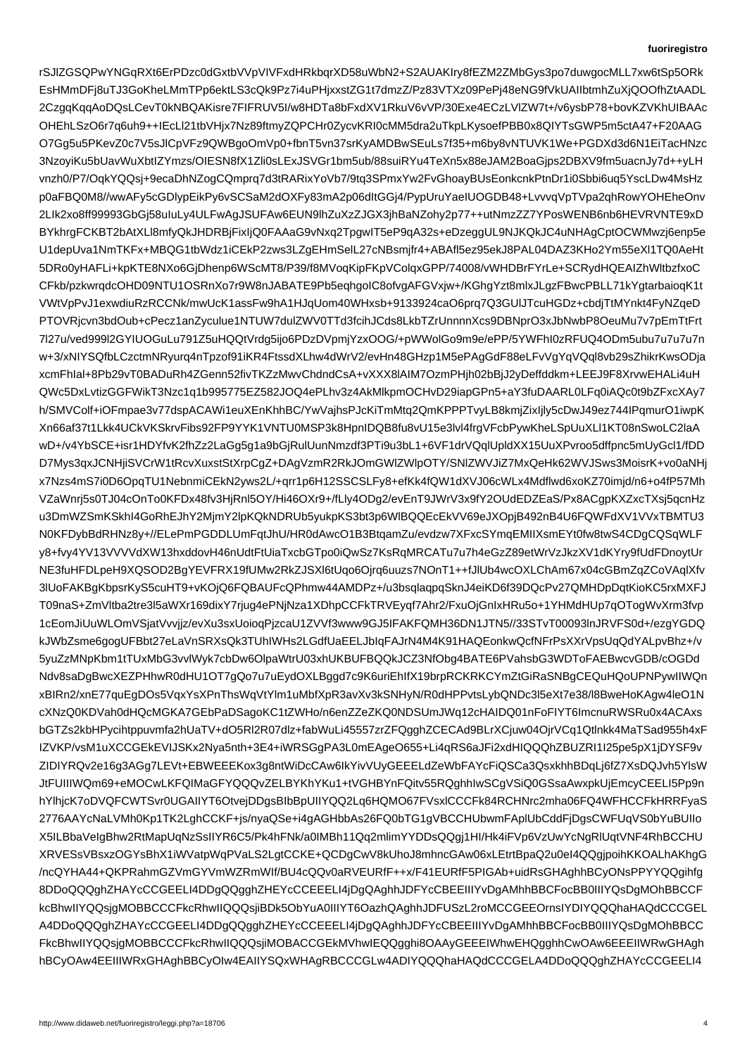rSJlZGSQPwYNGqRXt6ErPDzc0dGxtbVVpVIVFxdHRkbqrXD58uWbN2+S2AUAKIry8fEZM2ZMbGys3po7duwgocMLL7xw6tSp5ORk
EsHMmDFj8uTJ3GoKheLMmTPp6ektLS3cQk9Pz7i4uPHjxxstZG1t7dmzZ/Pz83VTXz09PePj48eNG9fVkUAIIbtmhZuXjQOOfhZtAADL
2CzgqKqqAoDQsLCevT0kNBQAKisre7FIFRUV5I/w8HDTa8bFxdXV1RkuV6vVP/30Exe4ECzLVlZW7t+/v6ysbP78+bovKZVKhUIBAAc
OHEhLSzO6r7q6uh9++IEcLl21tbVHjx7Nz89ftmyZQPCHr0ZycvKRI0cMM5dra2uTkpLKysoefPBB0x8QIYTsGWP5m5ctA47+F20AAG
O7Gg5u5PKevZ0c7V5sJlCpVFz9QWBgoOmVp0+fbnT5vn37srKyAMDBwSEuLs7f35+m6by8vNTUVK1We+PGDXd3d6N1EiTacHNzc
3NzoyiKu5bUavWuXbtIZYmzs/OIESN8fX1Zli0sLExJSVGr1bm5ub/88suiRYu4TeXn5x88eJAM2BoaGjps2DBXV9fm5uacnJy7d++yLH
vnzh0/P7/OqkYQQsj+9ecaDhNZogCQmprq7d3tRARixYoVb7/9tq3SPmxYw2FvGhoayBUsEonkcnkPtnDr1i0Sbbi6uq5YsclLDw4MsHz
p0aFBQ0M8//wwAFy5cGDlypEikPy6vSCSaM2dOXFy83mA2p06dltGGj4/PypUruYaeIUOGDB48+LvvvqVpTVpa2qhRowYOHEheOnv
2LIk2xo8ff99993GbGj58uIuLy4ULFwAgJSUFAw6EUN9lhZuXzZJGX3jhBaNZohy2p77++utNmZZ7YPosWENB6nb6HEVRVNTE9xD
BYkhrgFCKBT2bAtXLl8mfyQkJHDRBjFixIjQ0FAAaG9vNxq2TpgwIT5eP9qA32s+eDzeggUL9NJKQkJC4uNHAgCptOCWMwzj6enp5e
U1depUva1NmTKFx+MBQG1tbWdz1iCEkP2zws3LZgEHmSelL27cNBsmjfr4+ABAfl5ez95ekJ8PAL04DAZ3KHo2Ym55eXl1TQ0AeHt
5DRo0yHAFLi+kpKTE8NXo6GjDhenp6WScMT8/P39/f8MVoqKipFKpVColqxGPP/74008/vWHDBrFYrLe+SCRydHQEAIZhWltbzfxoC
CFkb/pzkwrqdcOHD09NTU1OSRnXo7r9W8nJABATE9Pb5eqhgoIC8ofvgAFGVxjw+/KGhgYzt8mlxJLgzFBwcPBLL71kYgtarbaioqK1t
VWtVpPvJ1exwdiuRzRCCNk/mwUcK1assFw9hA1HJqUom40WHxsb+9133924caO6prq7Q3GUlJTcuHGDz+cbdjTtMYnkt4FyNZqeD
PTOVRjcvn3bdOub+cPecz1anZyculue1NTUW7dulZWV0TTd3fcihJCds8LkbTZrUnnnnXcs9DBNprO3xJbNwbP8OeuMu7v7pEmTtFrt
7l27u/ved999l2GYIUOGuLu791Z5uHQQtVrdg5ijo6PDzDVpmjYzxOOG/+pWWolGo9m9e/ePP/5YWFhI0zRFUQ4ODm5ubu7u7u7n
w+3/xNIYSQfbLCzctmNRyurq4nTpzof91iKR4FtssdXLhw4dWrV2/evHn48GHzp1M5ePAgGdF88eLFvVgYqVQql8vb29sZhikrKwsODja
xcmFhIal+8Pb29vT0BADuRh4ZGenn52fivTKZzMwvChdndCsA+vXXX8lAIM7OzmPHjh02bBjJ2yDeffddkm+LEEJ9F8XrvwEHALi4uH
QWc5DxLvtizGGFWikT3Nzc1q1b995775EZ582JOQ4ePLhv3z4AkMlkpmOCHvD29iapGPn5+aY3fuDAARL0LFq0iAQc0t9bZFxcXAy7
h/SMVColf+iOFmpae3v77dspACAWi1euXEnKhhBC/YwVajhsPJcKiTmMtq2QmKPPPTvyLB8kmjZixIjly5cDwJ49ez744IPqmurO1iwpK
Xn66af37t1Lkk4UCkVKSkrvFibs92FP9YYK1VNTU0MSP3k8HpnIDQB8fu8vU15e3lvl4frgVFcbPywKheLSpUuXLl1KT08nSwoLC2laA
wD+/v4YbSCE+isr1HDYfvK2fhZz2LaGg5g1a9bGjRulUunNmzdf3gmPTi9u3bL1+6VF1drVQqlUpldXX15UuXPvroo5dffpnc5mUyGcl1/fDD
D7Mys3qxJCNHjiSVCrW1tRcvXuxstStXrpCgZ+DAgVzmR2RkJOmGWlZOTY+SNlZWVJiZ7MxQeHk62WVJSws3MoisrK+vo0aNHj
x7Nzs4mS7i0D6OpqTU1NebnmiCEkN2yws2L/+qrr1p6H12SSCSLFy8+efKk4fQW1dXVJ06cWLx4Mdflwd6xoKZ70imjd/n6+o4fP57Mh
VZaWnrj5s0TJ04cOnTo0KFDx48fv3HjRnl5OY/Hi46OXr9+/fLly4ODg2/evEnT9JWrV3x9fY2OUdEDZEaS/Px8ACgpKXZxcTXsj5qcnHz
u3DmWZSmKSkhI4GoRhEJhY2MjmY2lpKQkNDRUb5yukpKS3bt3p6WlBQQEcEkV69eJXOpjB492nB4U6FQWFdXV1VVxTBMTU3
N0KFDybBdRHNz8y+//ELePmPGDDLUmFqtJhU/HR0dAwcO1B3BtqamzZJu/evdzw7XFxcSYmqEMIIXsmEYt0fw8tlEY4B4oi/CDgCQSqWLF
y8+fvy4YV13VVVVdXW13hxxddovH46UdtFtUiaTxcbGZ89etWrVzJkzVX1dKYry9frUdFDnoytUr
NE3fuHFDLpeH9XQSOD2BgYEVFRX19fUMw2RkZJSXl6tUqo6Ojjq6uuzs7NOnT1++fJlUb4wcOXLChAm67x04cGBmZqZCoVAqlXfv
3lUoFAKBgKbpsrKyS5cuHT9+vKOjQ6FQBAUFcQPhww44AMDPz+/u3bsqlaqpqSknJ4eiKD6f39DQcPv27QMHDpDqtKioKC5rxMXFJ
T09naS+ZmVltba2tre3l5aWXr169dixY7rjug4ePNjNza1XDhpCCFkTRVEyqf7Ahr2/FxuOjGnIxHRu5o+1YHMdHUp7qOTogWvXrm3fvp
1cEomJiUuWLOmVSjatVvvj3wwww9GJ5IFAKFQMH36DN1JTN5//33STvT00093lnJRVFS0d+/ezgYGDQ
kJWbZsme6gogUFBbt27eLaVnSRXsQk3TUhlWHs2LGdfUaEELJblqFAJrN4M4K91HAQEonkwQcfNFrPsXXrVpsUqQdYALpvBhz+/v
5yuZzMNpKbm1tTUxMbG3vvlWyk7cbDw6bDw6OlpaWtrU03xhUKBFBQKJCZ3NfObg4BATE6PVahsbG3WDToFAEBwcvGDB/cOGDd
Ndv8saDgBwcXEZPHhwR0dHU1OT7gQo7u7u7uEydOXLBggd7c9K6uriEhIfX19brpRCKRKRKCYmZtGiRaSNBgCEQuHQoUPNPywIIWQn
xBIRn2/xnE77quEgDOs5VqxYsYsPhsWqWVnThsWqVtYm1uMbfXpR3avXv3kSNHyNR/R0dHPEvtsLybQNDc3l5eXt7e38/l8BweHoK6Agw4leO1N
cXNzQ0KDVah0dHQcMGKA7GEbPaDSagoKC1tZWHo/n6enZZEZKQ0NDSUmJWq12cHAIDQ01nFoFIYT6ImcnuRWSRu0x4ACAxs
bGTZs2kbHPycihtppuvmfa2hUaTV+dO5Rl2R07dlz+fabWuLi45557zrZFQgghZCECAd9BLrXCjuw04OjrVCq1Qtlnkk4MaTSad955h4xF
IZVKP/vsM1uXCCGEkEVIJSKx2Nya5nth+3E4+iWRSGgPA3L0mEAgeO655+Li4qRS6aJFi2d4IQQQhZBUZRI1I25pe5pX1jDYSF9v
ZIDIYRQv2e16g3AGg7LEVt+EBWEEEKox3g8ntWiDcCAw6IkYivVUyGEEELdZeWbFAYcFiQSCa3QsxkhhBDqLj6fZ7XsDQJvh5YlsW
JtFUIIIWQm69+eMOCwLKFQIMaGFYQQQvZELBYKhYKu1+tVGHBYnFQitv55RQghhIwSCgVSiQ0GSsaAwxpkUjEmcyCEELI5Pp9n
hYlhjcK7oDVQFCWTSvr0UGAIIYT6OtvejDDgsBIbBpUIIYQQ2Lq6HQMO67FVsxlCCCFk84RCHNrc2mha06FQ4WFHCCFkHRRFyaS
2776AAYcNaLVMh0Kp1TK2LghCCKF+js/nyaQSe+i4gAGHbbAs26FQ0bTG1gVBCCHUbwmFAplUbCddFjDgsCWFUqVS0bYuBUIIo
X5ILBbaVeIgBhw2RtMapUqNzSsIIYR6C5/Pk4hFNk/a0IMBh11Qq2mlimYYDDsQQgj1HI/Hk4iFVp6VzUwYcNgRlUqtVNF4RhBCCHU
XRVESsVBsxzOGYsBhX1iWVatpWqPVaLS2LgtCCKE+QCDgCwV8kUhoJ8mhncGAw06xLEtrtBpaQ2u0eI4QQgjpoihKKOALhAKhgG
/ncQYHA44+QKPRahmGZVmGYVmWZRmWIf/BU4cQQv0aRVEURfF++x/F41EURfF5PIGAb+uidRsGHAghBCyONsPPYYQQgihfg
8DDoQQQghZHAYcCCGEELI4DDgQQgghZHEYcCCEEELI4jDgQAghhJDFYcCBEEIIIYvDgAMhhBBCFocBB0IIIYQsDgMOhBBCCF
kcBhwIIYQQsjgMOBBCCCFkcRhwIIQQQsjiBDk5ObYuA0IIIYT6OazhQAghhJDFUSzL2roMCCGEEOrnsIDYIYQQhaHAQdCCCGEL
A4DDoQQQghZHAYcCCGEELI4DDgQQgghZHEYcCCEEELI4jDgQAghhJDFYcCBEEIIIYvDgAMhhBBCFocBB0IIIYQsDgMOhBBCC
FkcBhwIIYQQsjgMOBBCCCFkcRhwIIQQQsjiMOBACCGEkMVhwIEQQgghi8OAAyGEEEIWhwEHQgghCwOAw6EEEIIWRwGHAgh
hBCyOAw4EEIIIWRxGHAghBBCyOIw4EAIIYSQxWHAgRBCCCGLw4ADIYQQQhaHAQdCCCGELA4DDoQQQghZHAYcCCGEELI4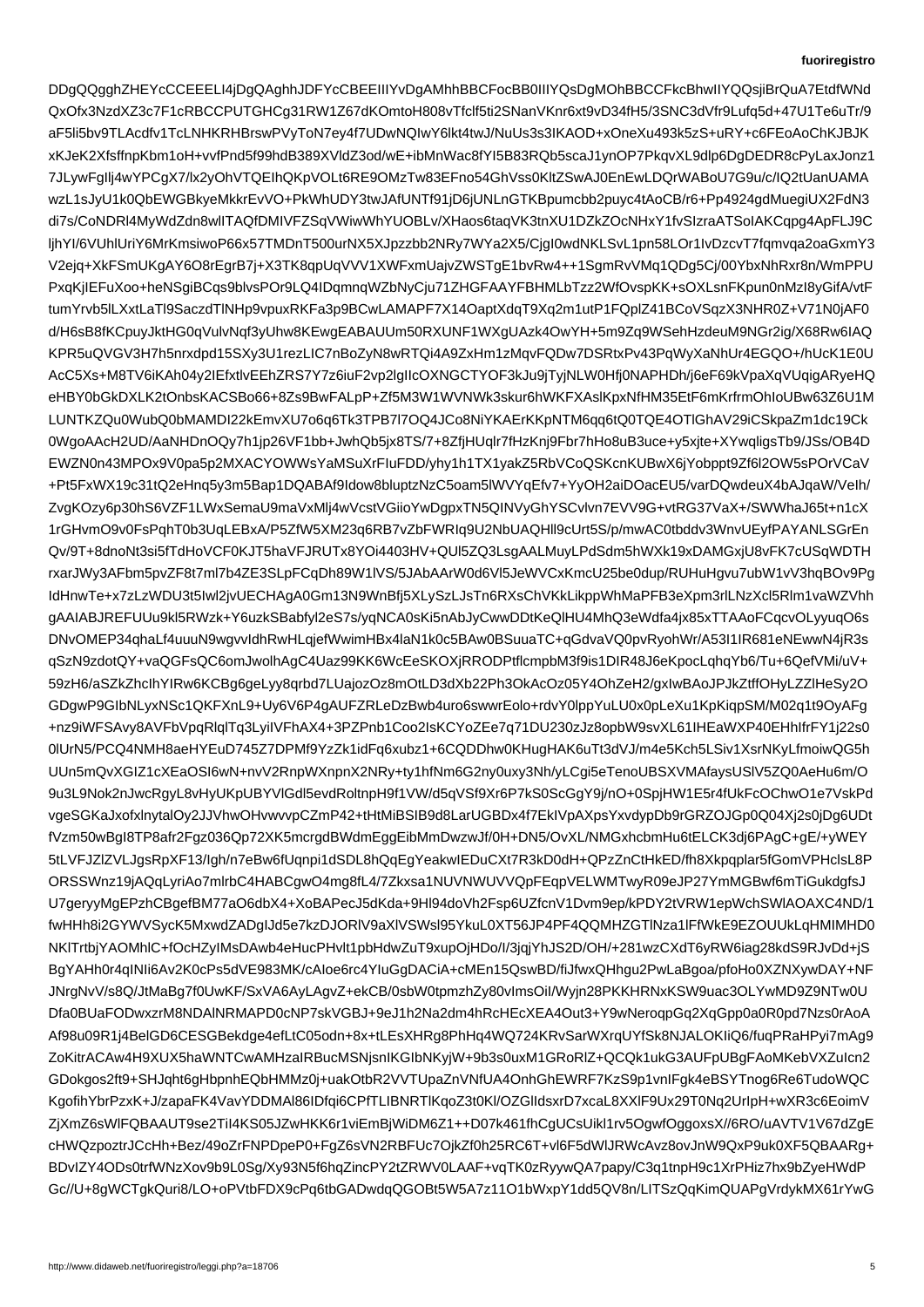DDgQQgghZHEYcCCEEELI4jDgQAghhJDFYcCBEEIIIYvDgAMhhBBCFocBB0IIIYQsDgMOhBBCCFkcBhwIIYQQsjiBrQuA7EtdfWNd
QxOfx3NzdXZ3c7F1cRBCCPUTGHCg31RW1Z67dKOmtoH808vTfclf5ti2SNanVKnr6xt9vD34fH5/3SNC3dVfr9Lufq5d+47U1Te6uTr/9
aF5li5bv9TLAcdfv1TcLNHKRHBrswPVyToN7ey4f7UDwNQIwY6lkt4twJ/NuUs3s3IKAOD+xOneXu493k5zS+uRY+c6FEoAoChKJBJK
xKJeK2XfsffnpKbm1oH+vvfPnd5f99hdB389XVldZ3od/wE+ibMnWac8fYI5B83RQb5scaJ1ynOP7PkqvXL9dlp6DgDEDR8cPyLaxJonz1
7JLywFgIlj4wYPCgX7/lx2yOhVTQEIhQKpVOLt6RE9OMzTw83EFno54GhVss0KltZSwAJ0EnEwLDQrWABoU7G9u/c/lQ2tUanUAMA
wzL1sJyU1k0QbEWGBkyeMkkrEvVO+PkWhUDY3twJAfUNTf91jD6jUNLnGTKBpumcbb2puyc4tAoCB/r6+Pp4924gdMuegiUX2FdN3
di7s/CoNDRl4MyWdZdn8wlITAQfDMIVFZSqVWiwWhYUOBLv/XHaos6taqVK3tnXU1DZkZOcNHxY1fvSIzraATSoIAKCqpg4ApFLJ9C
ljhYI/6VUhlUriY6MrKmsiwoP66x57TMDnT500urNX5XJpzzbb2NRy7WYa2X5/CjgI0wdNKLSvL1pn58LOr1IvDzcvT7fqmvqa2oaGxmY3
V2ejq+XkFSmUKgAY6O8rEgrB7j+X3TK8qpUqVVV1XWFxmUajvZWSTgE1bvRw4++1SgmRvVMq1QDg5Cj/00YbxNhRxr8n/WmPPU
PxqKjIEFuXoo+heNSgiBCqs9blvsPOr9LQ4IDqmnqWZbNyCju71ZHGFAAYFBHMLbTzz2WfOvspKK+sOXLsnFKpun0nMzI8yGifA/vtF
tumYrvb5lLXxtLaTl9SaczdTlNHp9vpuxRKFa3p9BCwLAMAPF7X14OaptXdqT9Xq2m1utP1FQplZ41BCoVSqzX3NHR0Z+V71N0jAF0
d/H6sB8fKCpuyJktHG0qVulvNqf3yUhw8KEwgEABAUUm50RXUNF1WXgUAzk4OwYH+5m9Zq9WSehHzdeuM9NGr2ig/X68Rw6IAQ
KPR5uQVGV3H7h5nrxdpd15SXy3U1rezLIC7nBoZyN8wRTQi4A9ZxHm1zMqvFQDw7DSRtxPv43PqWyXaNhUr4EGQO+/hUcK1E0U
AcC5Xs+M8TV6iKAh04y2IEfxtlvEEhZRS7Y7z6iuF2vp2lgIIcOXNGCTYOF3kJu9jTyjNLW0Hfj0NAPHDh/j6eF69kVpaXqVUqigARyeHQ
eHBY0bGkDXLK2tOnbsKACSBo66+8Zs9BwFALpP+Zf5M3W1WVNWk3skur6hWKFXAslKpxNfHM35EtF6mKrfrmOhIoUBw63Z6U1M
LUNTKZQu0WubQ0bMAMDI22kEmvXU7o6q6Tk3TPB7l7OQ4JCo8NiYKAErKKpNTM6qq6tQ0TQE4OTlGhAV29iCSkpaZm1dc19Ck
0WgoAAcH2UD/AaNHDnOQy7h1jp26VF1bb+JwhQb5jx8TS/7+8ZfjHUqlr7fHzKnj9Fbr7hHo8uB3uce+y5xjte+XYwqligsTb9/JSs/OB4D
EWZN0n43MPOx9V0pa5p2MXACYOWWsYaMSuXrFIuFDD/yhy1h1TX1yakZ5RbVCoQSKcnKUBwX6jYobppt9Zf6l2OW5sPOrVCaV
+Pt5FxWX19c31tQ2eHnq5y3m5Bap1DQABAf9Idow8bluptzNzC5oam5lWVYqEfv7+YyOH2aiDOacEU5/varDQwdeuX4bAJqaW/VeIh/
ZvgKOzy6p30hS6VZF1LWxSemaU9maVxMlj4wVcstVGiioYwDgpxTN5QINVyGhYSCvlvn7EVV9G+vtRG37VaX+/SWWhaJ65t+n1cX
1rGHvmO9v0FsPqhT0b3UqLEBxA/P5ZfW5XM23q6RB7vZbFWRIq9U2NbUAQHll9cUrt5S/p/mwAC0tbddv3WnvUEyfPAYANLSGrEn
Qv/9T+8dnoNt3si5fTdHoVCF0KJT5haVFJRUTx8YOi4403HV+QUl5ZQ3LsgAALMuyLPdSdm5hWXk19xDAMGxjU8vFK7cUSqWDTH
rxarJWy3AFbm5pvZF8t7ml7b4ZE3SLpFCqDh89W1lVS/5JAbAArW0d6Vl5JeWVCxKmcU25be0dup/RUHuHgvu7ubW1vV3hqBOv9Pg
IdHnwTe+x7zLzWDU3t5Iwl2jvUECHAgA0Gm13N9WnBfj5XLySzLJsTn6RXsChVKkLikppWhMaPFB3eXpm3rlLNzXcl5Rlm1vaWZVhh
gAAIABJREFUUu9kl5RWzk+Y6uzkSBabfyl2eS7s/yqNCA0sKi5nAbJyCwwDDtKeQlHU4MhQ3eWdfa4jx85xTTAAoFCqcvOLyyuqO6s
DNvOMEP34qhaLf4uuuN9wgvvIdhRwHLqjefWwimHBx4laN1k0c5BAw0BSuuaTC+qGdvaVQ0pvRyohWr/A53I1IR681eNEwwN4jR3s
qSzN9zdotQY+vaQGFsQC6omJwolhAgC4Uaz99KK6WcEeSKOXjRRODPtflcmpbM3f9is1DIR48J6eKpocLqhqYb6/Tu+6QefVMi/uV+
59zH6/aSZkZhclhYIRw6KCBg6geLyy8qrbd7LUajozOz8mOtLD3dXb22Ph3OkAcOz05Y4OhZeH2/gxIwBAoJPJkZtffOHyLZZlHeSy2O
GDgwP9GIbNLyxNSc1QKFXnL9+Uy6V6P4gAUFZRLeDzBwb4uro6swwrEolo+rdvY0lppYuLU0x0pLeXu1KpKiqpSM/M02q1t9OyAFg
+nz9iWFSAvy8AVFbVpqRlqlTq3LyiIVFhAX4+3PZPnb1Coo2IsKCYoZEe7q71DU230zJz8opbW9svXL61lHEaWXP40EHhIfrFY1j22s0
0lUrN5/PCQ4NMH8aeHYEuD745Z7DPMf9YzZk1idFq6xubz1+6CQDDhw0KHugHAK6uTt3dVJ/m4e5Kch5LSiv1XsrNKyLfmoiwQG5h
UUn5mQvXGlZ1cXEaOSI6wN+nvV2RnpWXnpnX2NRy+ty1hfNm6G2ny0uxy3Nh/yLCgi5eTenoUBSXVMAfaysUSlV5ZQ0AeHu6m/O
9u3L9Nok2nJwcRgyL8vHyUKpUBYVlGdl5evdRoltnpH9f1VW/d5qVSf9Xr6P7kS0ScGgY9j/nO+0SpjHW1E5r4fUkFcOChwO1e7VskPd
vgeSGKaJxofxlnytalOy2JJVhwOHvwvvpCZmP42+tHtMiBSIB9d8LarUGBDx4f7EkIVpAXpsYxvdypDb9rGRZOJGp0Q04Xj2s0jDg6UDt
fVzm50wBgI8TP8afr2Fgz036Qp72XK5mcrgdBWdmEggEibMmDwzwJf/0H+DN5/OvXL/NMGxhcbmHu6tELCK3dj6PAgC+gE/+yWEY
5tLVFJZlZVLJgsRpXF13/Igh/n7eBw6fUqnpi1dSDL8hQqEgYeakwIEDuCXt7R3kD0dH+QPzZnCtHkED/fh8Xkpqplar5fGomVPHclsL8P
ORSSWnz19jAQqLyriAo7mlrbC4HABCgwO4mg8fL4/7Zkxsa1NUVNWUVVQpFEqpVELWMTwyR09eJP27YmMGBwf6mTiGukdgfsJ
U7geryyMgEPzhCBgefBM77aO6dbX4+XoBAPecJ5dKda+9Hl94doVh7Fsp6UZfcnV1Dvm9ep/kPDY2tVRW1epWchSWlAOAXC4ND/1
fwHHh8i2GYWVSycK5MxwdZADgIJd5e7kzDJORlV9aXlVSWsl95YkuL0XT56JP4PF4QQMHZGTlNza1lFWkE9EZOUUkLqHMIMHD0
NKlTrtbjYAOMhlC+fOcHZyIMsDAwb4eHucPHvlt1pbHdwZuT9xupOjHDo/I/3jqjYhJS2D/OH/+281wzCXdT6yRW6iag28kdS9RJvDd+jS
BgYAHh0r4qINi6Av2K0cPs5dVE983MK/cAIoe6rc4YIuGgDACiA+cMEn15QswBD/fiJfwxQHhgu2PwLaBgoa/pfoHo0XZNXywDAY+NF
JNrgNvV/s8Q/JtMaBg7f0UwKF/SxVA6AyLAgvZ+ekCB/0sbW0tpmzhZy80vImsOiI/Wyjn28PKKHRNxKSW9uac3OLYwMD9Z9NTw0U
Dfa0BUaFODwxzrM8NDAlNRMAPD0cNP7skVGBJ+9eJ1h2Na2dm4hRcHEcXEA4Out3+Y9wNeroqpGq2XqGpp0a0R0pd7Nzs0rAoA
Af98u09R1j4BelGD6CESGBekdge4efLtC05odn+8x+tLEsXHRg8PhHq4WQ724KRvSarWXrqUYfSk8NJALOKIiQ6/fuqPRaHPyi7mAg9
ZoKitrACAw4H9XUX5haWNTCwAMHzaIRBucMSNjsnIKGIbNKyjW+9b3s0uxM1GRoRlZ+QCQk1ukG3AUFpUBgFAoMKebVXZuIcn2
GDokgos2ft9+SHJqht6gHbpnhEQbHMMz0j+uakOtbR2VVTUpaZnVNfUA4OnhGhEWRF7KzS9e9+vnIFgk4eBSYTnog6Re6TudoWQC
KgofihYbrPzxK+J/zapaFK4VavYDDMAl86IDfqi6CPfTLIBNRTlKqoZ3t0Kl/OZGlldsxrD7xcaL8XXlF9Ux29T0Nq2UrIp+wXR3c6EoimV
ZjXmZ6sWlFQBAAUT9se2TiI4KS05JZwHKK6r1viEmBjWiDM6Z1++D07k461fhCgUCsUikl1rv5OgwfOggoxsX//6RO/uAVTV1V67dZgE
cHWQzpoztrJCcHh+Bez/49oZrFNPDpeP0+FgZ6sVN2RBFUc7OjkZf0h25RC6T+vl6F5dWlJRWcAvz8ovJnW9QxP9uk0XF5QBAARg+
BDvIZY4ODs0trfWNzXov9b9L0Sg/Xy93N5f6hqZincPY2tZRWV0LAAF+vqTK0zRyywQA7papy/C3q1tnpH9c1XrPHiz7hx9bZyeHWdP
Gc//U+8gWCTgkQuri8/LO+oPVtbFDX9cPq6tbGADwdqQGOBt5W5A7z11O1bWxpY1dd5QV8n/LITSzQqKimQUAPgVrdykMX61rYwG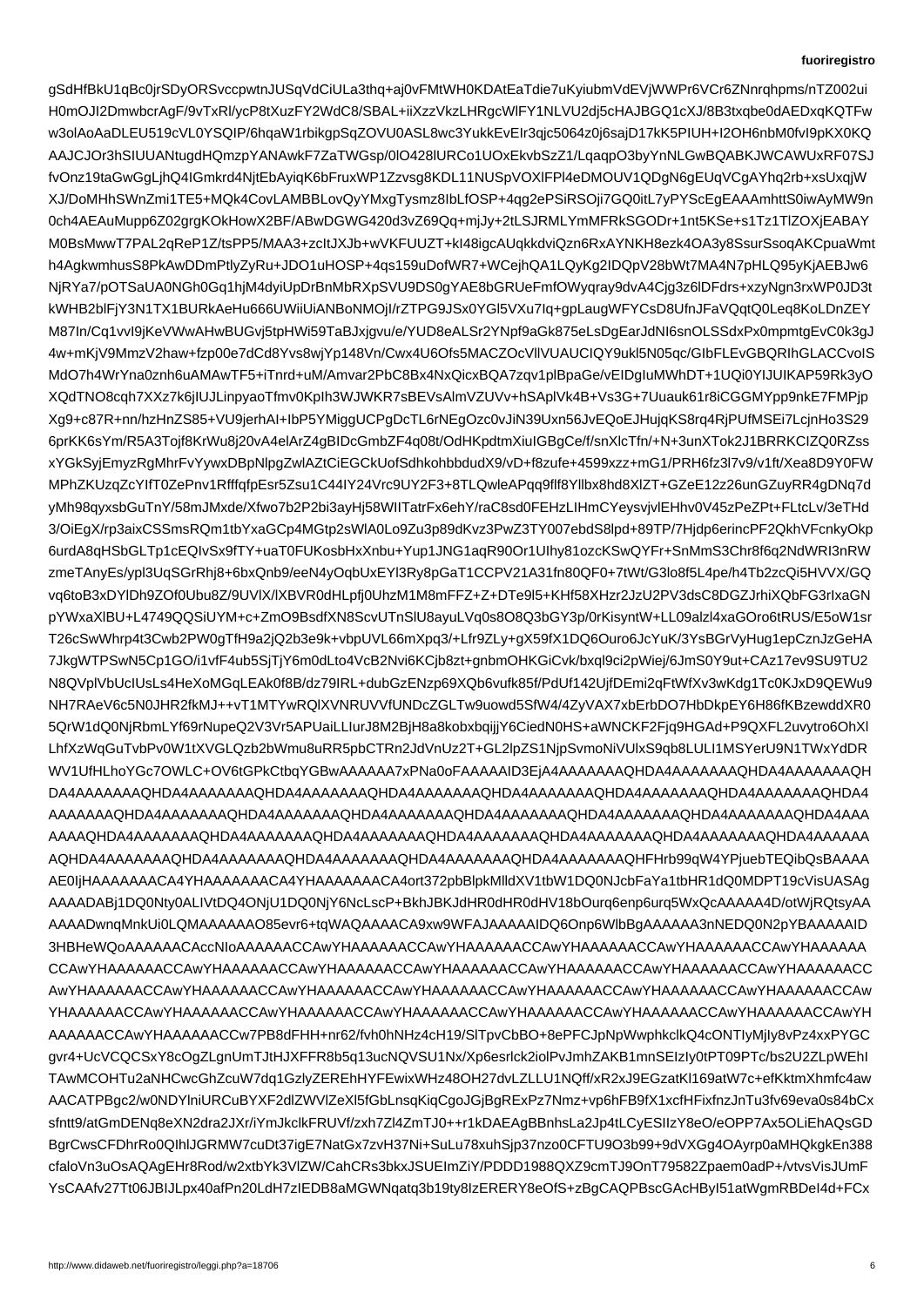gSdHfBkU1qBc0jrSDyORSvccpwtnJUSqVdCiULa3thq+aj0vFMtWH0KDAtEaTdie7uKyiubmVdEVjWWPr6VCr6ZNnrqhpms/nTZ002ui
H0mOJI2DmwbcrAgF/9vTxRl/ycP8tXuzFY2WdC8/SBAL+iiXzzVkzLHRgcWlFY1NLVU2dj5cHAJBGQ1cXJ/8B3txqbe0dAEDxqKQTFw
w3olAoAaDLEU519cVL0YSQIP/6hqaW1rbikgpSqZOVU0ASL8wc3YukkEvEIr3qjc5064z0j6sajD17kK5PIUH+I2OH6nbM0fvI9pKX0KQ
AAJCJOr3hSIUUANtugdHQmzpYANAwkF7ZaTWGsp/0lO428lURCo1UOxEkvbSzZ1/LqaqpO3byYnNLGwBQABKJWCAWUxRF07SJ
fvOnz19taGwGgLjhQ4IGmkrd4NjtEbAyiqK6bFruxWP1Zzvsg8KDL11NUSpVOXlFPl4eDMOUV1QDgN6gEUqVCgAYhq2rb+xsUxqjW
XJ/DoMHhSWnZmi1TE5+MQk4CovLAMBBLovQyYMxgTysmz8IbLfOSP+4qg2ePSiRSOji7GQ0itL7yPYScEgEAAAmhttS0iwAyMW9n
0ch4AEAuMupp6Z02grgKOkHowX2BF/ABwDGWG420d3vZ69Qq+mjJy+2tLSJRMLYmMFRkSGODr+1nt5KSe+s1Tz1TlZOXjEABAY
M0BsMwwT7PAL2qReP1Z/tsPP5/MAA3+zcItJXJb+wVKFUUZT+kI48igcAUqkkdviQzn6RxAYNKH8ezk4OA3y8SsurSsoqAKCpuaWmt
h4AgkwmhusS8PkAwDDmPtlyZyRu+JDO1uHOSP+4qs159uDofWR7+WCejhQA1LQyKg2IDQpV28bWt7MA4N7pHLQ95yKjAEBJw6
NjRYa7/pOTSaUA0NGh0Gq1hjM4dyiUpDrBnMbRXpSVU9DS0gYAE8bGRUeFmfOWyqray9dvA4Cjg3z6lDFdrs+xzyNgn3rxWP0JD3t
kWHB2blFjY3N1TX1BURkAeHu666UWiiUiANBoNMOjI/rZTPG9JSx0YGl5VXu7Iq+gpLaugWFYCsD8UfnJFaVQqtQ0Leq8KoLDnZEY
M87In/Cq1vvI9jKeVWwAHwBUGvj5tpHWi59TaBJxjgvu/e/YUD8eALSr2YNpf9aGk875eLsDgEarJdNI6snOLSSdxPx0mpmtgEvC0k3gJ
4w+mKjV9MmzV2haw+fzp00e7dCd8Yvs8wjYp148Vn/Cwx4U6Ofs5MACZOcVllVUAUCIQY9ukl5N05qc/GIbFLEvGBQRIhGLACCvolS
MdO7h4WrYna0znh6uAMAwTF5+iTnrd+uM/Amvar2PbC8Bx4NxQicxBQA7zqv1plBpaGe/vEIDgIuMWhDT+1UQi0YIJUIKAP59Rk3yO
XQdTNO8cqh7XXz7k6jIUJLinpyaoTfmv0KpIh3WJWKR7sBEVsAlmVZUVv+hSAplVk4B+Vs3G+7Uuauk61r8iCGGMYpp9nkE7FMPjp
Xg9+c87R+nn/hzHnZS85+VU9jerhAI+IbP5YMiggUCPgDcTL6rNEgOzc0vJiN39Uxn56JvEQoEJHujqKS8rq4RjPUfMSEi7LcjnHo3S29
6prKK6sYm/R5A3Tojf8KrWu8j20vA4elArZ4gBIDcGmbZF4q08t/OdHKpdtmXiuIGBgCe/f/snXlcTfn/+N+3unXTok2J1BRRKCIZQ0RZss
xYGkSyjEmyzRgMhrFvYywxDBpNlpgZwlAZtCiEGGCkUofSdhkohbbudXX9/vD+f8zufe+4599xzz+mG1/PRH6fz3l7v/v1ft/Xea8D9Y0FW
MPhZKUzqZcYIfT0ZePnv1RfffqfpEsr5Zsu1C44IY24Vrc9UY2F3+8TLQwleAPqq9fIf8YllbX8hd8XlZT+GZeE12z26unGZuyRR4gDNq7d
yMh98qyxsbGuTnY/58mJMxde/Xfwo7b2P2bi3ayHj58WIITatrFx6ehY/raC8sd0FEHzLIHmCYeysvjvlEHhv0V45zPeZPt+FLtcLv/3eTHd
3/OiEgX/rp3aixCSSmsRQm1tbYxaGCp4MGtp2Wlk0Lo9Zu3p89dKvz2PwZ3TY007ebdSd8lpd+89TP/7Hjdp6erincPF2QkhVFCnckyOkp
6urdA8qHSbGLTp1cEQIvSx9fTY+uaT0FUKosbHxXnbu+Yup1JNG1aqR90Or1UIhy81ozcKSwQYFr+SnMmS3Chr8f6q2NdWRI3nRW
zmeTAnyEs/ypl3UqSGrRhj8+6bxQnb9/eeN4yOqbUxEYl3Ry8pGaT1CCPV21A31fn80QF0+7tWt/G3lo8f5L4pe/h4Tb2zcQi5HVVX/GQ
vq6toB3xDYlDh9ZOf0Ubu8Z/9UVlX/lXBVR0dHLpfj0UhzM1M8mFFZ+Z+DTe9l5+KHf58XHzr2JzU2PV3dsC8DGZJrhiXQbFG3rIxaGN
pYWxaXlBU+L4749QQSiUYM+c+ZmO9BsdfXN8ScvJTnSlU8ayuLVq0s8O8Q3bGY3p/0rKisyntW+LL09alzl4xaGOro6tRUS/E5oW1sr
T26cSwWhrp4t3Cwb2PW0gTfH9a2jQ2b3e9k+vbpUVL66mMxpq3/+Lfr9ZLy+gX59fX1DQ6Ouro6JcYuK/3YsBGrVyHug1epCznJzGeHA
7JkgWTPSwN5Cp1GO/i1vfF4ub5SjTjY6m0dLto4VcB2Nvi6KCjb8zt+gnbmOHKGiCvk/bxql9ci2pWiej/6JmS0Y9ut+CAz17ev9SU9TU2
N8QVplVbUcIUsLs4HeXoMGqLEAk0f8B/dz79IRL+dubGzENzp69XQb6vufk85f/PdUf142UjfDEmi2qFtWfXv3wKdg1Tc0KJxD9QEWu9
NH7RAeV6c5N0JHR2fkMJ++vT1MTYwRQlXVNRUVfUNDcZGLTw9uowd5SfW4/4ZyVAX7xbErbDO7HbDkpEY6H86fKBzewddXR0
5QrW1dQ0NjRbmLYf69r6ruNupeQ2V3Vr5APUaiLLlurJ8M2BjH8a8kobxbqijjY6CiedN0HS+aWNCKF2Fjq9HGAd+P9QXFL2uvytro6OhXl
LhfXzWqGuTvbPv0W1tXVGLQzb2bWmu8uRR5pbCTRn2JdVnUz2T+GL2lpZS1NjpSvmoNiVUlxS9qb8LULl1MSYerU9N1TWxYdDR
WV1UfHLhoYGc7OWLC+OV6tGPkCtbqYGBwAAAAAA7xPNa0oFAAAAAID3EjA4AAAAAAAAQHDA4AAAAAAAQHDA4AAAAAAAQHDA4AAAAAAAQH
DA4AAAAAAAQHDA4AAAAAAAQHDA4AAAAAAAQHDA4AAAAAAAQHDA4AAAAAAAQHDA4AAAAAAAQHDA4AAAAAAAQHDA4AAAAAAAQHDA4
AAAAAAAQHDA4AAAAAAAQHDA4AAAAAAAQHDA4AAAAAAAQHDA4AAAAAAAQHDA4AAAAAAAQHDA4AAAAAAAQHDA4AAAAAAAQHDA4AAA
AAAAQHDA4AAAAAAAQHDA4AAAAAAAQHDA4AAAAAAAQHDA4AAAAAAAQHDA4AAAAAAAQHDA4AAAAAAAQHDA4AAAAAAAQHDA4AAAAAAA
AQHDA4AAAAAAAQHDA4AAAAAAAQHDA4AAAAAAAQHDA4AAAAAAAQHDA4AAAAAAAQHFHrb99qW4YPjuebTEQibQbsBAAAA
AE0IjHAAAAAAACA4YHAAAAAAACA4YHAAAAAAACA4ort372pbBlpkMlldXV1tbW1DQ0NJcbFaYa1tbHR1dQ0MDPT17cVisUASAg
AAAADABj1DQ0Nty0ALIVtDQ4ONjU1DQ0NjY6NcLscP+BkhJBKJdHR0dHR0dHV18bOurq6enp6urq5WxQcAAAAA4D/otWjRQtsyAA
AAAADwnqMnkUi0LQMAAAAAAO85evr6+tqWAQAAAACA9xw9WFAJAAAAAIDQ6Onp6WlbBgAAAAAA3nNEDQ0N2pYBAAAAAID
3HBHeWQoAAAAAACAccNIoAAAAAACCAwYHAAAAAACCAwYHAAAAAACCAwYHAAAAAACCAwYHAAAAAACCAwYHAAAAAA
CCAwYHAAAAAACCAwYHAAAAAACCAwYHAAAAAACCAwYHAAAAAACCAwYHAAAAAACCAwYHAAAAAACCAwYHAAAAAACC
AwYHAAAAAACCAwYHAAAAAACCAwYHAAAAAACCAwYHAAAAAACCAwYHAAAAAACCAwYHAAAAAACCAwYHAAAAAACCAw
YHAAAAAACCAwYHAAAAAACCAwYHAAAAAACCAwYHAAAAAACCAwYHAAAAAACCAwYHAAAAAACCAwYHAAAAAACCAwYH
AAAAAACCAwYHAAAAAACCw7PB8dFHH+nr62/fvlzfh9hhNHs/HcNAnIqaLbpNoNzTbNWehpL/3lQ1Pz5R4F9g9ev/cSlvVmhWsURQD2Pz4ttUwYS70J14tPnmvPYPdnpqz3uGhksw8nLXg+AHHkdtOT1ojEuGj8+6HFrzavMtpGHCPdcepixiHXOV+UrHCpAAA4lZAzSL7/bCuedB/BO88kSHm1F3ejCfqS5tgrd7Vp+/6nh0OcPuK/hsvnl+jBSDdnGCvRyoeOq+OPO3EOKpb7qXJT9IBUTKtfKazKUxyXOmbY5dtYUcCLXd6eRdDGhHqrXdHGS9M9xYERaT6Tu3w/GdjTNVf57wIZDQF3fPXpJ5Wmb2p+IK7nk8HMRgdFuYnp6xCnVc/G1XV1uHw7ZUQgBRgmF1DjCVHYa1NIh7I7o/ekwlF+M3eK4tuEfmYFUPwRlgRDzf/jBQ6yU3IGqaMOSSQCZLsTZKa3RH1N9h98u9sVdL1WBuEyHmZd6HwL+tiTEv4QyfpbN6ic6tSbrmqwVn8WDVC8OT6Tzqf6z0aEgUXZDXhI6iaZa2qOUwpSxqEn7p0b57MYQQY2hyJxpUSS/8uWZKqjhs7eclVyMa2kDMDz6j5yfv1F2b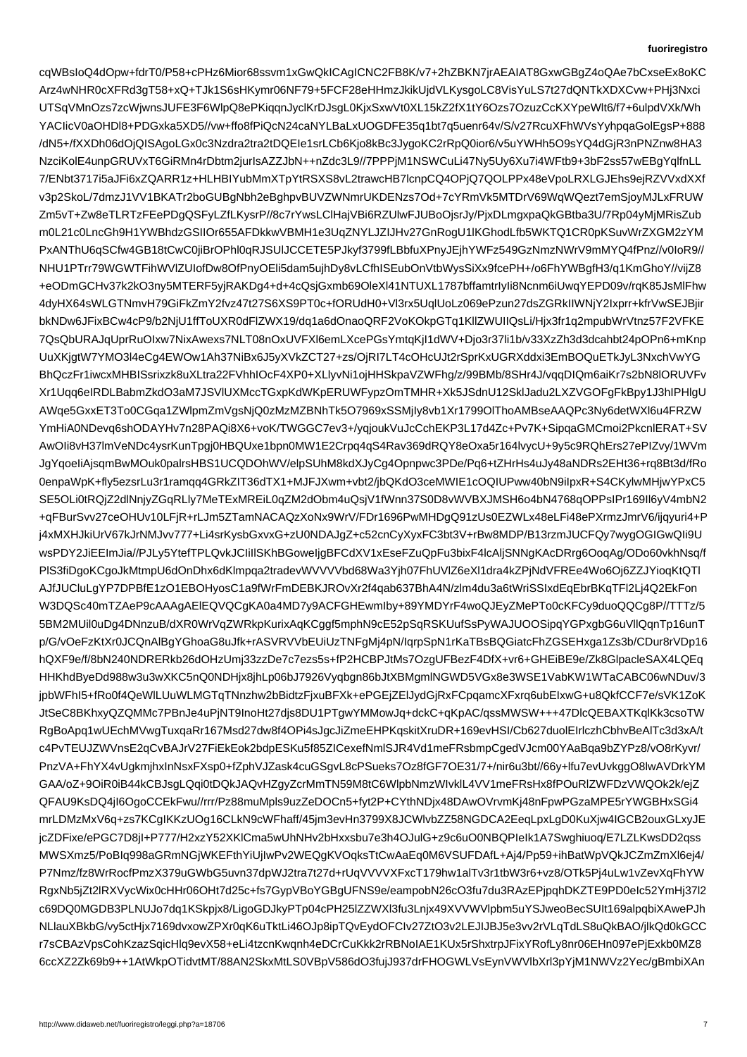cqWBsIoQ4dOpw+fdrT0/P58+cPHz6Mior68ssvm1xGwQkICAgICNC2FB8K/v7+2hZBKN7jrAEAIAT8GxwGBgZ4oQAe7bCxseEx8oKC
Arz4wNHR0cXFRd3gT58+xQ+TJk1S6sHKymr06NF79+5FCF28eHHmzJkikUjdVLKysgoLC8VisYuLS7t27dQNTkXDXCvw+PHj3Nxci
UTSqVMnOzs7zcWjwnsJUFE3F6WlpQ8ePKiqqnJyclKrDJsgL0KjxSxwVt0XL15kZ2fX1tY6Ozs7OzuzCcKXYpeWlt6/f7+6ulpdVXk/Wh
YACIicV0aOHDl8+PDGxka5XD5//vw+ffo8fPiQcN24caNYLBaLxUOGDFE35q1bt7q5uenr64v/S/v27RcuXFhWVsYyhpqaGolEgsP+888
/dN5+/fXXDh06dOjQISAgoLGx0c3Nzdra2tra2tDQEIe1srLCb6Kjo8kBc3JygoKC2rRpQ0ior6/v5uYWHh5O9sYQ4dGjR3nPNZnw8HA3
NzciKolE4unpGRUVxT6GiRMn4rDbtm2jurIsAZZJbN++nZdc3L9//7PPPjM1NSWCuLi47Ny5Uy6Xu7i4WFtb9+3bF2ss57wEBgYqlfnLL
7/ENbt3717i5aJFi6xZQARR1z+HLHBIYubMmXTpYtRSXS8vL2trawcHB7lcnpCQ4OPjQ7QOLPPx48eVpoLRXLGJEhs9ejRZVVxdXXf
v3p2SkoL/7dmzJ1VV1BKATr2boGUBgNbh2eBghpvBUVZWNmrUKDENzs7Od+7cYRmVk5MTDrV69WqWQezt7emSjoyMJLxFRUW
Zm5vT+Zw8eTLRTzFEePDgQSFyLZfLKysrP//8c7rYwsLClHajVBi6RZUlwFJUBoOjsrJy/PjxDLmgxpaQkGBtba3U/7Rp04yMjMRisZub
m0L21c0LncGh9H1YWBhdzGSIIOr655AFDkkwVBMH1e3UqZNYLJZIJHv27GnRogU1lKGhodLfb5WKTQ1CR0pKSuvWrZXGM2zYM
PxANThU6qSCfw4GB18tCwC0jiBrOPhl0qRJSUlJCCETE5PJkyf3799fLBbfuXPnyJEjhYWFz549GzNmzNWrV9mMYQ4fPnz//v0IoR9//
NHU1PTrr79WGWTFihWVlZUIofDw8OfPnyOEli5dam5ujhDy8vLCfhISEubOnVtbWysSiXx9fcePH+/o6FhYWBgfH3/q1KmGhoY//vijZ8
+eODmGCHv37k2kO3ny5MTERF5yjRAKDg4+d+4cQsjGxmb69OleXl41NTUXL1787bffamtrIyIi8Ncnm6iUwqYEPD09v/rqK85JsMlFhw
4dyHX64sWLGTNmvH79GiFkZmY2fvz47t27S6XS9PT0c+fORUdH0+Vl3rx5UqlUoLz069ePzun27dsZGRkIIWNjY2Ixprr+kfrVwSEJBjir
bkNDw6JFixBCw4cP9/b2NjU1ffToUXR0dFlZWX19/dq1a6dOnaoQRF2VoKOkpGTq1KlIZWUIIQsLi/Hjx3fr1q2mpubWrVtnz57F2VFKE
7QsQbURAJqUprRuOIxw7NixAwexs7NLT08nOxUVFXl6emLXcePGsYmtqKjI1dWV+Djo3r37li1b/v33XzZh3d3dcahbt24pOPn6+mKnp
UuXKjgtW7YMO3l4eCg4EWOw1Ah37NiBx6J5yXVkZCT27+zs/OjRI7LT4cOHcUJt2rSprKxUGRXddxi3EmBOQuETkJyL3NxchVwYG
BhQczFr1iwcxMHBISsrixzk8uXLtra22FVhhIOcF4XP0+XLlyvNi1ojHHSkpaVZWFhg/z/99BMb/8SHr4J/vqqDIQm6aiKr7s2bN8lORUVFv
Xr1Uqq6eIRDLBabmZkdO3aM7JSVlUXMccTGxpKdWKpERUWFypzOmTMHR+Xk5JSdnU12SklJadu2LXZVGOFgFkBpy1J3hIPHlgU
AWqe5GxxET3To0CGqa1ZWlpmZmVgsNjQ0zMzMZBNhTk5O7969xSSMjIy8vb1Xr1799OlThoAMBseAAQPc3Ny6detWXl6u4FRZW
YmHiA0NDevq6shODAYHv7n28PAQi8X6+voK/TWGGC7ev3+/yqjoukVuJcCchEKP3L17d4Zc+Pv7K+SipqaGMCmoi2PkcnlERAT+SV
AwOIi8vH37lmVeNDc4ysrKunTpgj0HBQUxe1bpn0MW1E2Crpq4qS4Rav369dRQY8eOxa5r164lvycU+9y5c9RQhErs27ePIZvy/1WVm
JgYqoeIiAjsqmBwMOuk0palrsHBS1UCQDOhWV/elpSUhM8kdXJyCg4Opnpwc3PDe/Pq6+tZHrHs4uJy48aNDRs2EHt36+rq8Bt3d/fRo
0enpaWpK+fly5ezsrLu3r1ramqq4GRkZIT36dTX1+MJFJXwm+vbt2/jbQKdO3ceMWIE1cOQIUPww40bN9iIpxR+S4CKylwMHjwYPxC5
SE5OLi0tRQjZ2dlNnjyZGqRLy7MeTExMREiL0qZM2dObm4uQsjV1fWnn37S0D8vWVBXJMSH6o4bN4768qOPPsIPr169Il6yV4mbN2
+qFBurSvv27ceOHUv10LFjR+rLJm5ZTamNACAQzXoNx9WrV/FDr1696PwMHDgQ91zUs0EZWLx48eLFi48ePXrmzJmrV6/ijqyuri4+P
j4xMXHJkiUrV67kJrNMJvv777+Li4srKysbGxvxG+zU0NDAJgZ+c52cnCyXyxFC3bt3V+rBw8MDP/B13rzmJUCFQy7wygOGIGwQIi9U
wsPDY2JiEEImJia//PJLy5YtefTPLQvkJCIiIlSKhBGoweIjgBFCdXV1xEseFZuQpFu3bixF4lcAljSNNgKAcDRrg6OoqAg/ODo60vkhNsq/f
PlS3fiDgoKCgoJkMtmpU6dOnDhx6dKlmpqa2tradevWVVVVbd68Wa3Yjh07FhUVlZ6eXl1dra4kZPjNdVFREe4Wo6Oj6ZZJYioqKtQTl
AJfJUCluLgYP7DPBfE1zO1EBOHyosC1a9fWrFmDEBKJROvXr2f4qab637BhA4N/zlm4du3a6tWriSSIxdEqEbrBKqTFl2Lj4Q2EkFon
W3DQSc40mTZAeP9cAAAgAElEQVQCgKA0a4MD7y9ACFGHEwmIby+89YMDYrF4woQJEyZMePTo0cKFCy9duoQQCg8P//TTTz/5
5BM2MUil0uDg4DNnzuB/dXR0WrVqZWRkpKurixAqKCggf5mphN9cE52pSqRSKUufSsPyWAJUOOSipqYGPxgbG6uVllQqnTp16unT
p/G/vOeFzKtXr0JCQnAlBgYGhoaG8uJfk+rASVRVVbEUiUzTNFgMj4pN/IqrpSpN1rKaTBsBQGiatcFhZGSEHxga1Zs3b/CDur8rVDp16
hQXF9e/f/8bN240NDRERkb26dOHzUmj33zzDe7c7ezs5s+fP2HCBPzF3MJtMs7OzgUFBezF6DfX+vr6+GHiEiBE9e/Zk8GlpacleSAX4LQEq
HHKhdByeDd988w3u3wXKC5nQ0NDHjx8jhLp06bJ7926Vyqbgn86bJtXBMgmlNGWD5VGx8e3WSE1VabKW1WTaCABC06NwDuv/3
jpbWFhI5+fRo0f4QeWlLUuWLMGTqTNnzhw2BidtzFjxuBFXk+ePGEjZElJydGjRxFCpqamcXFxrq6ubEIxwE+u8QkfCCF7e/sVK1ZoK
JtSeC8BKhxyQZQMMc7PBnJe4uPjNT9InoHt27djs8DU1PTgwYMMowJq+dckC+qKpAC/qssMWSW+++47DlcQEBAXTKqlKk3csoTW
RgBoApq1wUEchMVwgTuxqaRr167Msd27dw8f4OPi4sJgcJiZmeEHPKqskitXruDR+169evHSI/Cb627duolEIrlczhCbhvBeAlTc3d3xA/t
c4PvTEUJZWVnsE2qCvBAJrV27FiEkEok2bdpESKu5f85ZICexefNmlSJR4Vd1meFRsbmpCgedVJcm00YAaBqa9bZYPz8/vO8rKyvr/
PnzVA+FhYX4vUgkmjhxInNsxFXsp0Gsk4cuGSgvL8cPSueks7Oz8fGF7OE31/7+/nir6u3bt//66y+lfu7evUvkgglO8lwAVDrkYM
GAA/oZ+9OiR0iB44kCBJsgLQqi0tDQkJAQvHZgyZcrMmTN59M8tC6WlpbNmzWlvklL4VV1meFRsHx8fPOuRlZWFDzVWQOk2k/ejZ
QFAU9KsDQ4jI6OgoCCEkFwu//rrr/Pz88muMpls9uzzZeDOCn5+fyt2P+CYthNDjx48DAwOVrvmKj48nFpwPGzaMPE5rYWGBHxSGi4
mrLDMzMxV6q+zs7KCgIKKzUOg16CLkN9cWFhaff/45jm3evHn3799X8X8JCWlvbZZ58NGDCA2EeqLpxLgD0KuXjw4IGCB2ouxGLxyJE
jcZDFixe/ePGC7D8jI+P777/H2xzY52XKICma5wUhNHv2bHxxsbu7e3h4OJulG+z9c6uO0NBQPIeIk1AC7Swghiuoq/E7LZLKwsDD2qss
MWSXmz5/PoBIq998aGRmNGjWKEFthYiUjlwPv2WEQgKVOqksTtCwAaEq0M6VSUFDAfL+Aj4/Pp59+ihBatWpVQKJCZmZmXl6ej4/
P7Nmz/fz8WRrRocfPmzX379qWGWbG5uvn37dpWJ2tra7t27d+rUqVVVVVXFxcT179hw1alTv3r1tbW3r6+vz8/OTk5Pj4uLw1vZevXqFhYW
RgxNb5jZt2lRXVycWix0cHHr06OHt7d25c+fs7GypVBoYGBgUFNS9e/eampobN26cO3fu7du3RAzEPjpqhDKZTE19PD0eIc52YmHj37l2
c69DQ0MGDB3PLNUJo7dq1KSkpjx8/LigoGDJkyPTp04cPH25lZZWXl3fu3Lnjx49XVVWVlpbm5uYSJweoBecSUIt169alpqbiXAwePJh
NLlauXBkbG/vy5ctHjx7169dvxowZPXr0qK6uTktLi46OJp8ipTQvEydOFClv27ZtO3v2LEJIJBJ5e3vv2rVLqTdLS8uQkBAO/jlkQd0kGCC
r7sCBAzVpsCohKzazSqicHlq9evX58+eLi4tzcnKwqnh4eDCrCuKKkk2rRBNoIAE1KUx5rShxtrpJFixYRofLy8nr06EHn097Pj5Exkb0MZ8
6ccXZ2Zk69b9++1AtWkpOTidvtMT/88AN2SkxMtLS0VBpV586dO3fujJ937drfFHOGWLVsEynVWVlbXrl3pYjM1NWVz2Yec/gBmbiXAn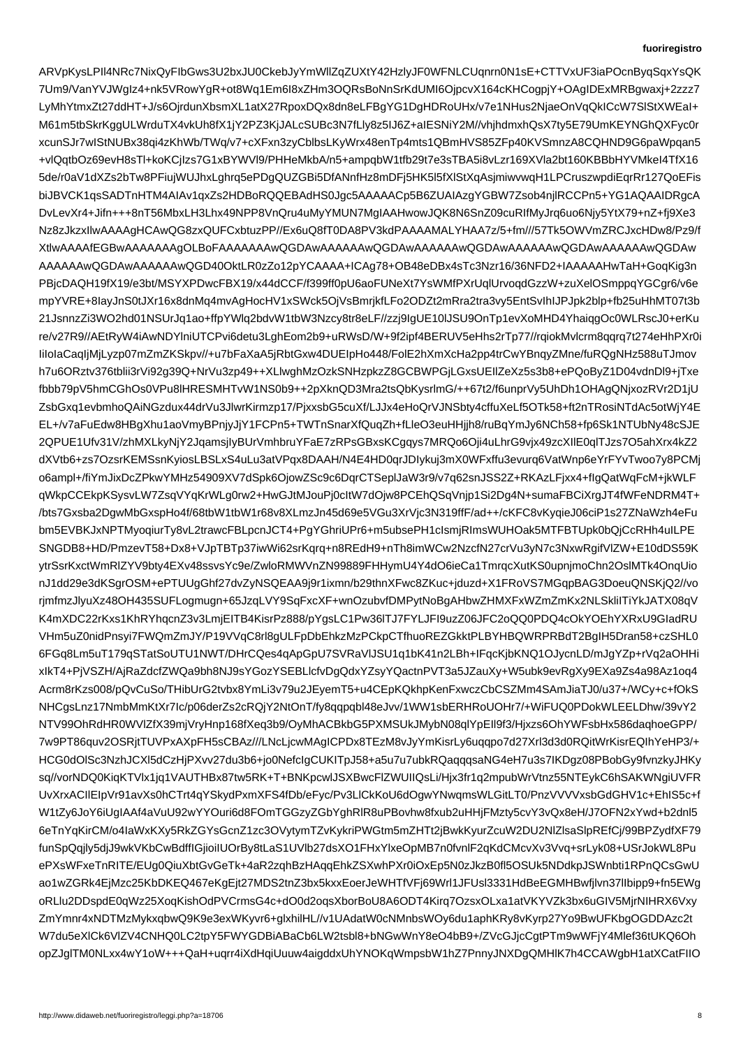ARVpKysLPIl4NRc7NixQyFIbGws3U2bxJU0CkebJyYmWllZqZUXtY42HzlyJF0WFNLCUqnrn0N1sE+CTTVxUF3iaPOcnByqSqxYsQK
7Um9/VanYVJWgIz4+nk5VRowYgR+ot8Wq1Em6I8xZHm3OQRsBoNnSrKdUMI6OjpcvX164cKHCogpjY+OAgIDExMRBgwaxj+2zzz7
LyMhYtmxZt27ddHT+J/s6OjrdunXbsmXL1atX27RpoxDQx8dn8eLFBgYG1DgHDRoUHx/v7e1NHus2NjaeOnVqQkICcW7SlStXWEaI+
M61m5tbSkrKggULWrduTX4vkUh8fX1jY2PZ3KjJALcSUBc3N7fLly8z5IJ6Z/+aIESNiY2M//vhjhdmxhQsX7ty5E79UmKEYNGhQXFyc0r
xcunSJr7wISNUBx38qi4zKhWb/TWq/v7+cXFxn3zyCblbsLKyWrx48enTp4mts1QBmHVS85ZFp40KVSmnzA8CQHND9G6paWpqan5
+vlQqtbOz69evH8sTl+koKCjIzs7G1xBYWVl9/PHHeMkbA/n5+ampqbTW1tfb29t7e3sTBA5i8vLzr169XVla2bt160KBBbHYVMkeI4TfX16
5de/r0aV1dXZs2bTw8PFiujWUJhxLghrq5ePDgQUZGBi5DfANnfHz8mDFj5HK5l5fXlStXqAsjmiwvwqH1LPCruszwpdiEqrRr127QoEFis
biJBVCK1qsSADTnHTM4AIAv1qxZs2HDBoRQQEBAdHS0Jgc5AAAAACp5B6ZUAIAzgYGBW7Zsob4njlRCCPn5+YG1AQAAIDRgcA
DvLevXr4+Jifn+++8nT56MbxLH3Lhx49NPP8VnQru4uMyYMUN7MgIAAHwowJQK8N6SnZ09cuRIfMyJrq6uo6Njy5YtX79+nZ+fj9Xe3
Nz8zJkzxIlwAAAAgHCAwQG8zxQUFCxbtuzPP//Ex6uQ8fT0DA8PV3kdPAAAAMALYHAA7z/5+fm///57Tk5OWVmZRCJxcHDw8/Pz9/f
XtlwAAAAfEGBwAAAAAAAgOLBoFAAAAAAAwQGDAwAAAAAAwQGDAwAAAAAAwQGDAwAAAAAAwQGDAwAAAAAAwQGDAw
AAAAAAwQGDAwAAAAAAwQGD40OktLR0zZo12pYCAAAA+ICAg78+OB48eDBx4sTc3Nzr16/36NFD2+IAAAAAHwTaH+GoqKig3n
PBjcDAQH19fX19/e3bt/MSYXPDwcFBX19/x44dCCF/f399ff0pU6aoFUNeXt7YsWMfPXrUqlUrvoqdGzzW+zuXelOSmppqYGCgr6/v6e
mpYVRE+8IayJnS0tJXr16x8dnMq4mvAgHocHV1xSWck5OjVsBmrjkfLFo2ODZt2mRra2tra3vy5EntSvIhIJPJpk2blp+fb25uHhMT07t3b
21JsnnzZi3WO2hd01NSUrJq1ao+ffpYWlq2bdvW1tbW3Nzcy8tr8eLF//zzj9IgUE10lJSU9OnTp1evXoMHD4YhaiqgOc0WLRscJ0+erKu
re/v27R9//AEtRyW4iAwNDYlniUTCPvi6detu3LghEom2b9+uRWsD/W+9f2ipf4BERUV5eHhs2rTp77//rqiokMvlcrm8qqrq7t274eHhPXr0i
IiIoIaCaqIjMjLyzp07mZmZKSkpv//+u7bFaXaA5jRbtGxw4DUEIpHo448/FolE2hXmXcHa2pp4trCwYBnqyZMne/fuRQgNHz588uTJmov
h7u6ORztv376tblii3rVi92g39Q+NrVu3zp49++XLlwghMzOzkSNHzpkzZ8GCBWPGjLGxsUElIZeXz5s3b8+ePQoBzZ1D04vdnDl9+jTxe
fbbb79pV5hmCGhOs0VPu8lHRESMHTvW1NS0b9++2pXknQD3Mra2tsQbKysrlmG/++67t2/f6unprVy5UhDh1OHAgQNjxozRVr2D1jU
ZsbGxq1evbmhoQAiNGzdux44drVu3JlwrKirmzp17/PjxxsbG5cuXf+LJx4eHoQrVJNSbty4cffuXeLf5OTk58+ft2nTRosiNTdAc5otWjY4E
EL+/v7aFuEdw8HBgXhu1aoVmyBPnjyJjY1FCPn5+TWTnSnarXfQuqZh+fLleO3euHHjjh8/ruBqYmJy6NCh58+fp6Sk1NTUbNy48cSJE
2QPUE1Ufv31V/zhMXLkyNjY2JqamsjIyBUrVmhbruYFaE7zRPsGBxsKCgqys7MRQo6Oji4uLhrG9vjx49zcXllE0qlTJzs7O5ahXrx4kZ2
dXVtb6+zs7OzsrKEMSsnKyiosLBSLxS4uLu3atVPqx8DAAH/N4E4HD0qrJDIykuj3mX0WFxffu3evurq6VatWnp6eYrFYvTwoo7y8PCMj
o6ampl+/fiYmJixDcZPkwYMHz54909XV7dSpk6OjowZSc9c6DqrCTSeplJaW3r9/v7q62snJSS2Z+RKAzLFjxx4+fIgQatWqFcM+jkWLF
qWkpCCEkpKSysvLW7ZsqVYqKrWLg0rw2+HwGJtMJouPj0cItW7dOjw8PCEhQSqVnjp1Si2Dg4N+sumaFBCiXrgJT4fWFeNDRM4T+
/bts7Gxsba2DgwMbGxspHo4f/68tbW1tbW1r68v8XLmzJn45d69e5VGu3XrVjc3N319ffF/ad++/cKFC8vKyqieJ06ciP1s27ZNaWzh4eFu
bm5EVBKJxNPTMyoqiurTy8vL2trawcFBLpcnJCT4+PgYGhriUPr6+m5ubsePH1cIsmjRImsWUHOak5MTFBTUpk0bQjCcRHh4uILPE
SNGDB8+HD/PmzevT58+Dx8+VJpTBTp37iwWi62srKqrq+n8REdH9+nTh8imWCw2NzcfN27crVu3yN7c3NxwRgifVlZW+E10dDS59K
ytrSsrKxctWmRlZYV9bty4EXv48ssvsYc9e/ZwloRMWVnZN99889FHHymU4Y4dO6ieCa1TmrqcXutKS0upnjmjoChn2OslMTk4OnqUio
nJ1dd29e3dKSgrOSM+ePTUUgGhf27dvZyNSQEAA9j9r1ixmn/b29thnXFwc8ZKuc+jduzd+X1FRoVS7MGqpBAG3DoeuQNSKjQ2//vo
rjmfmzJlyuXz48OH435SUFLogmugn+65JzqLVY9SqFxcXF+wnOzubvfDMPytNoBgAHbwZHMXFxWZmZmKx2NLSkliITiYkJATX08qV
K4mXDC22rKxs1KhRYhqcnZ3v3LmjElTB4KisrPz888/pYgsLC1Pw36lTJ7FYLJFI9uzZ06JFC2oQQ0PDQ4cOkYOEhYXRxU9GladRU
VHm5uZ0nidPnsyi7FWQmZmJY/P19VVqC8rl8gULFpDbEhkzMzPCkpCTfhuoREZGkktPLBYHBQWRPRBdT2BgIH5Dran58+czSHL0
6FGq8Lm5uT179qSTatSoUTU1NWT/DHrCQes4qApGpU7SVRaVlJSU1q1bK41n2LBh+IFqcKjbKNQ1OJycnLD/mJgYZp+rVq2aOHHi
xIkT4+PjVSZH/AjRaZdcfZWQa9bh8NJ9sYGozYSEBLlcfvDgQdxYZsyYQactnPVT3a5JZauXy+W5ubk9evRgXy9EXa9Zs4a98Az1oq4
Acrm8rKzs008/pQvCuSo/THibUrG2tvbx8YmLi3v79u2JEyemT5+u4CEpKQkhpXPr0iOxEp5N0zJkzB0fl5OSUk5NDdkpJSWnbti1RPnQCsGwU
ao1wZGRk4EjMzc25KbDKEQ467eKgEjt27MDS2tnZ3bx5kxxEoerJeWHTfVFj69Wrl1JFUsl3331HdBeEGMHBwfjlvn37lIbipp9+fn5EWg
oRLlu2DDspdE0qWz25XoqKishOdPVCrmsG4c+dO0d2oqsXborBoU8A6ODT4Kirq7OzsxOLxa1atVKYVZk3bx6uGIV5MjrNIHRX6Vxy
ZmYmnr4xNDTMzMykxqbwQ9K9e3exWKyvr6+glxhilHL//v1UAdatW0cNMnbsWOy6du1aphKRy8vKyrp27Yo9BwUFKbgOGDDAzc2t
W7du5eXlCk6VlZV4CNHQ0LC2tpY5FWYGDBiABaCb6LW2tsbl8+bNGwWnY8eO4bB9+/ZVcGJjcCgtPTm9wWFjY4Mlef36tUKQ6Oh
opZJglTM0NLxx4wY1oW+++QaH+uqrr4iXdHqiUuuw4aigddxUhYNOKqWmpsbW1hZ7PnnyJNXDgQMHlK7h4CCAWgbH1atXCatFIIO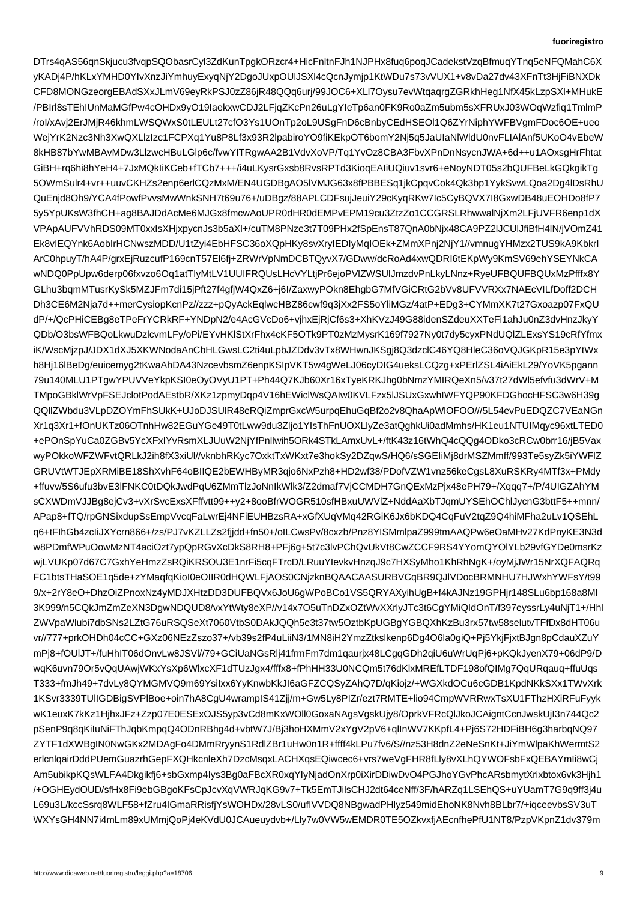DTrs4qAS56qnSkjucu3fvqpSQObasrCyl3ZdKunTpgkORzcr4+HicFnltnFJh1NJPHx8fuq6poqJCadekstVzqBfmuqYTnq5eNFQMahC6X
yKADj4P/hKLxYMHD0YIvXnzJiYmhuyExyqNjY2DgoJUxpOUlJSXl4cQcnJymjp1KtWDu7s73vVUX1+v8vDa27dv43XFnTt3HjFiBNXDk
CFD8MONGzeorgEBAdSXxJLmV69eyRkPSJ0zZ86jR48QQq6urj/99JOC6+XLl7Oysu7evWtqaqrgZGRkhHeg1NfX45kLzpSXl+MHukE
/PBIrl8sTEhIUnMaMGfPw4cOHDx9yO19IaekxwCDJ2LFjqZKcPn26uLgYIeTp6an0FK9Ro0aZm5ubm5sXFRUxJ03WOqWzfiq1TmlmP
/roI/xAvj2ErJMjR46khmLWSQWxS0tLEULt27cfO3Ys1UOnTp2oL9USgFnD6cBnbyCEdHSEOl1Q6ZYrNiphYWFBVgmFDoc6OE+ueo
WejYrK2Nzc3Nh3XwQXLlzIzc1FCPXq1Yu8P8Lf3x93R2lpabiroYO9fiKEkpOT6bomY2Nj5q5JaUIaNlWldU0nvFLIAlAnf5UKoO4vEbeW
8kHB87bYwMBAvMDw3LlzwcHBuLGlp6c/fvwYITRgwAA2B1VdvXoVP/Tq1YvOz8CBA3FbvXPnDnNsycnJWA+6d++u1AOxsgHrFhtat
GiBH+rq6hi8hYeH4+7JxMQkIiKCeb+fTCb7+++/i4uLKysrGxsb8RvsRPTd3KioqEAIiUQiuv1svr6+eNoyNDT05s2bQUFBeLkGQkgikTg
5OWmSulr4+vr++uuvCKHZs2enp6erlCQzMxM/EN4UGDBgAO5lVMJG63x8fPBBESq1jkCpqvCok4Qk3bp1YykSvwLQoa2Dg4lDsRhU
QuEnjd8Oh9/YCA4fPowfPvvsMwWnkSNH7t69u76+/uDBgz/88APLCDFsujJeuiY29cKyqRKw7Ic5CyBQVX7I8GxwDB48uEOHDo8fP7
5y5YpUKsW3fhCH+ag8BAJDdAcMe6MJGx8fmcwAoUPR0dHR0dEMPvEPM19cu3ZtzZo1CCGRSLRhwwalNjXm2LFjUVFR6enp1dX
VPApAUFVVhRDS09MT0xxlsXHjxpycnJs3b5aXl+/cuTM8PNze3t7T09PHx2fSpEnsT87QnA0bNjx48CA9PZ2lJCUlJfiBfH4lN/jVOmZ41
Ek8vIEQYnk6AobIrHCNwszMDD/U1tZyi4EbHFSC36oXQpHKy8svXrylEDIyMqIOEk+ZMmXPnj2NjY1//vmnugYHMzx2TUS9kA9KbkrI
ArC0hpuyT/hA4P/grxEjRuzcufP169cnT57El6fj+ZRWrVpNmDCBTQyvX7/GDww/dcRoAd4xwQDRI6tEKpWy9KmSV69ehYSEYNkCA
wNDQ0PpUpw6derp06fxvzo6Oq1atTIyMtLV1UIFRQUsLHcVYLtjPr6ejoPVlZWSUlJmzdvPnLkyLNnz+RyeUFBQUFBQUxMzPfffx8Y
GLhu3bqmMTusrKySk5MZJFm7di15jPft27f4gfjW4QxZ6+j6I/ZaxwyPOkn8EhgbG7MfVGiCRtG2bVv8UFVVRXx7NAEcVlLfDoff2DCH
Dh3CE6M2Nja7d++merCysiopKcnPz//zzz+pQyAckEqlwcHBZ86cwf9q3jXx2FS5oYliMGz/4atP+EDg3+CYMmXK7t27Gxoazp07FxQU
dP/+/QcPHiCEBg8eTPeFrYCRkRF+YNDpN2/e4AcGVcDo6+vjhxEjRjCf6s3+XhKVzJ49G88idenSZdeuXXTeFi1ahJu0nZ3dvHnzJkyY
QDb/O3bsWFBQoLkwuDzlcvmLFy/oPi/EYvHKlStXrFhx4cKF5OTk9PT0zMzMysrK169f7927Ny0t7dy5cyxPNdUQlZLExsYS19cRfYfmx
iK/WscMjzpJ/JDX1dXJ5XKWNodaAnCbHLGwsLC2ti4uLpbJZDdv3vTx8WHwnJKSgj8Q3dzclC46YQ8HleC36oVQJGKpR15e3pYtWx
h8Hj16lBeDg/euicemyg2tKwaAhDA43NzcevbsmZ6enpKSIpVKT5w4gWeLJ06cyDIG4ueksLCQzg+xPErlZSL4iAiEkL29/YoVK5pgann
79u140MLU1PTgwYPUVVeYkpKSI0eOyOVyU1PT+Ph44Q7KJb60Xr16xTyeKRKJhg0bNmzYMIRQeXn5/v37t27dWl5efvfu3dWrV+M
TMpoGBklWrVpFSEJclotPodAEstbR/XKz1zpmyDqp4V16hEWiclWsQAIw0KVLFzx5lJSUxGxwhIWFYQP90KFDGhocHFSC3w6H39g
QQllZWbdu3VLpDZOYmFhSUkK+UJoDJSUlR48OQiZmprGxcW5urpqEhuGqBf2o2v8QhaApWlOFOO///5L54evPuEDQZC7VEaNGn
Xr1q3Xr1+fOnUKTz06OTnhHw82EGuYGe49T0tLww4ZIjo1YIsThFnUOXLlyZe3atQghkUi0adMmhs/HK1eu1NTUIMqyc96xtLTED0
+ePOnSpYuCa0ZGBv5YcXFxIYvRsmXLJUuW2NjYfPnllwih5ORk4STkLAmxUvL+/ftK43z16tWhQ4QQg4ODko3cRCw0brr16/jB5Vax
wyPOkkoWFZWFvtQRLkJ2ih8fX3xiUl//vknbhRKyc7OxktTxWKxt7e3hokSy2DZqwS/HQ6/sSGEIiMj8drMSZMmff/993Te5syZk5iYWFlZ
GRUVtWTJEpXRMiBE18ShXvhF64oBIIQE2bEWHByMR3qjo6NxPzh8+HD2wf38/PDofVZW1vnz56keCgsL8XuRSKRy4MTf3x+PMdy
+ffuvv/5S6ufu3bvE3lFNKC0tDQkJwdPqU6ZMmTlzJoNnIkWlk3/Z2dmaf7VjCCMDH7GnQExMzPjx48ePH79+/Xqqq7+/P/4UIGZAhYM
sCXWDmVJJBg8ejCv3+vXrSvcExsXFfvtt99++y2+8ooBfrWOGR510tfHBxuUWVlZ+NddAaXbTJqmUYSEhOChlJycnG3bttF5++mnn/
APap8+fTQ/rpGNSixdupSEmpVvcqFaLwrEj4NFiEUHBzsRA+xGfXUqVMq42RGiK6Jx6bKDQ4CqFuV2tqZ9Q4hiMFha2uLv1QSEhL
q6+tFIhGb4zcIiJXYcrn866+/zs/PJ7vKZLLZs2fjjdd+fn50+/oILCwsPv/8cxzb/Pnz8YISMmlpaZ999tmAAQPw6eOaMHv27KdPnyKE3N3d
w8PDmfWPuOowMzNT4aciOzt7ypQpRGvXcDkS8RH8+PFj6g+5t7c3lvPChQvUkVt8CwZCCF9RS4YYomQYOlYLb29vfGYDe0msrKz
wjLVUKp07d67C7GxhYeHmzZsRQiKRSOU3E1nrFi5cqfTrcD/LRuuYIevkvHnzqJ9c7HXSyMho1KhRhNgK+/oyMjJWr15NrXQFAQRq
FC1btsTHaSOE1q5de+zYMaqfKioI0eIIR0dHQWLFjAOS0CNjzknBQAACAASURBVCqBR9QJlVDocBRMNHU7HJWxhYWFsY/t99
9/x+2rY8eO/DhzOiZPnoxNz4yMDJHHtzDD3DUFBVx6JoU6gWPoBC0VS5QRYAXyihUgB+f4kAJNz19GPHjr148SLu6bb168a8MI
3K999/n5CQkJmZmZeXN3DgwNDQUD8/vxYWtWty8eXP//v14x7O5uTnDZxOzZWvvxXXrlyJTc3t6CgYMiQIdIOnT/f397eyssrLy4uNjT1+/Hhl
ZWVpaWlubi7dbSNs2LZtG76uRSQSeXt7060VtbS0DAkJQQh5e3t37t7tw5OztbKpUGBGYGBQXhKBu3rx57tw58selutvTFfDx8dH06u
vr//777+prkOHDh04cCC+GXz06Nzsz037+/vb39s2fP4uLiiN3/1MN8iH2YmzZtkslkenp9Dg4O6la0ogiQ+Pj5YkjFjxtBJgn8pCdauXZuY
mPj8+fOUlJT+/fuHhIT06ODnvLw8LSJVl//79+GCiUaNGsRlj41frrFmm7dm1qaurjaasrjx48LCgqGDh2qiU6uWrUqPj6+pKQKJyenX79+06dP9/D
wqK6uvn79vr5Or5vQqUAwjWKxYsXp6+SWlxcXF1dTUzJgx4&ffx8+fPhHH33U0NCQm5t76dKlxMRElLTDF198ofQIMg7QqURqauq+ffuUqs
T333+fmJh49+7dvLy8QYMGMVQ9m69Ysilxx6YyKnwbKkJI6aGFZCQSyZAhQ7D/qKiojz/+WGXkdOCu6cGDB1KpdNKkSXx1TWvXrk
1KSvr3339TUlIGDBigSVPlBoe+oin7hA8CgU4wrampIS41Zjj/m+Gw5Ly8PIZr/ezt7RMTE+lio94CmpWVRRwxTsXU1FThzHXiRFuFyyk
wK1euxK7kKz1HjhxJFz+Zzp07E0ESExOJS5yp3vCd8mKxWOll0GoxaNAgsVgskUjy8/OprkVFRcQlJkoJCAigntCcnJwskUjI3n744Qc2
pSenP9q8qKiIuNiFThJqbKmpqQ4ODnRBhg4d+vbtW7J/Bj3hoHXMmV2xYgV2pV6+qlInWV7KKpfL4+Pj6S72HDFiBH6g3harbqNQ97
ZYTF1dXWBgIN0NwGKx2MDAgFo4DMmRryynS1RdlZBr1uHw0n1R+ffff4kLPu7fv6/S//nz53H8dnZ2eNeSnKt+JiYmWlpaKhWermtS2
erlcnlqairDddPUemGuazrhGepFXQHkcnleXh7DzcMsqxLACHXqsEQiwcec6+vrs7weVgFHR8fLly8vXLhQYWOFsbFxQEBAYmIi8wCj
Am5ubikpKQsWLFA4Dkgikfj6+sbGxmp4Iys3Bg0aFBcXR0xqYIyNjadOnXrp0iXirDDiwDvO4PGJhoYGvPhcARsbmytXrixbtox6vk3Hjh1
/+OGHEydOUD/sfHx8Fi9ebGBgoKFsCpJcvXqVWRJqKG9v7+Tk5EmTJilsCHJ2dt64ceNff/3F/hARZq1LSEhQS+uYUamT7G9q9ff3j4u
L69u3L/kccSsrq8WLF58+fZru4IGmaRRisfjYsWOHDx/28vLS0/ufIVVDQ8NBgwadPHlyz549midEhoNK8Nvh8BLbr7/+iqceevbsSV3uT
WXYsGH4NN7i4mLm89xUMmjQoPj4eKVdU0JCAueuydvb+/Lly7w0VW5wEMDR0TE5OZkvxfjAEcnfhePfU1NT8/PzpVKpnZ1dv379m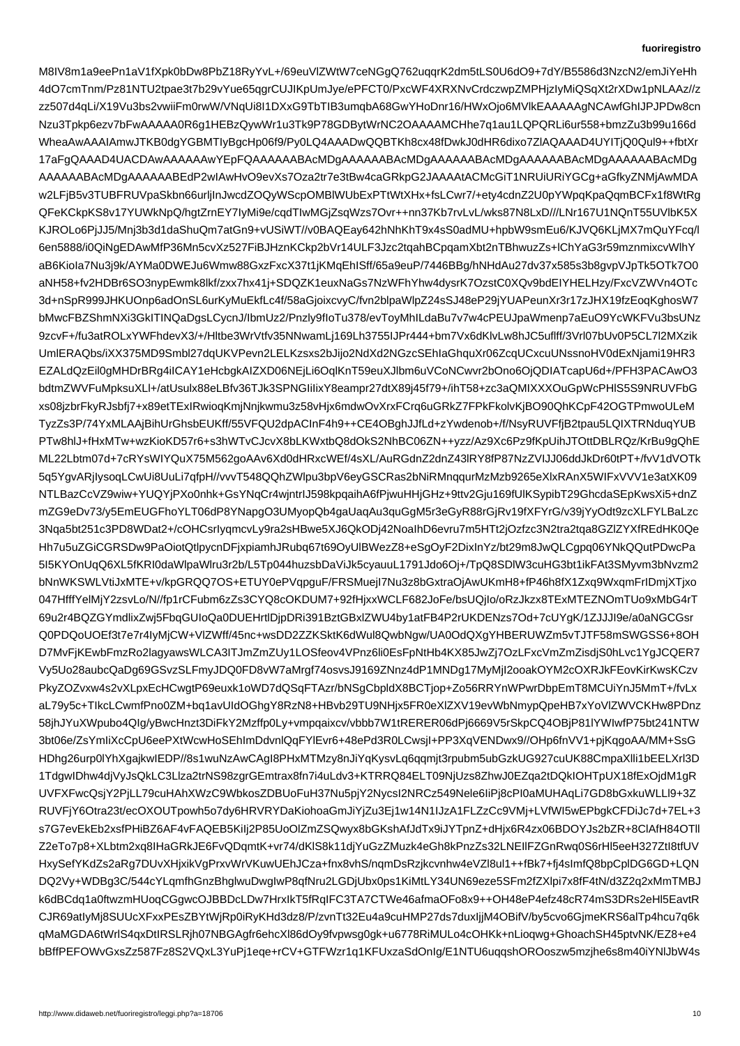M8lV8m1a9eePn1aV1fXpk0bDw8PbZ18RyYvL+/69euVlZWtW7ceNGgQ762uqqrK2dm5tLS0U6dO9+7dY/B5586d3NzcN2/emJiYeHh
4dO7cmTnm/Pz81NTU2tpae3t7b29vYue65qgrCUJIKpUmJye/ePFCT0/PxcWF4XRXNvCrdczwpZMPHjzIyMiQSqXt2rXDw1pNLAAz//z
zz507d4qLi/X19Vu3bs2vwiiFm0rwW/VNqUi8I1DXxG9TbTIB3umqbA68GwYHoDnr16/HWxOjo6MVlkEAAAAAgNCAwfGhIJPJPDw8cn
Nzu3Tpkp6ezv7bFwAAAAA0R6g1HEBzQywWr1uTk9P78GDBytWrNC2OAAAAMCHhe7q1au1LQPQRLi6ur558+bmzZu3b99eu166d
WheaAwAAAIAmwJTKB0dgYGBMTIyBgcHp06f9/Py0LQ4AAADwQQBTKh6cx48fDwkJ0dHR6dixo7ZlAQAAAD4UYlTjQ0Qul9++fbtXr
17aFgQAAAD4UACDAwAAAAAAwYEpFQAAAAAABAcMDgAAAAAABAcMDgAAAAAABAcMDgAAAAAABAcMDgAAAAAABAcMDg
AAAAAABAcMDgAAAAAABEdP2wIAwHvO9evXs7Oza2tr7e3tBw4caGRkpG2JAAAAtACMcGiT1NRUiURiYGCg+aGfkyZNMjAwMDA
w2LFjB5v3TUBFRUVpaSkbn66urljInJwcdZOQyWScpOMBlWUbExPTtWtXHx+fsLCwr7/+ety4cdnZ2U0pYWpqKpaQqmBCFx1f8WtRg
QFeKCkpKS8v17YUWkNpQ/hgtZrnEY7IyMi9e/cqdTIwMGjZsqWzs7Ovr++nn37Kb7rvLvL/wks87N8LxD///LNr167U1NQnT55UVlbK5X
KJROLo6PjJJ5/Mnj3b3d1daShuQm7atGn9+vUSiWT//v0BAQEay642hNhKhT9x4sS0adMU+hpbW9smEu6/KJVQ6KLjMX7mQuYFcq/l
6en5888/i0QiNgEDAwMfP36Mn5cvXz527FiBJHznKCkp2bVr14ULF3Jzc2tqahBCpqamXbt2nTBhwuzZs+lChYaG3r59mznmixcvWlhY
aB6Kiola7Nu3j9k/AYMa0DWEJu6Wmw88GxzFxcX37t1jKMqEhISff/65a9euP/7446BBg/hNHdAu27dv37x585s3b8gvpVJpTk5OTk7O0
aNH58+fv2HDBr6SO3nypEwmk8lkf/zxx7hx41j+SDQZK1euxNaGs7NzWFhYhw4wdysrK7OztC0XQv9bdEIYHELHzy/FxcVZWVn4OTc
3d+nSpR999JHKUOnp6adOnSL6urKyMuEkfLc4f/58aGjoixcvyCP/fvn2blpaWlpZ24sSJ48eP29jYUAPeunXr3r17zJHX19fzEoqKghosW7
bMwcFBZShmNXi3GkITNQaDgsLCycnJ/lbmUz2/Pnzly8floTu378/evToyMhILdaBu7w/4cPEUJpaWmenp7aEuO9YcWKFVu3bsUNz
9zcvF+/fu3atROLxYWFhdevV7Wr/Vtfv35NNwamLj169Lh3755lJPr444+bm7Vx6dKlvLw8hJC5uflff/3VrI07bUv0P5CL7l2MXzik
UmlERAQbs/iXX375MD9Smbl27dqUKVPevn2LELKzsxs2bJijo2NdXd2NGzcSEhIaGhquXr06ZcqUCxcuUNssnoHV0dExNjami19HR3
EZALdQzEil0gMHDrBRg4iICAY1eHcbgkAIZXD06NEjLi6OqlKnT59euXJlbm6uVCoNCwvr2bOno6OjQDIATcapU6d+/PFH3PACAwO3
bdtmZWVFuMpksuXl+/atUsulx88eLBfv36TJk3SPNGIiIixY8eampr27dtX89j45f79+/ihT58+zc3aQMIXXXOuGpWcPHlS5S9NRUVFbG
xs08jzbrFkyRJsbfj7+x89etTExIxIRwioqKmjNnjkwmu3z58hvHj6mdwOvXxrFCrq6uGRkZ7FPkFkolvKjBO90QhKCpF42OGTPmwoULeM
TyzZs3P/74XmXLAAjBihUrGhsbEUKff/55VFQU2dpACInF4h9++CE4OBghJJfLd+rZYwdenob+/f/NsyRUVFfjB2tpau5LQIXTRNduqYUB
PTw8hIJ+fHxMTw+wzKioKD57r6+s3hWTvCJcvX8bLKWxtbQ8dOkS2NhBC06ZN++yzz/Az9Xc6Pz9fKpUihJTOttDBLRQz/KrBu9gQhE
ML22Lbtm07d+7cRYsWIYQuX75M562goAAv6Xd0dHRxcWEf/4sXL/AuRGdnZ2dnZ43lRY8fP87NzZVIJJ06ddJkDr60tPT+/fvV1dVOTk
5q5YgvARjIysoqLCwUi8UuLi7qfpH//vvvT548QQhZWlpu3bpV6eyGSCRas2bNiRMnqqrMzMzb9265eXlxRAnX5WIFxVVV1e3atXK09
NTLBazCcVZ9wiw+YUQYjPXo0nhk+GsYNqCr4wjntrIJ598kpqaihA6fPjwuHHjGHz+9ttv2Gju169fUlKSypibSQhcdaSEpKwsXi5+dnZ
mZG9eDv73/y5EmEUGFhoYLT06dP8YNapgO3UMyopQb4gaUaqAu3quGgM5r3eGyR88rGjRv19fXFYrG/v39jYyOdt9zcXLFYLBaLzc
3Nqa5bt251c3PD8WDat2+/cOHCsrIyqmcvLy9ra2sHBwe5XJ6QkODj42NoaIhD6evru7m5HTt2jOzfzc3N2tra2tqa8GZlZYXfREdHK0Qe
Hh7u5uZGiCGRSDw9PaOiotQtlpycnDFjxpiamhJRubq67t69OyUlBWezZ8+eSgOyF2DixInYz/bt29m8JwQLCgpq06YNkQQutPDwcPa
5I5KYOnUqQ6XL5fKRI0daWlpaWlru3r2b/L5Tp044huzsbDaViJk5cyauuL1791Jdo6Oj+/TpQ8SDlW3cuHG3bt1ikFAt3SMyvm3bNvzm2
bNnWKSWLVtiJxMTE+v/kpGRQQ7OS+ETUY0ePVqpguF/FRSMuejI7Nu3z8bGxtraOjAwUKmH8+fP46h8fX1Zxq9WxqmFrIDmjXTjxo
047HfffYelMjY2zsvLo/N//fp1rFCubm6zZs3CYQ8cOKDUM7+92fHjxWCLF682JoFe/bsUQjIo/oRzJkzx8TExMTEZNOmTUo9xMbG4rT
69u2r4BQZGYmdlixZwj5FbqGUIoQa0DUEHrtlDjpDRi391BztGBxlZWU4by1atFB4P2rUKENzs8Od+7cUYgK/1ZJJI9e/a0aNGCGsr
Q0PDQoUOEf3t7e7r4IyMjCW+VlZWff/45nc+wsDD2ZZKSktK6dWul8QwbNgw/UA0OdQXGYHBERUWZm5vTJTF58m8SWGSS6+8OH
D7MvFjKEwbFmzRo2lagyawsWLCA3ITJmZmZUy1LOSfeov4VPnz6l6li0EsFnNtHb4KX5JwZj7OzLFxcVmZmZisdjS0hLvc1YgJCQER7
Vy5Uo28aubcQaDg69GSvzSLFmyJDQ0FD8vW7aMrgf74osvsJ9169ZNnz4dP1MNDg17MyMjI2ooakOYM2cOXRJkFEovKirKwsKCzv
PkyZOZvxw4s2vXLpxEcHCwgtP8euxk1oWD7dQSqFTAzr/bNSgCbpldX8BCTjop+Zo56RRYnWPwrDbpEmT8MCUiYnJ5MmmT+/fvLx
aL79y5c+TIkcLCwmfPno0Bm+bq1avUIdOGhgY8RzN8+HBvb29TU9NHjx5FR0eXlZXV19evWbNmnypQpeHB7xYoVlZWVCKHw8PDnz
58jhJYuXWpubo4Qlg/yBwcHnzt3DiFkY2Mzffp0Ly+vmpqaixcvbvbb1W1tERERER06dPj6669V5rSkpCQ4OBjPKLKjqBjMX7Vcbtl241NTW
3bt06e/ZsYmIiXcCpU6eePPXtWcwHoSEhImDdvnlQqfYlEvr6+48eeSPd3R0LCwsjI+PP3XqVENDwx9//OHp6fnVV+pjKqgoAA/MM+SsG
HDhg26urp0lYhXgajkwIEDP//8s1wuNzAwCAgI8PHxMTMzy8nJiYqSvL6qYUJmpt3rpubm5ubGzkUG927cuUK88CmpaXlli1bEELXrI3D
1TdgwIDhw4djVyJsQkLC3LLza2trNS98zgrGEmtrax8fn7i4uLdv4+KTRRQ84ELT09NjUzs8ZhwJ0EZqa2tDQkIOHTpUX18fExOjdM1gR
UVFXFwcQsjY2PjLL79cuHAhXZWzC9WbkosZDBUoFuH37Nu5pjY2NycsI2NRCz549Nele6IiPj8cPI0aMUHAqLi7GD8bGxkuWLLl9+3Z
RUVFjY6Otra23t/ecOXOUTpowh5o7dy6HRVYRDaKiohoaGmJiYjZu3Ej1w14N1IJzA1FLZzCc9VMj+LVfWl5wEPbgkCFDiJc7d+7EL+3
s7G7evEkEb2xsfPHiBZ6AF4vFAQEB5KiIj2P85UoOlZmZSQwyx8bGKshAfJdTx9iJYTpnZ+dHjx6R4zx06BDOYJs2bZR+8ClAfH84OTll
Z2eTo7p8+XLbtm2xq8IHaGRkJE6FvQDQqmtK+vr74/dKlS8k11djYuGzMuzk4eGh8kPnzZs32LNEIlFZGnRwq0S6rHl5eeH327ZtI8tfUV
HxySefYKdZs2aRg7DUVxHjxikVgPrxvWrVKuwUEHhJCZa+fnx8vhS/nqmDsRzjkcvnvhw4eVZl8ul1++fBk7+fj4s9pmfQ8bpCplDG6GD+LQN
DQ2Vy+WDBg3C/544vCLqmfhGnzBhglwuDwglwP8qfNru2LGDjUbx0ps1KiMtLY34UN69eze5SFm2fZXlpi7x8fF4tN/d3Z2q2xMmTMBJ
k6dBCdq1a0ftwzmHUoqCGgwcOJBBDcLDw7HrxIkT5fRqIFC3TA7CTWe46afmaOFo8x9++OH48eP4efz48cR74mS3DRs2eHl5EavtR
CJR69atIyMj8SUUcXFxxPEsZBYtWjRp0iRyKHd3dz8/P/zvnTt32Eu4a8uHMP27ds7duxIjjM4OBifV/by5cvo6GjmeKRS6alTp4hcu7q6k
qMaMGDA6tWrlS4qxDtIRSLRjh07NBGAgfr6ehcXl86dOy9fvpwsg0k+u6778RiMULo4cOHKk+nLioqwg+GhoachSH45ptvNK/EZ8+e4
bBffPEFOWvGxsZz587Fz8S2VQxL3YuPj1eqe+rCV+GTFWzr1q1KFUxzaSdOnIg/E1NTU6uqqshOROOoszw5mzjhe6s8m40iYNlJbW4s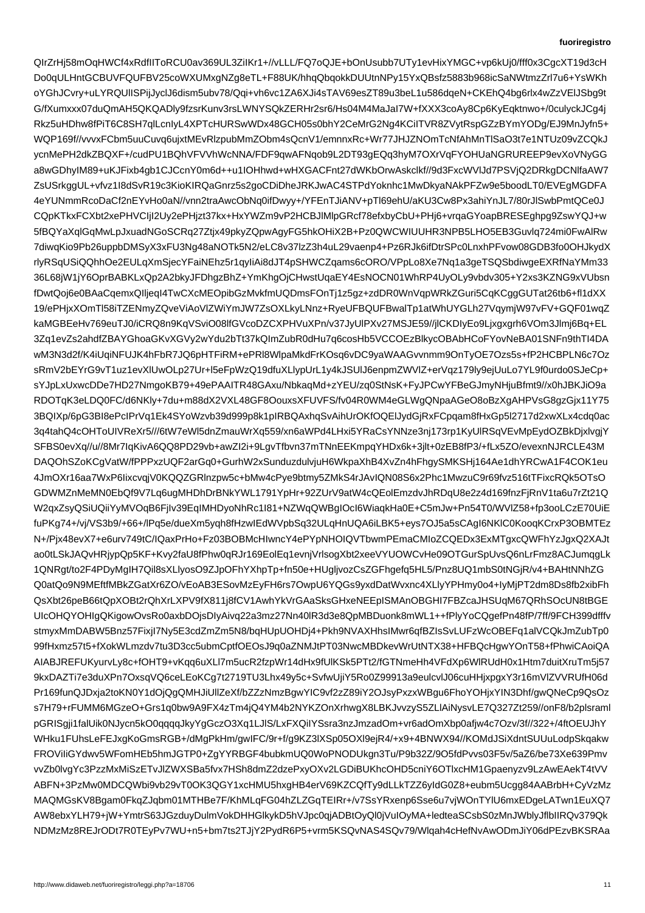QIrZrHj58mOqHWCf4xRdfIIToRCU0av369UL3ZiIKr1+//vLLL/FQ7oQJE+bOnUsubb7UTy1evHixYMGC+vp6kUj0/fff0x3CgcXT19d3cH
Do0qULHntGCBUVFQUFBV25coWXUMxgNZg8eTL+F88UK/hhqQbqokkDUUtnNPy15YxQBsfz5883b968icSaNWtmzZrl7u6+YsWKh
oYGhJCvry+uLYRQUlISPijJyclJ6dism5ubv78/Qqi+vh6vc1ZA6XJi4sTAV69esZT89u3beL1u586dqeN+CKEhQ4bg6rlx4wZzVElJSbg9t
G/fXumxxx07duQmAH5QKQADly9fzsrKunv3rsLWNYSQkZERHr2sr6/Hs04M4MaJaI7W+fXXX3coAy8Cp6KyEqktnwo+/0culyckJCg4j
Rkz5uHDhw8yf6PiT6C8SH7qlLcnIyL4XPTcHURSwWDx48GCH05s0bhY2CeMrG2Ng4KCiITVR8ZVytRspGZzBYmYODg/EJ9MnJyfn5+
WQP169f//vvvxFCbm5uuCuvq6ujxtMEvRlzpubMmZObm4sQcnV1/emnnxRc+Wr77JHJZNOmTcNfAhMnTlSaO3t7e1NTUz09vZCQkJ
ycnMePH2dkZBQXF+/cudPU1BQhVFVVhWcNNA/FDF9qwAFNqob9L2DT93gEQq3hyM7OXrVqFYOHUaNGRUREEP9evXoVNyGG
a8wGDhyIM89+uKJFixb4gb1CJCcnY0m6d++u1IOHhwd+wHXGACFnt27dWKbOrwAskclkf//9d3FxcWVlJd7PSVjQ2DRkgDCNlfaAW7
ZsUSrkggUL+vfvz1I8dSvR19c3KioKIRQaGnrz5s2goCDiDheJRKJwAC4STPdYoknhc1MwDkyaNAkPFZw9e5boodLT0/EVEgMGDFA
4eYUNmmRcoDaCf2nEYvHo0aN//vnn2traAwcObNq0ifDwyy+/YEnTJiANV+pTl69ehU/aKU3Cw8Px3ahiYnJL7/80rJlSwbPmtQCe0J
CQpKTkxFCXbt2xePHVCIjI2Uy2ePHjzt37kx+HxYWZm9vP2HCBJlMlpGRcf78efxbCbU+PHj6+vrqaGYoapBRESEghpg9ZswYQJ+w
5fBQYaXqlGqMwLpJxuadNGoSCRq27Ztjx49pkyZQpwAgyFG5hkOHiX2B+Pz0QWCWIUUHR3NPB5LHO5EB3Guvlq724mi0FwAlRw
7diwqKio9Pb26uppbDMSyX3xFU3Ng48aNOTk5N2/eLC8v37lzZ3h4uL29vaenp4+Pz6RJk6ifDtrSPc0LnxhPFvow08GDB3fo0OHJkydX
rlyRSqUSiQQhhOe2EULqXmSjecYFaiNEhz5r1qyIiAi8dJT4pSHWCZqams6cORO/VPpLo8Xe7Nq1a3geTSQSbdiwgeEXRfNaYMm33
36L68jW1jY6OprBABKLxQp2A2bkyJFDhgzBhZ+YmKhgOjCHwstUqaEY4EsNOCN01WhRP4UyOLy9vbdv305+Y2xs3KZNG9xVUbsn
fDwtQoj6e0BAaCqemxQIljeqI4TwCXcMEOpibGzMvkfmUQDmsFOnTj1z5gz+zdDR0WnVqpWRkZGuri5CqKCggGUTat26tb6+fl1dXX
19/ePHjxXOmTl58iTZENmyZQveViAoVlZWiYmJW7ZsOXLkyLNnz+RyeUFBQUFBwalTp1atWhUYGLh27VqymjW97vFV+GQF01wqZ
kaMGBEeHv769euTJ0/iCRQ8n9KqVSviO08lfGVcoDZCXPHVuXPn/v37JyUlPXv27MSJE59//jlCKDIyEo9Ljxgxrgh6VOm3Jlmj6Bq+EL
3Zq1evZs2ahdfZBAYGhoaGKvXGVy2wYdu2bTt37kQImZubR0dHu7q6cosHb5VCCOEzBlkycOBAbHCoFYovNeBA01SNFn9thTI4DA
wM3N3d2f/K4iUqiNFUJK4hFbR7JQ6pHTFiRM+ePRl8WlpaMkdFrKOsq6vDC9yaWAAGvvnmm9OnTyOE7Ozs5s+fP2HCBPLN6c7Oz
sRmV2bEYrG9vT1uz1evXlUwOLp27Ur+l5eFpWzQ19dfuXLlypUrL1y4kJSUlJ6enpmZWVlZ+erVqz179ly9eJjuLuLo7YL9f0urdo0SJeCp+
sYJpLxUxwcDDe7HD27NmgoKB79+49ePAAITR48GAxu/NbkaqMd+zYEU/zq0StNsK+FyJPCwYFBeGJmyNHjuBfmt9//x0hJBKJiO9a
RDOTqK3eLDQ0FC/d6NKly+7du+m88dX2VXL48GF8OouxsFXUVFS/fv04R0WM4eGLWgQNpaAGeO8oBzXgAHPVsG8gzGjx11Y75
3BQIXp/6pG3BI8ePcIPrVq1Ek4SYoWzvb39d999p8k1pIRBQAxhqSvAihUrOKfOQEIJydGjRxFCpqam8fHxGp5l2717d2xwXLx4cdq0ac
3q4tahQ4cOHToUIVReXr5///6tW7eWl5dnZmauWrXq559/xn6aWPd4LHxi5YRaCsYNNZe3nj173rp1KyUlRSqVEvMpEydOZBkDjxlvgjY
SFBS0evXq//u//8Mr7IqKivA6QQ8PD29vb+awZI2i+9LgvTfbvn37mTNnEEKmpqYHDx6k+3jlt+0zEB8fP3/+Lx5ZO/evexnNJRCLE43M
DAQOhSZoKCgVatW/fPPPxzUQF2arGq0+GurhW2xSunduzdulvjuH6WkpaXhB4XvZn4hFhgySMKSHj164Ae1dhYRCwA1F4COK1eu
4JmOXr16aa7WxP6IixcvqjV0KQQZGRlnzpw5c+bMw4cPye9btmy5ZMkS4S6x2Phc1MwzuC9r69fvz516tTFixcRQk5OTsO
GDWMZnMeMN0EbQf9V7Lq6ugMHDhDrBNkYWL1791YpHr+92ZUrV9atW4cQEolEmzdvJhRDqU8e2z4d169fnzFjRnV1ta6u7rZt21Q
W2qxZsyQSiUQiiYyMVOqB6FjIv39EqIMHDyoNhRc1I81+NZWqQWBgIOcI6WiaqkHa0E+C5mJw+Pn54T0/WVlZ58+fp3ooLCzE70UiE
fuPKg74+/vj/VS3b9/+66+/lPq5eduexMm5yqh8fHzwIEdWVpbSq32ULqHnUQA6iLBK5+eys7OJ5a5sCAgI6NKlC0KooqKCrxP3OBMTEz
N+/Pjx48evX7+e6urv749tCIQaxPrHo+Fz03BOBMcHIwncY4ePYpNHOIQVTbwmPEmaCMIoZCQEDx3ExMTgxcQWFhYzJgxQ2XAJt
ao0tLSkJAQvHRjypQp5KF+Kvy2faU8fPhw0qRJr169EolEq1evnjVrlsogXbt2xeeVYUOWCvHe09OTGurSpUvsQ6nLrFmz8ACJumqgLk
1QNRgt/to2F4PDyMgIH7Qil8sXLlyosO9ZJpOFhYXhpTp+fn50e+HUgljvozCsZGFhgefq5HL5/Pnz8UQ1mbS0tNGjR/v4+BAHtNNhZG
Q0atQo9N9MEftfMBkZGatXr6Z/vEoAB3ESovMzEyFH6rs7OwpU6YQGs9yxdDatWvxnc4XLlyYPHmy0o4+IyMjPT2dm8Ds8fb2xibFh
QsXtb26eB66tQpXOBt2rQhXrLXPV9fX811j8fCV1AwhYkVrGAaSksGHxeNEEplSMAnOBGHI7FBZcaJHSUqM67QRhSOcUN8tBGE
UIcOHQYOHIgQKigowOvsRo0axbDOjsDIyAivq22a3mz27Nn40lR3d3e8QpMBDuonk8mWL1++fPlyYoCQgefPn48fP7ff/9FCH399dfffv
stmyxMmDABW5Bnz57FixjI7Ny5E3cdZmZm5N8/bqHUpUOHDj4+Pkh9NVAXHhsIMwr6qfBZIsSvLUFzWcOBEFq1alVCQkJmZubTp0
99fHxmz57t5+fXokWLmzdv7tu3D3cc5submCptfOEOsJ9q0aZNMJtPT03NwcMBDkevWrUtNTX38+HBQcHgwYOnT58+fPhwiCAoiQA
AIABJREFUKyurvLy8c+fOHT9+vKqq6bcXLl7m5ucR2fzpWr14dHx9fUlKSk5PTt2/GTNmeHh4VFdXp6WlRUdH0x1Htm7duitXruTm5j57
9kxDAZTi7e3duXPn7OxsqVQ6eLEoKCg7t2719TU3Lhx49y5c+SvfwUjiY5Ro0Z99913a9eulcvlJ06cuHHjxpgxY3r316mVlZVVRUfH06d
Pr169funQJDxja2toKN0Y1dOjQgQMHJiUllZeXf/bZZzNmzBgwYIC9vf2zZ89iY2OJsyPxzxWBgu6FhoYOHjxYIN3Dhf/gwQNeCp9QsOz
s7H79+rFUMM6MGzeO+Grs1q0bw9A9FX4zTm4jQ4YM4b2NYKZOnXrhwgX8LBKJvvzyS5ZLlAiNysvLE7Q327Zt259//onF8/b2plsraml
pGRISgji1falUik0NJycn5kO0qqqqJkyYGgczO3Xq1LJlS/LxFXQiIYSsra3nzJmzadOm+vr6adOm/Xbp0afjw4c7Ozv/3f//322+/4ftOEUJhY
WHku1FUhsLeFEJxgKoGmsRGB+/dMgPkHm/gwIFC/9r+f/g9KZ3lXSp05OXl9ejR4/+x9+4BNWX94//KOMdJSiXdntSUUuLodpSkqaw
FROViIiGYdwv5WFomHEb5hmJGTP0+ZgYYRBGF4bubkmUQ0WoPNODUkgn3Tu/P9b32Z/9O5fdPvvs03F5v/5aZ6b6bve639Pmv
vvZb0lvgYc3PzzMxMiSzETvJlZWXSBa5fvx7HSh8dmZ2dzePxyOX2LGDiBUKhcOHD5cniYG6OTlxcHM1Gpaenyzv9LzAwAEaekT4tVV
ABFN+3PzMw0MDCQWbi9vb29vT0OK3QGY1xcHMU5hxgHB4eV69KZCQfTy9dLLkTZZ6yIdG0Z8+eubm5Ucgg84AABrbH+CyVzMz
MAQMGsKV8Bgam0FkqZJqbm01MTHBe7F/KhMLqFG04hZLZGqTEIRr+/v7SsYRxenp6Sse6vjWOnTYlU6mxEDgeLATwn1EuXQ7
AW8ebxYLH79+jW+YmtrS63JGzduyDulmVokDHHGlkykD5hVJpc0qjADBtOyQl0jVuIOyMA+ledteaSCsbS0zMnJWblyJflbIIRQv379Qk
NDMzMz8REJrODt7R0TEyPv7WU+n5+bm7ts2TJjY2PydR6P5+vrm5KSQvNAS4SQv79/Wlqah4cHefNvAwODmJiY06dPEzvBKSRAa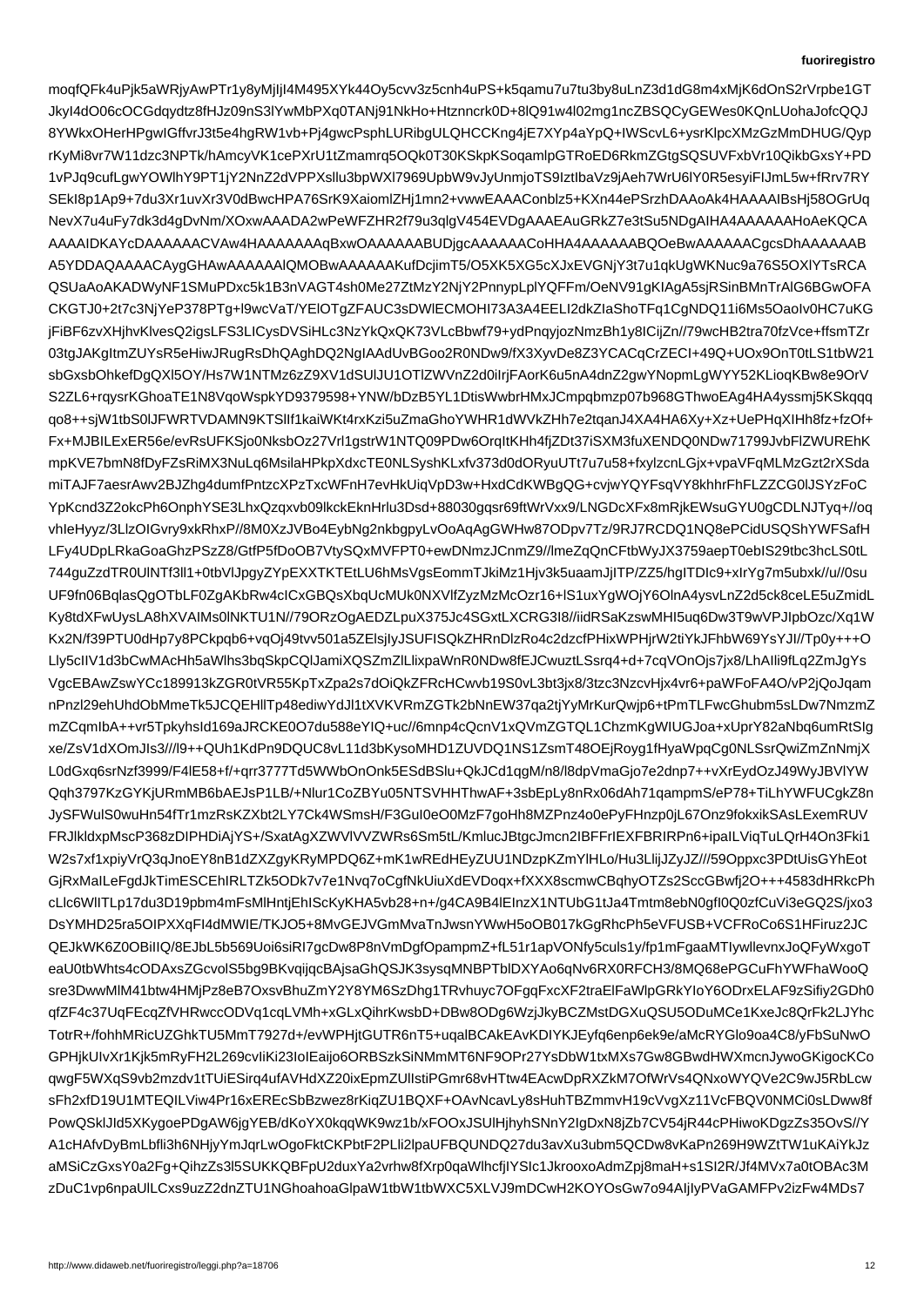moqfQFk4uPjk5aWRjyAwPTr1y8yMjIjI4M495XYk44Oy5cvv3z5cnh4uPS+k5qamu7u7tu3by8uLnZ3d1dG8m4xMjK6dOnS2rVrpbe1GT
JkyI4dO06cOCGdqydtz8fHJz09nS3lYwMbPXq0TANj91NkHo+Htznncrk0D+8lQ91w4l02mg1ncZBSQCyGEWes0KQnLUohaJofcQQJ
8YWkxOHerHPgwIGffvrJ3t5e4hgRW1vb+Pj4gwcPsphLURibgULQHCCKng4jE7XYp4aYpQ+IWScvL6+ysrKlpcXMzGzMmDHUG/Qyp
rKyMi8vr7W11dzc3NPTk/hAmcyVK1cePXrU1tZmamrq5OQk0T30KSkpKSoqamlpGTRoED6RkmZGtgSQSUVFxbVr10QikbGxsY+PD
1vPJq9cufLgwYOWlhY9PT1jY2NnZ2dVPPXsllu3bpWXl7969UpbW9vJyUnmjoTS9IztIbaVz9jAeh7WrUr6lY0R5esyiFIJmL5w+fRrv7RY
SEkI8p1Ap9+7du3Xr1uvXr3V0dBwcHPA76SrK9XaiomlZHj1mn2+vwwEAAAConblz5+KXn44ePSrzhDAAoAk4HAAAAIBsHj58OGrUq
NevX7u4uFy7dk3d4gDvNm/XOxwAAADA2wPeWFZHR2f79u3qlgV454EVDgAAAEAuGRkZ7e3tSu5NDgAIHA4AAAAAAAHoAeKQCA
AAAAIDKAYcDAAAAAACVAw4HAAAAAAAAqBxwOAAAAAABUDjgcAAAAAACoHHA4AAAAAABQOeBwAAAAAACgcsDhAAAAAAB
A5YDDAQAAAACAygGHAwAAAAAAlQMOBwAAAAAAKufDcjimT5/O5XK5XG5cXJxEVGNjY3t7u1qkUgWKNuc9a76S5OXlYTsRCA
QSUaAoAKADWyNF1SMuPDxc5k1B3nVAGT4sh0Me27ZtMzY2NjY2PnnypLplYQFFm/OeNV91gKIAgA5sjRSinBMnTrAlG6BGwOFA
CKGTJ0+2t7c3NjYeP378PTg+l9wcVaT/YElOTgZFAUC3sDWlECMOHI73A3A4EELI2dkZIaShoTFq1CgNDQ11i6Ms5OaoIv0HC7uKG
jFiBF6zvXHjhvKlvesQ2igsLFS3LICysDVSiHLc3NzYkQxQK73VLcBbwf79+ydPnqyjozNmzBh1y8lCijZn//79wcHB2tra70fzVce+ffsmTZr
03tgJAKgItmZUYsR5eHiwJRugRsDhQAghDQ2NgIAAdUvBGoo2R0NDw9/fX3XyvDe8Z3YCACqCrZECI+49Q+UOx9OnT0tLS1tbW21
sbGxsbOhkefDgQXl5OY/Hs7W1NTMz6zZ9XV1dSUlJU1OTlZWVnZ2d0iIrjFAorK6u5nA4dnZ2gwYNopmLgWYY52KLioqKBw8e9OrV
S2ZL6+rqysrKGhoaTE1N8VqoWspkYD9379598+YNW/bDzB5YL1DtisWwbrHMxJCmpqbmzp07b968GThwoEAg4HA4yssmj5kSkqqq
qo8++sjW1tbS0lJFWRTVDAMN9KTSllf1kaiWKt4rxKzi5uZmaGhoYWHR1dWVkZHh7e2tqanJ4XA4HA6Xy+Xz+UePHqXIHh8fz+fzOf+
Fx+MJBILExER56e/evRsUFKSjo0NksbOz27Vrl1gstrW1NTQ09PDw6OrqItKHh4fjZDt37iSXM3fuXENDQ0NDw71799JvbFlZWUREhK
mpKVE7bmN8fDyFZsRiMX3NuLq6MsilaHPkpXdxcTE0NLSyshKLxfv373d0dORyuUTt7u7u58+fxylzcnLGjx+vpaVFqMLMzGzt2rXSda
miTAJF7aesrAwv2BJZhg4dumfPntzcXPzTxcWFnH7evHkUiqVpD3w+HxdCdKWBgQG+cvjwYQYFsqVY8khhrFhFLZZCG0lJSYzFoC
YpKcnd3Z2okcPh6OnphYSE3LhxQzqxvb09lkckEknHrlu3Dsd+88030gqsr69ftWrVxx9/LNGDcXFx8mRjkEWsuGYU0gCDLNJTyq+//oq
vhIeHyyz/3LlzOIGvry9xkRhxP//8M0XzJVBo4EybNg2nkbgpyLvOoAqAgGWHw87ODpv7Tz/9RJ7RCDQ1NQ8ePCidUSQShYWFSafH
LFy4UDpLRkaGoaGhzPSzZ8/GtfP5fDoOB7VtySQxMVFPT0+ewDNmzJCnmZ9//lmeZqQnCFtbWyJX3759aepT0ebIS29tbc3hcLS0tL
744guZzdTR0UlNTf3ll1+0tbVlJpgyZYpEXXTKTEtLU6hMsVgsEommTJkiMz1Hjv3k5uaamJjITP/ZZ5/hgITDIc9+xIrYg7m5ubxk//u//0su
UF9fn06BqlasQgOTbLF0ZgAKbRw4cICxGBQsXbqUcMUk0NXVlfZyzMzMcOzr16+lS1uxYgWOjY6OlnA4ysvLnZ2d5ck8ceLE5uZmidL
Ky8tdXFwUysLA8hXVAIMs0lNKTU1N//79ORzOgAEDZLpuX375Jc4SGxtLXCRG3I8//iidRSaKzswMHI5uq6Dw3T9wVPJIpbOzc/Xq1W
Kx2N/f39PTU0dHp7y8PCkpqb6+vqOj49tvv501a5ZElsjIyJSUFISQkZHRnDlzRo4c2dzcfPHixWPHjrW2tiYkJFhbW69YsYJl//Tp0y+++O
Lly5cIIV1d3bCwMAcHh5aWlhs3bqSkpCQlJamiXQSZmZlLlixpaWnR0NDw8fEJCwuztLSsrq4+d+7cqVOnOjs7jx8/LhAlli9fLq2ZmJgYs
VgcEBAwZswYCc189913kZGR0tVR55KpTxZpa2s7dOiQkZFRcHCwvb19S0vL3bt3jx8/3tzc3NzcvHjx4vr6+paWFoFA4O/vP2jQoJqam
nPnzl29ehUhdObMmeTk5JCQEHllTp48ediwYdJl1tXVKVRmZGTk2bNnnEW37qa2tjYyMrKurQwjp6+tPmTLFwcGhubm5sLDw7NmzmZ
mZCqmIbA++vr5TpkyhsId169aJRCKE0O7du588eYIQ+uc//6mnp4cQcnV1xQVmZGTQL1ChzmKgWIUGJoa+xUprY82aNbq6umRtSIg
xe/ZsV1dXOmJIs3///l9++QUh1KdPn9DQUC8vL11d3bKysoMHD1ZUVDQ1NS1ZsmT48OEjRoyg1fHyaWpqCg0NLSsrQwiZmZnNmjX
L0dGxq6srNzf3999/F4lE58+f/+qrr3777Td5WWbOnOnk5ESdBSlu+QkJCd1qgM/n8/l8dpVmaGjo7e2dnp7++vXrEydOzJ49WyJBVlYW
Qqh3797KzGYKjURmMB6bAEJsP1LB/+Nlur1CoZBYu05NTSVHHThwAF+3sbEpLy8nRx06dAh71qampmS/eP78+TiLhYWFUCgkZ8n
JySFWulS0wuHn54fTr1mzRsKZ2bt2LY7Ck4WSmsH/F3GuI0eO0MzF7goHh8MZPnz4o0ePyFHnzp0jL67Onz9fokxikSAsLExemRUV
FRJlkldxpMscP368zDIPHDiAjYS+/SxatAgXZWVlVZWRs6Sm5tL/KmlucJBtgcJmcn2IBFFrIEXFBRIRPn6+ipaILViqTuLQrH4On3Fki1
W2s7xf1xpiyVrQ3qJnoEY8nB1dZXZgyKRyMPDQ6Z+mK1wREdHEyZUU1NDzpKZmYlHLo/Hu3LlijJZyJZ///59Oppxc3PDtUisGYhEot
GjRxMaILeFgdJkTimESCEhIRLTZk5ODk7v7e1Nvq7oCgfNkUiuXdEVDoqx+fXXX8scmwCBqhyOTZs2SccGBwfj2O+++4583dHRkcPh
cLlc6WlITLp17du3D19pbm4mFsMlHntjEhIScKyKHA5vb28+n+/g4CA9B4lEInzX1NTUbG1tJa4Tmtm8ebN0gfI0Q0zfCuVi3eGQ2S/jxo3
DsYMHD25ra5OIPXXqFI4dMWIE/TKJO5+8MvGEJVGmMvaTnJwsnYWwH5oOB017kGgRhcPh5eVFUSB+VCFRoCo6S1HFiruz2JC
QEJkWK6Z0OBiIIQ/8EJbL5b569Uoi6siRI7gcDw8P8nVmDgfOpampmZ+fL51r1apVONfy5culs1y/fp1mFgaaMTIywllevnxJoQFyWxgoT
eaU0tbWhts4cODAxsZGcvolS5bg9BKvqijqcBAjsaGhQSJK3sysqMNBPTbIDXYAo6qNv6RX0RFCH3/8MQ68ePGCuFhYWFhaWooQ
sre3DwwMlM41btw4HMjPz8eB7OxsvBhuZmY2Y8YM6SzDhg1TRvhuyc7OFgqFxcXF2traElFaWlpGRkYIoY6ODrxELAF9zSifiy2GDh0
qfZF4c37UqFEcqZfVHRwccODVq1cqLVMh+xGLxQihrKwsbD+DBw8ODg6WzjJkyBCZMstDGXuQSU5ODuMCe1KxeJc8QrFk2LJYhc
TotrR+/fohhMRicUZGhkTU5MmT7927d+/evWPHjtGUTR6nT5+uqalBCAkEAvKDIYKJEyfq6enp6ek9e/aMcRYGlo9oa4C8/yFbSuNwO
GPHjkUIvXr1Kjk5mRyFH2L269cvIiKi23IoIEaijo6ORBSzkSiNMmMT6NF9OPr27YsDbW1txMXs7Gw8GBwdHWXmcnJywoGKigocKCo
qwgF5WXqS9vb2mzdv1tTUiESirq4ufAVHdXZ20ixEpmZUllstiPGmr68vHTtw4EAcwDpRXZkM7OfWrVs4QNxoWYQVe2C9wJ5RbLcw
sFh2xfD19U1MTEQILViw4Pr16xERcSbBzwez8rKiqZU1BQXF+OAvNcavLy8sHuhTBZmmvH19cVvgXz11vCFBQV0NMCi0sLDww8f
PowQSklJId5XKygoePDgAW6jgYEB/dKoYX0kqqWK9wz1b/xFOOxJSUlHjhyhSNnY2IgDxN8jZb7CV54jR44cPHiwoKDgzZs35OvS//Y
A1cHAfvDyBmLbfli3h6NHjyYmJqrLwOgoFktCKPbtF2PLli2lpaUFBQUNDQ27du3avXu3ubm5QCDw8vKaPn269H9WZtTW1uKAiYkJz
aMSiCzGxsY0a2Fg+QihzZs3l5SUKKQBFpU2duxYa2vrhw8fXrp0qaWlhcfjIYSIc1JkrooxoAdmZpj8maH+s1SI2R/Jf4MVx7a0tOBAc3M
zDuC1vp6npaUlLCxs9uzZ2dnZTU1NGhoahoaGlpaW1tbW1tbWXC5XLVJ9mDCwH2KOYOsGw7o94AIjIyPVaGAMFPv2izFw4MDs7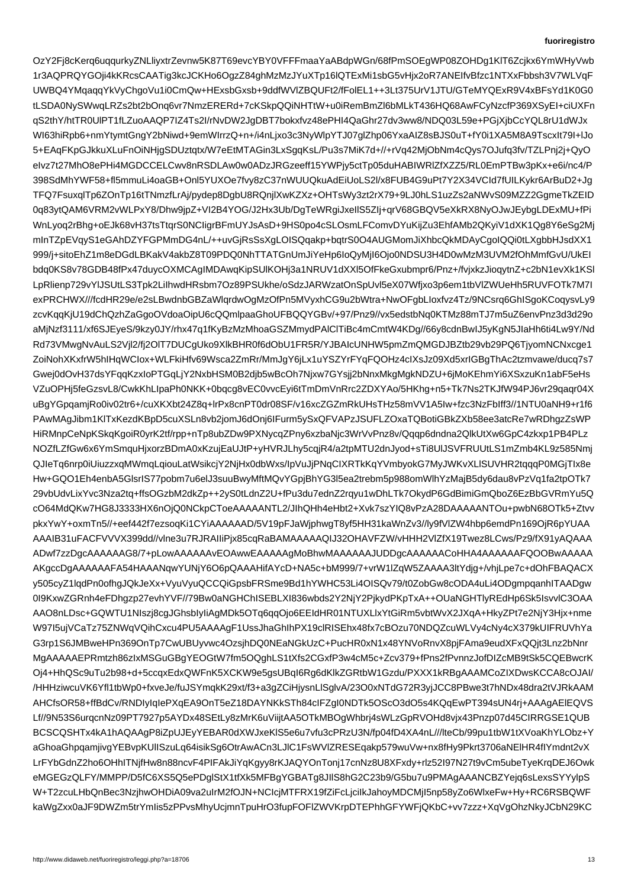OzY2Fj8cKerq6uqqurkyZNLliyxtrZevnw5K87T69evcYBY0VFFFmaaYaABdpWGn/68fPmSOEgWP08ZOHDg1KlT6Zcjkx6YmWHyVwb
1r3AQPRQYGOji4kKRcsCAATig3kcJCKHo6OgzZ84ghMzMzJYuXTp16lQTExMi1sbG5vHjx2oR7ANEIfvBfzc1NTXxFbbsh3V7WLVqF
UWBQ4YMqaqqYkVyChgoVu1i0CmQw+HExsbGxsb+9ddfWVlZBQUFt2/fFolEL1++3Lt375UrV1JTU/GTeMYQExR9V4xBFsYd1K0G0
tLSDA0NySWwqLRZs2bt2bOnq6vr7NmzERERd+7cKSkpQQiNHTtW+u0iRemBmZl6bMLkT436HQ68AwFCyNzcfP369XSyEI+ciUXFn
qS2thY/htTR0UlPT1fLZuoAAQP7IZ4Ts2I/rNvDW2JgDBT7bokxfvz48ePHI4QaGhr27dv3ww4/NDQ03L59e+PGjXjbCcYQL8rU1dWJx
WI63hiRpb6+nmYtymtGngY2bNiwd+9emWIrrzQ+n+/i4nLjxo3c3NyWlpYTJ07glZhp06YxaAIZ8sBJS0uT+fY0i1XA5M8A9TscxIt79I+lJo
5+EAqFKpGJkkuXLuFnOiNHjgSDUztqtx/W7eEtMTAGin3LxSgqKsL/Pu3s7MiK7d+//+rVq42MjObNm4cQys7OJufq3fv/TZLPnj2j+QyO
eIvz7t27MhO8ePHi4MGDCCELCwv8nRSDLAw0w0ADzJRGzeeff15YWPjy5ctTp05duHABIWRlZfXZZ5/RL0EmPTBw3pKx+e6i/nc4/P
398SdMhYWF58+fl5mmuLi4oaGB+Onl5YUXOe7fvy8zC37nWUUQkuAdEiUoLS2l/x8FUB4G9uPt7Y2X34VCId7fUILKykr6ArBuD2+Jg
TFQ7FsuxqlTp6ZOnTp16tTNmzfLrAj/pydep8DgbU8RQnjlXwKZXz+OHTsWy3zt2rX79+9LJ0hLS1uzZs2aNWvS09MZZ2GgmeTkZEID
0q83ytQAM6VRM2vWLPxY8/Dhw9jpZ+VI2B4YOG/J2Hx3Ub/DgTeWRgiJxeIlS5ZIj+qrV68GBQV5eXkRX8NyOJwJEybgLDExMU+fPi
WnLyoq2rBhg+oEJk68vH37tsTtqrS0NCIigrBFmUYJsAsD+9HS0po4cSLOsmLFComvDYuKijZu3EhfAMb2QKyiV1dXK1Qg8Y6eSg2Mj
mInTZpEVqyS1eGAhDZYFGPMmDG4nL/++uvGjRsSsXgLOISQqakp+bqtrS0O4AUGMomJiXhbcQkMDAyCgoIQQi0tLXgbbHJsdXX1
999/j+sitoEhZ1m8eDGdLBKakV4akbZ8T09PDQ0NhTTATGnUmJiYeHp6IoQyMjI6Ojo0NDSU3H4D0wMzM3UVM2fOhMmfGvU/UkEI
bdq0KS8v78GDB48fPx47duycOXMCAgIMDAwqKipSUlKOHj3a1NRUV1dXXl5OfFkeGxubmpr6/Pnz+/fvjxkzJioqytnZ+c2bN1evXk1KSl
LpRlienp729vYlJSUtLS3Tpk2LiIhwdHRsbm7Oz89PSUkhe/oSdzJARWzatOnSpUvl5eX07Wfjxo3p6em1tbVlZWUeHh5RUVFOTk7M7I
exPRCHWX///fcdHR29e/e2sLBwdnbGBZaWlqrdwOgMzOfPn5MVyxhCG9u2bWtra+NwOFgbLIoxfvz4Tz/9NCsrq6GhISgoKCoqysvLy9
zcvKqqKjU19dChQzhZaGgoOVdoaOipU6cQQmlpaaGhoUFBQQYGBv/+97/Pnz9//vx5edstbNq0KTMz88mTJ7m5uZ6envPnz3d3d29o
aMjNzf3111/xf6SJEyeS/9kzy0JY/rhx47q1fKyBzMzMhoaGSZMmydPAlClTiBc4mCmtW4KDg//66y8cdnBwIJ5yKgN5JIaHh6ti4Lw9Y/Nd
Rd73VMwgNvAuLS2Vjl2/fj2OlT7DUCgUko9XlkBHR0f6dObU1FR5R/YJBAIcUNHW5pmZmQMGDJBZtb29vb29PQ6TjyomNCNxcge1
ZoiNohXKxfrW5hIHqWCIox+WLFkiHfv69Wsca2ZmRr/MmJgY6jLx1uYSZYrFYqFQOHz4cIXsJz09Xd5xrIGBgThAc2tzmvawe/ducq7s7
Gwej0dOvH37dsYFqqKzxIoPTGqLjY2NxbHSM0B2djb5wBcOh7Njxw7GYsjj2bNnxMkgMgkNDZU+6jMoKEhmYi6XSxzuKn1abF5eHs
VZuOPHj5feGzsvL8/CwkKhLIpaPh0NKK+0bqcg8vEC0vvcEyi6tTmDmVnRrc2ZDXYAo/5HKhg+n5+Tk7Ns2TKJfW94PJ6vr29qaqr04X
uBgYGpqamjRo0iv02tr6+/cuXKXbt24Z8q+lrPx8cnPT0dr08SF/v16xcZGZmRkUHsTHz58mVV1A5Iw+fzc3NzFbIff3//1NTU0aNH9+r1f6
PAwMAgJibm1KlTxKezdKBpD5cuXSLn8vb2jomJ6dOnj6IFurm5ySxQFVAPzJSUFLZOxaTQBotiGBkZXb58ee3atcRe7wRDhgzZsWP
HiRMnpCeNpKSkqKgoiR0yrK2tf/rpp+nTp8ubZDw9PXNycqZPny6xzbaNjc3WrVvPnz8v/Qqqp6dndna2QlkUtXw6GpC4zkxp1PB4PLz
NOZfLZfGw6x6YmSmquHjxorzBDmA0xKzujEaUJtP+yHVRJLhy5cqjR4/a2tpMTU2dnJyod+sTi8UlJSVFRUUtLS1mZmb4KL9z585Nmj
QJIeTq6nrp0iUiuzzxqMWmqLqiouLatWsikcjY2NjHx0dbWxs/IpVuJjPNqCIXRTkKqYVmbyokG7MyJWKvXLlSUVHR2tqqqP0MGjTIx8e
Hw+GQO1Eh4enbA5GlsrIS77pobm7u6elJ3suuBwyMftMQvYGpjBhYG3l5ea2trebm5p988omWlhYzMajB5dy6dau8vPzVq1fa2tpOTk7
29vbUdvLixYvc3Nza2tq+ffsOGzbM2dkZp++2yS0tLdnZ2U+fPu3du7ednZ2rqyu1wDhLTk7OkydP6GdBimiGmQboZ6EzBbGVRmYu5Q
cO64MdQKw7HG8J3333HX6nOjQ0NCkpCToeAAAAANTL2/JIhQHh4eHbt2+Xvk7szYlQ8vPzA28DAAAAANTOu+pwbN68OTk5+Ztvv
pkxYwY+oxmTn5//+eef442f7ezsoqKi1CYiAAAAAAD/5V19pFJaWjphwgT8yf5HH31kaWnZv3//ly9fVlZW4hbp6emdPn169OjR6pYUAA
AAAIB31uFACFVVVX399dd//vlne3u7RJRAIIiPjx85cqRaBAMAAAAAAQIJ32OHAVFZW/vHHH2VlZfX19Twez8LCws/Pz9/fX91yAQAAA
ADwf7zzDgcAAAAAAG8/7+pLowAAAAAAvEOAwwEAAAAAgMoBhwMAAAAAAJUDDgcAAAAAACoHHA4AAAAAAFQOOBwAAAAA
AKgccDgAAAAAAAFA54HAAANqwYUNjY6O6pQAAAHifAYcD+NA5c+bM999/+vrW1lZqW5ZAAAA3ltYdjg+/vhjLpe7c+dOhFBAQACX
y505cyZ1lqdPn0ofhgJQkJeXx+VyuVyuQCCQiGpsbFRSme9Bd1hYWHC53Li4OISQv79/t0ZobGw8cODA4uLi4ODgmpqanhITAADgw
0I9KxwZGRnh4eFDhgzp27evhYVF//79Bw0aNGHChISEBLXI836wbds2Y2NjY2PjkydPKpTxA++OUaNGHTlyREdHp6Sk5IsvvlC3OAA
AAO8nLDsc+GQWTU1NIszj8cgJGhsbIyIiAgMDk5OTq6qqOjo6EEIdHR01NTUXLlxYtGiRm5vbtWvX2JXqA+HkyZPt7e2NjY3Hjx+nme
W97I5ujVCaTz75ZNWqVQihCxcu4PU5AAAAgF1UssJhaGhIhPX19clRISEhx48fx7cBOzu70NDQZcuWLVy4cNy4cX379kUIFRUVhYa
G3rp1S6JMBweHPn369OnTp7CwUBUyvwc4OzsjhDQ0NEaNGkUzC+PucHR0xN1x48YNYb5qAlDQjt3Lnz2bnNnr
MgAAAAAEPRmtzh86zIxMSGuGBgYEOGtW7fm5OQghLS1tXfs2CGxfP3w4cM5c+Zcv379+fPns2fPvnnzJofDIZcMB9tSk5CQEBwcrK
Oj4+HhQSc9uTu2b98+d+5ccqxEdxQWFnK5XCKW9e9e5gsUBqI6Rg6dKlkZGRtbW1Gzdu/PXXX1kRBgAAAMCoZIXDwsKCCA8cOJAI/
/HHHziwcuVK6Yfl1tbWp0+fxveJe/fuJSYmqkK29xt/f3+a3gZCiHjysnLlSglvA/23O0xNTdG72R3yjJCC8PBwe3t7hNDx48dra2tVJRkAAM
AHCfsOR58+ffBdCv/RNDlyIqIePXqEA9OnT5ez18DAYNKkSTh84cIFZgI0NDTk5SOScO3dO5s4KQqEwPT394sUN4rj+AAAgAEIEQVS
Lf//9N53S6urqcnNz09PT7927p5AYDx48SEtLy8zMrK6uViijtAA5OTkMBOgWhbrj4snWLzGpRVOHd8vjx43Pnzp07d45CIRRGSE1QUB
BCSCQSHTx4kAhAQAAgP8iZpUJEyYEBAR0dXWJxeKlS5Vfu5zfu7rnZ8U3N/fp04fD4XA4nL///lteCb/99pu1tbW1tXVoaKhYLObz+Y
aGhoaGhpqamjivgYEBvpKUllSzuLq64isikSg6OtrAwACn3LJlC1FsWVlZRESEqakp579wuVw+nx8fHy9Pkrt3706ahoNElHR4fIYmdnt2vX
LrFYbGdnZ2ho6OHhITNjfHw8n88ncvF4PIFAkJiYqKgyy8rKJAQYOnTonj17cnNz8U8XFxdy+rlz52I97N27t9vCm5ubeTyeKrqDEJ6Owk
eMGEGzQLFY/MMPP/D5fC6XS5Q5ePDglStXf1tfXk5MFBgYGBATg8JIlS8hG2C23b9/G5bu7u9PMAgAAACNCBZYejq6sLexsSYYylpS
W+T2zcuLHbQnBec3NzjhwOHDiA09va2uIrM2fOJN+NClcjMTFRX19ZfFcLjciIkJahoyMDCMjI5np58yZo6WlxeFw+Hy+RC6RSBQWF
kaWgZxx0aJF9DWZm5trYmIis5zPPvsMhyUcjmnTpuHrO3fupFOFlZWVKrpDTEPhhGFYWFjQKbC+vv7zzz+XqVgOhzNkyJCbN29KC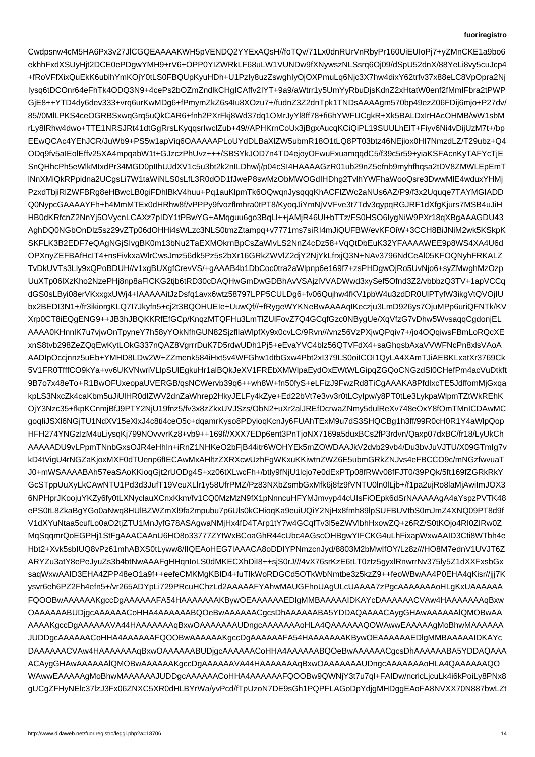Cwdpsnw4cM5HA6Px3v27JlCGQEAAAAKWH5pVENDQ2YYExAQsH//foTQv/71Lx0dnRUrVnRbyPr160UiEUIoPj7+yZMnCKE1a9bo6
ekhhFxdXSUyHjt2DCE0ePDgwYMH9+rV6+OPP0YIZWRkLF68uLW1VUNDw9fXNywszNLSsrq6Oj09/dSpU52dnX/88YeLi8vy5cuJcp4
+fRoVFfXixQuEkK6ublhYmKOjY0tLS0FBQUpKyuHDh+U1PzIy8uzZswghIyOjOXPmuLq6Njc3X7hw4dixY62trfv37x88eLC8VpOpra2Nj
Iysq6tDCOnr64eFhTk4ODQ3N9+4cePs2bOZmZndlkCHgICAffv2IYT+9a9/aWtrr1y5UmYyRbuDjsKdnZ2xHtatW0enf2fMmIFbra2tPWP
GjE8++YTD4dy6dev333+vrq6urKwMDg6+fPmymZkZ6s4Iu8XOzu7+/fudnZ3Z2dnTpk1TNDsAAAAgm570bp49ezZ6DFDij6mjo+P27dv/
85//0MlLPKS4ceOGRBSxwqGrq5uQkCAR6+fnh2PXrFkj8Wd37dq1OMrJyYl8ff78+fi6hYWFUCgkR+Xk5BALDxIrHAcOHMB/wW1sbM
rLy8lRhw4dwo+TTE1NRSJRt41dtGgRrsLKyqqsrIwclZub+49//APHKrnCoUx3jBgxAucqKCiQiPL19SUULhElT+Fiyv6Ni4vDijUzM7t+/bp
EEwQCAc4YEhJCR/JuWb9+PS5w1apViq6OAAAAAPLoUYdDLBaXlZW5ubmR18O1tLQ8PT03btz46NEjiox0HI7NmzdLZ/T29ubz+Q4
ODq9fv5aIEolEffv25XA4mpqabW1t+GJzczPhUvz+++/SBSYkJOD7n4TD4ejoyOFwuFxuamqqdC5/f39c5r59+yiaKSFAcnKyTAFYcTjE
SnQHhcPh5eWlkMIxdPr34MGD0pIlhUJdXV1c5u3bt2k2nILDhw/j/p04cSI4HAAAAGzR01ub29nZ5efnb9myhfhqsa2tDV8ZMWLEpEmT
lNnXMiQkRPpidna2UCgsLi7W1taWiNLS0sLfL3R0dOD1fJweP8swMzObMWOGdIHDhg2TvlhYWFhaWooQsre3DwwMlE4wduxYHMj
PzxdTbjiRlZWFBRg8eHBwcLB0giFDhlBkV4huu+Pq1auKlpmTk6OQwqnJysqqqKhACFlZWc2aNUs6AZ/P9/f3x2Uquqe7TAYMGIADD
Q0NypcGAAAAYFh+h4MmMTEx0dHRhw8f/vPPPy9fvozflmhra0tPT8/KyoqJiYmNjVVFve3t7Tdv3qypqRGJRF1dXfgKjurs7MSB4uJiH
HB0dKRfcnZ2NnYj5OVycnLCAXz7pIDY1tPBwYG+AMqguu6go3BqLl++jAMjR46Ul+bTTz/FS0HSO6IygNiW9PXr18qXBgAAAGDU43
AghDQ0NGbOnDlz5sz29vZTp06dOHHi4sWLzc3NLS0tmzZtampq+v7771ms7siRI4mJiQUFBW/evKFOiW+3CCH8BiJNiM2wk5KSkpK
SKFLK3B2EDF7eQAgNGjSIvgBK0m13bNu2TaEXMOkrnBpCsZaWlvLS2NnZ4cDz58+VqQtDbEuK32YFAAAAWEE9p8WS4XA4U6d
OPXnyZEFBAfHcIT4+nsFivkxaWlrCwsJmz56dk5Pz5s2bXr16GRkZWVlZ2djY2NjYkLfrxjQ3N+NAv3796NdCeAl05KFOQNyhFRKALZ
TvDkUVTs3Lly9xQPoBDUH//v1xgBUXgfCrevVS/+gAAAB4b1DbCoc0tra2aWlpnp6e169f7+zsPHDgwOjRo5UvNjo6+syZMwghMzOzp
UuXTp06lXzKho2NzePHj8np8aFlCKG2tjb6tRD30cDAQHwGmDwGDBhAvVSAjzlVVADWwd3xySef5Ofnd3Z2/vbbbzQ3TV+1apVCCq
dGS0sLByi08erVKxxgxUWj4+IAAAAAitJzDsfq1avx6wtz58797LPP5CULDg6+fv06Qujhw4fKV1pbW4u3zdDR0UlPTyfW3ikgVtQVOjIU
bx2BEDI3N1+/fr3ikiorgKLQ7I7Jkyfn5+cj2t3BQOHUEIe+UuwQf//+fRygeWYKNeBwAAAAqIKeczju3LmD926ys7OjuMPp6uriQFNTk/KV
Xrp0CT8iEQgENG9++JB3hJBQKKRfEfGCp/KnqzMTQFHu3LmTlZUlFovZ7Q4GCqfGzc0NBygUe/XqVfzG7vDhw5WvsaqqCgdonjEL
AAAA0KHnnlK7u7vjwOnTpyneY7h58yYOkNfhGUN82SjzfllaWlpfXy9x0cvLC/9Rvn///vnz56VzPXjwQPqiv7+/jo4OQqiwsFBmLoRQcXE
xnS8tvb298ZeZQqEwKytLOkG337nQAZ8VgrrrDuK7D5rdwUDh1Pj5+eEvaYVC4blz56QTVFdX4+saGhqsbAxaVVWFNcPn8xlsVAoA
AADIpOccjnnz5uEb+YMHD8LDw2W+ZZmenk584iHxt5v4WFGhw1dtbGxw4Pbt2xI379LS0oiICOI1QyLA4XAmTJiAEBKLxatXr3769Ck
5V1FR0TfffCO9kYa+vv6UKVNwriVLlpSUlEgkuHr1alBQkJeXV1FREbXMWlpaEydOxEWtWGipqZGQoCNGzdSl0CHefPm4acVuDtkft
9B7o7x48eTo+R1BwOFUxeopaUVERGB/qsNCWervb39q6++wh8W+fn50fyS+eLFizJ9Fwzd8TiCgAAAKA8PfdIxcTE5JdffomMjGxqa
kpLS3NxcZk4caKbm5uJiUlHR0dlZWV2dnZaWhrep2HkyJELFy4kZye+Ed22bVt7e3vv3r0tLCyIpw/y8PT0tLe3LykpaWlpmTZtWkREhK
OjY3Nzc35+fkpKCnmjBfJ8PTY2NjU19fnz5/fv3x8zZkxUVJSzs/ObN2+uXr2alJREfDcrwaZNmy5dulReXv748eOxY8fOmTMnICDAwMC
goqIiJSXl6NGjTU1NdXV15eXlxJ4c8ti4ceO5c+dqamrKyso8PDyioqKcnJy6FUAhTExM9u7dS3SHQCBg1h3ff/99R0cH0R1Y4aWlpQop
HFH274YNGzIzM4uLiysqKj799NOvvvrKz8+vb9++169f//XXX7EDp6ent3PnTjoNX7169a5duxBCs2fP3rdvn/Qaxp07dxBC/fr18/LyUkCh
AAAAADU9vLPpmTNnbGxsOJR4eHhIn+iRnZ1NHKeO2bFjB44itr6WOHYEk5mZOWDAAJkV2dvb29vb4/Du3bvJuVJTU/X09GTmIg7v
kD4tVigU4rNGZaKjoxMXF0dTUenp6fIECAwMxAHltzZXRXcwUzhFgWKxuKKiwtnZWZ6E5ubmGRkZNJvs4eFBCCO9c/mNGzfwvuaT
J0+mWSAAAABAh57eaSAoKKioqGjt2rUODg4S+xz06tXLwcFh+/btly9fNjU1lcjo7e0dExPTp08fRWv08fFJT0/39PQk/5ft169fZGRkRkY
GcSTppUuXyLkCAwNTU1Pd3dJufT19VeuXLlr1y58lPtPrfPMZ/Pz83NXbZsmbMfk6j8fz9fVNTU0ln0lLjb+/f1pa2ujRo8laMjAwiImJOX3
6NPHprJKoojuYKZy6fy0tLXNyclauXCnxKkm/fv1CQ0MzMzN9fX1pNnncuHFYMJmvyp44cUIsFiOEpk6dSrNAAAAAgA4aYspzPVTK48
ePS0tL8ZkaBgYGo0aNwq8HUlBZWZmXl9fa2mpubu7p6Uls0mJmZ4XNQ09PT8d9f
V1dXYuNtaa5cufLo0aO2tjZTU1MnJyfG78ASAgwaNMjHx4fD4TArp1tY7w4GCqfTv3l5eZWVlbhHxowZQ+z6RZ/S0tKOjo4RI0ZIRw0Z
MqSqqmrQoEGPHj1StFgAAACAAnU6HO8o33777ZYtWxBCoaGhR44cUbc4AGscOHBgwYIFCKG4uLhFixapWxwAAID3Cti8WTbh4e
Hbt2+Xvk5sbIUQ8vPz61mhABXS0tLyww8/IIQEAoHEG7IAAACA8oDDIYPNmzcnJyd/8803M2bMwIfOY/Lz8z///HO8M7ednV7UVJT6Z
ARYZu3atY8ePeJyuZs3b4btNwAAAFgHHqnIoLS0dMKECXhDiI8+sjS0rJ///4vX76srKzE6tLT0ztz5gyxlRnwrrNv375ly5Z1dXXFxsbGx
saqWxwAAID3EHA4ZPP48eO1a9f++eefeCMKMgKBID4+fuTIkWoRDGCd5OTkWbNmtbe3z5kzZ9++feoWBwAA4P0EHA4qKisr//jjj7K
ysvr6eh6PZ2Fh4efn5+/vr265ADYpLi729PRcuHChzLd2AAAAAFYAhwMAUGFhoUAgULcUAAAA7zPgcAAAAAAAAoHLgKxUAAAAAA
FQOOBwAAAAAAKgccDgAAAAAAFA54HAAAAAAAKBywOEAAAAAAEDlgMMBAAAAAIDKAYcDAAAAAAACVAw4HAAAAAAAqBxw
OAAAAAABUDjgcAAAAAACoHHA4AAAAAABQOeBwAAAAAACgcsDhAAAAAABA5YDDAQAAAACAygGHAwAAAAAlQMOBwAA
AAAAKgccDgAAAAAAVA44HAAAAAAAqBxwOAAAAAAAUDngcAAAAAAAoHLA4QAAAAAAQOWAwwEAAAAAgMoBhwMAAAAAAJUDDgcAAAAAACoHHA4AAAAAAFQOOBwAAAAAAKgccDgAAAAAAFA54HAAAAAAAKBywOEAAAAAAEDlgMMBAAAAAIDKAYc
DAAAAAACVAw4HAAAAAAAqBxwOAAAAAABUDjgcAAAAAACoHHA4AAAAAABQOeBwAAAAAACgcsDhAAAAAABA5YDDAQAAA
ACAygGHAwAAAAAlQMOBwAAAAAKgccDgAAAAAAVA44HAAAAAAAqBxwOAAAAAAAUDngcAAAAAAAoHLA4QAAAAAAQO
WAwwEAAAAAgMoBhwMAAAAAAJUDDgcAAAAAACoHHA4AAAAAAFQOOBw9QWNjY3t7u7ql+FAIDw/ncrclcLjcuLk4i6kPoiLy8PNx8
gUCgZFHyNElc37lzJ3Fx06ZNXC5XR0dHLBYrWa/yvPcd/fTpUzoN/DE9s8Gh1PQPFLAGoDpYdjgMHDggEAoFA8NVXX70N887bwLZt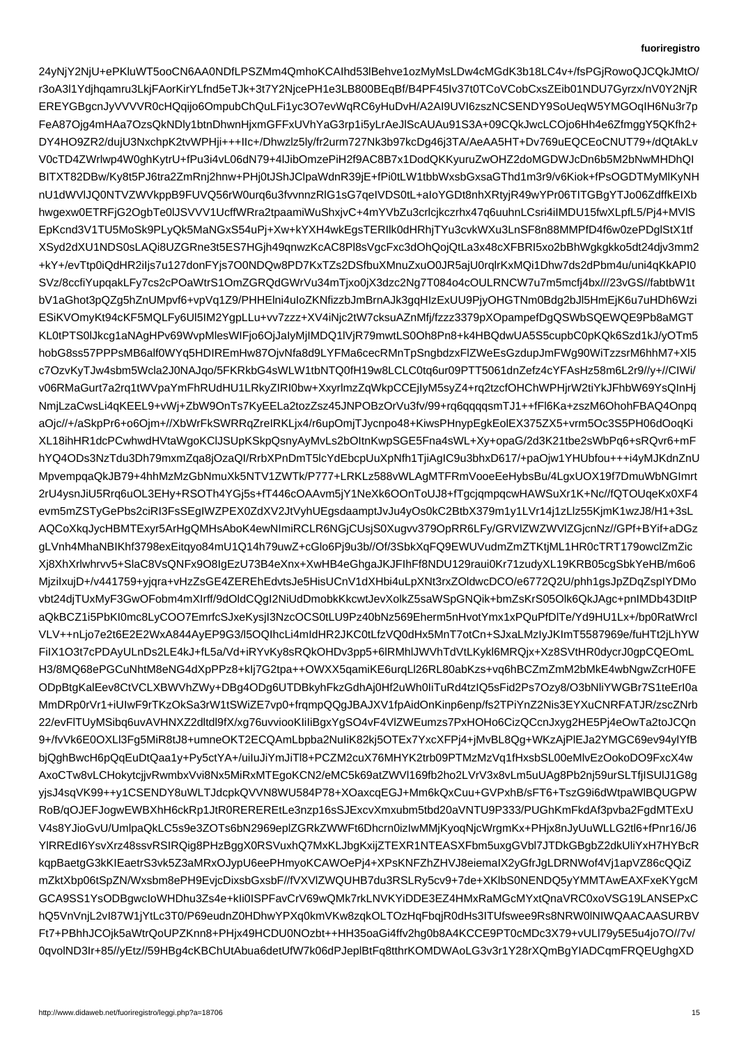24yNjY2NjU+ePKluWT5ooCN6AA0NDfLPSZMm4QmhoKCAIhd53lBehve1ozMyMsLDw4cMGdK3b18LC4v+/fsPGjRowoQJCQkJMtO/
r3oA3l1Ydjhqamru3LkjFAorKirYLfnd5eTJk+3t7Y2NjcePH1e3LB800BEqBf/B4PF45Iv37t0TCoVCobCxsZEib01NDU7Gyrzx/nV0Y2NjR
EREYGBgcnJyVVVVR0cHQqijo6OmpubChQuLFi1yc3O7evWqRC6yHuDvH/A2AI9UVI6zszNCSENDY9SoUeqW5YMGOqIH6Nu3r7p
FeA87Ojg4mHAa7OzsQkNDly1btnDhwnHjxmGFFxUVhYaG3rp1i5yLrAeJlScAUAu91S3A+09CQkJwcLCOjo6Hh4e6ZfmggY5QKfh2+
DY4HO9ZR2/dujU3NxchpK2tvWPHji+++IIc+/Dhwzlz5ly/fr2urm727Nk3b97kcDg46j3TA/AeAA5HT+Dv769uEQCEoCNUT79+/dQtAkLv
V0cTD4ZWrlwp4W0ghKytrU+fPu3i4vL06dN79+4lJibOmzePiH2f9AC8B7x1DodQKKyuruZwOHZ2doMGDWJcDn6b5M2bNwMHDhQI
BITXT82DBw/Ky8t5PJ6tra2ZmRnj2hnw+PHj0tJShJClpaWdnR39jE+fPi0tLW1tbbWxsbGxsaGThd1m3r9/v6Kiok+fPsOGDTMyMlKyNH
nU1dWVlJQ0NTVZWVkppB9FUVQ56rW0urq6u3fvvnnzRlG1sG7qeIVDS0tL+aIoYGDt8nhXRtyjR49wYPr06TITGBgYTJo06ZdffkEIXb
hwgexw0ETRFjG2OgbTe0lJSVVV1UcffWRra2tpaamiWuShxjvC+4mYVbZu3crlcjkczrhx47q6uuhnLCsri4iIMDU15fwXLpfL5/Pj4+MVlS
EpKcnd3V1TU5MoSk9PLyQk5MaNGxS54uPj+Xw+kYXH4wkEgsTERIlk0dHRhjTYu3cvkWXu3LnSF8n88MMPfD4f6w0zePDglStX1tf
XSyd2dXU1NDS0sLAQi8UZGRne3t5ES7HGjh49qnwzKcAC8Pl8sVgcFxc3dOhQojQtLa3x48cXFBRI5xo2bBhWgkgkko5dt24djv3mm2
+kY+/evTtp0iQdHR2iIjs7u127donFYjs7O0NDQw8PD7KxTZs2DSfbuXMnuZxuO0JR5ajU0rqlrKxMQi1Dhw7ds2dPbm4u/uni4qKkAPI0
SVz/8ccfiYupqakLFy7cs2cPOaWtrS1OmZGRQdGWrVu34mTjxo0jX3dzc2Ng7T084o4cOULRNCW7u7m5mcfj4bx///23vGS//fabtbW1t
bV1aGhot3pQZg5hZnUMpvf6+vpVq1Z9/PHHElni4uIoZKNfizzbJmBrnAJk3gqHIzExUU9PjyOHGTNm0Bdg2bJl5HmEjK6u7uHDh6Wzi
ESiKVOmyKt94cKF5MQLFy6Ul5lM2YgpLLu+vv7zzz+XV4iNjc2tW7cksuAZnMfj/fzzz3379pXOpampefDgQSWbSQEWQE9Pb8aMGT
KL0tPTS0lJkcg1aNAgHPv69WvpMlesWIFjo6OjJaIyMjIMDQ1lVjR79mwtLS0Oh8Pn8+k4HBQdwUA5S5cupbC0pKQk6Szd1kJ/yOTm5
hobG8ss57PPPsMB6alf0WYq5HDIREmHw87OjvNfa8d9LYFMa6cecRMnTpSngbdzxFlZWeEsGzdupJmFWg90WiTzzsrM6hhM7+Xl5
c7OzvKyTJw4sbm5Wcla2J0NAJqo/5FKRkbG4sWLW1tbNTQ0fH19w8LCLC0tq6ur09PTT5061dnZefz4cYFAsHz58m6L2r9//y+//CIWi/
v06RMaGurt7a2rq1tWVpaYmFhRUdHU1LRkyZIRI0bw+XxyrlmzZqWkpCCEjlyM5syZ4+rq2tzcfOHChWPHjrW2tiYkJFhbW69YsQlnHj
NmjLzaCwsLi4qKEEL9+vWj+ZbW9OnTs7KyEELa2tozZsz45JNPOBzOrVu3fv/99+rq6qqqqsmTJ1++fFl6Ka+zszM6OhohFBAQ4Onpq
aOjc//+/aSkpPr6+o6Ojm+//XbWrFkSWRRqZreIRKLjx4/r6upOmjTJycnpo48+KiwsPHnypEgkEolEX375ZX5+vrm5Oc3S5PH06dOoqKi
XL18ihHR1dcPCwhwdHVtaWgoKClJSUpKSkpQsnyAyMvLs2bOltnKwpSGE5Fna4sWL+Xy+opaG/2d3K21tbe2sWbPq6+sRQvr6+mF
hYQ4ODs3NzTdu3Dh79mxmZqa8jOzaQI/RrbXPnDmT5lcYdEbcpUuXpNfh1TjiAgIC9u3bhxD617/+paOjw1YHUbfou+++i4yMJKdnZnU
MpvempqaQkJB79+4hhMzMzGbNmuXk5NTV1ZWTk/P777+LRKLz588vWLAgMTFRmVooeEeHybsBu/4LgxUOX19f7DmuWbNGImrt
2rU4ysnJiU5Rq6uOL3EHy+RSOTh4YGj5s+fT446cOAAvm5jY1NeXk6OOnToUJ8+fTgcjqmpqcwHAWSuXr1K+Nc//fQTOUqeKx0XF4
evm5mZSTyGePbs2ciRI3FsSEgIWZPEX0ZdXV2JtVyhUEgsdaamptJvJu4yOs0kC2BtbX379m1y1LVr14j1zLlz55KjmK1wzJ8/H1+3sL
AQCoXkqJycHBMTExyr5ArHgQMHsAboK4ewNImiRCLR6NGjCUsjS0Xugvv379OpRR6LFy/GRVlZWZWVlZGjcnNz//GPf+BYif+aDGz
gLVnh4MhaNBIKhf3798exEitqyo84mU1Q14h79uwZ+cGlo6Pj9u3b//Of/3SbkXqFQ9EWUVudmZmZTKtjML1HR0cTRT179owclZmZic
Xj8XhXrlwhrvv5+SlaC8VsQNFx9O8IgEzU73B4eXnx+XwHB4eGhgaJKJFIhFf8NDU129raui0Kr71zudyXL19KRB05cgSbkYeHB/m6o6
MjzilxujD+/v441759+yjqra+vHzZsGE4ZEREhEdvtsJe5HisUCnV1dXHbi4uLpXNt3rxZOldwcDCO/e6772Q2U/phh1gsJpZDqZsplYDMo
vbt24djTUxMyF3GwOFobm4mXIrff/9dOldCQgI2NiUdDmobkKkcwtJevXolkZ5saWSpGNQik+bmZsKrS05Olk6QkJAgc+pnIMDb43DltP
aQkBCZ1i5PbKI0mc8LyCOO7EmrfcSJxeKysjI3NzcOCS0tLU9Pz40bNz569Eherm5nHvotYmx1xPQuPfDlTe/Yd9HU1Lx+/bp0RatWrcI
VLV++nLjo7e2t6E2E2WxA844AyEP9G3/l5OQIhcLi4mIdHR2JKC0tLfzVQ0dHx5MnT7otCn+SJxaLMzIyJKImT5587969e/fuHTt2jLhYW
FiIX1O3t7cPDAyULnDs2LE4kJ+fL5a/Vd+iRYvKy8sRQkOHDv3pp5+6lRMhlJWVhTdVtLKykl6MRQjx+Xz8SVtHR0dycrJ0gpCQEOmL
H3/8MQ68ePGCuNhtM8eNG4dXpPPz8+kIj7G2tpa++OWXX5qamiKE6urqLl26RL80abKzs+vq6hBCZmZmM2bMkE4wbNgwZcrH0FE
ODpBtgKalEev8CtVCLXBWVhZWy+DBg4ODg6UTDBkyhFkzGdhAj0Hf2uWh0liTuRd4tzIQ5sFid2Ps7Ozy8/O3bNliYWGBr7S1teErI0a
MmDRp0rVr1+iUIwF9rTKzOkSa3rW1tSWiZE7vp0+frqmpQQgJBAJXV1fpAidOnKinp6enp/fs2TPiYnZ2Nis3EYXuCNRFATJR/zscZNrb
22/evFlTUyMSibq6uvAVHNXZ2dltdl9fX/xg76uvviooKIiIiBgxYgSO4vF4VlZWEumzs7PxHOHo6CizQCcnJxyg2HE5Pj4eOwTa2toJCQn
9+/fvVk6E0OXLl3Fg5MiR8tJ8+umneOKT2ECQAmLbpba2NuIiK82kj5OTEx7YxcXFPj4+jMvBL8Qg+WKzAjPlEJa2YMGC69ev94ylYfB
bjQghBwcH6pQqEuDtQaa1y+Py5ctYA+/uiIuJiYmJiTl8+PCZM2cuX76MHYK2trb09PTMzMzVq1fHxsbSL00eMlvEzOokoDO9FxcX4w
AxoCTw8vLCHokytcjjvRwmbxVvi8Nx5MiRxMTEgoKCN2/eMC5k69atZWVl169fb2ho2LVrV3x8vLm5uUAg8Pb2nj59urSLTfjISUlJ1G8g
yjsJ4sqVK99++y1CSENDY8uWLTJdcpkQVVN8WU584P78+XOaxcqEGJ+Mm6kQxCuu+GVPxhB/sFT6+TszG9i6dWtpaWlBQUGPW
RoB/qOJEFJogwEWBXhH6ckRp1JtR0REREREtLe3nzp16sSJExcvXmxubm5tbd20aVNTU9P333/PUGhKmFkdAf3pvba2FgdMTExU
V4s8YJioGvU/UmlpaQkLC5s9e3ZOTs6bN2969eplZGRkZWWFt6Dhcrn0izIwMMjKyoqNjcWrgmKx+PHjx8nJyUuWLLG2tl6+fPnr16/J6
YlRREdI6YsvXrz48ssvRSlRQig8PHzBggX0RSVuxhQ7MxKLJbgKxijZTEXR1NTEASXFbm5uxgGVbl7JTDkGBgbZ2dkUliYxH7HYBcR
kqpBaetgG3kKIEaetrS3vk5Z3aMRxOJypU6eePHmyoKCAWOePj4+XPsKNFZhZHVJ8eiemaIX2yGfrJgLDRNWof4Vj1apVZ86cQQiZ
mZktXbp06tSpZN/Wxsbm8ePH9EvjcDixsbGxsbF//fVXVlZWQUHB7du3RSLRy5cv9+7de+XKlbS0NENDQ5YyMMTAwEAXFxeKYgcM
GCA9SS1YsODBgwcIoWHDhu3Zs4e+kIi0ISPFavCrV69wQMk7rkLNVKYiDDE3EZ4HMxRaMGcMYxtQnaVRC0xoVSG19LANSEPxC
hQ5VnVnjL2vI87W1jYtLc3T0/P69eudnZ0HDhwYPXq0kmVKw8zqkOLTOzHqFbqjR0dHs3ITUfswee9Rs8NRW0lNIWQAACAASURBV
Ft7+PBhhJCOjk5aWtrQoUPZKnn8+PHjx49HCDU0NOzbt++HH35oaGi4ffv2hg0b8A4KCCE9PT0cMDc3X79+vULl79y5E5u4jo7O//7v/
0qvolND3Ir+85//yEtz//59HBg4cKBChUtAbua6detUfW7k06dPJeplBtFq8tthrKOMDWAoLG3v3r1Y28rXQmBgYIADCqmFRQEUghgXD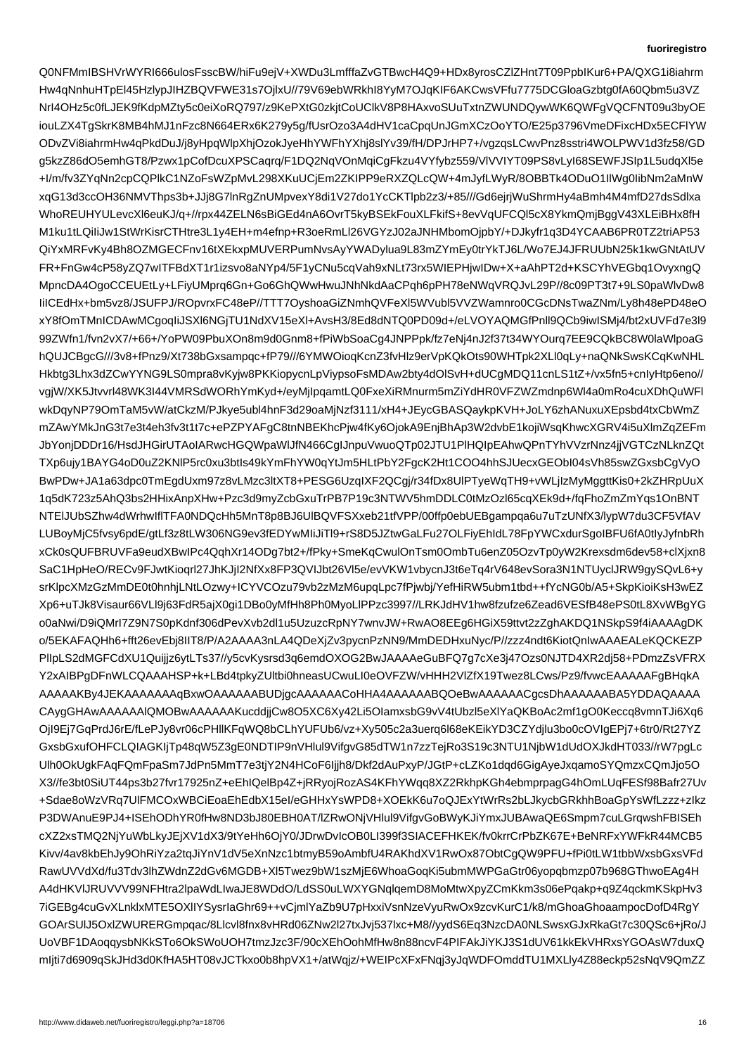Q0NFMmIBSHVrWYRI666ulosFsscBW/hiFu9ejV+XWDu3LmfffaZvGTBwcH4Q9+HDx8yrosCZlZHnt7T09PpbIKur6+PA/QXG1i8iahrm
Hw4qNnhuHTpEl45HzlypJIHZBQVFWE31s7OjlxU//79V69ebWRkhI8YyM7OJqKIF6AKCwsVFfu7775DCGloaGzbtg0fA60Qbm5u3VZ
NrI4OHz5c0fLJEK9fKdpMZty5c0eiXoRQ797/z9KePXtG0zkjtCoUClkV8P8HAxvoSUuTxtnZWUNDQywWK6QWFgVQCFNT09u3byOE
iouLZX4TgSkrK8MB4hMJ1nFzc8N664ERx6K279y5g/fUsrOzo3A4dHV1caCpqUnJGmXCzOoYTO/E25p3796VmeDFixcHDx5ECFlYW
ODvZVi8iahrmHw4qPkdDuJ/j8yHpqWlpXhjOzokJyeHhYWFhYXhj8slYv39/fH/DPJrHP7+/vgzqsLCwvPnz8sstri4WOLPWV1d3fz58/GD
g5kzZ86dO5emhGT8/Pzwx1pCofDcuXPSCaqrq/F1DQ2NqVOnMqiCgFkzu4VYfybz559/VlVVIYT09PS8vLyI68SEWFJSIp1L5udqXl5e
+I/m/fv3ZYqNn2cpCQPlkC1NZoFsWZpMvL298XKuUCjEm2ZKIPP9eRXZQLcQW+4mJyfLWyR/8OBBTk4ODuO1IlWg0IibNm2aMnW
xqG13d3ccOH36NMVThps3b+JJj8G7lnRgZnUMpvexY8di1V27do1YcCKTlpb2z3/+85///Gd6ejrjWuShrmHy4aBmh4M4mfD27dsSdlxa
WhoREUHYULevcXl6euKJ/q+//rpx44ZELN6sBiGEd4nA6OvrT5kyBSEkFouXLFkifS+8evVqUFCQl5cX8YkmQmjBggV43XLEiBHx8fH
M1ku1tLQiIiJw1StWrKisrCTHtre3L1y4EH+m4efnp+R3oeRmLl26VGYzJ02aJNHMbomOjpbY/+DJkyfr1q3D4YCAAB6PR0TZ2triAP53
QiYxMRFvKy4Bh8OZMGECFnv16tXEkxpMUVERPumNvsAyYWADylua9L83mZYmEy0trYkTJ6L/Wo7EJ4JFRUUbN25k1kwGNtAtUV
FR+FnGw4cP58yZQ7wITFBdXT1r1izsvo8aNYp4/5F1yCNu5cqVah9xNLt73rx5WIEPHjwIDw+X+aAhPT2d+KSCYhVEGbq1OvyxngQ
MpncDA4OgoCCEUEtLy+LFiyUMprq6Gn+Go6GhQWwHwuJNhNkdAaCPqh6pPH78eNWqVRQJvL29P//8c09PT3t7+9LS0paWlvDw8
IiICEdHx+bm5vz8/JSUFPJ/ROpvrxFC48eP//TTT7OyshoaGiZNmhQVFeXl5WVubl5VVZWamnro0CGcDNsTwaZNm/Ly8h48ePD48eO
xY8fOmTMnICDAwMCgoqIiJSXl6NGjTU1NdXV15eXl+AvsH3/8Ed8dNTQ0PD09d+/eLVOYAQMGfPnll9QCb9iwISMj4/bt2xUVFd7e3l9
99ZWfn1/fvn2vX7/+66+/YoPW09PbuXOn8m9d0Gnm8+fPiWbSoaCg4JNPPpk/fz7eNj4n2J2f37t34WYOurq7EE9CQkBC8W0laWlpoaG
hQUJCBgcG///3v8+fPnz9/Xt738bGxsampqc+fP79///6YMWOioqKcnZ3fvHlz9erVpKQkOts90WHTpk2XLl0qLy+naQNkSwsKCqKwNHL
Hkbtg3Lhx3dZCwYYNG9LS0mpra8vKyjw8PKKiopycnLpViypsoFsMDAw2bty4dOlSvH+dUCgMDQ11cnLS1tZ+/vx5fn5+cnIyHtp6eno//
vgjW/XK5Jtvvrl48WK3I44VMRSdWORhYmKyd+/eyMjIpqamtLQ0FxeXiRMnurm5mZiYdHR0VFZWZmdnp6Wl4a0mRo4cuXDhQuWFl
wkDqyNP79OmTaM5vW/atCkzM/PJkye5ubl4hnF3d29oaMjNzf3111/xH4+JEycGBASQaykpKVH+JoLY6zhANuxuXEpsbd4txCbWmZ
mZAwYMkJnG3t7e3t4eh3fv3t1t7c+ePZPYAFgC8tnNBEKhcPjw4fKy6OjokA9EnjBhAp3W2dvbE1kojiWsqKhwcXGRV4i5uXlmZqZEFm
JbYonjDDDr16/HsdJHGirUTAoIARwcHGQWpaWlJfN466CgIJnpuVwuoQTp02JTU1PlHQIpEAhwQPnTYhVVzrNnz4jjVGTCzNLknZQt
TXp6ujy1BAYG4oD0uZ2KNlP5rc0xu3btIs49kYmFhYW0qYtJm5HLtPbY2FgcK2Ht1COO4hhSJUecxGEObI04sVh85swZGxsbCgVyO
BwPDw+JA1a63dpc0TmEgdUxm97z8vLMzc3ltXT8+PESG6UzqIXF2QCgj/r34fDx8UlPTyeWqTH9+vWLjIzMyMggttKis0+2kZHRpUuX
1q5dK723z5AhQ3bs2HHixAnpXHw+Pzc3d9myZcbGxuTrPB7P19c3NTWV5hmDDLC0tMzOzl65cqXEk9d+/fqFhoZmZmYqs1OnBNT
NTElJUbSZhw4dWrhwIflTFA0NDQcHh5MnT8p8BJ6UlBQVFSXxeb21tfVPP/00ffp0ebUEBgampqa6u7uTzUNfX9/du7CF5VfAV
LUBoyMjC5fvsy6pdE/gtLf3z8tLW306NG9ev3fEDYwMIiJiTl9+rS8D5JZtwGaLFu27OLFiyEhIdL78FpYWCxdurSgoIBFU6fA0tIyJyfnbRh
xCk0sQUFBRUVFa9eudXBwIPc4QqhXr14Dg7bt2+/fPky+SmeKqCwulOnTsm0OmbTu6enZ05OzvTp0yW2Krexsdm6dev58+clXjxn8
SaC1HpHeO/RECv9FJwtKioqrl27JhKJjI2NfXx8FP3QVIJbt26Vl5e/evVKW1vbycnJ3t6eTq4rV648evSora3N1NTUyclJRW9gySQvL6+y
srKlpcXMzGzMmDE0t0hnhjLNtLOzwy+ICYVCOzu79vb2zMzM6upqLpc7fPjwbj/YefHiRW5ubm1tbd++fYcNG0b/A5+SkpKioiKsH3wEZ
Xp6+uTJk8Visaur66VLl9j63FdR5ajX0gi1DBo0yMfHh8Ph0MyoLlPPzc3997//LRKJdHV1hw8fzufze6Zead6VESfB48ePS0tL8XvWBgYG
o0aNwi/D9iQMrI7Z9N7S0pKdnf306dPevXvb2dl1u5UzuzcRpNY7wnvJW+RwAO8EEg6HGiX59ttvt2zZghAKDQ1NSkpS9f4iAAAAgDK
o/5EKAFAQHh6+fft26evEbj8IIT8/P/A2AAAA3nLA4QDeXjZv3pycnPzNN9/MmDEDHxuNyc/P//zzz4ndt6KiotQnIwAAAEALeKQCKEZP
PlIpLS2dMGFCdXU1Quijjz6ytLTs37//y5cvKysrsd3q6emdOXOG2BwJAAAAeGuBFQ7g7cXe3j47Ozs0NJTD4XR2dj58+PDmzZsVFRX
Y2xAIBPgDFnWLCQAAAHSP+k+LBd4tpkyZUltbi0hneasUCwuLI0eOVFZW/vHHH+VlZfX19Twez8LCws/Pz9/fvwcEAAAAAAFgBHqkA
AAAAKBy4JEKAAAAAAAqBxwOAAAAAABUDjgcAAAAAACoHHA4AAAAAABQOeBwAAAAAACgcsDhAAAAAABA5YDDAQAAAA
CAygGHAwAAAAAAlQMOBwAAAAAAKucddjjCw8O5XC6Xy42Ll5IOIamxsbGl9vV4tUbzl5eXlYaQKBoAc2mf1gO0Keccq8vmnTJi6Xq6
OjI9Ej7GqPrdJ6rE/fLePJy8vr06cPHllKFqWQ8bCLhYUFUb6/vz+Xy505c2a3uerq6l68eKEikYD3CZYdjlu3bo0cOVIgEPj7+6tr0/Rt27YZ
GxsbGxufOHFCLQIAGKIjTp48qW5Z3gE0NDTIP9nVHlul9VifgvG85dTW1n7zzTejRo3S19c3NTU1NjbW1dUdOXJkdHT033//rW7pgLc
Ulh0OkUgkFAqFQmFpaSm7JdPn5MmT7e3tjY2N4HCoF6Ijjh8/Dkf2dAuPxyP/JGtP+cLZKo1dqd6GigAyeJxqamoSYQmzxCQmJjo5O
X3//fe3bt0SiUT44ps3b27fvr17925nZ+ehIQelBp4Z/+jRRyojRozAS4KFhYWqq8XZ2RkhpKGh4ebmbmprpagG4hOmLUqFESf98Bafr27Uv
+Sdae8oWzVRq7UlFMCOxWBCiEoaEhEdbX15eI/eGHHxYsWPD8+XOEkK6u7oQJExYtWrRs2bLJkycbGRkhBoaGpYsWfLzzz+zIkz
P3DWAnuE9PJ4+ISEhODhYR0fHw8ND3bJ80EBH0AT/lZRwONjVHlul9VifgvGoBWyKJiYmxJUBAwaQE6Smpm7cuLGrqwshFBISEh
cXZ2xsTMQ2NjYuWbLkyJEjXV1dX3/9tYeHh6OjY0/JDrwDvIcOB0LI399f3SIACEFHKEK/fv0krrCrPbZK67E+BeNRFxYWFkR44MCB5
Kivv/4av8kbEhJy9OhRiYza2tqJiYnV1dV5e+XnNzc1btmyB59oAmbfU4AmbfU4ARAKhdXV1RwOx87ObtCgQW9PFU+fPi0tLW1tbbWxsbGxsVFd
RawUVVdXd/fu3Tdv3lhZWdnZ2dGv6MGDB+Xl5Twez9bW1szMjE6WhoaGoqKi5ubmMWPGaGtr06yopqbmzp07b968GThwoEAg4H
A4dHKVlJRUVVV99NFHtra2lpaWdLIwaJE8WDdO/LdSS0uLWXYGNqlqemD8MoMtwXpyZCmKkm3s06ePqakp+q9Z4qckmKSkpHv3
7iGEBg4cuGvXLnklxMTE5OXlIYSysrIaGhr69++vCjmlYaZb9U7pHxxiVsnNzeVyuRwOx9zcvKurC1/k8/mGhoaGhoaampocDofD4RgY
GOArSUlJ5OxlZWURERGmpqac/8Llcvl8fnx8vHRd06ZNw2l27txWu5l27txJvj537lxc+M8//yydS6Eq3NzcDA0NLSwsGJxRkaGt7c30QSc6+jRo/J
UoVBF1DAoqqysbNKkSTo6OkSWoUOH7tmzJzc3F/90cXEhOohMfHw8n88ncvF4PIFAkJiYKJ3S1dUV61kkEkVHRxsYGOAsW7duxQ
mIjti7d6909qSkJHd3d0KfHA5HHT08vJCTkxo0b8hpVX1+/atWqjz/+WEIPcXFxFNqj3yJqWDFOmddTU1MXLly4Z88eckp5sNqV9QmZZ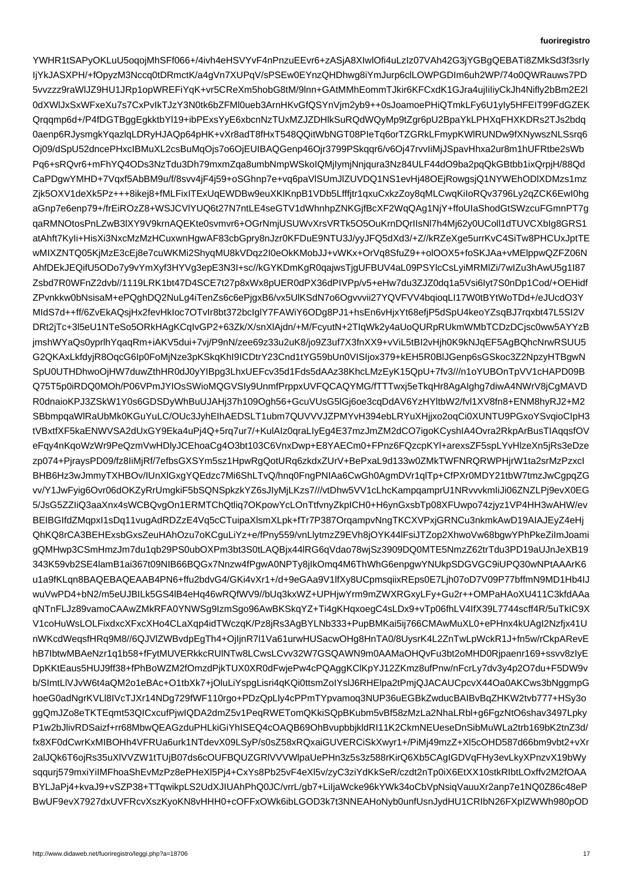YWHR1tSAPyOKLuU5oqojMhSFf066+/4ivh4eHSVYvF4nPnzuEEvr6+zASjA8XIwlOfi4uLzIz07VAh42G3jYGBgQEBATi8ZMkSd3f3srIy
IjYkJASXPH/+fOpyzM3Nccq0tDRmctK/a4gVn7XUPqV/sPSEw0EYnzQHDhwg8iYmJurp6clLOWPGDIm6uh2WP/74o0QWRauws7PD
5vvzzz9raWlJZ9HU1JRp1opWREFiYqK+vr5CReXm5hobG8tM/9lnn+GAtMMhEommTJkir6KFCxdK1GJra4ujIiIiyCkJh4Nifly2bBm2E2l
0dXWlJxSxWFxeXu7s7CxPvIkTJzY3N0tk6bZFMl0ueb3ArnHKvGfQSYnVjm2yb9++0sJoamoePHiQTmkLFy6U1yIy5HFEIT99FdGZEK
Qrqqmp6d+/P4fDGTBggEgkktbYl19+ibPExsYyE6xbcnNzTUxMZJZDHlkSuRQdWQyMp9tZgr6pU2BpaYkLPHXqFHXKDRs2TJs2bdq
0aenp6RJysmgkYqazlqLDRyHJAQp64pHK+vXr8adT8fHxT548QQitWbNGT08PIeTq6orTZGRkLFmypKWlRUNDw9fXNywszNLSsrq6
Oj09/dSpU52dncePHxcIBMuXL2csBuMqOjs7o6OjEUIBAQGenp46Ojr3799PSkqqr6/v6Oj47rvvIiMjJSpavHhxa2ur8m1hUFRtbe2sWb
Pq6+sRQvr6+mFhYQ4ODs3NzTdu3Dh79mxmZqa8umbNmpWSkoIQMjIymjNnjqura3Nz84ULF44dO9ba2pqQkGBtbb1ixQrpjH/88Qd
CaPDgwYMHD+7Vqxf5AbBM9u/f/8svv4jF4j59+oSGhnp7e+vq6paVlSUmJlZUVDQ1NS1evHj48OEjRowgsjQ1NYWEhODlXDMzs1mz
Zjk5OXV1deXk5Pz+++8ikej8+fMLFixITExUqEWDBw9euXKlKnpB1VDb5Lfffjtr1qxuCxkzZoy8qMLCwqKiIoRQv3796Ly2qZCK6EwI0hg
aGnp7e6enp79+/frEiROzZ8+WSJCVlYUQ6t27N7ntLE4seGTV1dWhnhpZNKGjfBcXF2WqQAg1NjY+ffoUIaShodGtSWzcuFGmnPT7g
qaRMNOtosPnLZwB3lXY9V9krnAQEKte0svmvr6+OGrNmjUSUWvXrsVRTk5O5OuKrnDQrIIsNl7h4Mj62y0UColl1dTUVCXbIg8GRS1
atAhft7KyIi+HisXi3NxcMzMzHCuxwnHgwAF83cbGpry8nJzr0KFDuE9NTU3J/yyJFQ5dXd3/+Z//kRZeXge5urrKvC4SiTw8PHCUxJptTE
wMIXZNTQ05KjMzE3cEj8e7cuWKMi2ShyqMU8kVDqz2I0eOkKMobJJ+vWKx+OrVq8SfuZ9++olOOX5+foSKJAa+vMElppwQZFZ06N
AhfDEkJEQifU5ODo7y9vYmXyf3HYVg3epE3N3I+sc//kGYKDmKgR0qajwsTjgUFBUV4aL09PSYlcCsLyiMRMlZi/7wIZu3hAwU5g1I87
Zsbd7R0WFnZ2dvb//1119LRK1bt47D4SCE7t27p8xWx8pUER0dPX36dPIVPp/v5+eHw7u3ZJZ0dq1a5Vsi6lyt7S0nDp1Cod/+OEHidf
ZPvnkkw0bNsisaM+ePQghDQ2NuLg4iTenZs6c6ePjgxB6/vx5UlKSdN7o6Ogvvvii27YQVFVV4bqioqLI17W0tBYtWoTDd+/eJUcdO3Y
MIdS7d++ff/6ZvEkAQsjHx2fevHkIoc7OTvIr8bt372bclglY7FAWiY6ODg8PJ1+hsEn6vHjxYt68efjPP5dSpU4keoYZsqBJ7rqxbt47L5SI2V
DRt2jTc+3l5eU1NTeSo5ORkHAgKCqIvGP2+63Zk/X/snXlAjdn/+M/FcyutN+2TIqWk2y4aUoQURpRUkmWMbTCDzDCjsc0ww5AYYzB
jmshWYaQs0yprlhYqaqRm+iAKV5dui+7vj/P9nN/zee69z3u2uK6nDcsNuXiWL/OUc3JyhElhAEDSLT1ubm7QUVVJZPMYvH394ebLRYuXHjjxo2oqCi0XUNTU9PGxoSvqiolpH3
tVBxtfXF5kaENWVSA2dUxGY6Eka4uPj4Q+5rq7ur7/+KulAIz0qraLIyEg4E37mzJmZM2dCO7igoKCyshIA4Ovra2RkpArBusTIAqqsfOV
eFqy4nKqoWzWr9PeQzmVwHDlyJCEhoaCg4O3bt103C6VnxDwp+E8YAECm0+FPnz6QzcpKYl+arexsZF5spLYvHlzeXn5jRs3eDze
zp074+PjraysPD09/fz8lIiMjRf/7efbsGXSYm5sz1HpwRgQotURq6zkdxZUrV+BePxaL9d133w0ZMkTWFNFRQRWPHjrW1ta2srMzPzxcI
BHB6Hz3wJmmyTXHBOv/IUnXlGxgYQEdzc7Mi6ShLTvQ/hnq0FngPNIAa6CwGh0AgmDVr1qITp+CfPXr0MDY21tbW7tmzJwCgpqZG
vv/Y1JwFyig6Ovr06dOKZyRrUmgkiF5bSQNSpkzkYZ6sJIyMjLKzs7///vtDhw5VV1cLhcKampqamprU1NRvvvxkmIiJi06ZNZLPj9evX0EG
5/JsG5ZZliQ3aaXnx4sWCBQvgOn1ERMTChQtliq7OKpowYcLOnTtfvnyZkpICH0+H6ynGxsbTp08XFUwpo74zjyz1VP4HH3wAHW/ev
BEIBGIfdZMqpxI1sDq11vugAdRDZzE4Vq5cTuipaXlsmXLpk+fTr7P387OrqampvNngTKCXVPxjGRNCu3nkmkAwD19AlAJEyZ4eHj
QhKQ8rCA3BEHExsbGxsZeuHAhOzu7oKCguLiYz+e/fPny559vnLlytmZZ9EVh8jOYK44lFsiJTZop2XhwoVw68bgwVYPhPkeZiImJoami
gQMHwp3CSmHmzJm7du1qb29PS0ubOXPm3bt3S0tLAQBjx44lRGd6Vqdvao78wjSz3909DQ0MTE5NmzZ62trTdu3PD19aUJnJeXB19
343K59vb2SE4lamB1ai367t09NIB66BQGx7Nnzw4fPgwA0NPTy8jIkOmq4M6ThWhG6enpgwYNUkpSDGVGC9iUPQ30wNPtAAArK6
u1a9fKLqn8BAQEBAQEAAB4PN6+ffu2bdvG4/GKi4vXr1+/d+9eGAa9V1IfXy8UCpmsqiixREps0E7Ljh07oD7V09P77bffmN9MD1Hb4IJ
wuVwPD4+bN2/m5eUJBILk5GS4lB4eHq46wRQfWV9//bUq3kxWZ+UPHjwYrm9mZWXRGxyLFy+Gu2r++OMPaHAoXU411C3kfdAAa
qNTnFLJz89vamoCAAwZMkRFA0YNWSg9IzmSgo96AwBKSkqYZ+Ti4gKHqxoegC4sLDx9+vTp06fhLV4IfX39L7744scff4R/5uTkIC9X
V1coHuWsLOLFixdxcXFxcXHo4CLaXqp4idTWczqK/Pz8jRs3AgBYLNb333+PupBMKai5ij766CMAwMuXL0+ePhnx4kUAgI2Nzfjx41U
nWKcdWeqsfHRq9M8//6QJVlZWBvdpEgTh4+OjIjnR7l1Va61urwHUSacwOHg8HnTA0/8UysrK4L2ZnTwLpWckR1J+fn5w/rCkpAReVE
hB7IbtwMBAeNzr1q1b58+fFytMUVERkkcRUlNfh8LCwsLCvv32W7GSQAWN9m0AAMaOHQvFu3bt2oaMHD0Rjpaenr169+ssvv8zIyE
DpKKtEaus5HUJ9ff38+fPhBoWZM2fOmzdPjkTUX0XR0dFwjePw4cPPAggKClKpYJ12ZKmz8ufPnw/nFcrLy7dv3y4p2O7du+F5DW9v
b/SImtLlVJvW6t4aQM2o1eBAc+O1tbXk7+/OluLiYspgLisri4qKQi0ttsmZolYslJ6RHElpa2tPmjQJACAUCpcvX44Oa0AKCws3bNggmpG
hoeG0adNgrKVLl8IVcTJXr14NDg729fWF110rgo+PDzQpLpy4ePPmPmoq3NUP36uEGBkZwducBAIBvBqZHKW2tvb777+HSy3o
ggQmJZo8eTKTEqmt53QICxcufPjwIQDA2dmZv5v1PeqRWETomQKkiSQpBKubm5vBf58zMzLa2NhaLRbl+g6FgzNtO6shav3497Lpky
P1w2bJlivRDSaizf+rr68MbwQEAGzduPHLkiGiYhISEQ4cOAQB69OhBvupbbjkldRI11K2CkmNEUeseDnSibMuWLa2trb169bK2tnZ3d/
fx8XF0dCwrKxMIBOHh4VFRUa6urk1NTdevX09LLSyP/s0sZ58xRQxaiGUVERCiSkXwyr1+/PiMj49mzZ+Xl5cOHD587d66bm9vbt2+vXr
2alJQk6T6ojRs35uXlVZW1tTUjB07ds6cOUFBQUZGRlVVVlpaUePHn3z5s3z588rKirQ6Xb5CAgIGDVqFHy3evLkyXPnzvX19bWy
sqqurj579mxiYiIMFhoaShShEvMzPz8ePHeXl5Pj4+CxYs5Pb25vF4eXl5v/zyC3ziYdKkSeR/czdt2nTp0iX6EtXX10stkRIbtLOxffv2M2fOAA
BYLJaPj4+kvaJ9+vSZP38+TTqwikpLS2UdXJIUAhPhQ0JC/vrrL/gb7+LiljaWcke96kYWk34oCbVpNsiqVauuXr2anp7e1NQ0Z86c48eP
BwUF9evX7927dxUFRcvXszKyoKN8vHHH0+cOFFxOWk6ibLGOD3k7t3NNEAHoNyb0unfUsnJydHU1CRIbN26FXplZWWh980pOD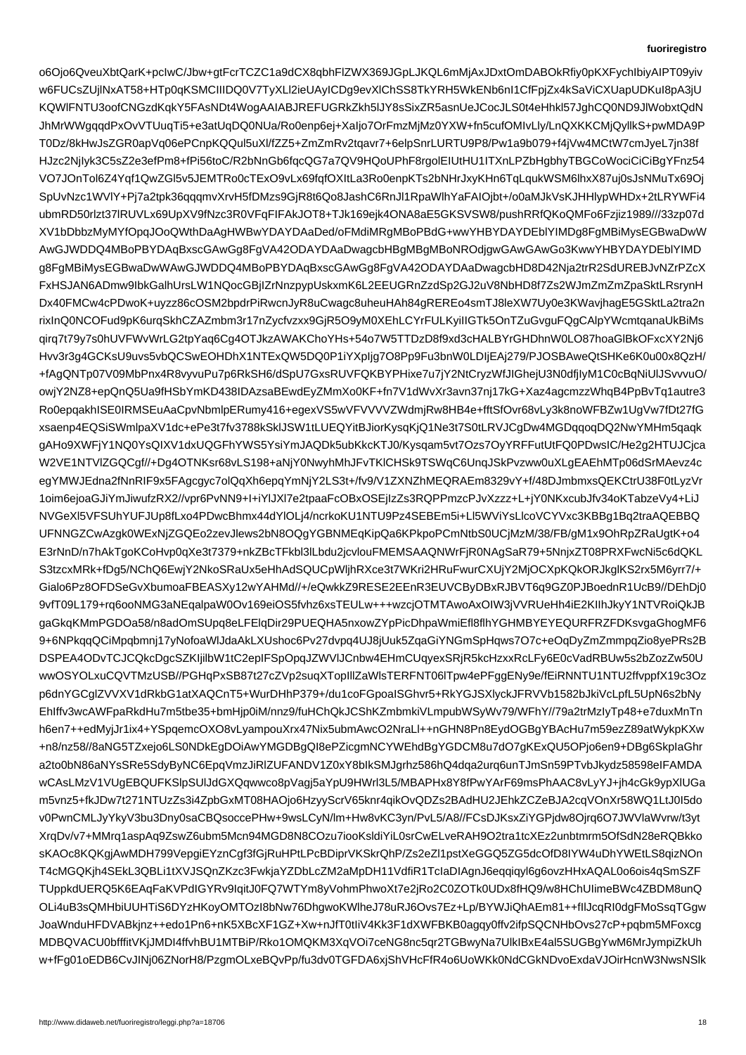o6Ojo6QveuXbtQarK+pcIwC/Jbw+gtFcrTCZC1a9dCX8qbhFlZWX369JGpLJKQL6mMjAxJDxtOmDABOkRfiy0pKXFychIbiyAIPT09yiv
w6FUCsZUjlNxAT58+HTp0qKSMCIIIDQ0V7TyXLl2ieUAyICDg9evXlChSS8TkYRH5WkENb6nI1CfFpjZx4kSaViCXUapUDKuI8pA3jU
KQWlFNTU3oofCNGzdKqkY5FAsNDt4WogAAIABJREFUGRkZkh5lJY8sSixZR5asnUeJCocJLS0t4eHhkl57JghCQ0ND9JlWobxtQdN
JhMrWWgqqdPxOvVTUuqTi5+e3atUqDQ0NUa/Ro0enp6ej+XaIjo7OrFmzMjMz0YXW+fn5cufOMIvLly/LnQXKKCMjQyllkS+pwMDA9P
T0Dz/8kHwJsZGR0apVq06ePCnpKQQul5uXl/fZZ5+ZmZmRv2tqavr7+6elpSnrLURTU9P8/Pw1a9b079+f4jVw4MCtW7cmJyeL7jn38f
HJzc2NjIyk3C5sZ2e3efPm8+fPi56toC/R2bNnGb6fqcQG7a7QV9HQoUPhF8rgolEIUtHU1ITXnLPZbHgbhyTBGCoWociCiCiBgYFnz54
VO7JOnTol6Z4Yqf1QwZGl5v5JEMTRo0cTExO9vLx69fqfOXItLa3Ro0enpKTs2bNHrJxyKHn6TqLqukWSM6lhxX87uj0sJsNMuTx69Oj
SpUvNzc1WVlY+Pj7a2tpk36qqqmvXrvH5fDMzs9GjR8t6Qo8JashC6RnJl1RpaWlhYaFAIOjbt+/o0aMJkVsKJHHlypWHDx+2tLRYWFi4
ubmRD50rlzt37lRUVLx69UpXV9fNzc3R0VFqFIFAkJOT8+TJk169ejk4ONA8aE5GKSVSW8/pushRRfQKoQMFo6Fzjiz1989///33zp07d
XV1bDbbzMyMYfOpqJOoQWthDaAgHWBwYDAYDAaDed/oFMdiMRgMBoPBdG+wwYHBYDAYDEblYIMDg8FgMBiMysEGBwaDwW
AwGJWDDQ4MBoPBYDAqBxscGAwGg8FgVA42ODAYDAaDwagcbHBgMBgMBoNROdjgwGAwGAwGo3KwwYHBYDAYDEblYIMD
g8FgMBiMysEGBwaDwWAwGJWDDQ4MBoPBYDAqBxscGAwGg8FgVA42ODAYDAaDwagcbHD8D42Nja2trR2SdUREBJvNZrPZcX
FxHSJAN6ADmw9IbkGalhUrsLW1NQocGBjIZrNnzpypUskxmK6L2EEUGRnZzdSp2GJ2uV8NbHD8f7Zs2WJmZmZmZpaSktLRsrynH
Dx40FMCw4cPDwoK+uyzz86zcOSM2bpdrPiRwcnJyR8uCwagc8uheuHAh84gRERE04smTJ8leXW7Uy0e3KWavjhagE5GSktLa2tra2n
rixInQ0NCOFud9pK6urqSkhCZAZmbm3r17nZycfvzxx9GjR5O9yM0XEhLCYrFULKyiIIGTk5OnTZuGvguFQgCAlpYWcmtqanaUkBiMs
qirq7t79y7s0hUVFWvWrLG2tpYaq6Gq4OTJkzAWAKChoYHs+54o7W5TTDzD8f9xd3cHALBYrGHDhnW0LO87hoaGlBkOFxcXY2Nj6
Hvv3r3g4GCKsU9uvs5vbQCSwEOHDhX1NTExQW5DQ0P1iYXpIjg7O8Pp9Fu3bnW0LDIjEAj279/PJOSBAweQtSHKe6K0u00x8QzH/
+fAgQNTp07V09MbPnx4R8vyvuPu7p6RkSH6/dSpU7GxsRUVFQKBYPHixe7u7jY2NtCryzWfJIGhejU3N0dfjIyM1C0cBqNiUlJSvvvuO/
owjY2NZ8+epQnQ5Ua9fHSbYmKD438IDAzsaBEwdEyZMmXo0KF+fn7V1dWvXr3avn37nj17kG+Xaz4agcmzzWhqB4PpBvTq1autre3
Ro0epqakhISE0IRMSEuAaCpvNbmlpERumy416+egexVS5wVFVVVVZWdmjRw8HB4e+fftSfOvr68vbLy3k8noWFBZw1UgVw7fDt27fG
xsaenp4EQSiSWmlpaXV1dc+ePe3t7fv3788kSklJSW1tLUEQYitBJiorKysqKjQ1Ne3t7S0tLRVJCgDw4MGDqqoqDQ2NwYMHm5qaqk
gAHo9XWFjY1NQ0YsQIXV1dxUQGFhYWS5YsiYmJAQDk5ubKkcKTJ0/Kysqam5vt7Ozs7OyYRFFutUtFQ0PDwsIC/He2g2HTUJCjca
W2VE1NTVlZGQCgf//+Dg4OTNKsr68vLS198+aNjY0NwyhMhJFvTKlCHSk9TSWqC6UnqJSkPvzww0uXLgEAEhMTp06dSrMAevz4c
egYMWJEdna2fNnRIF9x5FAgcgyc7olQqXh6epqYmNjY2LS3t+/fv9/V1ZXNZhMEQRAEm8329vY+f/48DJmbmxsQEKCtrU38F0tLyzVr
1oim6ejoaGJiYmJiwufzRX2//vpr6PvNN9+I+iYlJXl7e2tpaaFcOBxOSEjIzZs3RQPPPmzcPJvXzzz+L+jY0NKxcubJfv34oKTabzeVy4+LiJ
NVGeXl5VFSUhYUFJUp8fLxo4PDwcBhmx44dYlOLj4/ncrkoKU1NTU9Pz4SEBEm5i+Ll5WViYsLlcoVCYVxc3KBBg1Bq2traAQEBBQ
UFNNGZCwAzgk0WExNjZGQEo2zevJlews2bN8OQgYGBNMEqKipQa6KPkpoPCmNtbS0UCjMzM/38/FB/gM1x9OhRpZRaUgtK+o4
E3rNnD/n7hAkTgoKCoHvp0qXe3t7379+nkZBcTFkbl3lLbdu2jcvlouFMEMSAAQNWrFjR0NAgSaR79+5NnjxT08PRXFwcNi5c6dQKL
S3tzcxMRk+fDg5/NChQ6EwjY2NkoSRaUx5eHhAdSQUCpWljhRXce3t7WKri2HRuFwurCXUjY2MjOCXpKQKORJKglKS2rx5M6yrr7/+
Gialo6Pz8OFDSeGvXbumoaFBEASXy12wYAHMd//+/eQwkZ9RESE2EEnR3EUVCByDBxRJBVT6q9GZ0PJBoednR1UcB9//DEhDj0
9vfT09L179+rq6ooNMG3aNEqalpaW0Ov169eiOS5fvhz6xsTEULw+++wzcjOTMTAwoAxOIW3jVVRUeHh4iE2KIhJkyY1NTVRoiQkJB
gaGkqKMmPGDOa58/n8adOmSUpq8eLFElqDir29PUEQHA5nxowZYpPicDhpaWmiEfl8flhYGHMBYEYEQURFRZFDKsvgaGhogMF6
9+6NPkqqQCiMpqbmnj17yNofoaWlJdaAkLXUshoc6Pv27dvpqEqJ8yAa3KO6Ca6Bs/+6UtXzTtaAJL8JMjyEDKm+N7+ZkwB4LRlKhKTD
DSPEA4ODvTCJCQkcDgcSZKIjilbW1tC2eplFSpOpqJZWVlJCnbw4EHmCUqyexSRjR5kcHzxxRcLFy6E0cVadRBUw5s2bZozZw50U
wwOSYOLxuCQVTMzUSB//PGHqPxSB87T27c7cZVp2suqXTopIllZaWlsTERFNT06lTpw4ePFggENy9e/fEiRNNTU1NTU2ffvppfX19c3Oz
p6dnYGCglZVVXV1dRkbG3LtXAQCnT5+WurDHhP379+/du1coFGpoaISGhvr5+RkYGJSXlyckJFRVVb1582bJkiVcLpfL5UpNb6bNy
EhIffv3wcAWFaRkdHu7m5tbe35+bmHjp0iM/nnz9/fuHChJCShKJZmbmkiVLmpubWSyWv79/79a2Tzp1Tp48+duxMnTU4
h6en7++edMyjJr1ix4+YSpqemcOXO8vLyampouXrx47Nix5ubmAwcO2NraLl++nGHN8Pn8EydGBgYBAcHu7m59ezZ89atWykpKXw
+n8/nz58//8aNG5TZxejo6LS0NDkEgDOiAwYMGDBgQI8ePZicgmNCYWEhdBgYGDCM8u7dO7QxGKExQU5OPjo6en9+DBg6SkpIaGhr
a2to0bN86aNYsSRe5SdyByNC6EpqVmzJiRlZUFANDV1Z0xY7bIkSMJgrhz586Hq4dqa2urq6unTJmSn59PTvbJkydz58598eIFAMDA
wCAsLMzV1VUgEBQUFKSlpSUlJdGXQwwco8pVagj5aYpU9HWrl3L5/MBAPHx8Y8fPwYArF69msPhAC8vLyY3+jh4cGk9yplXlUGa
m5vnz5+fkJDw7t271NUzZs3i4ZpbGxMT08HAOjo6HzyyScrV65knr4qikOvQDZs2BAdHU2JEhkCZCZeBJA2cqVOnXr58WQ1LtJ0I5do
v0PwnCMLJyYkyV3bu3Dny0saCBQsoccePHw+9wsLCyN/lm+Hw8vKC3yn/PvL5/A8//FCsDJKsxZiYGPjdw8Ojq6O7JWVlaWvrw/t3yt
XrqDv/v7+MMrq1aspAq9ZswZ6ubm5Mcn94MGD8N8COzu7iooKsldiYiL0srCwELveRAH9O2tra1tcXEz2unbtnmrm5OfSdN28eRQBkko
sKAOc8KQKgjAwMDH799VepgiEYznCgf3fGjRuHPtLPcBDiprVKSkrQhP/Zs2eZl1pstXeGGQ5ZG5dcOfD8IYW4uDhYWEtLS8qizNOn
T4cMGQKjh4SEkL3QBLi1tXVJSQnZKzc2FwkjaYZDbLcZM2aMpDH11VdfiR1TcIaDIAgnJ6eqqiqyl6g6ovzHHxAQAL0o6ois4qSmSZF
TUppkdUERQ5K6EAqFaKVPdIGYRv9IqitJ0FQ7WTYm8yVohmPhwoXt7e2jRo2C0ZOTk0UDx8fHQ9/w8HChUlimeBWc4ZBDM8unQ
OLi4uB3sQMHbiUUHTiS6DYzHKoyOMTOzI8bNw76DhgwoKWlheJ78uRJ6Ovs7Ez+Lp/BYWJiQhAEm81++fIlJcqRI0dgFMoSsqTGgw
JoaWnduHFDVABkjnz++edo1Pn6+nK5XBcXF1GZ+Xw+nJfT0tIiV4Kk3F1dXWFBKB0agqy0ffv2ifpSQCNHbOvs27cP+pqbm5MFoxcg
MDBQVACU0bfffitVKjJMDI4ffvhBU1MTBiP/Rko1OMQKM3XqVOi7ceNG8nc5qr2TGBwyNa7UlkIBxE4al5SUGBgYwM6MrJympiZkUh
w+fFg01oEDB6CvJINj06ZNorH8/PzgmOLxeBQvPp/fu3dv0TGFDA6xjShVHcFfR4o6UoWKk0NdCGkNDvoExdaVJOirHcnW3NwsNSlk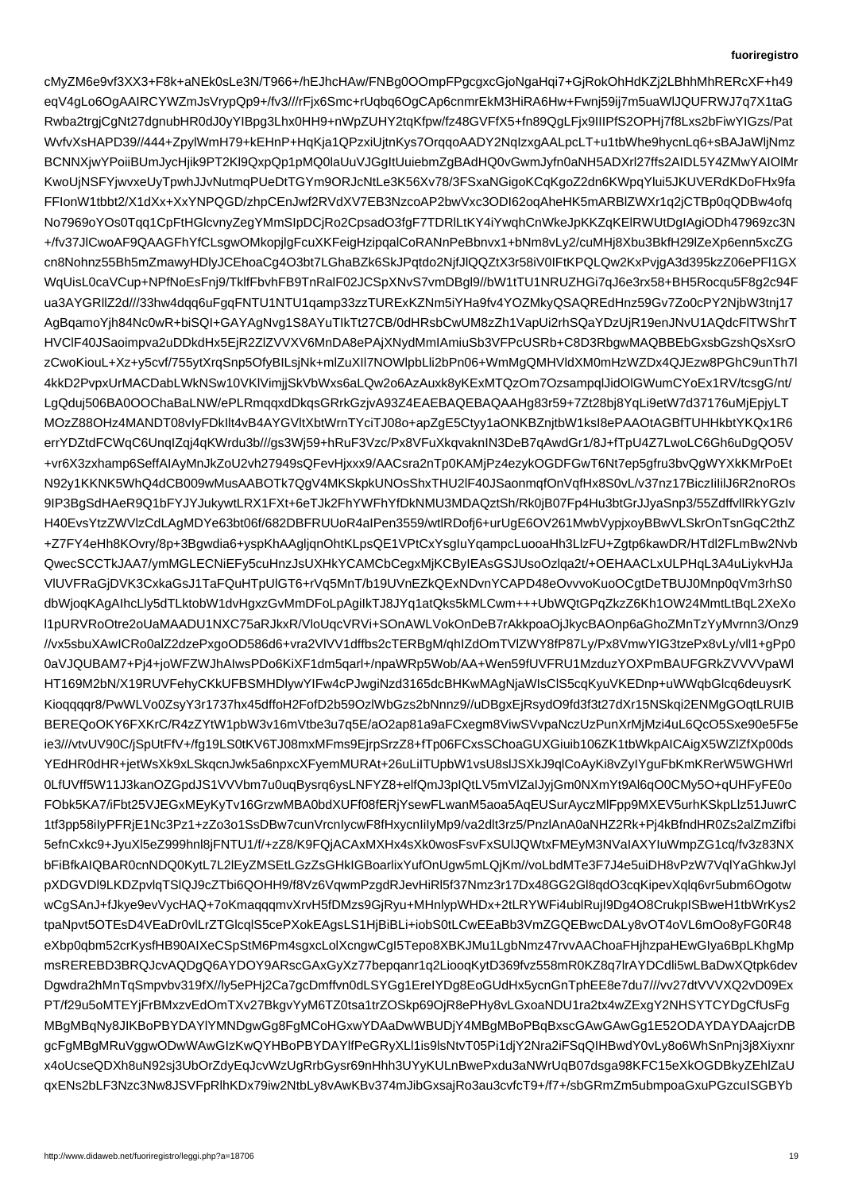cMyZM6e9vf3XX3+F8k+aNEk0sLe3N/T966+/hEJhcHAw/FNBg0OOmpFPgcgxcGjoNgaHqi7+GjRokOhHdKZj2LBhhMhRERcXF+h49
eqV4gLo6OgAAIRCYWZmJsVrypQp9+/fv3///rFjx6Smc+rUqbq6OgCAp6cnmrEkM3HiRA6Hw+Fwnj59ij7m5uaWlJQUFRWJ7q7X1taG
Rwba2trgjCgNt27dgnubHR0dJ0yYIBpg3Lhx0HH9+nWpZUHY2tqKfpw/fz48GVFfX5+fn89QgLFjx9IIIPfS2OPHj7f8Lxs2bFiwYIGzs/Pat
WvfvXsHAPD39//444+ZpylWmH79+kEHnP+HqKja1QPzxiUjtnKys7OrqqoAADY2NqIzxgAALpcLT+u1tbWhe9hycnLq6+sBAJaWljNmz
BCNNXjwYPoiiBUmJycHjik9PT2Kl9QxpQp1pMQ0laUuVJGgItUuiebmZgBADHQ0vGwmJyfn0aNH5ADXrl27ffs2AIDL5Y4ZMwYAIOlMr
KwoUjNSFYjwvxeUyTpwhJJvNutmqPUeDtTGYm9ORJcNtLe3K56Xv78/3FSxaNGigoKCqKgoZ2dn6KWpqYlui5JKUVERdKDoFHx9fa
FFIonW1tbbt2/X1dXx+XxYNPQGD/zhpCEnJwf2RVdXV7EB3NzcoAP2bwVxc3ODI62oqAheHK5mARBlZWXr1q2jCTBp0qQDBw4ofq
No7969oYOs0Tqq1CpFtHGlcvnyZegYMmSIpDCjRo2CpsadO3fgF7TDRlLtKY4iYwqhCnWkeJpKKZqKElRWUtDgIAgiODh47969zc3N
+/fv37JlCwoAF9QAAGFhYfCLsgwOMkopjlgFcuXKFeigHzipqalCoRANnPeBbnvx1+bNm8vLy2/cuMHj8Xbu3BkfH29lZeXp6enn5xcZG
cn8Nohnz55Bh5mZmawyHDlyJCEhoaCg4O3bt7LGhaBZk6SkJPqtdo2NjfJlQQZtX3r58iV0IFtKPQLQw2KxPvjgA3d395kzZ06ePFl1GX
WqUisL0caVCup+NPfNoEsFnj9/TklfFbvhFB9TnRalF02JCSpXNvS7vmDBgl9//bW1tTU1NRUZHGi7qJ6e3rx58+BH5Rocqu5F8g2c94F
ua3AYGRllZ2d///33hw4dqq6uFgqFNTU1NTU1qamp33zzTURExKZNm5iYHa9fv4YOZMkyQSAQREdHnz59Gv7Zo0cPY2NjbW3tnj17
AgBqamoYjh84Nc0wR+biSQI+GAYAgNvg1S8AYuTIkTt27CB/0dHRsbCwUM8zZh1VapUi2rhSQaYDzUjR19enJNvU1AQdcFlTWShrT
HVClF40JSaoimpva2uDDkdHx5EjR2ZlZVVXV6MnDA8ePAjXNydMmIAmiuSb3VFPcUSRb+C8D3RbgwMAQBBEbGxsbGzshQsXsrO
zCwoKiouL+Xz+y5cvf/755ytXrqSnp5OfyBILsjNk+mlZuXlI7NOWlpbLli2bPn06+WmMgQMHVldXM0mHzWZDx4QJEzw8PGhC9unTh7l
4kkD2PvpxUrMACDabLWkNSw10VKlVimjjSkVbWxs6aLQw2o6AzAuxk8yKExMTQzOm7OzsampqlJidOlGWumCYoEx1RV/tcsgG/nt/
LgQduj506BA0OOChaBaLNW/ePLRmqqxdDkqsGRrkGzjvA93Z4EAEBAQEBAQAAHg83r59+7Zt28bj8YqLi9etW7d37176uMjEpjyLT
MOzZ88OHz4MANDT08vlyFDkllt4vB4AYGVltXbtWrnTYciTJ08o+apZgE5Ctyy1aONKBZnjtbW1ksI8ePAAOtAGBfTUHHkbtYKQx1R6
errYDZtdFCWqC6UnqIZqj4qKWrdu3b///gs3Wj59+hRuF3Vzc/Px8VFuXkqvaknIN3DeB7qAwdGr1/8J+fTpU4Z7LwoLC6Gh6uDgQO5V
+vr6X3zxhamp6SeffAIAyMnJkZoU2vh27949sQFevHjxxx9/AACsra2nTp0KAMjPz4ezykOGDFGwT6Nt7ep5gfru3bvQgWYXkKMrPoEt
N92y1KKNK5WhQ4dCB009wMusAABOTk7QgV4MKSkpkUNOsShxTHU2lF40JSaonmqfOnVqfHx8S0vL/v37nz17BiczliIilJ6R2noROs
9lP3BgSdHAeR9Q1bFYJYJukywtLRX1FXt+6eTJk2FhYWFhYfDkNMU3MDAQztSh/Rk0jB07Fp4Hu3btGrJJyaSnp3/55ZdffvllRkYGzIv
H40EvsYtzZWVlzCdLAgMDYe63bt06f/682DBFRUUoR4aIPen3559/wtlRDofj6+urUgE6OV261MwbVypjxoyBBwVLSkrOnTsnGqC2thZ
+Z7FY4eHh8KOvry/8p+3Bgwdia6+yspKhAAgljqnOhtKLpsQE1VPtCxYsgIuYqampcLuooaHh3LlzFU+Zgtp6kawDR/HTdl2FLmBw2Nvb
QwecSCCTkJAA7/ymMGLECNiEFy5cuHnzJsUXHkYCAMCbCegxMjKCByIEAsGSJUsoOzlqa2t/+OEHAACLxULPHqL3A4uLiykvHJa
VlUVFRaGjDVK3CxkaGsJ1TaFQuHTpUlGT6+rVq5MnT/b19UVnEZkQExNDvnYCAPD48eOvvvoKuoOCgtDeTBUJ0Mnp0qVm3rhS0
dbWjoqKAgAlhcLly5dTLktobW1dvHgxzGvMmDFoLpAgilkTJ8JYq1atQks5kMLCwm+++UbWQtGPqZkzZ6Kh1OW24MmtLtBqL2XeXo
l1pURVRoOtre2oUaMAADU1NXC75aRJkxR/VloUqcVRVi+SOnAWLVokOnDeB7rAkkpoaOjJkycBAOnp6aGhoZMnTzYyMvrnn3/Onz9
//vx5sbuXAwICRo0alZ2dzePxgoOD586d6+vra2VlVV1dffbs2cTERBgM/qhIZdOmTVlZWY8fP87Ly/Px8VmwYlG3tzePx8vLy/vll1+gPp0
0aVJQUBAM7+Pj4+joWFZWJhAlwsPDo6KiXF1dm5qarl+/npaWRp5Wob/AA+Wen59fUVFRU1MzduzYOXPmBAUFGRkZVVVVpaWl
HT169M2bN/X19RUVFehyCKkUFBSMHDlywYIFw4cPJwgiNzd3165dcBHKwMAgNjaWIsClS5cqKyuKVKEDnp+uWWqbGlcq6deuysrK
Kioqqqqr8/PwWLVo0ZsyY3r1737hx45dffoH2FofD2b2b59OzlWbGzs2bNnnz9//uDBgxEjRsydO9fd3f3t27dXr15NSkqi2ENMgGOqtLRUIB
BEREQoOKY6FXKrC/R4zZYtW1pbW3v16mVtbe3u7q5q5E/aO2ap81a9aFCxegm8ViwSVvpaNczUzPunXrMjMzi4uL6QcO5Sxe90e5F5e
ie3///vtvUV90C/jSpUtFfV+/fg19LS0tKV6TJ08mxMFms9EjrpSrzZ8+fTp06FCxsSChoaGUXGiuib106ZK1tbWkpAICAigX5WZlZfXp00ds
YEdHR0dHR+jetWsXk9xLSkqcnJwk5a6npxcXFyemMURAt+26uLiITUpbW1vsU8slJSXkJ9qlCoAyKi8vZylYguFbKmKRerW5WGHWrl
0LfUVff5W11J3kanOZGpdJS1VVVbm7u0uqBysrq6ysLNFYZ8+elfQmJ3pIQtLV5mVlZaIJyjGm0NXmYt9Al6qO0CMy5O+qUHFyFE0o
FObk5KA7/iFbt25VJEGxMEyKyTv16GrzwMBA0bdXUFf08fERjYsewFLwanM5aoa5AqEUSurAyczMlFpp9MXEV5urhKSkpLlz51JuwrC
1tf3pp58ilyPFRjE1Nc3Pz1+zZo3o1SsDBw7cunVrcnlycwF8fHxycnIiIyMp9/va2dlt3rz5/PnzlAnA0aNHZ2Rk+Pj4kBfndHR0Zs2alZmZifbi
5efnCxkc9+JyuXl5eZ999hnl8jFNTU1/f/+zZ8/K9FQjACAxMXHx4sXk0wosFsvFxSUlJQWtxFMEyM3NVaIAXYIuWmpZG1cq/fv3z83NX
bFiBfkAIQBAR0cnNDQ0KytL7L2lEyZMSEtLGzZsGHkIGBoarlixYufOnUgw5mLQjKm//voLbdMTe3F7J4e5uiDH8vPzW7VqlYaGhkwJyl
pXDGVDl9LKDZpvlqTSlQJ9cZTbi6QOHH9/f8Vz6VqwmPzgdRJevHiRl5f37Nmz3r17Dx48GG2Gl8qdO3cqKipevXqlq6vr5ubm6Ogotw
wCgSAnJ+fJkye9evVycHAQ+7oKmaqqqmvXrvH5fDMzs9GjRyu+MHnlypWHDx+2tLRYWFi4ublRujI9Dg4O8CrukpISBweH1tbWrKys2
tpaNpvt5OTEsD4VEaDr0vlLrZTGlcqlS5cePXokEAgsLS1HjBiBLi+iobS0tLCwEEaBb3VmZGQEBwcDALy8vOT4oVL6mOo8yFG0R48
eXbp0qbm52crKysfHB90AIXeCSpStM6Pm4sgxcLolXcngwCgI5Tepo8XBKJMu1LgbNmz47rvvAAChoaFHjhzpaHEwGIya6BpLKhgMp
msREREBD3BRQJcvAQDgQ6AYDOY9ARscGAxGyXz77bepqanr1q2LiooqKytD369fvz558mR0KZ8q7lrAYDCdli5wLBaDwXQtpk6dev
Dgwdra2hMnTqSmpvbv319fX//ly5ePHj2Ca7gcDmffvn0dLSYGg12ErelYDg8EoGUdHx5ycnGnTphEE8e7du7///vv27dtVVVXQ2vD09Ex
PT/f29u5oMTEYjFrBMxzvEdOmTXv27BkgvYyM6TZ0tsa1trZOSkp69OjR8ePHy8vLGxoaNDU1ra2tx4wZExgY2NHSYTCYDgCfUsFg
MBgMBqNy8JIKBoPBYDAYlYMNDgwGg8FgMCoHGxwYDAaDwWBUDjY4MBgMBoPBqBxscGAwGAwGg1E52ODAYDAYDAajcrDB
gcFgMBgMRuVggwODwWAwGIzKwQYHBoPBYDAYlfPeGRyXLl1is9lsNtvT05Pi2djY2Nra2iFSqIHBwdY0vLy8o6WhSnPnj3j8Xiyxnr
x4oUcseQDXh8uN92sj3UbOrZdyEqJcvWzUgRrbGysr69nHhh3UYyKULnBwePxdu3aNWrUqB07dsga98KFC15eXkOGDBkyZEhlZaU
qxENs2bLF3Nzc3Nw8JSVFpRlhKDx79iw2NtbLy8vAwKBv374mJibGxsajRo3au3cvfcT9+/f7+/sbGRmZm5ubmpoaGxuPGzcuISGBYb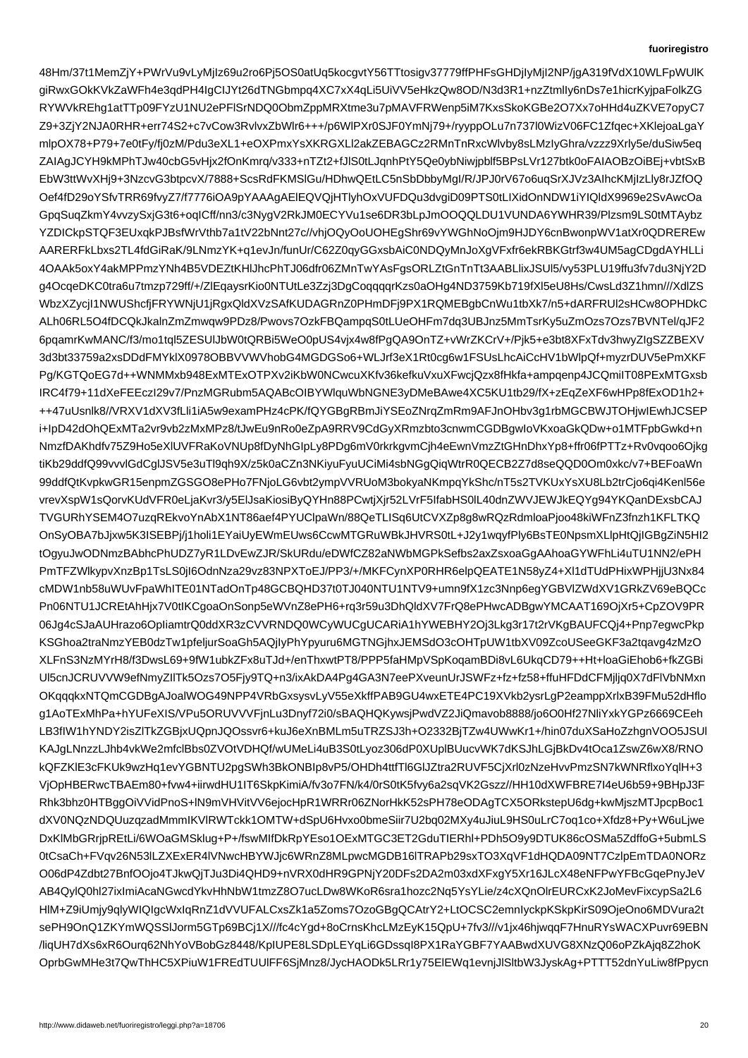48Hm/37t1MemZjY+PWrVu9vLyMjIz69u2ro6Pj5OS0atUq5kocgvtY56TTtosigv37779ffPHFsGHDjIyMjI2NP/jgA319fVdX10WLFpWUlK
giRwxGOkKVkZaWFh4e3qdPH4IgCIJYt26dTNGbmpq4XC7xX4qLi5UiVV5eHkzQw8OD/N3d3R1+nzZtmlly6nDs7e1hicrKyjpaFolkZG
RYWVkREhg1atTTp09FYzU1NU2ePFlSrNDQ0ObmZppMRXtme3u7pMAVFRWenp5iM7KxsSkoKGBe2O7Xx7oHHd4uZKVE7opyC7
Z9+3ZjY2NJA0RHR+err74S2+c7vCow3RvlvxZbWlr6+++/p6WlPXr0SJF0TYmNj79+/ryyppOLu7n737l0WizV06FC1Zfqec+XKlejoaLgaY
mlpOX78+P79+7e0tFy/fj0zM/Pdu3eXL1+eOXPmxYsXKRGXLl2akZEBAGCz2RMnTnRxcWlvby8sLMzIyGhra/vzzz9Xrly5e/duSiw5eq
ZAIAgJCYH9kMPhTJw40cbG5vHjx2fOnKmrq/v333+nTZt2+fJlS0tLJqnhPtY5Qe0ybNiwjpbIf5BPsLVr127btk0oFAIAOBzOiBEj+vbtSxb
EbW3ttWvXHj9+3NzcvG3btpcvX/7888+ScsRdFKMSlGu/HDhwQEtLC5nSbDbbyMgI/RJPJ0rV67o6uqSrXJVz3AIhcKMjIzLly8rJZfOQ
Oef4fD29oYSfvTRR69fvyZ7/f7776iOA9pYAAAgAElEQVQjHTlyhOxVUFDQu3dvgiD09PTS0tLIXidOnNDW1iYIQldX9969e2SvAwcOa
GpqSuqZkmY4vvzySxjG3t6+oqICff/nn3/c3NygV2RkJM0ECYVu1se6DR3bLpJmOOQQLDU1VUNDA6YWHR39/Plzsm9LS0tMTAybz
YZDICkpSTQF3EUxqkPJBsfWrVthb7a1tV22bNnt27c//vhjOQyOoUOHEgShr69vYWGhNoOjm9HJDY6cnBwonpWV1atXr0QDRERQw
AARERFkLbxs2TL4fdGiRaK/9LNmzYK+q1evJn/funUr/C62Z0qyGGxsbAiC0NDQyMnJoXgVFxfr6ekRBKGtrf3w4UM5agCDgdAYHLLi
4OAAk5oxY4akMPPmzYNh4B5VDEZtKHlJhcPhTJ06dfr06ZMnTwYAsFgsORLZtGnTnTt3AABLlixJSUl5/vy53PLU19ffu3fv7du3NjY2D
g4OcqeDKC0tra6u7tmzp729ff/+/ZlEqaysrKio0NTUtLe3Zzj3DgCoqqqqrKzs0aOHg4ND3759Kb719fXl5eU8Hs/CwsLd3Z1hmn///XdlZS
WbzXZycjI1NWUShcfjFRYWNjU1jRgxQldXVzSAfKUDAGRnZ0PHmDFj9PX1RQMEBgbCnWu1tbXk7/n5+dARFRUl2sHCw8OPHDkC
ALh06RL5O4fDCQkJkalnZmZmwqw9PDz8/Pwovs7OzkFBQampqS0tLUeOHFm7dq3UBJnz5MmTsrKy5uZmOzs7Ozs7BVNTel/qJF2
6pqamrKwMANC/f3/mo1tql5ZESUlJbW0tQRBi5WeO0pUS4vjx4w8fPgQA9OnTZ+vWrZKCrV+/Pjk5+e3bt8XFxTdv3hwyZIgSZZBEXV
3d3bt33759a2xsDDdFMYklX0978OBBVVWVhobG4MGDGSo6+WLJrf3eX1Rt0cg6w1FSUsLhcAiCcHV1bWlpQf+myzrDUV5ePmXKF
Pg/KGTQoEG7d++WNMMxb948ExMTExOTPXv2iKbW0NCwcuXKfv36kefkuVxuXFwcjQzx8fHkfa+ampqenp4JCQmiIT08PExMTGxsb
IRC4f79+11dXeFEEczI29v7/PnzMGRubm5AQABcOIBYWlquWbNGNE3yDMeBAwe4XC5KU1tb29/fX+zEqZeXF6wHPp8fExOD1h2+
++47uUsnlk8//VRXV1dXV3fLli1iA5w9examPHz4cPK/fQYGBgRBmJiYSEoZNrqZmRm9AFJnOHbv3g1rbMGCBWJTOHjwIEwhJCSEP
i+IpD42dOhQExMTa2vr9vb2zMxMPz8/tJwEu9nRo0eZpA9RRRV9CdGyXRmzbto3cnwmCGDBgwIoVKxoaGkQDw+o1MTFpbGwkd+n
NmzfDAKhdfv75Z9Ho5eXlUVFRaKoVNUp8fDyNhPGIpLy8PDg6mV0rkrkgvmCjh4eEwnVmzZtGHnDhxYp8+ffr06fPTTz+Rv0vqoo6Ojkg
tiKb29ddfQ99vvvlGdCglJSV5e3uTl9qh9X/z5k0aCZn3NKiyuFyuUCiMi4sbNGgQiqWtrR0QECB2Z7d8seQQD0Om0xkc/v7+BEFoaWn
99ddfQtKvpkwGR15enpmZGSGO8ePHo7FNjoLG6vbt2ympVVRUoM3bokyaNKmpqYkShc/nT5s2TVKUxYsXU8Lb2trCjo6qi4Kenl56e
vrevXspW1sQorvKUdVFR0eLjaKvr3/y5ElJsaKiosiByQYHn88PCwtjXjr52LVrF5IfabHS0lL40dnZWVJEWJkEQYg94YKQanDExsbCAJ
TVGURhYSEM4O7uzqREkvoYnAbX1NT86aef4PYUClpaWn/88QeTLISq6UtCVXZp8g8wRQzRdmloaPjoo48kiWFnZ3fnzh1KFLTKQ
OnSyOBA7bJjxw5K3ISEBPj/j1holi1EYaiUyEWmEUws6CcwMTGRuWBkJHVRS0tL+J2y1wqyfPly6BsTE0NpsmXLlpHtQjIGBgZiN5HI2
tOgyuJwODNmzBAbhcPhUDZ7yR1LDvEwZJR/SkURdu/eDWfCZ82aNWbMGPkSefbs2axZsxoaGgAAhoaGYWFhLi4uTU1NN2/ePH
PmTFZWlkypvXnzBp1TsLS0jI6OdnNza29vz83NPXToEJ/PP3/+/MKFCynXP0RHR6elpQEATE1N58yZ4+Xl1dTUdPHixWPHjjU3Nx84
cMDW1nb58uWUvFpaWhITE01NTadOnTp48GCBQHD37t0TJ040NTU1NTV9+umn9fX1zc3Nnp6egYGBVlZWdXV1GRkZV69eBQCc
Pn06NTU1JCREtAhHjx7V0tIKCgoaOnSonp5eWVnZ8ePH6+rq3r59u3DhQldXV7FrQ8ePHwcADBgwYMCAAT169OjXr5+CpZOV9PR
06Jg4cSJaAUHrazo6OpIiamtrQ0ddXR3zCVVRNDQ0WCyWUCgUCARiA1hYWEBHY2Oj3Lkg3r17t2rVKgBAUFCQj4+Pnp7egwcPkp
KSGhoa2traNmzYEB0dzTw1pfeljurSoaGh5AQjIyPhYpyuru6MGTNGjhxJEMSdO3cOHTpUW1tbXV09ZcoUSeeGKF3a2tqavg4zMzO
XLFnS3NzMYrH8/f3DwsL69+9fW1ubkZFx8uTJd+/enThxwtPT8/PPP5faHMpVSpKoqamBDi8vL6UkqCD79++Ht+loaGiEhob6+fkZGBi
Ul5cnJCRUVW9efNmyZIITk5Ozs7O5Fjy9TQ+n3/ixAkDA4Pg4GA3N7eePXveunJrJSWFz+fz+fz58+ffuHFDdCFMjljq0X7dFlVbNMxn
OKqqqkxNTQmCGDBgAJoalWOG49NPP4VRbGxsysvLyV55eXKffPAB9GU4wxETE4PC19Xvb2ysrLgP2eamppXrlxB39FMu5dHflo
g1AoTExMhPa+hYUFeXIS/VPu5ORUVVVFjnLu3Dnyf72i0/sBAQHQKywsjPwdVZ2JiQmavob8888/jo6O0Hf27NliYxkYGPz6669CEeh
LB3fIW1hYNDY2isZlTkZGBjxUQpnJQOssvr6+kuJ6eXnBMLm5uTRZSJ3h+O2332BjTZw4UWwKr1+/hin07duXSaHoZzhgnVOO5JSUl
KAJgLNnzzLJhb4vkWe2mfclBbs0ZVOtVDHQf/wUMeLi4uB3S0tLyoz306dP0XUplBUucvWK7dKSJhLGjBkDv4tOca1ZswZ6wX8/RNO
kQFZKlE3cFKUk9wzHq1evYGBNTU2pgSWh3BkONBIp8vP5/OHDh4ttfTl6GlJZtra2RUVF5CjXrl0zNzeHvvPmzSN7kWNRflxoYqlH+3
VjOpHBERwcTBAEm80+fvw4+iirwdHU1lT6SkpKimiA/fv3o7FN/k4/0rS0tK5fvy6a2sqVK2Gszz//HH10dXWFBRE7I4eU6b59+9BHpJ3F
Rhk3bhz0HTBggOiVVidPnoS+lN9mVHVitVV6ejocHpR1WRRr06ZNorHkK52sPH78eODAgTCX5ORkstepU6dg+kwMjszMTJpcpBoc1
dXV0NQzNDQUuzqzadMmmIKVlRWTckk1OMTW+dSpU6Hvxo0bmeSiir7U2bq02MXy4uJiuL9HS0uLrC7oq1co+Xfdz8+Py+W6uLjwe
DxKlMbGRrjpREtLi/6WOaGMSklug+P+/fswMIfDkRpYEso1OExMTGC3ET2GduTIERhl+PDh5O9y9DTUK86cOSMa5ZdffoG+5ubmLS
0tCsaCh+FVqv26N53lLZXExER4lVNwcHBYWJjc6WRnZ8MLpwcMGDB16lTRAPb29sxTO3XqVF1dHQDA09NT7CzlpEmTDA0NORz
O06dP4Zdbt27BnfOOjo4TJkwQjTJu3Di4QHD9+nVRX0dHR9GPNjY20DFs2DA2m03xdXFxgY5Xr16JLcX48eNFPwYFBcGqePnyJeV
AB4QylQ0hl27ixImiAcaNGwcdYkvHhNbW1tmzZ8O7ucLDw8WKoR6sra1hozc2Nq5YsYLie/z4cXQnOlrEURCxK2JoMevFixcypSa2L6
HlM+Z9iUmjy9qlyWIQIgcWxIqRnZ1dVVUFALCxsZk1a5Zoms7OzoGBgQCAtrY2+LtOCSC2emnIycKpKSkpKirS09OjeOno6MDVura2t
sePH9OnQ1ZKYmWQSSlJorm5GTp69BCj1X///fc4cYgd+8oCrnsKhcLMzEyK15QpU+7fv3///v1jx46hjwqqF7HnuRYsWACXPuvr69EBN
/liqUH7dXs6xR6Ourq62NhYoVBobGz8448/KpIUPE8LSDpLEYqLi6GDssqI8PX1RaYGBF7YAABwdXUVG8XNzQ06oPZkAjq8Z2hoK
OprbGwMHe3t7QwThHC5XPiuW1FREdTUUlFF6SjMnz8/JycHAODk5LRr1y75ElEWq1evnjJlSltbW3JyskAg+PTTT52dnYuLiw8fPpycn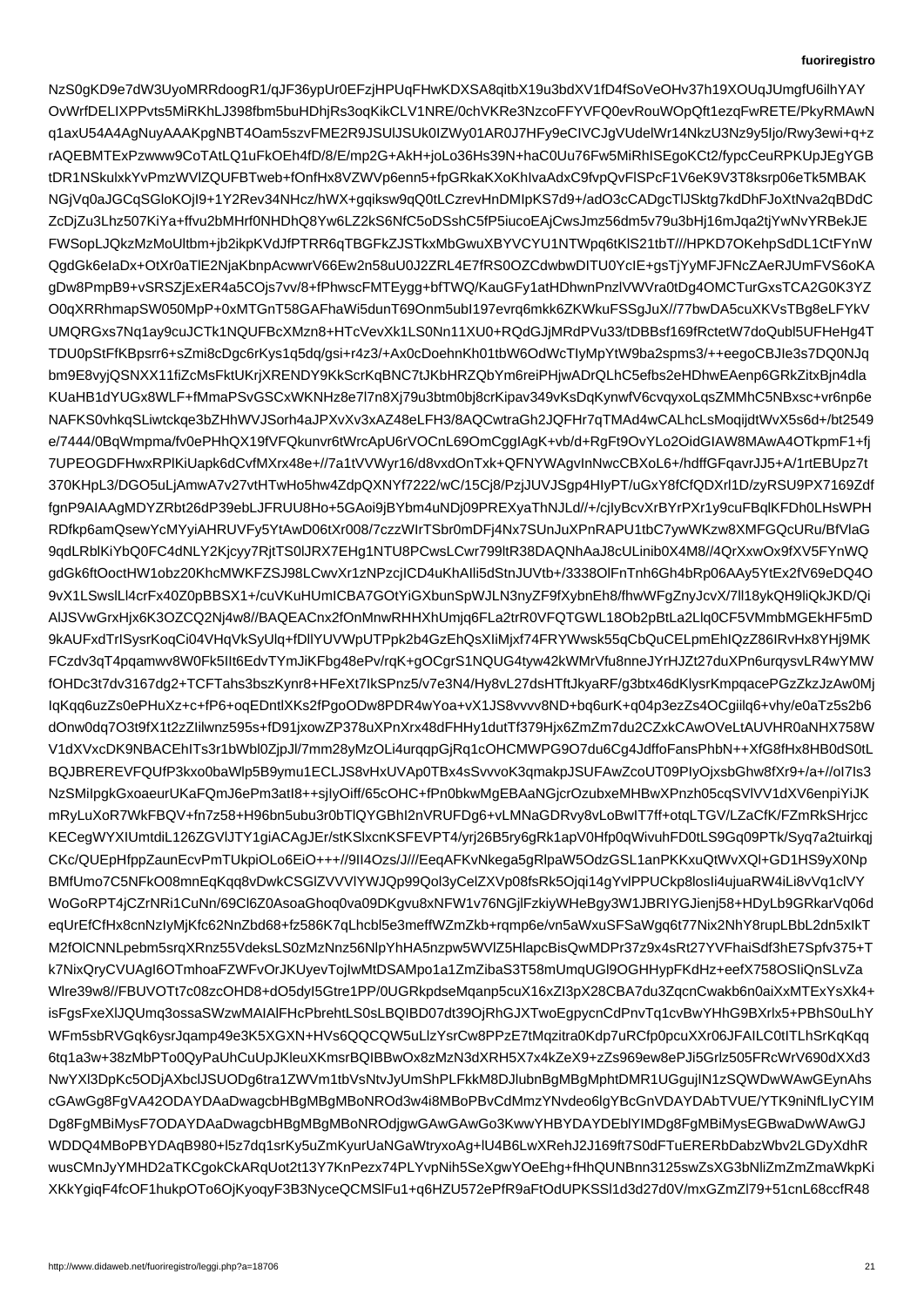NzS0gKD9e7dW3UyoMRRdoogR1/qJF36ypUr0EFzjHPUqFHwKDXSA8qitbX19u3bdXV1fD4fSoVeOHv37h19XOUqJUmgfU6ilhYAY
OvWrfDELIXPPvts5MiRKhLJ398fbm5buHDhjRs2oqKikCLV1NRE/0chVKRe3NzcoFFYVFQ0evRouWOpQft1ezqFwRETE/PkyRMAwN
q1axU54A4AgNuyAAAKpgNBT4Oam5szvFME2R9JSUlJSUk0IZWy01AR0J7HFy9eCIVCJgVUdelWr14NkzU3Nz9y5Ijo/Rwy3ewi+q+z
rAQEBMTExPzwww9CoTAtLQ1uFkOEh4fD/8/E/mp2G+AkH+joLo36Hs39N+haC0Uu76Fw5MiRhISEgoKCt2/fypcCeuRPKUpJEgYGB
tDR1NSkulxkYvPmzWVlZQUFBTweb+fOnfHx8VZWVp6enn5+fpGRkaKXoKhIvaAdxC9fvpQvFlSPcF1V6eK9V3T8ksrp0eTk5MBAK
NGjVq0aJGCqSGloKOjI9+1Y2Rev34NHcz/hWX+gqiksw9qQ0tLCzrevHnDMIpKS7d9+/adO3cCADgcTlJSktg7kdDhFJoXtNva2qBDdC
ZcDjZu3Lhz507KiYa+ffvu2bMHrf0NHDhQ8Yw6LZ2kS6NfC5oDSshC5fP5iucoEAjCwsJmz56dm5v79u3bHj16mJqa2tjYwNvYRBekJE
FWSopLJQkzMzMoUltbm+jb2ikpKVdJfPTRR6qTBGFkZJSTkxMbGwuXBYVCYU1NTWpq6tKlS21tbT///HPKD7OKehpSdDL1CtFYnW
QgdGk6eIaDx+OtXr0aTlE2NjaKbnpAcwwrV66Ew2n58uU0J2ZRL4E7fRS0OZCdwbwDITU0YcIE+gsTjYyMFJFNcZAeRJUmFVS6oKA
gDw8PmpB9+vSRSZjExER4a5COjs7vv/8+fPhwscFMTEygg+bfTWQ/KauGFy1atHDhwnPnzlVWVra0tDg4OMCTurGxsTCA2G0K3YZ
O0qXRRhmapSW050MpP+0xMTGnT58GAFhaWi5dunT69Onm5ubI197evrq6mkk6ZKWkuFSSgJuX//77bwDA5cuXKVsTBg8eLFYkV
UMQRGxs7Nq1ay9cuJCTk1NQUFBcXMzn8+HTcVevXk1LS0Nn11XU0+RQdGJjMRdPVu33/tDBBsf169fRctetW7doQubl5UFHeHg4T
TDU0pStFfKBpsrr6+sZmi8cDgc6rKys1q5dq/gsi+r4z3/+Ax0cDoehnKh01tbW6OdWcTIyMpYtW9ba2spms3/++eegoCBJIe3s7DQ0NJq
bm9E8vyjQSNXX11fiZcMsFktUKrjXRENDY9KkScrKqBNC7tJKbHRZQbYm6reiPHjwADrQLhC5efbs2eHDhwEAenp6GRkZitxBjn4dla
KUaHB1dYUGx8WLF+fMmaPSvGSCxWKNHz8e7l7nXj79q3xxtm0bj8rKipav349vKsDqKynwfV6cvqyxoLqsZMMhC5NBxsc+vr6np6e
NAFKS0vhkqSLiwtckqe3bZHhWVJSorh4aJPXvXx24ZA48eLFH3/8AQCwtraGh2JQFHr7qTMAd4wCALhcLsMoqijdtWvX5s6d+/bt2549
e/7444/0BqWmpma/fv0ePHHhQX19fVFQkunvr6tWrcApU6rVOCnL69OmCggIAgK+vb/d+RgFt9OvYLo2OidGIAW8MAwA4OTkpmF1+fj
7UPEOGDFHwxRPlKiUapk6dCvfMXrx48e+//7a1tVVWyr16/d8vxdOnTxk+QFNYWAgvInNwcCBXoL6+/hdfGFqavrJJ5+A/1rtEBUpz7t
370KHpL3/DGO5uLjAmwA7v27vtHTwHo5hw4ZdpQXNYf7222/wC/15Cj8/PzjJUVJSgp4HIyPT/uGxY8fCfQDXrl1D/zyRSU9PX7169Zdf
fgnP9AIAAgMDYZRbt26dP39ebLJFRUU8Ho+5GAoi9jBYbm4uNDj09PREXyaThNJLd//+/cjIyBcvXrBYrPXr1y9cuFBqlKFDh0LHsWPH
RDfkp6amQsewYcMYyiAHRUVFy5YtAwD06tXr008/7czzWIrTSbr0mDFj4Nx7SUnJuXPnRAPU1tbC7ywWKzw8XMFGQcURu/BfVlaG
9qdLRblKiYbQ0FC4dNLY2Kjcyy7RjtTS0lJRX7EHg1NTU8PCwsLCwr799ltR38DAQNhAaJ8cULinib0X4M8//4QrXxwOx9fXV5FYnWQ
gdGk6ftOoctHW1obz20KhcMWKFZSJ98LCwvXr1zNPzcjICD4uKhAlli5dStnJUVtb+/3338OlFnTnh6Gh4bRp06AAy5YtEx2fV69eDQ4O
9vX1LSwslLl4crFx40Z0pBBSX1+/cuVKuHUmICBA7GOtYiGXbunSpWJLN3nyZF9fXybnEh8/fhwWFgZnyJcvX/7ll18ykQH9liQkJKD/Qi
AlJSVwGrxHjx6K3OZCQ2Nj4w8//BAQEACnx2fOnMnwRHHXhUmjq6FLa2trR0VFQTGWL18Ob2pBtLa2Llq0CF5VMmbMGEkHF5mD
9kAUFxdTrISysrKoqCi04VHqVkSyUlq+fDllYUVWpUTPpk2b4GzEhQsXIiMjxf74FRYWwsk55qCbQuCELpmEhIQzZ86IRvHx8YHj9MK
FCzdv3qT4pqamwv8W0Fk5IIt6EdvTYmJiKFbg48ePv/rqK+gOCgrS1NQUG4tyw42kWMrVfu8nneJYrHJZt27duXPn6urqysvLR4wYMW
fOHDc3t7dv3167dg2+TCFTahs3bszKynr8+HFeXt7IkSPSPnz5/v7e3N4/Hy8vL27dsHTftJkyaRF/g3btx46dKlysrKmpqacePGzZkzJzAw0Mj
IqKqq6uzZs0ePHuXz+c+fP6+oqEDntlXKs2fPgoODw8PDR4wYoa+vX1JS8vvvv8ND+bq6+0urK+q04p3ezZs4OCgiilq6+vhy/e0aTz5s2b6
dOnw0dq7O3t9fX1t2zZIilwnz595s+fD91jxowZP378uXPnXrx48dFHHy1dutTf379Hjx6ZmZm7du2CZxkCAwOVeLtAUVHR0aNHX758W
V1dXVxcDK9NBACEhITs3r1bWbl0ZjpJl/7mm28yMzOLi4urqqGjRq1cOHCMWPG9O7du6Cg4JdffoFansPhbN++XfG8fHx4HB0dS0tL
BQJBREREVFQUfP3kxo0baWlp5B9ymu1ECLJS8vHxUVAp0TBx4sSvvvoK3qmakpJSUFAwZcoUT09PIyOjxsbGhw8fXr9+/a+//oI7Is3
NzSMiIpgkGxoaeurUKaFQmJ6ePm3atI8++sjIyOiff/65COHC+Fn0bkwMgEBAaNGjcrOzubxeMHBwXPnzh05cqSVlVV1dXV6enpiYiJK
mRyLuXoR7WkFBQV+fn7z58+H96bn5ubu3r0bTlQYGBhI2nVRUFDg6+vLMNaGDRvy8vLoBwlT7ff+otqLTGV/LZaCfK/FZmRkSHrjcc
KECegWYXIUmtdiL126ZGVlJTY1giACAgJEr/stKSlxcnKSFEVPT7/yrj26B5ry6gRk1apV0Hfp0qWivuhFD0tLS9Gq09PTk/Syq7a2tuirkqj
CKc/QUEpHfppZaunEcvPmTUkpiOLo6EiO+++//9Il4Ozs/J///EeqAFKvNkega5gRlpaW5OdzGSL1anPKKxuQtWvXQl+GD1HS9yX0Np
BMfUmo7C5NFkO08mnEqKqq8vDwkCSGlZVVVlYWJQp9Qol3yCelZXVp08fsRk5Ojqi14gYvlPPUCkp8losIi4ujuaRW4iLi8vVq1clVY
WoGoRPT4jCZrNRi1CuNn/69Cl6Z0AsoaGhoq0va09DKgvu8xNFW1v76NGjlFzkiyWHeBgy3W1JBRIYGJienj58+HDyLb9GRkarVq06d
eqUrEfCfHx8cnNzIyMjKfc62NnZbd68+fz586KqLhcbl5e3meffWZmZkb+rqmp6e/vn5aWxuSFSaWgq6t77Nix2NhY8rupLBbL2dn5xIkT
M2fOlCNNLpebm5srqXRnz55VdeksLS0zMzNnz56NlpYhHA5nzpw5WVlZ5HlapcBisQwMDPr37z9x4x4sRt27YVFhaiSdf3hE7Spfv375+T
k7NixQryCVUAgI6OTmhoaFZWFvOrJKUyevTojIwMtDSAMpo1a1ZmZibaS3T58mUmqUGl9OGHHypFKdHr+eefX758OSIiQnSLvZa
Wlre39w8//FBUVOTt7c08zcOHD8+dO5dyl5Gtre1PP/0UGRkpdseMqanp5cuX16x16x16CBA7du3ZqcnCwakb6n0aiXxMTExYsXk4+
isFgsFxeXlJQUmq3ossaSWzwMAIAlFHcPbrehtLS0sLBQIBD07dt39OjRhGJXTwoEgpycnCdPnvTq1cvBwYHhG9BXrlx5PBhS0uLhY
WFm5sbRVGqk6ysrJqamp49e3K5XGN+HVs6QQCQW5uLlzYsrCw8PPPzE7tMqzitra0Kdp7uRCfp0pcuXXr06JFAILC0tIThSrKqKqq
6tq1a3w+38zMbPTo0QyPaUhCuUpJKleuXKmsrBQIBBwOx8zMzN3dXRH5X7x4k4zeX9+zZS969ew8ePJi5Grlz505FRcWrV690dXd3
NwYXl3DpKc5ODjAXbclJSUODg6tra1ZWVm1tbVsNtvJyUmShPLFkkM8DJlubnBgMBgMphtDMR1UGgujIN1zSQWDwWAwGEynAhs
cGAwGg8FgVA42ODAYDAaDwagcbHBgMBgMBoNROd3w4i8MBoPBvCdMmzYNvdeo6lgYBcGnVDAYDAbTVUE/YTK9niNiLIyCYIM
Dg8FgMBiMysF7ODAYDAaDwagcbHBgMBgMBoNROdjgwGAwGAwGo3KwwYHBYDAYDEblYIMDg8FgMBiMysEGBwaDwaDwWAwGJ
WDDQ4MBoPBYDAqB980+l5z7dq1srKy5uZmKyurUaNGAwtryxoAg+lU4B6LwXRehJ2J169ft7S0dFTuERERbDabzbDabzWbv2LGDyXdhR
wusCMnJyYMHD2aTKCgokCkARqUot2t13Y7KnPezx74PLYvpNih5SeXgwYOeEhg+fHhQUNBnn3125swZsXG3bNliZmZmZmaWkpKi
XKkYgiqF4fcOF1hukpOTo6OjKyoqyF3B3NyceQCMSlFu1+q6HZU572ePfR9aFtOdUPKSSl1d3d27d0V/mxZl79+51cnLL68ccfR48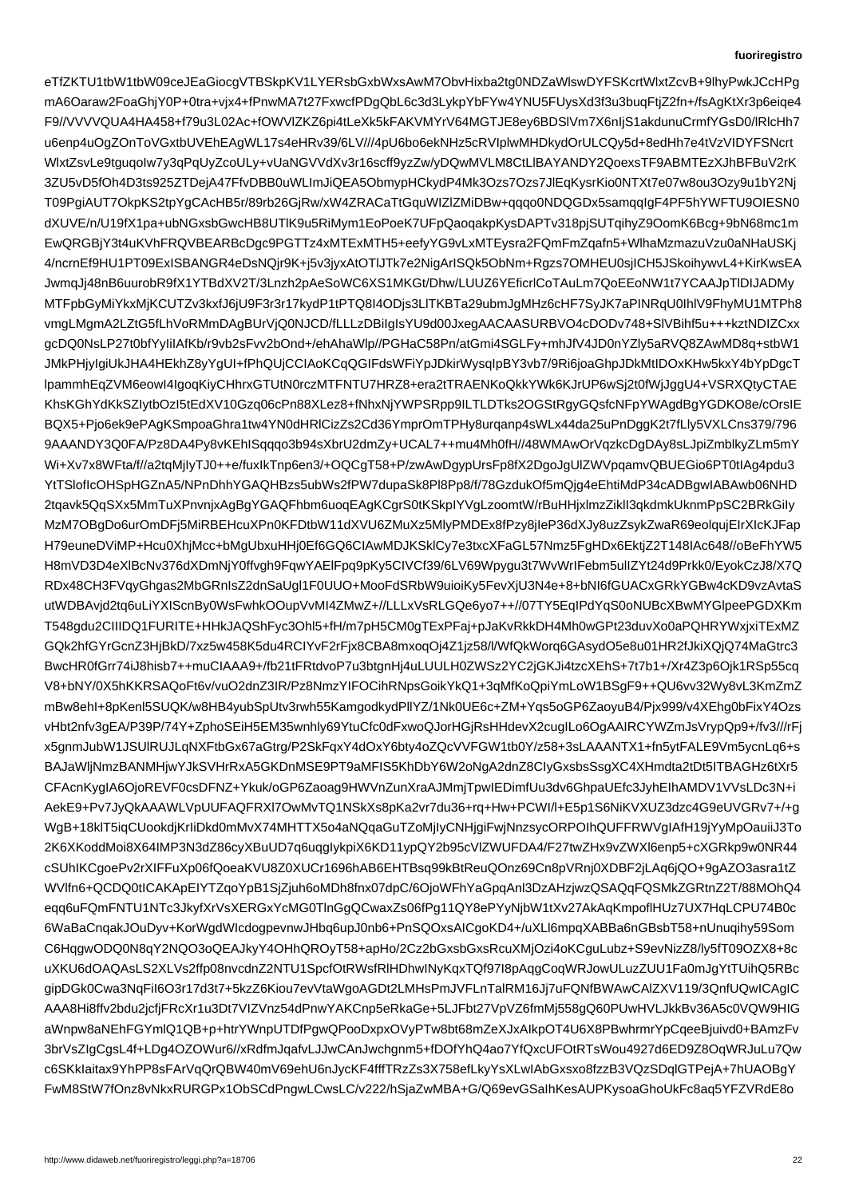eTfZKTU1tbW1tbW09ceJEaGiocgVTBSkpKV1LYERsbGxbWxsAwM7ObvHixba2tg0NDZaWlswDYFSKcrtWlxtZcvB+9lhyPwkJCcHPg
mA6Oaraw2FoaGhjY0P+0tra+vjx4+fPnwMA7t27FxwcfPDgQbL6c3d3LykpYbFYw4YNU5FUysXd3f3u3buqFtjZ2fn+/fsAgKtXr3p6eiqe4
F9//VVVVQUA4HA458+f79u3L02Ac+fOWVlZKZ6pi4tLeXk5kFAKVMYrV64MGTJE8ey6BDSlVm7X6nljS1akdunuCrmfYGsD0/lRlcHh7
u6enp4uOgZOnToVGxtbUVEhEAgWL17s4eHRv39/6LV///4pU6bo6ekNHz5cRVlplwMHDkydOrULCQy5d+8edHh7e4tVzVIDYFSNcrt
WlxtZsvLe9tguqoIw7y3qPqUyZcoULy+vUaNGVVdXv3r16scff9yzZw/yDQwMVLM8CtLlBAYANY2QoexsTF9ABMTEzXJhBFBuV2rK
3ZU5vD5fOh4D3ts925ZTDejA47FfvDBB0uWLImJiQEA5ObmypPCkydP4Mk3Ozs7Ozs7JlEqKysrKio0NTXt7e07w8ou3Ozy9u1bY2Nj
T09PgiAUT7OkpKS2tpYgCAcHB5r/89rb26GjRw/xW4ZRACaTtGquWIZlZMiDBw+qqqo0NDQGDx5samqqIgF4PF5hYWFTU9OIESN0
dXUVE/n/U19fX1pa+ubNGxsbGwcHB8UTlK9u5RiMym1EoPoeK7UFpQaoqakpKysDAPTv318pjSUTqihyZ9OomK6Bcg+9bN68mc1m
EwQRGBjY3t4uKVhFRQVBEARBcDgc9PGTTz4xMTExMTH5+eefyYG9vLxMTEysra2FQmFmZqafn5+WlhaMzmazuVzu0aNHaUSKj
4/ncrnEf9HU1PT09ExISBANGR4eDsNQjr9K+j5v3jyxAtOTlJTk7e2NigArISQk5ObNm+Rgzs7OMHEU0sjICH5JSkoihywvL4+KirKwsEA
JwmqJj48nB6uurobR9fX1YTBdXV2T/3Lnzh2pAeSoWC6XS1MKGt/Dhw/LUUZ6YEficrlCoTAuLm7QoEEoNW1t7YCAAJpTlDIJADMy
MTFpbGyMiYkxMjKCUTZv3kxfJ6jU9F3r3r17kydP1tPTQ8I4ODjs3LlTKBTa29ubmJgMHz6cHF7SyJK7aPINRqU0IhlV9FhyMU1MTPh8
vmgLMgmA2LZtG5fLhVoRMmDAgBUrVjQ0NJCD/fLLLzDBiIgIsYU9d00JxegAACAASURBVO4cDODv748+SlVBihf5u+++kztNDIZCxx
gcDQ0NsLP27t0bfYyIiIAfKb/r9vb2sFvv2bOnd+/ehAhaWlp//PGHaC58Pn/atGmi4SGLFy+mhJfV4JD0nYZly5aRVQ8ZAwMD8q+stbW1
JMkPHjyIgiUkJHA4HEkhZ8yYgUI+fPhQUjCCIAoKCqQGIFdsWFiYpJDkirWysqIpBY3vb7/9Ri6joaGhpJDkMtIDOxKHw5kxY4bYpDgcT
lpammhEqZVM6eowI4IgoqKiyCHhrxGTUtN0rczMTFNTU7HRZ8+era2tTRAENKoQkkYWk6KJrUP6wSj2t0fWjJggU4+VSRXQtyCTAE
KhsKGhYdKkSZIytbOzI5tEdXV10Gzq06cPn88XLez8+fNhxNjYWPSRpp9ILTLDTks2OGStRgyGQsfcNFpYWAgdBgYGDKO8e/cOrsIE
BQX5+Pjo6ek9ePAgKSmpoaGhra1tw4YN0dHRlCizZs2Cd36YmprOmTPHy8urqanp4sWLx44da5uPnDggK2t7fLly5VXLCns379/796
9AAANDY3Q0FA/Pz8BDA4Py8vKEhISqqqo3b94sXbrU2dmZy+UCAL7++mu4Mh0fH//48WMAwOrVqzkcDgDAy8sLJpiZmblkyZLm5mY
Wi+Xv7x8WFta/f//a2tqMjIyTJ0++e/fuxIkTnp6en3/+OQCgT58+P/zwAwDgypUrsFp8fX2DgoJgUlZWVpqamvQBUEGio6PT0tIAg4pdu3
YtTSlofIcOHSpHGZnA5/NPnDhhYGAQHBzs5ubWs2fPW7dupaSk8Pl8Pp8/f/78GzdukOf5mQjg4eEhtiMdP34cADBgwIABAwb06NHD
2tqavk5QqSXx5MmTuXPnvnjxAgBgYGAQFhbm6uoqEAgKCgrS0tKSkpIYVgLzoomtW/rBuHHjxlmzZikll3qkdmUknmPpSC2BRkGily
MzM7OBgDo6urOmDFj5MiRBEHcuXPn0KFDtbW11dXVU6ZMuXz5MlyPMDEx8fPzy8jleP36dXJy8uzZsykZwaR69eolqujEIrXIcKJFap
H79euneDViMP+Hcu0XhjMcc+bMgUbxuHHj0Ef6GQ6CIAwMDJKSklCy7e3txcXFaGL57Nmz5FgHDx6EktjZ2T148IAc648//oBeFhYW5
H8mVD3D4eXlBcNv376dXDmNjY0ffvgh9FqwYAElFpq9pKy5CIVCf39/6LV69Wpygu3t7WvWrIFebm5ulIZYt24d9Prkk0/EyokCzJ8/X7Q
RDx48CH3FVqyGhgas2MbGRnIsZ2dnSaUgl1F0UUO+MooFdSRbW9uioiKy5FevXjU3N4e+8+bNI6fGUACxGRkYGBw4cKD9vzAvtaS
utWDBAvjd2tq6uLiYXIScnBy0WsFwhkOOupVvMI4ZMwZ+//LLLxVsRLGQe6yo7++//07TY5EqIPdYqS0oNUBcXBwMYGlpeePGDXKm
T548gdu2CIIIDQ1FURITE+HHkJAQShFyc3Ohl5+fH/m7pH5CM0gTExPFaj+pJaKvRkkDH4Mh0wGPt23duvXo0aPQHRYWxjxiTExMZ
GQk2hfGYrGcnZ3HjBkD/7xz5w458K5du4RCIYvF2rFjx8CBA8mxoqOj4Z1jz58/l/WfQkWorq6GAsydO5e8u01HR2fJkiXQjQ74MaGtrc3
BwcHR0fGrr74iJ8hisb7++muCIAAA9+/fb21tFRtdvoP7u3btgnHj4uLUULH0ZWSz2YC2jGKJi4tzcXEhS+7t7b1+/Xr4Z3p6Ojk1RSp55cq
V8+bNY/0X5hKKRSAQoFt6v/vuO2dnZ3IR/Pz8NmzYIFOCihRNpsGoikYkQ1+3qMfKoQpiYmLoW1BSgF9++QU6vv32Wy8vL3KmZmZ
mBw8ehI+8pKenl5SUQK/w8HB4yubSpUtv3rwh55KamgodkydPllYZ/1Nk0UE6c+ZM+Yqs5oGP6ZaoyuB4/Pjx999/v4XEhg0bFixY4Ozs
vHbt2nfv3gEA/P39P/74Y+ZphoSEiH5EM35wnhly69YtuCfc0dFxwoQJorHGjRsHHdevX2cugILo6OgAAIRCYWZmJsVrypQp9+/fv3///rFj
x5gnmJubW1JSUlRUJLqNXFtbGx67aGtrg/P2SkFqxY4dOxY6bty4oZQcVVFGW1tb0Y/z58+3sLAANTX1+fn5ytFALE9Vm5ycnLq6+s
BAJaWljNmzBANMHjwYJkSVHrRxA5GKDnMSE9PT9aMFIS5KhDbY6W2oNgA2dnZ8ClyGxsbsSsgXC4XHmdta2tDt5ITBAGHz6tXr5
CFAcnKygIA6OjoREVF0csDFNZ+Ykuk/oGP6Zaoag9HWVnZunXraAJMmjTpwIEDimfUu3dv6GhpaUEfc3JyhEIhAMDV1VVsLDc3N+i
AekE9+Pv7JyQkAAAWLVpUUFAQFRXl7OwMvTQ1NSkXs8pKa2vr7du36+rq+Hw+PCWI/l+E5p1S6NiKVXUZ3dzc4G9eUVGRv7+/+g
WgB+18klT5iqCUookdjKrIiDkd0mMvX74MHTTX5o4aNQqaGuTZoMjlyCNHjgiFwjNnzsycORPOIhQUFFRWVgIAfH19jYyMpOauiiJ3To
2K6XKoddMoi8X64IMP3N3dZ86cyXBuUD7q6uqgIykpiX6KD11ypQY2b95cVlZWUFDA4/F27twZHx9vZWXl6enp5+cXGRkp9w0NR44
cSUhIKCgoePv2rXIFFuXp06f6QoeaKVU8Z0XUCr1696hAB6EHTBsq99KBtReuQOnz69Cn8pVRnj0XDBF2jLAq6jQO+9gAZO3asra1tZ
WVlfn6+QCDQ0tICAKApEIYTZqoYpB1SjZjuh6oMDh8fnx07dpC/6OjoWFhYaGpqAnl3DzAHzjwzQSAQqFQSMkZGRtnZ2T/88MOhQ4
eqq6uFQmFNTU1NTc3JkyfXrVsXERGxYcMG0TlnGgQCwaxZs06fPg11QY8ePYyNjbW1tXv27AkAqKmpoflHUz7UX7HqLCPU74B0c
6WaBaCnqakJOuDyv+KorWgdWIcdogpevnwJHbq6upJ0nb6+PnSQOxsAICgoKD4+/uXLl6mpqXABBa6nGBsbT58+nUnuqihy59Som
C6HqgwODQ0N8qY2NQO3oQEAJkyY4OHhQROyT58+apHo/2Cz2bGxsbGxsRcuXMjOzi4oKCguLubz+S9evNizZ8/ly5fT09OZX8+8c
uXKU6dOAQAsLS2XLVs2ffp08nvcdnZ2NTU1SpcfOtRWsfRlHDhwINyKqxTQf97I8pAqgCoqWRJowULuzZUU1Fa0mJgYtTUihQ5RBc
gipDGk0Cwa3NqFiI6O3r17d3t7+5kzZ6Kiou7evVtaWgoAGDt2LMHsPmJVFLnTalRM16Jj7uFQNfBWAwCAlZXV119/3QnfUQwICAgIC
AAA8Hi8ffv2bdu2jcfjFRcXr1u3Dt7VIZVnz54dPnwYAKCnp5eRkaGe+5LJFbt27VpVZ6fmMj558gQ60PUwHVLJkkBv36A5c0VQW9HIG
aWnpw8aNEhFGYmlQ1QB+p+htrYWnpUTDfPgwQPooDxpxOVyPTw8bt68mZeXJxAIkpOT4U6X8PBwhrmrYpCqeeBjuivd0+BAmzFv
3brVsZIgCgsL4f+LDg4OZOWur6//xRdfmJqafvLJJwCAnJwchgnm5+fDOfYhQ4ao7YfQxcUFOtRTsWou4927d6ED9Z8OqWRJuLu7Qw
c6SKkIaitax9YhPP8sFArVqQrQBW40mV69ehU6nJycKF4fffTRzzSs3X758efLkyYsXLwIAbGxso8fzzB3VQzSDqlGTPejA+7hUAOBgY
FwM8StW7fOnz8vNkxRURGPx1ObSCdPngwLCwsLC/v222/hSjaZwMBA+G/Q69evGSaIhKesAUPKysoaGhoUkFc8aq5YFZVRdE8o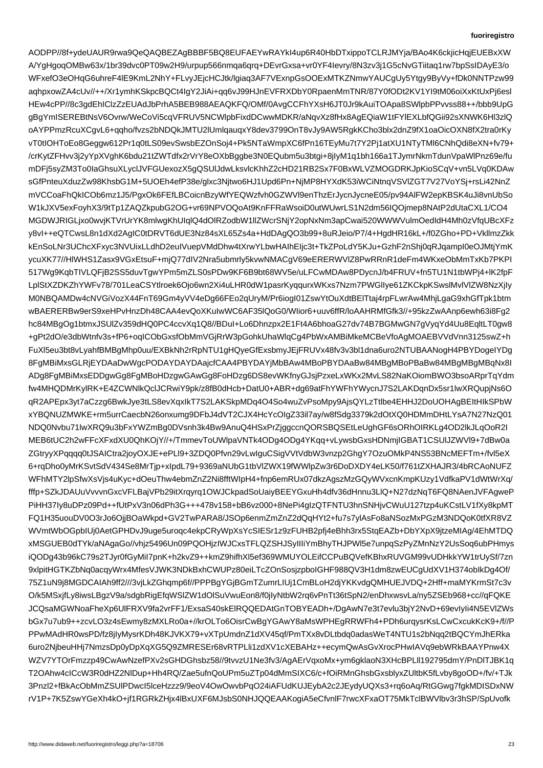AODPP//8f+ydeUAUR9rwa9QeQAQBEZAgBBBF5BQ8EUFAEYwRAYkI4up6R40HbDTxippoTCLRJMYja/BAo4K6ckjicHqjEUEBxXW
A/YgHgoqOMBw63x/1br39dvc0PT09w2H9/urpup566nmqa6qrq+DEvrGxsa+vr0YF4Ievry/8N3zv3j1G5cNvGTiitaq1rw7bpSsIDAyE3/o
WFxefO3eOHqG6uhreF4lE9KmL2NhY+FLvyJEjcHCJtk/lgiaq3AF7VExnpGsOOExMTKZNmwYAUCgUy5Ytgy9ByVy+fDk0NNTPzw99
aqhpxowZA4cUv//++/Xr1ymhKSkpcBQCt4IgY2JiAi+qq6vJ99HJnEVFRXDbY0RpaenMmTNR/87Y0fODt2KV1YI9tM06oiXxKtUxPj6esl
HEw4cPP//8c3gdEhIClzZzEUAdJbPrhA5BEB988AEAQKFQ/OMf/0AvgCCFhYXsH6JT0Jr9kAuiTOApa8SWlpbPPvvss88++/bbb9UpG
gBgYmISEREBtNsV6Ovrw/WeCoVi5cqVFRUV5NCWlpbFixdDCwwMDKR/aNqvXz8fHx8AgEQiaW1tFYlEXLbfQGii92sXNWK6Hl3zlQ
oAYPPmzRcuXCgvL6+qqho/fvzs2bNDQkJMTU2lUmlqauqxY8dev3799OnT8vJy9AW5RgkKCho3blx2dnZ9fX1oaOicOXN8fX2tra0rKy
vT0tIOHToEo8Geggw612Pr1q0tLS09evSwsbEZOnSoj4+Pk5NTaWmpXC6fPn16TEyMu7t7Y2Pj1atXU1NTyTMl6CNhQdi8eXN+fv79+
/crKytZFHvv3j2yYpXVghK6bdu21tZWTdfx2rVrY8eOXbBggbe3N0EQubm5u3btgi+8jIyM1q1bh166a1TJymrNkmTdunVpaWlPnz69e/fu
mDFj5syZM3To0IaGhsuXLyclJVFGUexozX5gQSUlJdwLksvlcKhhZ2cHD21RB2Sx7F0BxWLVZMOGDRKJpKioSCqV+vn5LVq0KDAw
sGfPnteuXduzZw98KhsbG1M+5UOEh4efP38e/glxc3Njtwo6HJ1Upd6Pn+NjMP8HYXdK53iWCiNtnqVSVlZGT7V27VoYSj+rsLi42NnZ
mVCCoaFhQkICOb6mz1J5/PgxOk6FEfLBCoicnBzyWfYEQWzfvh0GZWVl9enThzErJycnJycneE05/pv94AlFW2epKBSK4uJi8vnUbSo
W1kJXV5exFoyhX3/9tTp1ZAQZkpubG2OG+vr69NPVOQoAt9KnFFRaWsoiD0utWUwrLS1N2dm56IQOjmep8NAtP2dUtaCXL1/CO4
MGDWJRIGLjxo0wvjKTVrUrYK8mlwgKhUIqlQ4dOlRZodbW1lIZWcrSNjY2opNxNm3apCwai520WWWVulmOedIdH4Mh0zVfqUBcXFz
y8vI++eQTCwsL8n1dXd2AgIC0tDRVT6dUE3Nz84sXL65Zs4a+HdDAgQO3b99+8uRJeio/P7/4+HgdHR16kL+/f0ZGho+PD+VkllmzZkk
kEnSoLNr3UChcXFxyc3NVUixLLdhD2euIVuepVMdDhw4tXrwYLbwHAIhEIjc3t+TkZPoLdY5KJu+GzhF2nShj0qRJqampI0eOJMtjYmK
ycuXK77//HlWHS1Zasx9VGxEtsuF+mjQ77dIV2Nra5ubmrly5kvwNMACgV69eERERWVlZ8PwRRnR1deFm4WKxeObMmTxKb7PKPI
517Wg9KqbTIVLQFjB2SS5duvTgwYPm5mZLS0sPDw9KF6B9bt68WV5e/uLFCwMDAw8PDycnJ/b4FRUV+fn5TU1N1tbWPj4+lK2fpF
LplStXZDKZhYWFv78/701LeaCSYtlroek6Ojo6wn2Xi4uLHR0dW1pasrKyqqurxWKxs7Nzm7PWGlIye61ZKCkpKSwslMvlVlZW8NzXjIy
M0NBQAMDw4cNVGiVozX44FnT69Gm4yVV4eDg66FEo2qUryM/Pr6iogI01ZswYtOuXdtBElTtaj4rpFLwrAw4MhjLgaG9xhGfTpk1btm
wBAERERBw9erS9xeHPvHnzDh48CAA4evQoXKuIwWC6AF35lQoG0/WIior6+uuv6ffR/loAAHRMfGfk3//+95kzZwAAnp6ewh63i8Fg2
hc84MBgOg1btmxJSUlZv359dHQ0PC2ccvXq1Q8//BDuI+Lo6Dhnzpx2E1Ft4A6bhoaG27dv74B7BGMwGN7gVyqYd4Uu8EqltLT0gw8
+gPt2dO/e3dbWtnfv3s+fP6+oqICObGxsfObMmVGjRrW3pGohkUhaWlqCg4PbWxAMBiMkeMCBeVfoAgMOAEBVVdVnn3125swZ+h
FuXl5eu3bt8vLyahfBMBgMhp0uu/EXBkNh2rRpNTU1gHQyeGfExsbmyJEjFRUVx48fv3v3bl1dna6uro2NTUBAANogH4PBYDogeIYDg
8FgMBiMxsGLRjEYDAaDwWgcPODAYDADAajcfCAA4PBYDAYjMbBAw4MBoPBYDAaBw84MBgMBoPBaBw84MBgMBgMBqNx8I
ADg8FgMBiMxsEDDgwGg8FgMBoHDzgwGAwGg8FoHDzg6DS8evWKfnyGJsjPzxeLxWKx2MvLS82NaKOiomBWO3bsoARprTqYdm
fw4MHQDMrKylRK+E4ZCWNlkQclJCRwiY9pk/z8fB0d4Hcb+DatU0+ABR+dg69atFhYWFhYWycnJ7S2LAKDqnDx5sr1lwXRQupjNs6O
qR2APEpx3yt7aCzzg6BwkJye3tLS8evXqxIkT7S2LAKSkpMDq4O4So4wuZvPsoMpy9AjsQYLzTtlbe4EHHJ2DoUOHAgBEItHIkSPbW
xYBQNUZMWKE+rm5urrCaecbN26onxumg9DFbJ4dVT2CJX4HcYcOIgZ33il7ay/w8fSdg3379k2dOtXQ0HDMmDHtLYsA7N27NzQ01
NDQ0Nvbu71lwXRQ9u3bFxYWZmBg0DVsnh3k4Bw9AnuQ4HSxPrZjggccnQORSBQSEtLeUghGF6sORhOIRKLg4OD2lkJLqOoR2I
MEB6tUC2h2wFFcXFxdXU0QhKOjY//+/TmmevToUWlpaVNTk4ODg4ODg4YKqq+vLywsbGxsHDNmjIGBAT1CSUlJZWVl9+7dBw0a
ZGtryyXPqqqq0tJSAICtra2joyOXJE+ePLl9+3ZDQ0Pfvn29vLwIguCSigVVtVdbW3vnzp2GhgY7OzuOMkP4NS53BNcMEFTm+/fvl5eX
6+rqDho0yMrKSvtSdV434Se8MrTjp+xIpdL79+9369aNUbG1tbVlZWX19fWWlpZw3r6DoDXDY4eLK50/f761tZXHAJR3/4bRCAoNUFZ
WFhMTY2lpSfwXsVjs4uKyc+dOeuThw4ebmZnZ2Ni8fftWIpH4+fnp6emRUx07dkzAgszMzGQyWVxcnKmpKUzy1VdfkaPV1dWtWrXq/
fffp+SZkJDAUuVvvvnGxcVFLBajVPb29itXrqyrq1OWJCkpadSuUaiyBEEYGxuHh4dfv36dHnnu3LlQ+N27dzNqT6FQ8NAenJVFAgweP
PiHH37Iy8uDPz09Pd++fUtPx+Xk3n06dPh3G+++478v158+bB6vz000+8NePi4gIzQTFNTU3hnSNHjvCWuU127tzp4uKCstLV1fXy9kpMT
FQ1H35uouDV0O3rJo6OjjBOaWkpd+GV2TwPARA8/JSOp6enmZmZnZ2dQqHYt2+fu7s7ylAsFo8aNSozMxPGzM3NDQoK0tfXR8VZ
WVmtWbOGpbIUj0AetGPHDvJ9uge5uroqc4ekpCRyWpXsYcSIESr1z9zFUHB2pfj4eBhh3rx5StqEAZb+DbYXpX9jtzeMIAg/4EhMTDQ
xMSGUEB0dTYk/aNAgaGo//vhjz5496Un09PQOHjzIWJCxsTFLQZSHJSyIIIiYmBhyTHJPWl5e7unpqSzPyZMnNzY2UsSoq6ubPHmys
iQODg43b96kC79s2TJyr0fGyMiI7pnK+h2kvZ9++kmZ9hifhXl5ef369WMUYOLEifCCPuBQVefKBhxRUVGM99vUDHkkYW1trUySf/7zn
9xlpitHGTKZbNq0acqyWrx4MfesVJWK3NDkBxhCWUPz80eiLTcZOnSosjzpboIGHF988QV3H1dm8zwEUCgUdXV1H374obIkDg4Of/
75Z1uN9j8MGDCAIAh9ff2///3vjLkZGhqmp6f//PPPBgYGjBGmTZumrLIUj1CmBLoH2djYKKvdgQMHUEJVDQ+2Hff+maMYKrmSt7c3v
O/k5MSxjfLy8iwsLBgzV9a/sdgbRigEfqWSlZW1dOlSuVwuEon8/f0jIyNtbW2rq6vPnTt36tSpN2/enDhxwsvLa/ny5ZSEb968+cc//qFQKE
JCQsaMGWNoaFheXp6UlFRXV9fa2vrFF1/ExsaS40skElRQQEDAtGnTOBYEADh+/DgAwN7e3t7evlu3bjY2NvD+69evIyIi4N5EVlZWs
bGx7u7ub9++zcvLO3z4sEwmy8zMXLRo0a+//krOL To6OisrCwBgYGAwY8aMsWPHEgRRWFh4+PDh6urqysrKsLCwCxcukKcK9+/f//P
PPwMAdHR0wsPD/fz8jIyMysrKDh48KJVKX79+vXTpUmdnZ1dXV45qf/PmTXx8vDLtbdq0adasWeT4NTU15s2bNqq2tBQCYmJhERka
6uro2NjbeuHHj7NmzsDp0yDpXqXG5Q9ZMRESEr68vRTPLli1zdXV1cXEBAHz++ecymQAsGvXrocPHwIAVq9ebWRkBAAYPnw4X
WZV7YTOrFmzzp49CwAwNzefPXv2sGHDGhsbz58//9tvvzU1Ne3fv3/AgAErVqxoMx+ym6gklaoN3XHcBPLll192795dmY/PnDlTJBK1q
T2OAhw4cICcW3R0dHZ2NlDup+Hh4RQ/Zae5ufnQoUPm5uZTp04dMmSIXC6/c+fOiRMnGhsbGxsblyxZUltbK5fLvby8goOD+/fv/+TJk
3Pnzl2+fBkAcObMmZSUlPDwcI5lceHzzz9/9eoV4OwOwvbPqO24iAFUdKUJEybA2c2JEydyUQXs3+rq6oAq/RtGGwg7fgkMDIDSDxNW
rV1P+7K5ZswYGeXh4kO+jf1RGRkZHjx4lBxUXF6MJsbS0NHJQQEAAKogiA5eCfvnlF7rwcXFxaOT75MkTclBWVlbv3r3hSP/SpUvofk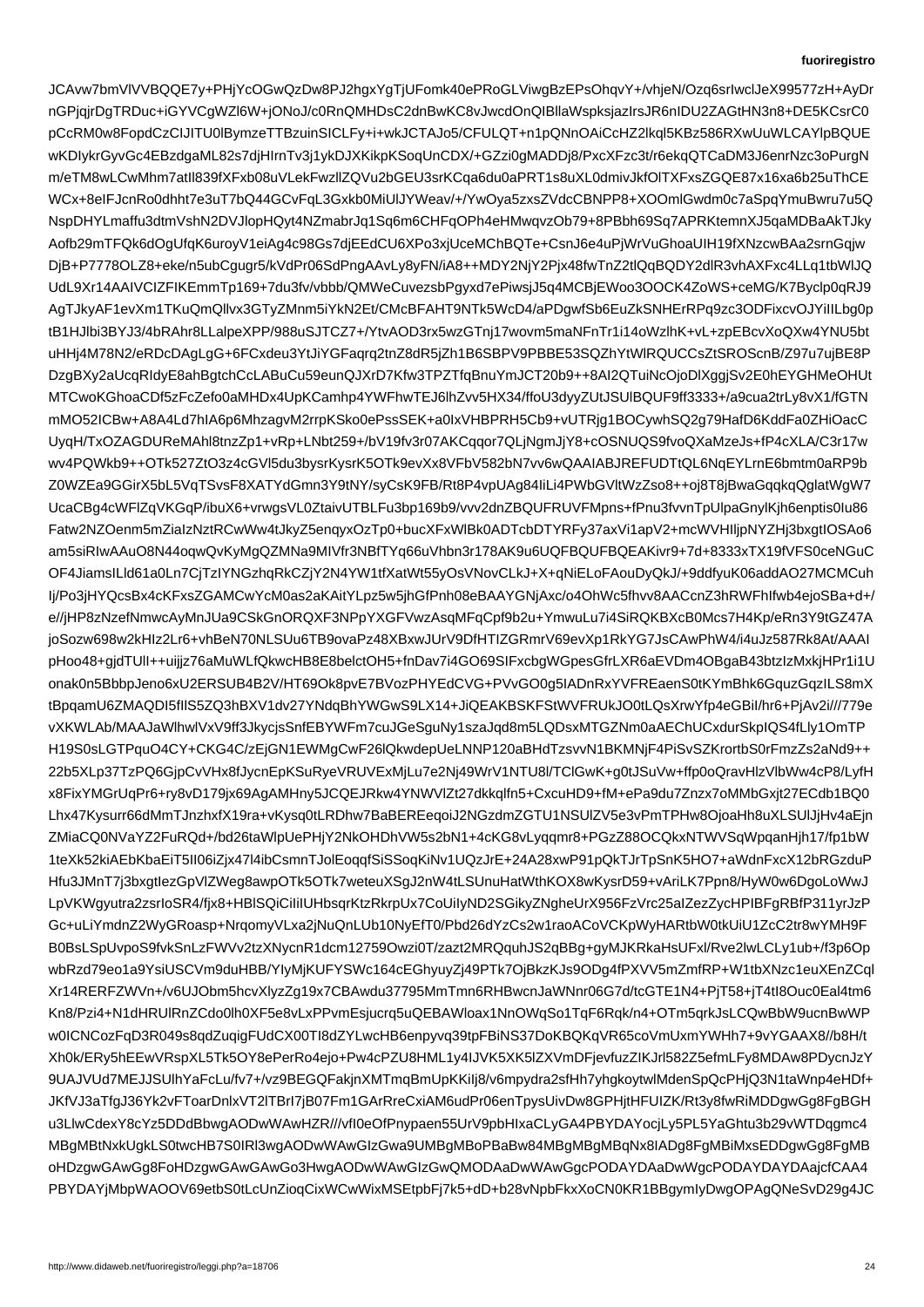JCAvw7bmVlVVBQQE7y+PHjYcOGwQzDw8PJ2hgxYgTjUFomk40ePRoGLViwgBzEPsOhqvY+/vhjeN/Ozq6srIwclJeX99577zH+AyDr
nGPjqjrDgTRDuc+iGYVCgWZl6W+jONoJ/c0RnQMHDsC2dnBwKC8vJwcdOnQIBllaWspksjazIrsJR6nIDU2ZAGtHN3n8+DE5KCsrC0
pCcRM0w8FopdCzCIJITU0lBymzeTTBzuinSICLFy+i+wkJCTAJo5/CFULQT+n1pQNnOAiCcHZ2lkql5KBz586RXwUuWLCAYlpBQUE
wKDIykrGyvGc4EBzdgaML82s7djHIrnTv3j1ykDJXKikpKSoqUnCDX/+GZzi0gMADDj8/PxcXFzc3t/r6ekqQTCaDM3J6enrNzc3oPurgN
m/eTM8wLCwMhm7atIl839fXFxb08uVLekFwzllZQVu2bGEU3srKCqa6du0aPRT1s8uXL0dmivJkfOlTXFxsZGQE87x16xa6b25uThCE
WCx+8eIFJcnRo0dhht3e3uT7bQ44GCvFqL3Gxkb0MiUlJYWeav/+/YwOya5zxsZVdcCBNPP8+XOOmlGwdm0c7aSpqYmuBwru7u5Q
NspDHYLmaffu3dtmVshN2DVJlopHQyt4NZmabrJq1Sq6m6CHFqOPh4eHMwqvzOb79+8PBbh69Sq7APRKtemnXJ5qaMDBaAkTJky
Aofb29mTFQk6dOgUfqK6uroyV1eiAg4c98Gs7djEEdCU6XPo3xjUceMChBQTe+CsnJ6e4uPjWrVuGhoaUIH19fXNzcwBAa2srnGqjw
DjB+P7778OLZ8+eke/n5ubCgugr5/kVdPr06SdPngAAvLy8yFN/iA8++MDY2NjY2Pjx48fwTnZ2tlQqBQDY2dlR3vhAXFxc4LLq1tbWlJQ
UdL9Xr14AAIVCIZFIKEmmTp169+7du3fv/vbbb/QMWeCuvezsbPgyxd7ePiwsjJ5q4MCBjEWoo3OOCK4ZoWS+ceMG/K7Byclp0qRJ9
AgTJkyAF1evXm1TKuQmQllvx3GTyZMnm5iYkN2Et/CMcBFAHT9NTk5WcD4/aPDgwfSb6EuZkSNHErRPq9zc3ODFixcvOJYiIILbg0p
tB1HJlbi3BYJ3/4bRAhr8LLalpeXPP/988uSJTCZ7+/YtvAOD3rx5wzGTnj17wovm5maNFnTr1i14oWzlhK+vL+zpEBcvXoQXw4YNU5bt
uHHj4M78N2/eRDcDAgLgG+6FCxdeu3YtJiYGFaqrq2tnZ8dR5jZh1B6SBPV9PBBE53SQZhYtWlRQUCCsZtSROScnB/Z97u7ujBE8P
DzgBXy2aUcqRIdyE8ahBgtchCcLABuCu59eunQJXrD7Kfw3TPZTfqBnuYmJCT20b9++8AI2QTuiNcOjoDlXggjSv2E0hEYGHMeOHUt
MTCwoKGhoaCDf5zFcZefo0aMHDx4UpKCamhp4YWFhwTEJ6lhZvv5HX34/ffoU3dyyZUtJSUlBQUF9ff3333+/a9cua2trLy8vX1/fGTN
mMO52lCBw+A8A4Ld7hIA6p6MhzagvM2rrpKSko0ePssSEK+a0IxVHBPRH5Cb9+vUTRjg1BOCywhSQ2g79HafD6KddFa0ZHiOacC
UyqH/TxOZAGDUReMAhl8tnzZp1+vRp+LNbt259+/bV19fv3r07AKCqqor7QLjNgmJjY8+cOSNUQS9fvoQXaMzeJs+fP4cXLA/C3r17w
wv4PQWkb9++OTk527ZtO3z4cGVl5du3bysrKysrK5OTk9evXx8VFbV582bN7vv6wQAAIABJREFUDTtQL6NqEYLrnE6bmtm0aRP9b
Z0WZEa9GGirX5bL5VqTSvsF8XATYdGmn3Y9tNY/syCsK9FB/Rt8P4vpUAg84IiLi4PWbGVltWzZso8++oj8T8jBwaGqkqQglatWgW7
UcaCBg4cWFlZqVKGqP/ibuX6+vrwgsVL0ZtaivUTBLFu3bp169b9/vvv2dnZBQUFRUVFMpns+fPnuJuVx+FFUnCzbpKjh6enptis0Iu86
Fatw2NZOenm5mZiaIzNztRCwWw4tJkyZ5enqyxOzTp0+bucXFxWlBk0ADTcbDTYRFy37axVi1apV2+mcWVHIljpNYZHj3bxgtIOSAo6
am5siRIwAAuO8N44oqwQvKyMgQZMNa9MIVfr3NBfTYq66uVhbn3r178AK9u6UQFBQUFBQEAKivr9+7d+8333TX19fVFS0ceNGuC
OF4JiamsILld61a0Ln7CjTzIYNGzhqRkCZjY2N4YW1tfXatWt55yOsVNovCLkJ+X+qNiELoFAouDyQkJ/+9ddfyuK06addAO27MCMCuh
Ij/Po3jHYQcsBx4cKFxsZGAMCwYcM0as2aKAitYLpz5w5jhGfPnh08eBAAYGNjAxc/o4OhWc5fhvv8AACcnZ3hRWFhIfwb4ejoSBa+d+/
e//jHP8zNzefNmwcAyMnJUa9CSkGnORQXF3NPpYXGFVwzAsqMFqCpf9b2u+YmwuLu7i4SiRQKBXcB0Mcs7H4Kp/eRn3Y9tGZ47A
joSozw698w2kHIz2Lr6+vhBeN70NLSUu6TB9ovaPz48XBxwJUrV9DfHTIZGRmrV69evXp1RkYG7JsCAwPhW4/i4uJz587Rk8At/AAAI
pHoo48+gjdTUlI++uijjz76aMuWLfQkwcHB8E8beIctOH5+fnDav7i4GO69SIFxcbgWGpesGfrLXR6aEVDm4OBgaB43btzIzMxkjHPr1i1U
onak0n5BbbpJeno6xU2ERSUB4B2V/HT69Ok8kpvE7BVozPHYEdCVG+PVvGO0g5IADnRxYVFREaenS0tKYmBhk6GquzGqzlLS8mX
tBpqamU6ZMAQDI5fIlS5ZQ3hBXV1dv27YNdqBhYWGwS9LX14+JiQEAKBSKFStWVFRUkJO0tLQsXrwYfp4e6GBiI/hr6+PjAv2i///779e
vXKWLAb/MAAJaWlhwlVxV9ff3JkycjsSnfEBYWFm7cuJGeSguNy1szaJqd8m5LQDsxMTGZNm0a0mACYPdTEU9Svv1J41OmTfqO/GHlrr+gtUCjDVpXERn0e0Yxe8jUkLxbTLeUfJFMs6GXIO5jaPyb2RbT2A9VP60Zp0p92VuWBP0zAUeqZ8sF5yQhrVPHVCcTSL1aP6e3e8QA9Q2DQ==

JCAvw7bmVlVVBQQE7y+PHjYcOGwQzDw8PJ2hgxYgTjUFomk40ePRoGLViwgBzEPsOhqvY+/vhjeN/Ozq6srIwclJeX99577zH+AyDr
nGPjqjrDgTRDuc+iGYVCgWZl6W+jONoJ/c0RnQMHDsC2dnBwKC8vJwcdOnQIBllaWspksjazIrsJR6nIDU2ZAGtHN3n8+DE5KCsrC0
pCcRM0w8FopdCzCIJITU0lBymzeTTBzuinSICLFy+i+wkJCTAJo5/CFULQT+n1pQNnOAiCcHZ2lkql5KBz586RXwUuWLCAYlpBQUE
wKDIykrGyvGc4EBzdgaML82s7djHIrnTv3j1ykDJXKikpKSoqUnCDX/+GZzi0gMADDj8/PxcXFzc3t/r6ekqQTCaDM3J6enrNzc3oPurgN
m/eTM8wLCwMhm7atIl839fXFxb08uVLekFwzllZQVu2bGEU3srKCqa6du0aPRT1s8uXL0dmivJkfOlTXFxsZGQE87x16xa6b25uThCE
WCx+8eIFJcnRo0dhht3e3uT7bQ44GCvFqL3Gxkb0MiUlJYWeav/+/YwOya5zxsZVdcCBNPP8+XOOmlGwdm0c7aSpqYmuBwru7u5Q
NspDHYLmaffu3dtmVshN2DVJlopHQyt4NZmabrJq1Sq6m6CHFqOPh4eHMwqvzOb79+8PBbh69Sq7APRKtemnXJ5qaMDBaAkTJky
Aofb29mTFQk6dOgUfqK6uroyV1eiAg4c98Gs7djEEdCU6XPo3xjUceMChBQTe+CsnJ6e4uPjWrVuGhoaUIH19fXNzcwBAa2srnGqjw
DjB+P7778OLZ8+eke/n5ubCgugr5/kVdPr06SdPngAAvLy8yFN/iA8++MDY2NjY2Pjx48fwTnZ2tlQqBQDY2dlR3vhAXFxc4LLq1tbWlJQ
UdL9Xr14AAIVCIZFIKEmmTp169+7du3fv/vbbb/QMWeCuvezsbPgyxd7ePiwsjJ5q4MCBjEWoo3OOCK4ZoWS+ceMG/K7Byclp0qRJ9
AgTJkyAF1evXm1TKuQmQllvx3GTyZMnm5iYkN2Et/CMcBFAHT9NTk5WcD4/aPDgwfSb6EuZkSNHErRPq9zc3ODFixcvOJYiIILbg0p
tB1HJlbi3BYJ3/4bRAhr8LLalpeXPP/988uSJTCZ7+/YtvAOD3rx5wzGTnj17wovm5maNFnTr1i14oWzlhK+vL+zpEBcvXoQXw4YNU5bt
uHHj4M78N2/eRDcDAgLgG+6FCxdeu3YtJiYGFaqrq2tnZ8dR5jZh1B6SBPV9PBBE53SQZhYtWlRQUCCsZtSROScnB/Z97u7ujBE8P
DzgBXy2aUcqRIdyE8ahBgtchCcLABuCu59eunQJXrD7Kfw3TPZTfqBnuYmJCT20b9++8AI2QTuiNcOjoDlXggjSv2E0hEYGHMeOHUt
MTCwoKGhoaCDf5zFcZefo0aMHDx4UpKCamhp4YWFhwTEJ6lhZvv5HX34/ffoU3dyyZUtJSUlBQUF9ff3333+/a9cua2trLy8vX1/fGTN
mMO52lCBw+A8A4Ld7hIA6p6MhzagvM2rrpKSko0ePssSEK+a0IxVHBPRH5Cb9+vUTRjg1BOCywhSQ2g79HafD6KddFa0ZHiOacC
UyqH/TxOZAGDUReMAhl8tnzZp1+vRp+LNbt259+/bV19fv3r07AKCqqor7QLjNgmJjY8+cOSNUQS9fvoQXaMzeJs+fP4cXLA/C3r17w
wv4PQWkb9++OTk527ZtO3z4cGVl5du3bysrKysrK5OTk9evXx8VFbV582bN7vv6wQAAIABJREFUDTtQL6NqEYLrnE6bmtm0aRP9b
Z0WZEa9GGirX5bL5VqTSvsF8XATYdGmn3Y9tNY/syCsK9FB/Rt8P4vpUAg84IiLi4PWbGVltWzZso8++oj8T8jBwaGqkqQglatWgW7
UcaCBg4cWFlZqVKGqP/ibuX6+vrwgsVL0ZtaivUTBLFu3bp169b9/vvv2dnZBQUFRUVFMpns+fPnuJuVx+FFUnCzbpKjh6enptis0Iu86
Fatw2NZOenm5mZiaIzNztRCwWw4tJkyZ5enqyxOzTp0+bucXFxWlBk0ADTcbDTYRFy37axVi1apV2+mcWVHIljpNYZHj3bxgtIOSAo6
am5siRIwAAuO8N44oqwQvKyMgQZMNa9MIVfr3NBfTYq66uVhbn3r178AK9u6UQFBQUFBQEAKivr9+7d+8333TX19fVFS0ceNGuC
OF4JiamsILld61a0Ln7CjTzIYNGzhqRkCZjY2N4YW1tfXatWt55yOsVNovCLkJ+X+qNiELoFAouDyQkJ/+9ddfyuK06addAO27MCMCuh
Ij/Po3jHYQcsBx4cKFxsZGAMCwYcM0as2aKAitYLpz5w5jhGfPnh08eBAAYGNjAxc/o4OhWc5fhvv8AACcnZ3hRWFhIfwb4ejoSBa+d+/
e//jHP8zNzefNmwcAyMnJUa9CSkGnORQXF3NPpYXGFVwzAsqMFqCpf9b2u+YmwuLu7i4SiRQKBXcB0Mcs7H4Kp/eRn3Y9tGZ47A
joSozw698w2kHIz2Lr6+vhBeN70NLSUu6TB9ovaPz48XBxwJUrV9DfHTIZGRmrV69evXp1RkYG7JsCAwPhW4/i4uJz587Rk8At/AAAI
pHoo48+gjdTUlI++uijjz76aMuWLfQkwcHB8E8beIctOH5+fnDav7i4GO69SIFxcbgWGpesGfrLXR6aEVDm4OBgaB43btzIzMxkjHPr1i1U
onak0n5BbbpJeno6xU2ERSUB4B2V/HT69Ok8kpvE7BVozPHYEdCVG+PVvGO0g5IADnRxYVFREaenS0tKYmBhk6GquzGqzlLS8mX
tBpqamU6ZMAQDI5fIlS5ZQ3hBXV1dv27YNdqBhYWGwS9LX14+JiQEAKBSKFStWVFRUkJO0tLQsXrwYfp4e6GBiI/hr6+PjAv2i///779e
vXKWLAb/MAAJaWlhwlVxV9ff3JkycjsSnfEBYWFm7cuJGeSguNy1szaJqd8m5LQDsxMTGZNm0a0mACYPdTEU9Svv1J41OmTfqO/GHlrr+gtUCjDVpXERn0e0Yxe8jUkLxbTLeUfJFMs6GXIO5jaPyb2RbT2A9VP60Zp0p92VuWBP0zAUeqZ8sF5yQhrVPHVCcTSL1aP6e3e8QA9Q2DQ==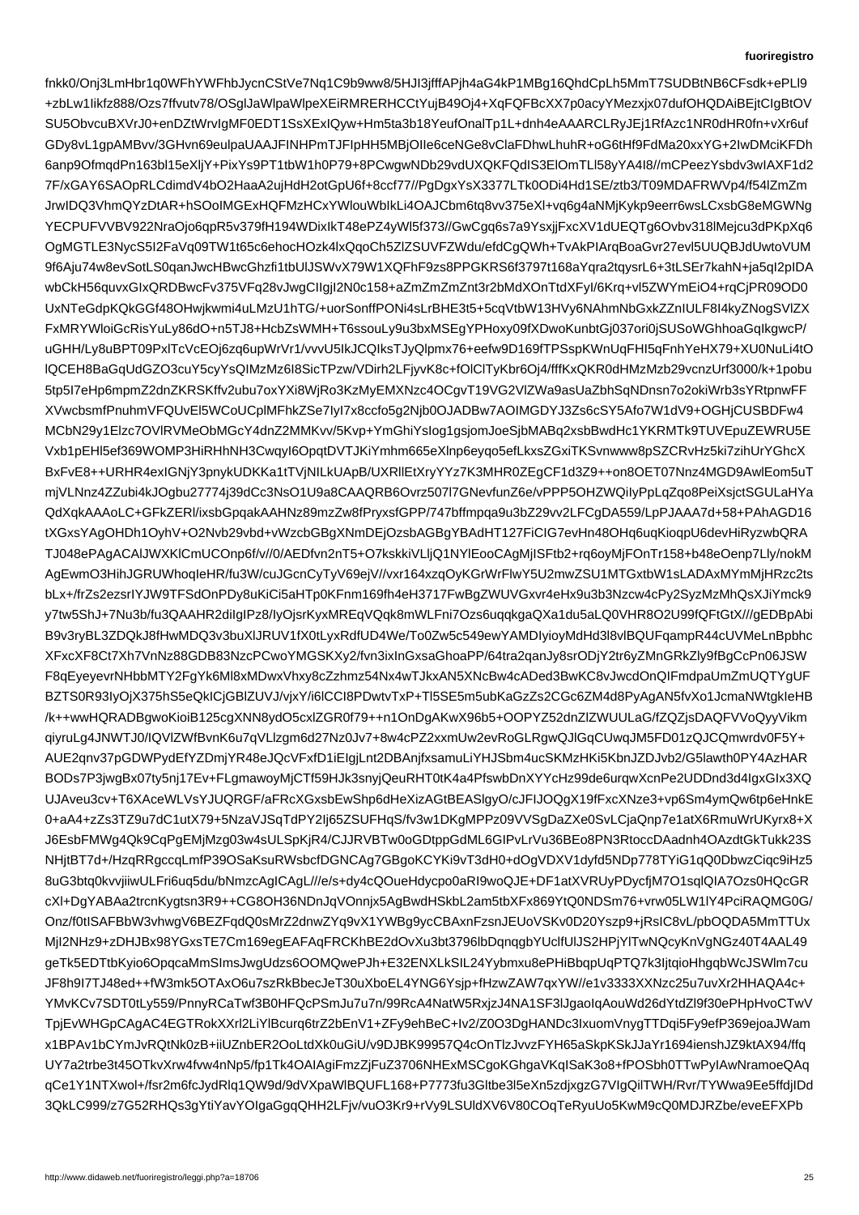fnkk0/Onj3LmHbr1q0WFhYWFhbJycnCStVe7Nq1C9b9ww8/5HJI3jfffAPjh4aG4kP1MBg16QhdCpLh5MmT7SUDBtNB6CFsdk+ePLl9
+zbLw1Iikfz888/Ozs7ffvutv78/OSglJaWlpaWlpeXEiRMRERHCCtYujB49Oj4+XqFQFBcXX7p0acyYMezxjx07dufOHQDAiBEjtCIgBtOV
SU5ObvcuBXVrJ0+enDZtWrvIgMF0EDT1SsXExIQyw+Hm5ta3b18YeufOnalTp1L+dnh4eAAARCLRyJEj1RfAzc1NR0dHR0fn+vXr6uf
GDy8vL1gpAMBvv/3GHvn69eulpaUAAJFINHPmTJFIpHH5MBjOIle6ceNGe8vClaFDhwLhuhR+oG6tHf9FdMa20xxYG+2IwDMciKFDh
6anp9OfmqdPn163bl15eXljY+PixPs9PT1tbW1h0P79+8PCwgwNDb29vdUXQK2vBvYWQKFQdIS3ElOmTLl58yYA4I8//mCPeezYsbdv2ivAXF1d2
7F/xGAY6SAOpRLCdimdV4bO2HaaA2ujHdH2otGpU6f+8ccf77//PgDgpXsX3377LTk0ODi4Hd1SE/ztb3/T09MDAFRWVp4/f54lZmZm
JrwIDQ3VhmQYzDtAR+hSOoIMGExHQFMzHCxYWlouWbIkLi4OAJCbm6tq8vv375eXl+vq6g4aNMjKykp9eerr6wsLCxsbG8eMGWNg
YECPUFVVBV922NraOjo6qpR5v379fH194WDixIkT48ePZ4yWl5f373//GwCgq6s7a9YsxjjFxcXV1dUEQTg6Ovbv318lMejcu3dPKpXq6
OgMGTLE3NycS5I2FaVq09TW1t65c6ehocHOzk4lxQqoCh5ZlZSUVFZWdu/efdCgQWh+TvAkPIArqBoaGvr27evl5UUQBJdUwtoVUM
9f6Aju74w8evSotLS0qanJwcHBwcGhzfi1tbUlJSWvX79W1XQFhF9zs8PPGKRS6f3797t168aYqra2tqysrL6+3tLSEr7kahN+ja5qI2pIDA
wbCkH56quvxGIxQRDBwcFv375VFq28vJwgCIIgjI2N0c158+aZmZmZmZnt3r2bMdXOnTtdXFyI/6Krq+vl5ZWYmEiO4+rqCjPR09OD0
UxNTeGdpKQkGGf48OHwjkwmi4uLMzU1hTG/+uorSonffPONi4sLrBHE3t5+5cqVtbW13HVy6NAhmNbGxkZZnIULF8I4kyZNogSVlZX
FxMRYWloiGcRisYuLy86dO+n5TJ8+HcbZsWMH+T6ssouLy9u3bxMSEgYPHoxy09fXDwoKunbtGj037ori0jSUSoWGhhoaGqIkgwcP/
uGHH/Ly8uBPT09PxlTcVcEOj6zq6upWrVr1/vvvU5IkJCQIksTJyQlpmx76+eefw9D169fTPSspKWnUqFHI5qFnhYeHX79+XU0NuLi4tO
lQCEH8BaGqUdGZO3cuY5cyYsQIMzM6I8SicTPzw/VDirh2/QJFjyvK8c+fOlClTyKbr6Oj4/fffKxQKR0dHMzMzb29vcnzUrf3000/k+1pobu
5tp5I7eHp6mpmZ2dnZKRSKffv2ubu7oxYXi8WjRo3KzMyEMXxe4OCgvT19VG2VlZWa9asUaZbhSqNDnsn7o2okiWrb3sYRtpnwFF
XVwcbsmfPnuhmVFQUvEl5WCoUCplMFhkZSe7lyI7k8zcfo5g2Njb0OJADBw7AOIMGDYJ3Zs6cSY5Afo7W1dV9+OGHjCUSBDFw4
MCbN29y1Elzc7OVlRVMeObMGcY4dnZ2MMKvv/5Kvp+YmGhiYsIog1gsjomJoeSjbMABq2xsbBwdHc1YKRMTk9TUVEpuZEWRU5E
Vxb1pEHl5ef369WOMP3HiRHhNH3CwqyI6OpqtDVTJKiYmhm665eXlnp6eyqo5efLkxsZGxiTKSvnwww8pSZCRvHz5ki7zihUrYGhcX
BxFvE8++URHR4exIGNjY3pnykUDKKa1tTVjNILkUApB/UXRllEtXryYYz7K3MHR0ZEgCF1d3Z9++on8OET07Nnz4MGD9AwlEom5uT
mjVLNnz4ZZubi4kJOgbu27774j39dCc3NsO1U9a8CAAQRB6Ovrz507l7GNevfunZ6e/vPPP5OHZWQiIyPpLqZqo8PeiXsjctSGULaHYa
QdXqkAAAoLC+GFkZERl/ixsbGpqakAAHNz89mzZw8fPryxsfGPP/747bffmpqa9u3bZ29vv2LFCgDA559/LpPJAAA7d+58+PAhAGD16
tXGxsYAgOHDh1OyhV+O2Nvb29vbd+vWzcbGBgXNmDEjOzsbAGBgYBAdHT127FiCIG7evHn48OHq6uqKioqpU6devHiRyzwbQRA
TJ048ePAgACAlJWXKlCmUCOnp6f/v//0/AEDfvn2nT5+O7kskkiVLjQ1NYlEooCAgMjISFtb2+rq6oyMjFOnTr158+b48eOenp7Lly/nokM
AgEwmO3HihJGRUWhoqIeHR/fu3W/cuJGcnCyTyV69ejV//vxr164xzqOyKGrWrFlwY5U2mwZSU1MTGxtbW1sLADAxMYmMjHRzc2ts
bLx+/frZs2ezsrIYJW9TFSdOnPDy8uKiCi5aHTp0KFnm169fh4eH3717FwBgZWUVGxvr4eHx9u3b3Nzcw4cPy2SyzMzMhQsXJiYmck9
y7tw5ShJ+7Nu3b/fu3QAAHR2diIgIPz8/IyOjsrKyxMREqVQqk8mWLFni7Ozs6uqqkgaQXa1du5aLQ0VHR8O2U99fQFtGtX///gEDBpAbi
B9v3ryBL3ZDQkJ8fHwMDQ3v3buXlJRUV1fX0tLyxRdfUD4We/To0Zw5c549ewYAMDIyioyMdHd3l8vlBQUFqampR44cUVMeLnBpbhc
XFxcXF8Ct7Xh7VnNz88GDB83NzcPCwoYMGSKXy2/fvn3ixInGxsaGhoaPP/64tra2qanJy8srODjY2tr6yZMnGRkZly9fBgCcPn06JSW
F8qEyeyevrNHbbMTY2FgYk6Ml8xMDwxVhxy8cZzhmz54Nx4wTJkxAN5XNcBw4cADed3BwKC8vJwcdOnQIFmdpaUmZmUQTYgUF
BZTS0R93IyOjX375hS5eQkICjGBlZUVJ/vjxY/i6lCCI8PDwtvTxP+Tl5SE5m5ubKaGzZs2CGc6ZM4d8PyAgAN5fvXo1JcmaNWtgkIeHB
/k++wwHQRADBgwoKioiB125cgXNN8ydO5cxlZGR0f79++n1OnDgAKwX96b5+OOPYZ52dnZlZWUULaG/fZQZjsDAQFVVoQyyVikm
qiyruLg4JNWTJ0/IQVlZWfBvnK6u7qVLlzgm6d27Nz0Jv7+8w4cPZ2xxmUw2evRoGLRgwQJlGqCUwqJM5FD01zQJCQmwrdv0F5Y+
AUE2qnv37pGDWPydEfYZDmjYR48eJQcVFxfD1iElgjLnt2DBAnjfxsamuLiYHJSbm4ucSKMzHKi5KbnJZDJvb2/G5lawth0PY4AzHAR
BODs7P3jwgBx07ty5nj17Ev+FLgmawoyMjCTf59HJk3snyjQeuRHT0tK4a4PfswbDnXYYcHz99de6urqwXcnPe2UDDnd3d4lgxGIx3XQ
UJAveu3cv+T6XAceWLVsYJUQRGF/aFRcXGxsbEwShp6dHeXizAGtBEASlgyO/cJFIJOQgX19fFxcXNze3+vp6Sm4ymQw6tp6eHnkE
0+aA4+zZs3TZ9u7dC1utX79+5NzaVJSqTdPY2Ij65ZSUFHqS/fv3w1DKgMPPz09VVSgDaZXe0SvLCjaQnp7e1atX6RmuWrUKyrx8+X
J6EsbFMWg4Qk9CqPgEMjMzg03w4sULSpKjR4/CJJRVBTw0oGDtppGdML6GIPvLrVu36BEo8PN3RtoccDAadnh4OAzdtGkTukk23S
NHjtBT7d+/HzqRRgccqLmfP39OSaKsuRWsbcfDGNCAg7GBgoKCYKi9vT3dH0+dOgVDXV4dyfd5NDp778TYiG1qQ0DbwzCiqc9iHz5
8uG3btq0kvvjiiwULFri6uq5du/bNmzcAgICAgL///e/s+dy4cQueHdycpo0aRI9woQJE+DF1atXVRUyPDycfjM7O1sqlQIA7Ozs0HQcGR
cXl+DgYABAa2trcnKygtsn3R9++CG8OH36NDnJqVOnnjx5AgBwdHSkbL2am5tbXFx869YtQ0NDSm76+vrw05LW1lY4PciRAQMG0G/
Onz/f0tISAFBbW3vhwgV6BEZFqdQ0sMrZ2dnwZYq9vX1YWBg9ycCBAxnFzsnJEUoVSKv0D20Yszp9+jRsIC8vL/pbOQDA5MmTTUx
MjI2NHz9+zDHJBx98YGxsTE7Cm169egEAFAqFRCKhBE2dOvXu3bt3796lbDqnqgbYUclfUlJS2HPjYlTwNQcyKnVgNGz40T4AAL49
geTk5EDTtbKyio6OpqcaMmSImsJwgUdzs6OOMQwePJh+E32ENXLkSIL24Yybmxu8ePHiBbqpUqPTQ7k3IjtqioHhgqbWcJSWlm7cu
JF8h9I7TJ48ed++fW3mk5OTAxO6u7szRkBbecJeT30uXboEL4YNG6Ysjp+fHzwZAW7qxYW//e1v3333XXNzc25u7uvXr2HHAQA4c+
YMvKCv7SDT0tLy559/PNnyRCaTwf3B0HFQCPSmJu7u7n/99RcA4NatW5RxjzJ4NA1SF3lJgaoIqAouWd26dYtdZl9f30ePHpHvoCTwV
TpjEvWHGpCAgAC4EGTRokXXrl2LiYlBurq6trZ2bEnV1+ZFy9ehBeC+Iv2/Z0O3DgHANDc3IxuomVnygTTDqi5Fy9efP369ejoaJWam
x1BPAv1bCYmJvRQtNk0zB+iiUZnbER2OoLtdXk0uGiU/v9DJBK99957Q4cOnTlzJvvzFYH65aSkpKSkJJaYr1694ienshJZ9ktAX94/ffq
UY7a2trbe3t45OTkvXrw4fvw4nNp5/fp1/Tk4OAIAgiFmzZjFuZ3706NHExMSCgoKGhgaVKqISaK3o8+fPOSbh0TTwPyIAwNramoeQAq
qCe1Y1NTXwol+/fsr2m6fcJydRlq1QW9d/9dVXpaWlBQUFL168+P7773fu3Gltbe3l5eXn5zdjxgzG7VIgQilTWH/Rvr/TYWwa9Ee5ffdjIDd
3QkLC999/z7G52RHQs3gYtiYavYOIgaGgqQHH2LFjv/vuO3Kr9+rVy9LSUldXV6V80COqTeRyuUo5KwM9cQ0MDJRZbe/eveEFXPb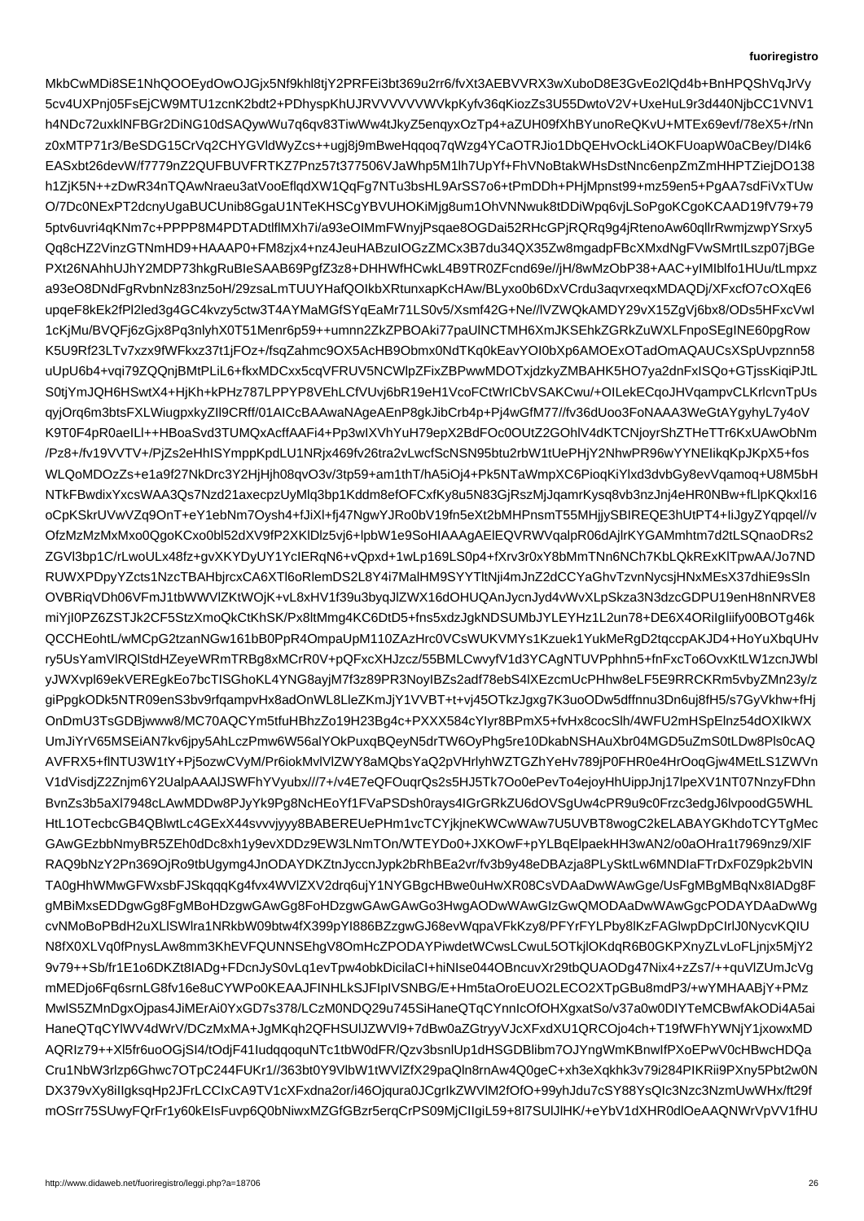MkbCwMDi8SE1NhQOOEydOwOJGjx5Nf9khl8tjY2PRFEi3bt369u2rr6/fvXt3AEBVVRX3wXuboD8E3GvEo2lQd4b+BnHPQShVqJrVy
5cv4UXPnj05FsEjCW9MTU1zcnK2bdt2+PDhyspKhUJRVVVVVVWVkpKyfv36qKiozZs3U55DwtoV2V+UxeHuL9r3d440NjbCC1VNV1
h4NDc72uxklNFBGr2DiNG10dSAQywWu7q6qv83TiwWw4tJkyZ5enqyOzTp4+aZUH09fXhBYunoReQKvU+MTEx69evf/78eX5+/rNn
z0xMTP71r3/BeSDG15CrVq2CHYGVldWyZcs++ugj8j9mBweHqqoq7Wg4YCaOTRJio1DbQEHvOckLi4OKFUoapW0aCBey/DI4k6
EASxbt26devW/f7779nZ2QUFBUVFRTKZ7Pnz57t377506VJaWhp5M1lh7UpYf+FhVNoBtakWHsDstNnc6enpZmZmHHPTZiejDO138
h1ZjK5N++zDwR34nTQAwNraeu3atVooEflqdXW1QqFg7NTu3bsHL9ArSS7o6+tPmDDh+PHjMpnst99+mz59en5+PgAA7sdFiVxTUw
O/7Dc0NExPT2dcnyUgaBUCUnib8GgaU1NTeKHSCgYBVUHOKiMjg8um1OhVNNwuk8tDDiWpq6vjLSoPgoKCgoKCAAD19fV79+79
5ptv6uvri4qKNm7c+PPPP8M4PDTADtlflMXh7i/a93eOIMmFWnyjPsqae8OGDai52RHcGPjRQRq9g4jRtenoAw60qllrRwmjzwpYSrxy5
Qq8cHZ2VinzGTNmHD9+HAAAP0+FM8zjx4+nz4JeuHABzulOGzZMCx3B7du34QX35Zw8mgadpFBcXMxdNgFVwSMrtILszp07jBGe
PXt26NAhhUJhY2MDP73hkgRuBIeSAAB69PgfZ3z8+DHHWfHCwkL4B9TR0ZFcnd69e//jH/8wMzObP38+AAC+yIMIblfo1HUu/tLmpxz
a93eO8DNdFgRvbnNz83nz5oH/29zsaLmTUUYHafQOIkbXRtunxapKcHAw/BLyxo0b6DxVCrdu3aqvrxeqxMDAQDj/XFxcfO7cOXqE6
upqeF8kEk2fPl2led3g4GC4kvzy5ctw3T4AYMaMGfSYqEaMr71LS0v5/Xsmf42G+Ne//lVZWQkAMDY29vX15Zgj6bx8/ODs5HFxcVwI
1cKjMu/BVQFj6zGjx8Pq3nlyhX0T51Menr6p59++umnn2ZkZPBOAki77paUlNCTMH6XmJKSEhkZGRkZuWXLFnpoSEgINE60pgRow
K5U9Rf23LTv7xzx9fWFkxz37t1jFOz+/fsqZahmc9OX5AcHB9Obmx0NdTKq0kEavYOI0bXp6AMOExOTadOmAQAUCsXSpUvpznn58
uUpU6b4+vqi79ZQQnjBMtPLiL6+fkxMDCxx5cqFRUV5NCWlpZFixZBPwwMDOTxjdzkyZMBAHK5HO7ya2dnFxISQo+GTjssKiqiPJtL
S0tjYmJQH6HSwtX4+HjKh+kPHz787LPPYP8M4PDTADtlflMXh7i/a93eOIMmFWnyjPsqae8OGDai52RHcGPjRQRq9g4jRtenoAw60qllrRwmjzwpYSrxy5
qyjOrq6m3btsFXLWiugpxkyZIl9CRff/01AICcBAAwaNAgeAEnP8gkJibCrb4p+Pj4wGfM77//fv36m6l0JSmHnqBP9e7jNTi7TcEo17lb5RgOyE/1mYd2I66VnwjcU7MjLPGQOPyF/L2FjoH5g/RxuSoGC+Pn7Rv8YJ+hRV0mr9Zjgm3lW7HHxUY7BQd3WagDDUmDJt6Du0Er2YSxsbPrdF3XUYJqQjmLtVhkEWcDLkxEXF8pKbsT0Eo6oLyqSHUI5Jf0kbHTQEwt93LAJX6+JnmNpWcAyjBBsDXMtBBLMaDxmZmPt2x7BRCFpgLvHDKxyqDYTTcsw/EBmgZI3w4Q8PBaKPLHTBjbRgRCDmz6tWGxOzQAzRBZ4Cgy5Uk3mJjx8wVp4d85A2Xf6F1CxDH9vvwUXMuwd7GOE1UD+Fr2YjZ6CK5N5r3rW3RuPHf2/VHQbb5K/8GWBdeD1K/e6P8YdzkEgHaTYvDcYPlAOGKZMVVa08g9iJpI0v0hFRqlqmq1NpvA6iqTxPL+vy/ihY6yDu0QDL9UQFsMIcxpfrF9d6kPEp9fqlh8aJtwmdjHcyjcQDJDV0N/n73hzZ+mb0F8dTrdZ6VJKV
K9T0F4pR0aeILl++HBoaSvd3TUMQxAcffAAFi4+Pp3wIXVhYuH79epX2BdFOc0OUtZ2GOhlV4dKTCNjoyrShZTHeTTr6KxUAwObNm
/Pz8+/fv19VVTV+/PjZs2eHhISYmppKpdLU1NRjx469fv26tra2vLwcfScNSN95btu2rbW1tUePHjY2NhwPR96wYYNEIikqKpJKpX5+fos
WLQoMDOzZs+e1a9f27NkDrc3Y2HjHjh08qvO3v/3tp59+am1thT/hA5iOj4Pk5NTaWmpXC6PioqKiYlxd3dvbGy8evVqamoq+U8M5bH
NTkFBwdixYxcsWAA3Qs7Nzd21axecpzUyMlq3bp1Kddm8efOFCxfKy8u5N83GjRszMjJqamrKysq8vb3nzJnj4eHR0NBw+fLlpKQkxl16
oCpKSkrUVwVZq9OnT+eY1ebNm7Oysh4+fJiXl+fj47NgwYJRo0bV19fn5eXt2bMHPnsmT55MHjjySBIREQE3hUtPT4+IiJgyZ7Yqpqel//v
OfzMzMzMxMxo0QgoKCxo0bl52dXV9fP2XKlDlz5vj6+lpbW1e9SoHIAAAgAElEQVRWVqalpR06dAjlrKYGAMmhtm7d2tLSQnaoDRs2
ZGVl3bp1C/rLwoULx48fz+gvXKYDyUY1YcIERqN6+vQpxd+1wLp169w1LAnx7rQhmpEnOvvfzGPQQJFgMTYTRG4Lx6m4tZhxnBWAlVC
RUWXPDpyYZcts1NzcTBAHbjrcxCA6XTl6oRlemDS2L8Y4i7MalHM9SYYTltNji4mJnZ2dCCYaGhvTzvnNycsjHNxMEsX37dhiE9sSln
OVBRiqVDh06VFmJ1tbWWVlZKtWOjK+vL8xHV1f39u3byqJlZWX16dOHUQAnJycnJyd4vWvXLpSkza3N3dzcGDPU19enH8nNRVE8
miYjI0PZ6ZSTJk2CF5StzXmoQkCtKhSK/Px8ltMmg4KC6DtD5+fns5xdzJgkNDSUMbJYLEYHz1L2un78+DE6X4ORiIgIiify00BOTg46k
QCCHEohtL/wMCpG2tzanNGw161bB0PpR4OmpaUpM110ZAzHrc0VCsWUKVMYs1Kzuek1YukMeRgD2tqccpAKJD4+HoYuXbqUHv
ry5UsYamVlRQlStdHZeyeWRmTRBg8xMCrR0V+pQFxcXHJzcz/55BMLCwvyfV1d3YCAgNTUVPphhn5+fnFxcTo6OvxKtLW1zcnJWbl
yJWXvpl69ekVEREgkEo7bcTISGhoKL4YNG8ayjM7f3z89PR3NoyIBZs2adf78ebS4lXEzcmUcPHhw8eLF5E9RRCKRm5vbyZMn23y/z
giPpgkODk5NTR09enS3bv9rfqampvHx8adOnWL8LleZKmJjY1VVBT+t+vj45OTkzJgxg7K3uoODw5dffnu3Dn6uj8fH5/s7GyVkhw+fHj
OnDmU3TsGDBjwww8/MC70AQCYm5tfuHBhzZo19H23Bg4c+PXXX584cIyIr8BPmX5+fvHx6cocSlh/4WFU2mHSpElnz54dOXIkWX
UmJiYrV65MSEiAN7kv6jpy5AhLczPmw6W56alYOkPuxqBQeyN5drTW6OyPhg5re10DkabNSHAuXbr04MGD05uZmS0tLDw8Pls0cAQ
AVFRX5+flNTU3W1tY+Pj5ozwCVyM/Pr6iokMvlVlZWY8aMQbsYaQ2YaVHrlyhWZTGZhYeHv789jP0FHR0e4HrOoqGjw4MEtLS1ZWVn
V1dVisdjZ2Znjm6Y2UalpAAAlJSWFhYVyubx///7+/v4E7eQFOuqrQs2s5HJ5Tk7Oo0ePevTo4ejoyHhUippJnj17lpeXV1NT07NnzyFDhn
BvnZs3b5aXl7948cLAwMDDw8PJyYk9Pg8NcHEoYf1FVaPSDsh0rays4IGrGRkZU6dOVSgUw4cPR9u9cP0Frzc3edgJ6lvpoodG5WHL
HtL1OTecbcGB4QBlwtLc4GExX44svvvjyyy8BABEREUePHm1vcTCYjkneKWCwWAw7U5UVBT8wogC2kELABAYGKhdoTCYTgMec
GAwGEzbbNmyBR5ZEh0dDc8xh1y9evXDDz9EW3LNmTOn/WTEYDo0+JXKOwF+pYLBqElpaekHH3wAN2/o0aOHra1t7969nz9/XlF
RAQ9bNzY2Pn369OjRo9tbUgymg4JnODAYDKZtnJyccnJypk2bRhBEa2vr/fv3b9y48eDBAzja8PLySktLw6MNDIaFTrDxF0Z9pk2bVlN
TA0gHhWMwGFWxsbFJSkqqqKg4fvx4WVlZXV2drq6ujY1NYGBgcHBwe0uHwXR08CsVDAaDwWAwGge/UsFgMBgMBqNx8IADg8F
gMBiMxsEDDgwGg8FgMBoHDzgwGAwGg8FoHDzgwGAwGAwGo3HwgAODwWAwGIzGwQMODAaDwWAwGgcPODAYDAaDwWg
cvNMoBoPBdH2uXLlSWlra1NRkbW09btw4fX399pYI886BZzgwGJ68evWqpaVFkKzy8/PFYrFYLPby8lKzFAGlwpDpCIrlJ0NycvKQIU
N8fX0XLVq0fPnysLAw8mm3KhEVFQUNNSEhgV8OmHcZPODAYPiwdetWCwsLCwuL5OTkjlOKdqR6B0GKPXnyZLvLoFLjnjx5MjY2
9v79++Sb/fr1E1o6DKZt8IADg+FDcnJySS0vLq1evTpw4obkDicilaCI+hiNIse044OBncuvXr29tbQUAODg47Nix4+zZs7/++quVlZUmJcVg
mMEDjo6Fq6srnLG8fv16e8uCWPo0KEAAJFINHLkSJFIpIVSNBG/E+Hm5taOroEUO2LECO2XTpGBu8mdP3/+wYMHAABjY+PMz
MwlS5ZMnDgxOjpas4JiMErAi0YxGD7s378/LCzM0NDQ29o745SiHaneQTqCYnnIcOfOHXgxatSo/v37a0w0DIYeMCBwfAkODi4A5ai
HaneQTqCYlWV4dWrV/DCzMxMA+JgMKqh2QFHSUlJZWVl9+7dBw0aZGtryyVJcXFxdXU1QRCOjo4ch+T19fWFhYWNjY1jxowxMD
AQRIz79++Xl5fr6uoOGjSI4/tOdjF41IudqoquNTc1tbW0dFR/Qzv3bsnlUp1dHSGDBlibm7OJYngWmKBnwIfPXoEPwP0cHBwcHDQa
Cru1NbW3rlzp6Ghwc7OTpC244FUKr1//363bt0Y9VlbW1tWVlZfX29paQln8rnAw4Q0geC+xh3eXqkhk3v79i284PIKRii9PXny5Pbt2w0N
DX379vXy8iIlgksqHp2JFrLCCIxCA9TV1cXFxdna2or/i46Ojqura0JCgrIkZWVlM2fOfO+99yhJdu7cSY88YsQIc3Nzc3NzmUwWHx/ft29f
mOSrr75SUwyFQrFr1y60kEIsFuvp6Q0bNiwxMZGfGBzr5erqCrPS09MjCIIgiL59+8I7SUlJlHK/+eYbV1dXHR0dlOeAAQNWrVrVV1fHU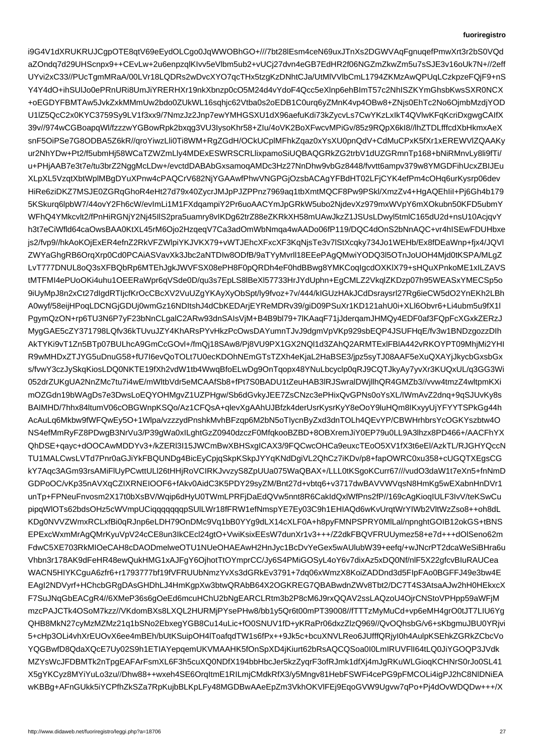i9G4V1dXRUKRUJCgpOTE8qtV69eEydOLCgo0JqWWOBhGO+///7bt28lEsm4ceN69uxJTnXs2DGWVAqFgnuqefPmwXrt3r2bS0VQd
aZOndq7d29UHScnpx9++CEvLw+2u6enpzqlKIvv5eVlbm5ub2+vUCj27dvn4eGB7EdHR2f06NGZmZkwZm5u7sSJE3v16oUk7N+//2eff
UYvi2xC33//PUcTgmMRaA/00LVr18LQDRs2wDvcXYO7qcTHx5tzgKzDNhtCJa/UtMlVVlbCmL1794ZKMzAwQPUqLCzkpzeFQjF9+nS
Y4Y4dO+ihSUlJo0ePRnURi8UmJiYRERHXr19nkXbnzp0cO5M24d4vYdoF4Qcc5eXlnp6ehBImT57cNhISZKYmGhsbKwsSXR0NCX
+oEGDYFBMTAw5JvkZxkMMmUw2bdo0ZUkWL16sqhjc62Vtba0s2oEDB1C0urq6yZMnK4vp4OBw8+ZNjs0EhTc2No6OjmbMzdjYOD
U1lZ5QcC2x0KYC3759Sy9LV1f3xx9/7NmzJz2Jnp7ewYMHGSXU1dX96aefuKdi73kZycvLs7CwYKzLxIkT4QVlwKFqKcriDxgwgCAIfX
39v//974wCGBoapqWl/fzzzwYGBowRpk2bxqg3VU3IysoKhr58+ZIu/4oVK2BoXFwcvMPiGv/85z9RQpX6kI8//lhZTLfffcdXbHkmxAeX
snF5OiPSe7G8ODBA5Z6kR//qroYiwzLli0Ti8WM+RgZGdH/OCkUCplMFhkZqaz0xYsXU0pnQdV+CdMuCPxK5fXr1xEREWVlZQAAKy
ur2NhYDw+Pt2/f5ubmHj58WCaTZWZmLly4MDExESWRSCRLlixpamoSiUQBAQGRkZG2trbV1dUZGRmnTp168+bNiRMnvLy8li9fTi/
u+PHjAAB7e3t7e/tu3brZ2NggMcLDw+/evctdDABAbGxsamoqAMDc3Hz27NnDhw9vbGz8448/fvvtt6ampv379w8YMGDFihUcxZBIJEu
XLpXL5VzqtXbtWplMBgDYuXPnw4cPAQCrV682NjYGAAwfPhwVNGPGjOzsbACAgYFBdHT02LFjCYK4efPm4cOHq6urKysrp06dev
HiRe6ziDKZ7MSJE0ZGRqGhoR4eHt27d79x40ZycrJMJpPJZPPnz7969aq1tbXmtMQCF8Pw9PSkl/XmzZv4+HgAQEhIiI+Pj6Gh4b179
5KSkurq6lpbW7/44ovY2Fh6cW/evImLi1M1FXdqampiY2Pr6uoAACYmJpGRkW5ubo2NjdevXz979mxWVpY6mXOkubn50KFD5ubmY
WFhQ4YMkcvlt2/fPnHiRGNjY2Nj45IlS2pra5uamry8vIKDg62trZ88eZKRkXH58mUAwJkzZ1JSUsLDwyl5tmlC165dU2d+nsU10AcjqvY
h3t7eCiWfld64caOwsBAA0KtXL45rM6Ojo2HzqeqV7Ca3adOmWbNmqa4wAADo06fP119/DQC4dOnS2bNnAQC+vr4hISEwFDUHbxe
js2/fvp9//hkAoKOjExER4e4fnZ2RkVFZWlpiYKJVKX79+vWTJEhcXFxcXF3KqNjsTe3v7lStXcqky734Jo1WEHb/Ex8fDEaWnp+fjx4/JQVl
ZWYaGhgRB6OrqXrp0Cd0PCAiASVavXk3Jbc2aNTDIw8ODfB/9aTYyMvrll18EEePAgQMwiYODQ3l5OTnJoUOH4Mjd0tKSPA/MLgZ
LvT777DNUL8oQ3sXFBQbRp6MTEhJgkJWVFSX08ePH8F0pQRDh4eF0hdBBwg8YMKCoqIgcdOXKlX79+sHQuXPnkoME1xILZAVS
tMTFMI4ePUoOKi4uhu1OEERaWpr6qVSde0D/qu3s7EpLS8lBeXl57733HrJYdUphn+EgCMLZ2VkqlZKDzp07h95WEASxYMECSp5o
9iUyMpJ8n2xCt27dIgdRTIjcfKrOcCBcXV2VuUZgYKAyXyObSpt/ly9fvoz+7v/444/kIGUzHAkJCdDsraysrl27Rg6ieCW5dO2YnEKh2LBh
A0wyf/58eijHPoqLDCNGjGDUj0wmGz16NDItshJ4dCbKEDArjEYReMDRv39/giD09PSuXr1KD121ahU0i+XLl6Obvr6+Li4ubm5u9fX1I
PgymQzON+rp6TU3N6P7yF23bNnCLgalC2ARw93dnSAIsVjM+B4B9bl79+7lKAaqF71jJderqamJHMQy4EDF0af3FQpFcXGxkZERzJ
MygGAE5cZY371798LQfv36kTUvuJZY4KhARsPYvHkzPcOwsDAYumnTJvJ9dgmVpVKp929sbEQP4JSUFHqE/fv3w1BNDzgozzDIh
AkTYKi9vT1Zn5BTp07BULhcA9GmCcGOvl+/fmQj18SAw8/Pj8VU9PX1GX2NQl1d3ZAhQ2ARMTExlFBlA442vRKOYPT09MhjMi2YHI
R9wMHDxZTJYG5uDnuG58+fU7I6evQoTOLt7U0ecKDOhNEmGTsTZXh4eKjaL2HaBSE3/jpz5syTJ08AAF5eXuQXAYjJkycbGxsbGx
s/fvwY3czJySkqKiosLDQ0NKTE19fXh2vdW1tb4WwqBfoELwDg9OnTqopx48YNuLbcyclp0qRJ9CQTJkyAy7yvXr3KUQxUL/q3GG3Wi
052drZUKgUA2NnZMc7tu7i4wE/mWltbVdr5eMCAAfSb8+fPt7S0BADU1tZeuHAB3lRJSwralDWjllhQR4GMZb3//vvw4tmzZ4wltpmKXi
mOZGdn19bWAgDs7e3DwsLoEQYOHMgvZ1UZPHgw/Sb6dGvkyJEE7ZsCNzc3ePHixQvGPNs0oYsXL/IWmAvZ2dnq+9qSJUvKy8s
BAIMHD/7hhx84ltumV06cOBGWnpKSQo/Az1CFQsA+qlevXgAAhUJBfzk4derUsrKysrKyY8eOoY9luHQm8IKxyyUjYFYYTSPkGg44h
AcAuLq6Mkbw9fWFQwEy5O+1Wlpa/vzzzydPnshkMvhBFzqp6M2bN5oTIycnByZxd3dnTOLh4QEvYP/CBWHrhbrsYcOGKYszbtw4O
NS4efMmRyFZ8PDwgB3NrVu3/P39gWa0xILghtGzZ0940dzczF0MfqkooBZBD+8OBXremJiY0EP79u0LL9A3lhzx8PD466+/AACFhYX
QhDSE+qayc+dOOCAwMDDYv3+/kZERl3I15JWCmBwXBHSxgICAX3/9FQCwcOHCa9euxcTEoO5XV1fX3t6eEl/AzkTL/RJGHYQccN
TU1MALCwsLVTd7Pnr0aGJiYkFBQUNDg4BicEyCpjqSkpKSkpJYYqKNdDgiVL2QhCz7iKDv/p8+fapOWRC0xu358+cUGQTXEgsCG
kY7Aqc3AGm93rsAMiFlUyPCwttULl26tHHjRoVCIRKJvvzyS8ZpUUa075WaQBAX+/LLL0tKSgoKCurr67///vudO3daW1t7eXn5+fnNmD
GDPoOC/vKp35nAVXqCZIXRNEIOOF6+fAkv0AidC3K5PDY29syZM/Bnt27vbtq6+v3717dwBAVVWVqsN8HmKg5wEXabnHnDVr1
unTp+FPNeuFnvosm2X17t0bXsN/Wqip6dHyU0TWmLPRFjDaEdQVw5nnt8R6CakIdQxlWfPns2fP//169cAgKioqIULF3IvV/eKSwCu
pipqWlOTs62bdsOHz5cWVmpUCiqqqqqqqpSUlLWr18fFRW1efNmspYE7Ey03C9h1EHIAQd6wKvUrqtWrYIWb2VltWZso8++oh8dL
KDg0NVVZWmxRCLxfBi0qRJnp6eLDH79OnDMc9Vq1bB0YYg9dLX14cXLF0A+h8pyFMNPSPRY0MlLal/npnghtGOIB12okGS+tBNS
EPExcWxmMrAgQMrKyuVpV24cCE8un3IkCEcl24gtO+VwiKsixEEsW7dunXr1v3+++/Z2dkFBQVFRUUymez58+e7d+++dOlSeno62m
FdwC5XE703RkMIOeCAH8cDAODmelweOTU1NUeOHAEAwH2HnJyc1BcDvYeGex5wAUlubW39+eefq/+wJNcrPT2dcaWeSiBHra6u
Vhbn3r178AK9dFeHR48ewQukHMG1xAJFgY6OjhotTtOYmprCC/Jy6S4PMiGOSyL4oY6v7dixAz5xDQ0Nf/nlF5X22gfcvBIuRAUCea
WACN5HIYKCguA6zfr6+r1793777bf19fVFRUUbNmzYvXs3dGRkEv3791+7dq06xWmzX8KoiZADDnd3d5FIpFAo0BGFFJ49e3bw4E
EAgI2NDVyrf+HChcbGRgDAsGHDhLJ4HMKgpXw3btwQRAbB64X2OGKREG7QBABwdnZWv8Tbt2/DC7T4S3AtsaAJw2hH0HEkxcX
F7SuJNqGbEACgR4//6XMeP36s6gOeEd6mcuHChU2bNgEARCLRtm3b2P8cM6J9rxQQAV2ssLAQzoU4OjrCNStoVPHpp59aWFjM
mzcPAJCTk4OSoM7kzz//VKdomBXs8LXQL2HURMjPYsePHw8/bb1y5Qr6t00mPT39008//fTTzMyMyMuCd+vp6eMH4grO0tJT7LIU6Yg
QHB8MkN27cyMzMZz21q1bSNo2EbxegYGB8Cu14uLic+fO0SNUV1fD+yKRaPr06dxzZlzQ969//QvOQhsbG/v6+sKbgmuJBU0YRjvi
5+cHp3OLi4vhXrEUOvX6ee4mBEh/bUtKSuipOH4lToafqdTW1s6fPx++9Jk5c+bcuXNVLReo6JUfffQRjyI0h4AulpKSEhkZGRkZCbcVo
YQGBwfD8QdaXQcE7Uy02S9h1ETIAYepqemUKVMAAHK5fOnSpXD4jKiurt62bRsAQCQSoa0I0LmIRUVFlI64tLQ0JiYGOQP3JVdk
MZYsWcJFDBMTk2nTpgEAFArFsmXL6F3h5cuXQ0NDfX194bbHbcJer5kzZyqrF3ofRJmk1dfXj4mJgRKuWLGioqKCHNrS0rJo0SL41
X5gYKCyz8MYiYuLo3zu//Dhw88++wxeh4SE6OrqItmE1RILmjCMdkRfX3/y5Mngv81HebFSWFi4cePG9pFMCOLi4igPJ2hC8NlDNiEA
wKBBg+AFnGUkk5iYCPfhZkSZa7RpKujbBLKpLFy48MGDBwAAeEpZm3VkhOKVlFEj9EqoGVW9Ugvw7qPo+Pj4dOvWDQDw+++/X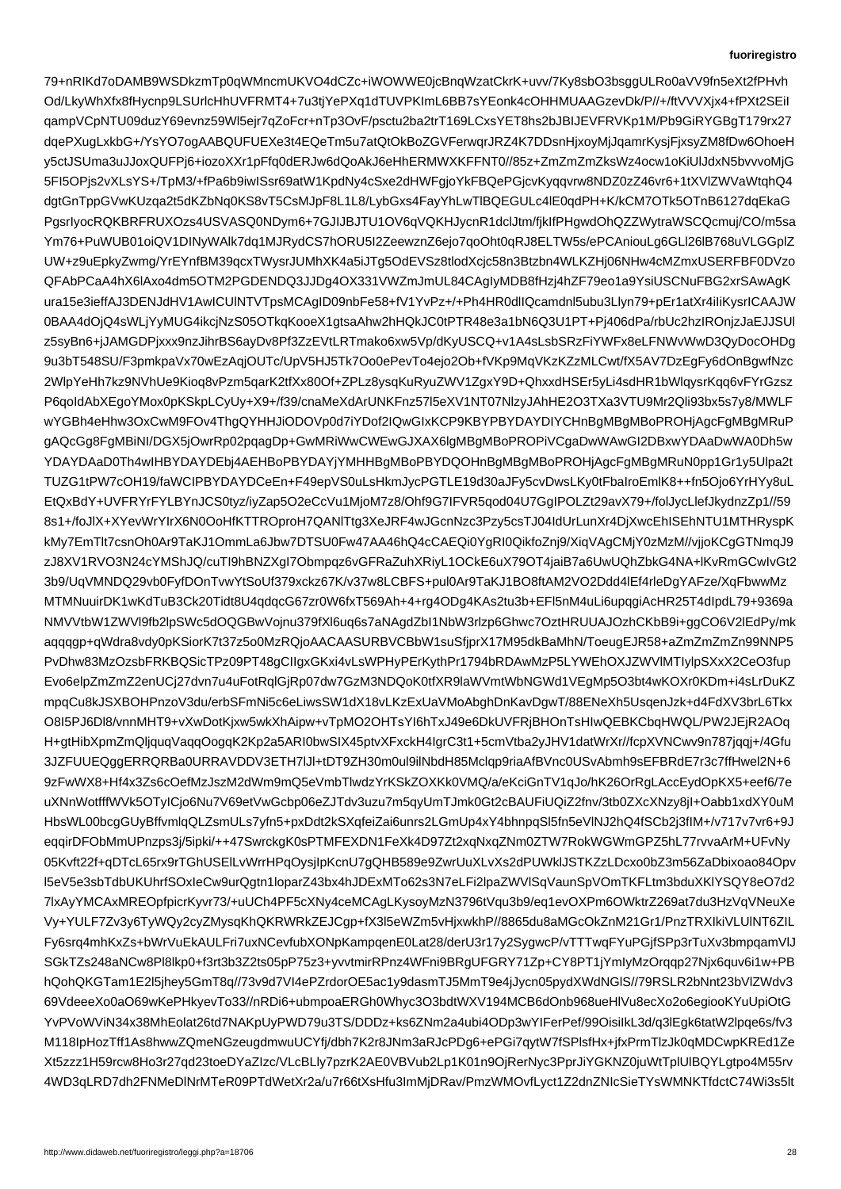79+nRIKd7oDAMB9WSDkzmTp0qWMncmUKVO4dCZc+iWOWWE0jcBnqWzatCkrK+uvv/7Ky8sbO3bsggULRo0aVV9fn5eXt2fPHvh
Od/LkyWhXfx8fHycnp9LSUrlcHhUVFRMT4+7u3tjYePXq1dTUVPKImL6BB7sYEonk4cOHHMUAAGzevDk/P//+/ftVVVXjx4+fPXt2SEiI
qampVCpNTU09duzY69evnz59Wl5ejr7qZoFcr+nTp3OvF/psctu2ba2trT169LCxsYET8hs2bJBIJEVFRVKp1M/Pb9GiRYGBgT179rx27
dqePXugLxkbG+/YsYO7ogAABQUFUEXe3t4EQeTm5u7atQtOkBoZGVFerwqrJRZ4K7DDsnHjxoyMjJqamrKysjFjxsyZM8fDw6OhoeH
y5ctJSUma3uJJoxQUFPj6+iozoXXr1pFfq0dERJw6dQoAkJ6eHhERMWXKFFNT0//85z+ZmZmZmZksWz4ocw1oKiUlJdxN5bvvvoMjG
5FI5OPjs2vXLsYS+/TpM3/+fPa6b9iwISsr69atW1KpdNy4cSxe2d0HWFgjoYkFBQePGjcvKyqqvrw8NDZ0zZ46vr6+1tXVlZWVaWtqhQ4
dgtGnTppGVwKUzqa2t5dKZbNq0KS8vT5CsMJpF8L1L8/LybGxs4FayYhLwTlBQEGULc4lE0qdPH+K/kCM7OTk5OTnB6127dqEkaG
PgsrIyocRQKBRFRUXOzs4USVASQ0NDym6+7GJIJBJTU1OV6qVQKHJycnR1dclJtm/fjkIfPHgwdOhQZZWytraWSCQcmuj/CO/m5sa
Ym76+PuWUB01oiQV1DINyWAlk7dq1MJRydCS7hORU5I2ZeewznZ6ejo7qoOht0qRJ8ELTW5s/ePCAniouLg6GLl26lB768uVLGGplZ
UW+z9uEpkyZwmg/YrEYnfBM39qcxTWysrJUMhXK4a5iJTg5OdEVSz8tlodXcjc58n3Btzbn4WLKZHj06NHw4cMZmxUSERFBF0DVzo
QFAbPCaA4hX6lAxo4dm5OTM2PGDENDQ3JJDg4OX331VWZmJmUL84CAgIyMDB8fHzj4hZF79eo1a9YsiUSCNuFBG2xrSAwAgK
ura15e3ieffAJ3DENJdHV1AwICUlNTVTpsMCAgID09nbFe58+fV1YvPz+/+Ph4HR0dlIQcamdnl5ubu3Llyn79+pEr1atXr4iliKysrICAAJW
0BAA4dOjQ4sWLjYyMUG4ikcjNzS05OTkqKooeX1gtsaAhw2hHQkJC0tPTR48e3a1bN6Q3U1PT+Pj406dPa/rbUc2hzIROnjzJaEJJSUl
z5syBn6+jJAMGDPjxxx9nzJihrBS6ayDv8Pf3ZzEVtLRTmako6xw5Vp/dKyUSCQ+v1A4sLsbSRzFiYWFx8eLFNWvWwD3QyDocOHDg
9u3bT548SU/F3pmkpaVx70wEzAqjOUTc/UpV5HJ5Tk7Oo0ePevTo4ejo2Ob+fVKp9MqVKzKZzMLCwt/fX5AV7DzEgFy6dOnBgwfNzc
2WlpYeHh7kz9NVhUe9Kioq8vPzm5qarK2tfXx80Of+ZPLz8ysqKuRyuZWV1ZgxY9D+QhxxdHSEr5yLi4sdHR1bWlqysrKqq6vFYrGzsz
P6qoIdAbXEgoYMox0pKSkpLCyUy+X9+/f39/cnaMeXdArUNKFnz57l5eXV1NT07NlzyJAhHE2O3TXa3VTU9Mr2Qli93bx5s7y9/MWLF
wYGBh4eHhw3OxCwM9FOv4ThgQYHHJiODOVp0d7iYDof2IQwGIxKCP9KBYPBYDAYDIYCHnBgMBgMBoPROHjAgcFgMBgMRuP
gAQcGg8FgMBiNI/DGX5jOwrRp02pqagDp+GwMRiWwCWEwGJXAX6lgMBgMBoPROPiVCgaDwWAwGI2DBxwYDAaDwWA0Dh5w
YDAYDAaD0Th4wIHBYDAYDEbj4AEHBoPBYDAYjYMHHBgMBoPBYDQOHnBgMBgMBoPROHjAgcFgMBgMRuN0pp1Gr1y5Ulpa2t
TUZG1tPW7cOH19/faWCIPBYDAYDCeEn+F49epVS0uLsHkmJycPGTLE19d30aJFy5cvDwsLKy0tFbaIroEmlK8++fn5Ojo6YrHYy8uL
EtQxBdY+UVFRYrFYLBYnJCS0tyz/iyZap5O2eCcVu1MjoM7z8/Ohf9G7lFVR5qod04U7GgIPOLZt29avX79+/folJycLlefJkydnzZp1//59
8s1+/foJlX+XYevWrYIrX6N0OoHfKTTROproH7QANlTtg3XeJRF4wJGcnNzc3Pzy5csTJ04ldUrLunXr4DjXwcEhISEhNTU1MTHRyspK
kMy7EmTlt7csnOh0Ar9TaKJ1OmmLa6Jbw7DTSU0Fw47AA46hQ4cCAEQi0YgRI0QikfoZnj9/XiqVAgCMjY0zMzM//vjjoKCgGTNmqJ9
zJ8XV1RVO3N24cYMShJQ/cuTI9hBNZXgI7Obmpqz6vGFRaZuhXRiyL1OCkE6uX79OT4jaiB7a6UwUQhZbkG4NA+lKvRmGCwIvGt2
3b9/UqVMNDQ29vb0FyfDOnTvwYtSoUf379xckz67K/v37w8LCBFS+puI0Ar9TaKJ1BO8ftAM2VO2Ddd4lEf4rleDgYAFze/XqFbwwMz
MTMNuuirDK1wKdTuB3Ck20Tidt8U4qdqcG67zr0W6fxT569Ah+4+rg4ODg4KAs2tu3b+EFl5nM4uLi6upqgiAcHR25T4dIpdL79+9369a
NMVVtbW1ZWVl9fb2lpSWc5dOQGBwVojnu379fXl6uq6s7aNAgdZbI1NbW3rlzp6Ghwc7OztHRUUAJOzhCKbB9i+ggCO6V2lEdPy/mk
aqqqgp+qWdra8vdy0pKSiorK7t37z5o5MzRQjoAACAASURBVCBbW1suSfjprX17M95dkBaMhN/ToeugEJR58+aZmZmZmZn99NNP5
PvDhw83MzOzsbFRKBQSicTPz098PT48gCIlgxGKxi4vLsWPHyPErKythPr1794bRDAwMzP5LYWEhOXJZVlMTIylpSXxX2CeO3fup
Evo6elpZmZmZ2enUCj27dvn7u4u4uFotRqlGjRp07dw7GzM3NDQoK0tfXR9laWVmtWbNGWd1VEgMp5O3bt4wKOXr0m+i4sLrDuKZ
mpqCu8kJSXBOHPnzoV3du/erbSFmNi5c6eLiwsSW1dX18vLKzExUaVMoMoAbghDnKavDgwT/88ENeXh5UsqenJzk+d4FdXV+3brL6Tkx
O8I5PJ6Dl8/vnnMHT9+vXwDotKjxw5wkXhAipw+vTpMO2OHTsYI6hTxJ49e6DkUVFRjBHOnTsHIwQEBKCbqHWQL/PW2JEjR2AOq
H+gtHibXpmZmQljquqVaqqOogqK2Kp2a5ARI0bwSIX455ptvXFxckH4IgrC3t1+5cmVtba2JvJHV1datWrXr//fcpXVNCwv9n787jqqj+/4Gfu
3JZFUUEQggERRQRBa0URRVDC+D3ETH7l/Jl+tDT79ZH30m0ul9Nbd4ilNbdH8Mclqp9riaAFPLuEydlwiwgY7KxZOXKk0VMQ/a/eKciGnTV1qJo/hK26OrRgLAccEydOpKX+eef6/7e
9zFwWX9+Hf4x3Zs6cOefMzJsZs2dWm7IJuAlBlrAQRc2tAMg4GQPePIV2LSfG2oPUcyvDUTY8ZSsMoHdqaVZx4EaTHXShbLBtjebNQqe5N2JRBgZ2khT6bUHbzQvhdHVf5nuUwnnpn
4WD3qLRD7dh2FNMeDlNrMTeR09PTdWetXr2a/u7r66r66tXsHfu3ImMjDRav/PmzWMOvfLyct1Z2dnZNIcSieTYsWMNNKTfdctC74Wi3s5lt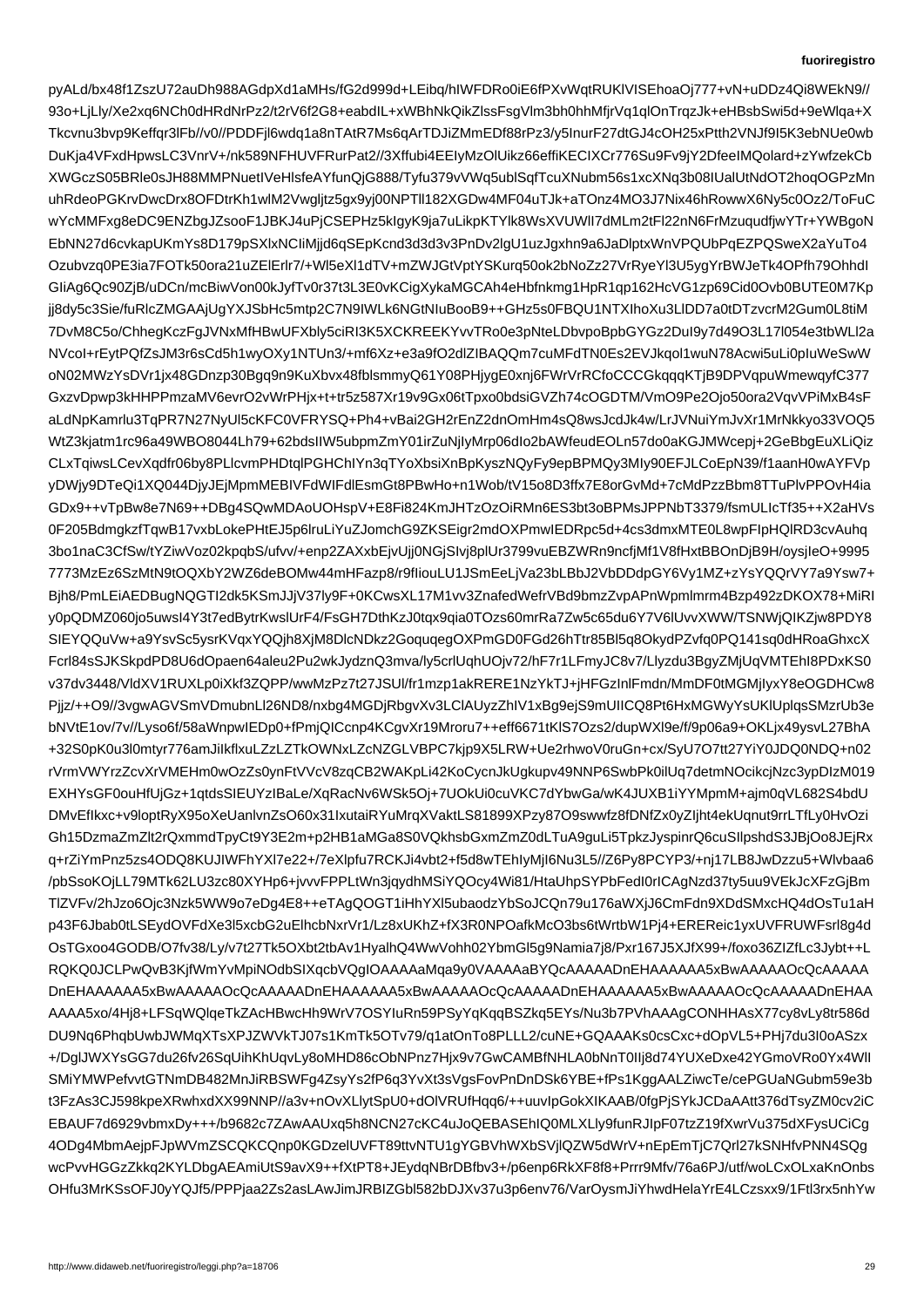pyALd/bx48f1ZszU72auDh988AGdpXd1aMHs/fG2d999d+LEibq/hIWFDRo0iE6fPXvWqtRUKlVISEhoaOj777+vN+uDDz4Qi8WEkN9//
93o+LjLly/Xe2xq6NCh0dHRdNrPz2/t2rV6f2G8+eabdIL+xWBhNkQikZlssFsgVlm3bh0hMfjrVq1qlOnTrqzJk+eHBsbSwi5d+9eWlqa+X
Tkcvnu3bvp9Keffqr3lFb//v0//PDDFjl6wdq1a8nTAtR7Ms6qArTDJiZMmEDf88rPz3/y5InurF27dtGJ4cOH25nPtth2VNJf9I5K3ebNUe0wb
DuKja4VFxdHpwsLC3VnrV+/nk589NFHUVFRurPat2//Xffubi4EElyMzOlUikz66effiKECIXCr776Su9Fv9jY2DfeeIMQolard+zYwfzekCb
XWGczS05BRle0sJH88MMPNuetIVeHlsfeAYfunQjG888/Tyfu379vVWq5ublSqfTcuXNubm56s1xcXNq3b08IUalUtNdOT2hoqOGPzMn
uhRdeoPGKrvDwcDrx8OFDtrKh1wlM2Vwgljtz5gx9yj00NPTll182XGDw4MF04uTJk+aTOnz4MO3J7Nix46hRowwX6Ny5c0Oz2/ToFuC
wYcMMFxg8eDC9ENZbgJZsooF1JBKJ4uPjCSEPHz5kIgyK9ja7uLikpKTYlk8WsXVUWlI7dMLm2tFl22nN6FrMzuqudfjwYTr+YWBgoN
EbNN27d6cvkapUKmYs8D179pSXlxNCIiMjjd6qSEpKcnd3d3d3v3PnDv2lgU1uzJgxhn9a6JaDlptxWnVPQUbPqEZPQSweX2aYuTo4
Ozubvzq0PE3ia7FOTk50ora21uZElErlr7/+Wl5eXl1dTV+mZWJGtVptYSKurq50ok2bNoZz22vRyeYl3U5ygYrBWJeTk4OPfh79OhhdI
GIiAg6Qc90ZjB/uDCn/mcBiwVon00kJyfTv0r37t3L3E0vKCigXykaMGCAh4eHbfnkmg1HpR1qp162HcVG1zp69Cid0Ovb0BUTE0M7Kp
jj8dy5c3Sie/fuRlcZMGAAjUgYXJSbHc5mtp2C7N9IWLk6NGtNIuBooB9++GHz5s0FBQU1NTXIhoXu3LlDD7a0tDtTzvcrM2Gum0L8tiM
7DvM8C5o/ChhegKczFgJVNxMfHBwUFXbly5ciRI3K5XCKREEKYvvTRo0e3pNteLDbvpoBpbGYGz2DuI9y7d49O3L17l054e3tbWLl2a
NVcoI+rEytPQfZsJM3r6sCd5h1wyOXy1NTUn3/+mf6Xz+e3a9fO2dlZIBAQQm7cuMFdTN0Es2EVJkqol1wuN78Acwi5uLi0pIuWeSwW
oN02MWzYsDVr1jx48GDnzp30Bgq9n9KuXbvx48fblsmmyQ61Y08PHjygE0xnj6FWrVrRCfoCCCGkqqqKTjB9DPVqpuWmewqyfC377
GxzvDpwp3kHHPPmzaMV6evrO2vWrPHjx+t+tr5z587Xr19v9Gx06tTpxo0bdsiGVZh74cOGDTM/VmO9Pe2Ojo50ora2VqvVPiMxB4sF
aLdNpKamrlu3TqPR7N27NyUl5cKFC0VFRYSQ+Ph4+vBai2GH2rEnZ2dnOmHm4sQ8wsJcdJk4w/LrJVNuiYmJvXr1MrNkkyo33VOQ5
WtZ3kjatm1rc96a49WBO8044Lh79+62bdsIIW5ubpmZmY01irZuNjlyMrp06dIo2bAWfeudEOLn57do0aKGJMWcepj+2GeBbgEuXLiQiz
CLxTqiwsLCevXqdfr06by8PLlcvmPHDtqlPGHChIYn3qTYoXbsiXnBpKyszNQyFy9epBPMQy3Mly90EFJLCoEpN39/f1aanH0wAYFVp
yDWjy9DTeQi1XQ044DjyJEjMpmMEBIVFdWIFdlEsmGt8PBwHo+n1Wob/tV15o8D3ffx7E8orGvMd+7cMdPzzBbm8TTuPlvPPOvH4ia
GDx9++vTpBw8e7N69++DBg4SQwMDAoUOHspV+E8Fi824KmJHTzOzOiRMn6ES3bt3oBPMsJPPNbT3379/fsmULIcTf35++X2aHVs
0F205BdmgkzfTqwB17vxbLokePHtEJ5p6lruLiYuZJomchG9ZKSEigr2mdOXPmwIEDRpc5d+4cs3dmxMTE0L8wpFIpHQlRD3cvAuhq
3bo1naC3CfSw/tYZiwVoz02kpqbS/ufvv/+enp2ZAXxbEjvUjj0NGjSIvj8plUr3799vuEBZWRn9ncfjMf1V8fHxtBBOnDjB9H/oysjIeO+9995
7773MzEz6SzMtN9tOQXbY7WZ6deBOMw44mHFazp8/r9fIiouLU1JSmEeLjVa23bLBbJ2VbDDdpGY6Vy1MZ+zYsYQQrVY7a9Ysw7+
Bjh8/PmLEiAEDBugNQGTI2dk5KSmJJjV37ly9F+0KCwsXL17M1vv3ZnafedWefrVBd9bmzZvpAPnWpmlmrm4Bzp492zDKOX78+MiRI
y0pQDMZ060jo5uwsl4Y3t7edBytrKwslUrF4/FsGH7DthKzJ0tqx9qia0TOzs60mrRa7Zw5c65du6Y7V6lUvvXWW/TSNWjQIKZjw8PDY8
SIEYQQuVw+a9YsvSc5ysrKVqxYQQjh8XjM8DlcNDkz2GoquqegOXPmGD0FGd26hTtr85Bl5q8OkydPZvfq0PQ141sq0dHRoaGhxcX
Fcrl84sSJKSkpdPD8U6dOpaen64aleu2Pu2wkJydznQ3mva/ly5crlUqhUOjv72/hF7r1LFmyJC8v7/Llydu3BgyZMjUqVMTEhI8PDxKS0
v37dv3448/VldXV1RUXLp0iXkf3ZQPP/wwMzPz7t27JSUl/fr1mzp1akRERE1NzYkTJ+jHFGInlFmdn/MmDF0tMGMjIyxY8eOGDHCw8
Pjjz/++O9//3vgwAGVSmVDmubnLl26ND8/nxbg4MGDjRbgvXv3LClAUyzZhIV1xBg9ejS9mUIICQ8Pt6HxMGWyYsUKlUplqsSMzrUb3e
bNVtE1ov/7v//Lyso6f/58aWnwpIEDp0+fPmjQICcnp4KCgvXr19Mroru7++eff6f6671tKlS7Ozs2/dupWXl9e/f/9p06a9+OKLjx49ysvL27BhA
+32S0pK0u3l0mtyr776amJiIkflxuLZzLZTkOWNxLZcNZGLVBPC7kjp9X5LRW+Ue2rhwoV0ruGn+cx/SyU7O7tt27YiY0JDQ0NDQ+n02
rVrmVWYrzZcvXrVMEHm0wOzZs0ynFtVVcV8zqCB2WAKpLi42KoCynJkUgkupv49NNP6SwbPk0ilUq7detmNOcikcjNzc3ypDIzM019
EXHYsGF0ouHfUjGz+1qtdsSIEUYzIBaLe/XqRacNv6WSk5Oj+7UOkUi0cuVKC7dYbwGa/wK4JUXB1iYYMpmM+ajm0qVL682S4bdU
DMvEfIkxc+v9loptRyX95oXeUanlvnZsO60x31IxutaiRYuMrqXVaktLS81899XPzy87O9swwfz8DNfZx0yZIjht4ekUqnut9rrLTfLy0HvOzi
Gh15DzmaZmZlt2rQxmmdTpyCt9Y3E2m+p2HB1aMGa8S0VQkhsbGxmZmZ0dLTuA9guLi5TpkzJyspinrQ6cuSllpshdS3JBjOo8JEjRx
q+rZiYmPnz5zs4ODQ8KUJIWFhYXl7e22+/7eXlpfu7RCKJi4vbt2+f5dw8TEhIyMjl6Nu3L5//Z6Py8PCYP83/+nj17LB8JwDzzu5+Wlvbaa6
/pbSsoKOjLL79MTk62LU3zc80XYHp6+jvvvvFPPLtWn3jqydhMSiYQOcy4Wi81/HtaUhpSYPbFedI0rICAgNzd37ty5uu9VEkJcXFzGjBm
TlZVFv/2hJzo6Ojc3Nzk5WW9o7eDg4E8++eTAgQOGT1iHhYXl5ubaodzYbSoJCQn79u176WxJ6CmFdn9XDdSMxcHQ4dOsTu1aH
p43F6Jbab0tLSEydOVFdXe3l5xcbG2uElhcbNxrVr1/Lz8xKUhZ+fX3R0NPOafkMcO3bs6tWrtbW1Pj4+EREReic1yxUVFRUWFsrl8g4d
OsTGxoo4GODB/O7fv38/Ly/v7t27Tk5OXbt2tbAv1HyalhQ4WwVohh02YbmGl5g9Namia7j8/Pxr167J5XJfX99+/foxo36ZlZfLc3Jybt++L
RQKQ0JCLPwQvB3KjfWmYvMpiNOdbSIXqcbVQgIOAAAAaMqa9y0VAAAAaBYQcAAAAAADnEHAAAAAA5xBwAAAAAOcQcAAAAA
DnEHAAAAAA5xBwAAAAAOcQcAAAAADnEHAAAAAA5xBwAAAAAOcQcAAAAADnEHAAAAAA5xBwAAAAAOcQcAAAAADnEHAA
AAAA5xo/4Hj8+LFSqWQlqeTkZAcHBwcHh9WrV7OSYIuRn59PSqyYqKqqBSZkq5EYs/Nu3b7PVhAAAgCONHHAsX77cy8vLy8tr586d
DU9Nq6PhqbUwbJWMqXTsXPJZWVkTJ07s1KmTk5OTv79/q1atOnTo8PLLL2/cuNE+GQAAAKs0csCxc+dOpVL5+PHj7du3I0oASzx
+/DglJWXYSGG7du26fv26SqUihUqvLy8oMHD86cObNPnz7Hjx9v7GwCAMBfNHLA0bNnT0IIj8d74YUXxe42YGmoVRo0Yx4Wll
SMiYMPefvvtGTNmDB482MnJRiBSWFg4ZsyYs2fP6q3YvVtN3dSk9eYs2fP6q3YvXt3sVgsFovPnDnDSk6YSuG3YE+fPs1KggAALZiwcTe/cePGUaNGubm59e3b
t3FzAs3CJ598kpeXwhdXX99NNP//a3v+nOvXLlytSpU0+dOlVRUfHqq6q6/++++uuvIpGokXIKAAB/0fgpPYSJKCDaAAtt376d6dtsyZM0cv2iC
EBAUF7d6929vbmvDy+++/b9682C7ZAwAAUxq5h8NCN27cOJoQEBASEhIQ0MLMLXly9funRJIpF0tzZ19fXwrVu375d6OnmSzLVFyUCiCg
4ODg4MbmAejpFJpWVmZSCQKCKQnp0KGDzelUVFT89ttvvNTU1U1yYGBVhWXbSVjlQZW5dWrV+nEpEmTjC7Qrl27kSNNHSnfRvP+ZV8XFFWsUCiCg
wcPvvHGGGzZkkq2KYLDbgAEAmiUtS9avX9++fXtPT8+JEydqNBrDBfbv3+/p6enp6RkxF8f8+Prrr9Mfv/76e/x8PJ/utf/woLCxOLxaKnOnbs
OHfu3MrKSoFJ0yYQJf5/PPPjaa2Zs2asLAwJimJRBIZGbl582bDJXv37u3p6enV76/VarOysmJiYhwdHelaYrE4LCzsxx9/1Ftl3rx5nhYw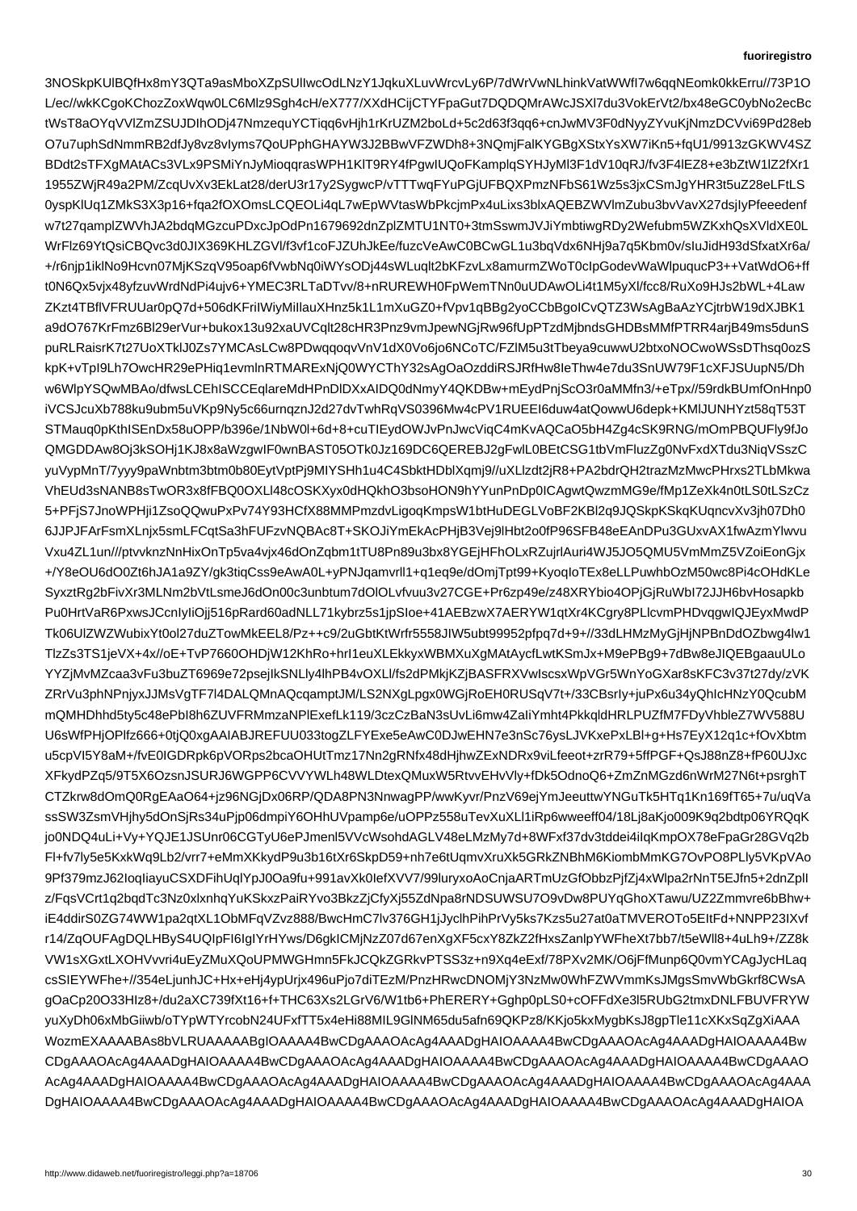3NOSkpKUlBQfHx8mY3QTa9asMboXZpSUllwcOdLNzY1JqkuXLuvWrcvLy6P/7dWrVwNLhinkVatWWfI7w6qqNEomk0kkErru//73P1O
L/ec//wkKCgoKChozZoxWqw0LC6Mlz9Sgh4cH/eX777/XXdHCijCTYFpaGut7DQDQMrAWcJSXl7du3VokErVt2/bx48eGC0ybNo2ecBc
tWsT8aOYqVVlZmZSUJDIhODj47NmzequYCTiqq6vHjh1rKrUZM2boLd+5c2d63f3qq6+cnJwMV3F0dNyyZYvuKjNmzDCVvi69Pd28eb
O7u7uphSdNmmRB2dfJy8vz8vIyms7QoUPphGHAYW3J2BBwVFZWDh8+3NQmjFalKYGBgXStxYsXW7iKn5+fqU1/9913zGKWV4SZ
BDdt2sTFXgMAtACs3VLx9PSMiYnJyMioqqrasWPH1KlT9RY4fPgwIUQoFKamplqSYHJyMl3F1dV10qRJ/fv3F4lEZ8+e3bZtW1lZ2fXr1
1955ZWjR49a2PM/ZcqUvXv3EkLat28/derU3r17y2SygwcP/vTTTwqFYuPGjUFBQXPmzNFbS61Wz5s3jxCSmJgYHR3t5uZ28eLFtLS
0yspKlUq1ZMkS3X3p16+fqa2fOXOmsLCQEOLi4qL7wEpWVtasWbPkcjmPx4uLixs3blxAQEBZWVlmZubu3bvVavX27dsjIyPfeeedenf
w7t27qamplZWVhJA2bdqMGzcuPDxcJpOdPn1679692dnZplZMTU1NT0+3tmSswmJVJiYmbtiwgRDy2Wefubm5WZKxhQsXVldXE0L
WrFlz69YtQsiCBQvc3d0JlX369KHLZGVl/f3vf1coFJZUhJkEe/fuzcVeAwC0BCwGL1u3bqVdx6NHj9a7q5Kbm0v/sIuJidH93dSfxatXr6a/
+/r6njp1iklNo9Hcvn07MjKSzqV95oap6fVwbNq0iWYsODj44sWLuqlt2bKFzvLX8amurmZWoT0cIpGodevWaWlpuqucP3++VatWdO6+ff
t0N6Qx5vjx48yfzuvWrdNdPi4ujv6+YMEC3RLTaDTvv/8+nRUREWH0FpWemTNn0uUDAwOLi4t1M5yXl/fcc8/RuXo9HJs2bWL+4Law
ZKzt4TBflVFRUUar0pQ7d+506dKFrilWiyMillauXHnz5k1L1mXuGZ0+fVpv1qBBg2yoCCbBgoICvQTZ3WsAgBaAzYCjtrbW19dXJBK1
a9dO767KrFmz6Bl29erVur+bukox13u92xaUVCqlt28cHR3Pnz9vmJpewNGjRw96fUpPTzdMjbndsGHDBsMMfPTRR4arjB49ms5dunS
puRLRaisrK7t27UoXTklJ0Zs7YMCAsLCw8PDwqqoqvVnV1dX0Vo6jo6NCoTC/FZlM5u3tTbeya9cuwwU2btxoNOCwoWSsDThsq0ozS
kpK+vTpI9Lh7OwcHR29ePHiq1evmlnRTMARExNjQ0WYCThY32sAgOaOzddiRSJRfHw8IeThw4e7du3SnUW79F1cXFJSUupN5/Dh
w6WlpYSQwMBAo/dfwsLCEhISCCEqlareMdHPnDlDXxAIDQ0dNmyY4QKDBw+mEydPnjScO3r0aMMfn3/+eTpx//59rdkBUmfOnHnp0
iVCSJcuXb788ku9ubm5uVKp9Ny5c66urnqznJ2d27dvTwhRqVS0396Mw4cPV1RUEEI6duw4atQowwU6depk+KMlJUNHYzt58qT53T
STMauq0pKthISEnDx58uOPP/b396e/1NbW0l+6d+8+cuTIEydOWJvPnJwcViqC4mKvAQCaO5bH4Zg4cSK9RNG/mOmPBQUFly9fJo
QMGDDAw8Oj3kSOHj1KJ8x8aWzgwIF0wnBAST05OTk0Jz169DC6QEREBJ2gFwlL0BEtCSG1tbVmFluzZg0NvFxdXTdu3NiqVSszC
yuVypMnT/7yyy9paWnbtm3btm0b80EytVptPj9MlYSHh1u4C4SbktHDblXqmj9//uXLlzdt2jR8+PA2bdrQH2trazMzMwcPHrxs2TLbMkwa
VhEUd3sNANB8sTwOR3x8fBQ0OXLl48cOSKXyx0dHQkhO3bsoHON9hYYunPnDp0lCAgwtQwzmMG9e/fMp1ZeXk4n4ntLS0tLSzCz
5+PFjS7JnoWPHji1ZsoQQwuPxPv74Y93HCfX88MMPmzdvLigoqKmpsW1btHuDEGLVoBF2KBl2q9JQSkpKSkqKUqncvX3jh07Dh0
6JJPJFArFsmXLnjx5smLFCqtSa3hFUFzvNQBAc8T+SKOJiYmEkAcPHjB3Vej9lHbt2o0fP96SFB48eEAnDPu3GUxvAX1fwAzmYlwvu
Vxu4ZL1un///ptvvknzNnHixOnTp5va4vjx46dOnZqbm1tTU8Pn89u3bx8YGEjHFhOLxRZujrlAuri4WJ5JO5QMU5VmMmZ5VZoiEonGjx
+/Y8eOU6dO0Zt6hJA1a9ZY+gk3tiqCss9eAwA0L+yPNJqamvrll+q1eq9e/dOmjTpt99+KyoqIoTEx8eLLPuwhbOzM50wc8Pi4cOHdKLe
SyxztRg2bFivXr3MLNm2bVtLsmeJ6dOn00c3unbtum7dOlOLvfvuu3v27CGE+Pr6zp49e/z48XRYbio4OPjGjRuWbI72JH6bvHosapkb
Pu0HrtVaR6PxwsJCcnlyIiOjj516pRard60adNLL71kybrz5s1jpSIoe+41AEBzwX7AERYW1qtXr4KCgry8PLlcvmPHDvqgIQJEyxMwdP
Tk06UlZWZWubixYt0ol27duZTowMkEEL8/Pz++c2uGbtKtWrfr5558JlW5ubt99952pfpq7d9+//33dLHMzMyGjHjNPBnDdOZbwg4lw1
TlzZs3TS1jeVX+4x//oE+TvP7660OHDjW12KhRo+hrl1euXXKLEkkyWBMXuXgMAtAycfLwtKSmJx+M9ePBg9+7dBw8eIQEBgaauULo
YYZjMvMZcaa3vFu3buZT6969e72psejjlKSNLy4lhPB4vOXXIl/fs2dPMkjKZjBASFRXwlscwsWpVGr5WnYoGXar8sKFC3v37t27dy/zVK
ZRrVu3phNPnjyJJMsVgTF7l4DALnQAcqamptJM/LS2NXgLpgx0WGjRoEH0uRUSq7V+fCBsrly+juPx6QhlcHNzY0QcubbM
mQMHDhhd5ty5c48ePbI8h8ZUVFRMmmzaNPlExefLk119/3czCsZaIiYmht4PkkqldHRLPUZfM7FDyVhbkheLzsWfPHjOPlz9
U6sWfPHjOPlfz666+0tjQ0xgAAIABJREFUU033togZLFYExe5eAwC0DJwEHN7e3n3nSc76ysLJVKxePxLBl+g+Hs7EyX12q1c+fOvXbtm
u5cpVI5Y8aM+/fvE0IGDRpk6pVORps2bcaOHUtTmz17Nn2gRNfx48dHjhwEXxNDRx9viLfeeot+zrR79+5ffPF+QsJ88nZ8+fP60UJxc
XFkydPZq5/9T5X6OzsnSJURJ6WGPP6CVVYWLh48WLDtexQMuxW5RtvvEHVly+fDk5OdnoQ6+ZmZnGd6dN6vM27N6t+psrghT
CTZkrw8dOmQ0RgEAaO64+jz96NGjDx06RP/QDA8PN3NwagwPP/wwWKyvr/PnzV69eGj7TtwYNGuTk69qTn169fT65+7u/uqVa
ssSW3ZsmVHjhy5dOnSjRsPs34dpjd06dmpiY6OHhVUvampme6SVqYnG5tNC/ldrxXeK84uhcUqTmcVhPZnOzFXMXQNTmi+KQMSKxqQCEqOPlZ
ZMeUDUwUyfxuq8mUGBAvWQb+dWYHHOzeWZJbw2dyrS3j4hBQIaWd6ZSUGnGqT1i3KuXa8hVpJaVR8NNzVhVmbE0y1DpEWGbgd
ZPBBbMuzFMfPzFPH7dwvN3nWPd5Y+VgvD1ieJqx0Am/94gT/YLN0E0YaTE3pYt4u
uKF43J+5jZyXXBShUWNPoxE+6U6mJnhvvSvE3N2i0lOMJI8SMvcTHZG+0kgFRlT7G9CJ6WR3vO6mPm8mH66lpr3hLWY8CfpF7YmC
AuaSbbXQgG+AHc6UuKXk+TX9W+4OEDovFPpMCw6T78qG4PVB0hGxSO1w2lMjC2Xk+d8sYOgJgb+KjKgRCsKr7YBBk83eYpLLwdp
Zm2W8MJV5nZy6NQUdtaH+zpXWb5GMAy8bt3s1g0FsYTDw0V8iSLHcFqTbRmHCyG/8ijcyGzwTSVlzJaJo9PcM2XJ2vLwQAwdp+rW
xJVqjRbG3rEaDrlc1KEnAWA1sxNhZfKzv5f4pM2TqMeq2jq/Jv0SdLM4Ta4tZn0kSBfvnxCkJVOyxwWvYtIQDDI5RFydFLyoB0Btop+9
1EwovSO3BTlSkcmwzPvP9qFtW+jd2uVlsaUX8kVpBwqFWRwWtktB16Us22GuQRK4mBsBjE2Wvo+I84FKaumpHYBMdDfFcl/eqCM+7p
Ie+3Wp1eXN0e1V5AhZiRM8JJM45wSA7ygo1g6BM9rmbhUYnrVDM4hMGRDg5+ORH+5sMOZ0EZsY9GytLzYXwcE3Sn4F9yxyNsaufZv
p1B2Lbi6NUWMg/XYBNVZa5ZSUj6krP9N2wPjEKcc8mhUamkyo0/y+8nlXW+lq3oN82zSPJr85lqNvQr9TNmDJOHUAYD5lL5QxfWZIR
1HTU+f2J9sXBbj8WcMszNSrrdqXDHOQdrwWq8nfXR1fdIzg+8Adeo71Gc+rhK7HaVvxH7mz1KgNU5zaWcZ6M96ov4PtuW2z9XRRdpx
dGfTGTXqakKwPBEZRT5UpQOtZvhZD2mWoPzgnZsNdW8W9M/JnZzn6EEAO58d+Xd8F/SIncdaBR1U7xOcfDjH5mEPuHjAwUlHqtGHjC
4P3PNHnoP2/DK8cmXV6Yu7HahoXL7EPcW8GWAPuXkQsiF7X9cGbaJEjn4AzJPcWaF+vLtgPHL9N8t9SxTeGPaP73F8UjDd9wf7a1
2pD+0p7cCtl+7nULMYA2Vi/TNfnYyc5FQG6NBT1//Uf8TVvWzqTKeCg1vxk9pB3EiKzJHX07Ov8aDfLDnAfH9zqNx6f1ZepnRKXZNZ
fwvl/hxj1E5nZaKsyWpw7j0OY0aGoE7avMPGyF3IJ6dpvnmNdj7n9gD7cw0CFG3xpXa/n/KtVbYCYFgJ+r1ktYDVLtBf85wTC5/ovXeV
0ZPfrxY7VKq3OC7Y4h8HfJ6DK8ZVzXAm1uTLDlYXHtBWh8H2IIRbiBbvI5TJuyBfO3PVWUKiW7tuRAxIldXyjUW/2GpGMlWsEH2q6dJT
VdMJ8gWlGkgWwYbLV1xeWb5XdeIqwdcQWuhIBuRQbZAJ7hJl3vEQbQZzvcWhMaPXX/H02/dS6fR/fT/mmwP7KZJjwhLfmwvzgPMMm5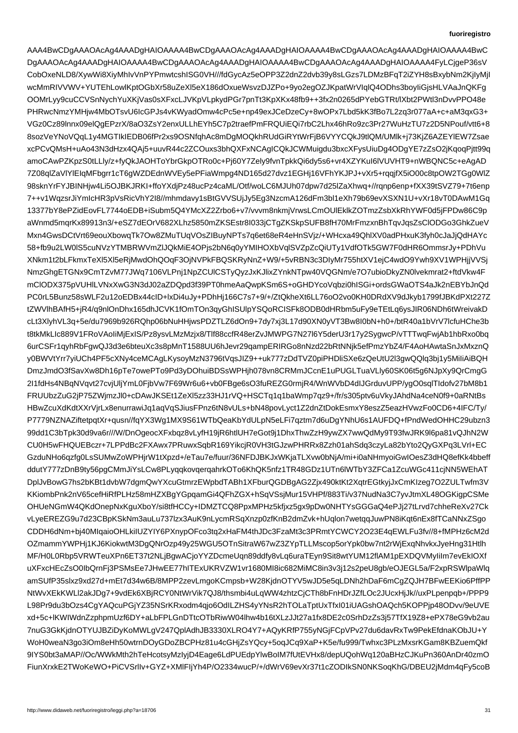AAA4BwCDgAAAOAcAg4AAADgHAIOAAAA4BwCDgAAAOAcAg4AAADgHAIOAAAA4BwCDgAAAOAcAg4AAADgHAIOAAAA4BwC
DgAAAOAcAg4AAADgHAIOAAAA4BwCDgAAAOAcAg4AAADgHAIOAAAA4BwCDgAAAOAcAg4AAADgHAIOAAAA4FyLCjgeP36sV
CobOxeNLD8/XywWi8XiyMhIvVnPYPmwtcshISG0VH///fdGycAz5eOPP3Z2dnZ2dvb39y8sLGzs7LDMzBFqT2iZYH8sBxybNm2KjIyMjI
wcMmRIVVWV+YUTEhLowlKptOGbXr58uZeXl5eX186dOxueWsvzDJZPo+9yo2egOZJKpatWrVIqlQ4ODhs3boyIiGjsHLVAaJnQKFg
OOMrLyy9cuCCVSnNychYuXKjVas0sXFxcLJVKpVLpkydPGr7pnTt3KpXKx48fb9++3fx2n0265dPYebGTRt/lXbt2PWtl3nDvvPPO48e
PHRwcNmzYMHjw4MbOTsvU6IcGPJs4vKWyadOmw4cPc5e+np49exJCeDzeCy+8wOPx7Lbd5kK3fBo7L2zq3r077aA+c+aM3qxG3+
VGz0Cz89lnnx09elQgEPzrX/8aO3ZsY2enxULLhEYh5C7p2traefPmFRQUiEQi7rbC2Lhx46hRo9zc3Pr27WuHzTU7z2D5NPouf/vtt6+8
8sozVeYNoVQqL1y4MGTIkIEDB06fPr2xs9OSNfqhAc8mDgMOQkhRUdGiRYtWrFjB6VYYCQkJ9tlQM/UMlk+j73KjZ6AZEYlEW7Zsae
xcPCvQMsH+uAo43N3dHzx4QAj5+uuvR44c2ZCOuxs3bhQXFxNCAgICQkJCWMuigdu3bxcXFysUiuDg4ODgYE7zZsO2jKqoqPjtt99q
amoCAwPZKpzS0tLLly/z+fyQkJAOHToYbrGkpOTRo0c+Pj60Y7Zely9fvnTpkkQi6dy5s6+vr4XZYKuI6lVUVHT9+nWBQNC5c+eAgAD
7Z08qlZaVlYlElqMFbgrr1cT6gWZDEdnWVEy5ePFiaWmpg4ND165d27dvz1EGHj16VFhYKJPJ+vXr5+rqqjfX5iO00c8tpOW2TGg0WlZ
98sknYrFYJBINHjw4Li5OJBKJRKI+ffoYXdjPz48ucPz4caML/Otf/woLC6MJUh07dpw7d25lZaXhwq+//rqnp6enp+fXX39tSVZ79+7t6enp
7++v1WqzsrJiYmIcHR3pVsRicVhY2I8//mhmdavy1sBtGVVSUjJy5Eg3NzcmA126dFm3bl1eXh79b69evXSXN1U+vXr18vT0DAwM1Gq
13377bY8ePZidEovFL7744oEDB+iSubm5Q4YMcXZ2Zrbo6+v7/vvvm8nkmjVrwsLCmOUlEklkZOTmzZsbXkRhYWF0d5jFPDw86C9p
aWnmd5mqrKx89913n3/+eSZ7dEOrV682XLhz5850mZKSEstr8I033jCTgZKSkpSUFB8fH70MrFmzxnBhTqvJqsZsClODGo3GhkZueV
Mxn4GwsDCtVrt69eouXbowqTk7Ow8ZMuTUqVOsZIBuyNPTs7q6et68eR4eHnSVjz/+WHcxa49QhlXV0adPHxuK3fyh0cJaJjQdHAYc
58+fb9u2LW0lS5cuNVzYTMBRWVmZlJQKMiE4OPjs2bN6q0yYMIHOXbVqlSVZpZcQiUTy1VdfOTk5GW7F0dHR6OmmsrJy+PDhVu
XNkm1t2bLFkmxTeXl5Xl5eRjMwdOhQOqF3OjNVPkFBQSKRyNnZ+W9/+5vRBN3c3DIyMr755htXV1ejC4wdO9Ywh9XV1WPHjjVVSj
NmzGhgETGNx9CmTZvM77JWq7106VLPnj1NpZCUlCSTyQyzJxKJlixZYnkNTpw40VQGNm/e7O7ubioDkyZN0lvekmrat2+ftdVkw4F
mClODX375pVUHlLVNxXwG3N3dJ02aZDQpd3f39PT0hmeAaQwpKSm6S+oGHDYcoVqbzi0hISGi+ordsGWaOTS4aJk2nEBYbJnQd
PC0rL5Bunz58sWLF2u12oEDBx44cID+lxDi4uJy+PDhHj166C7s7+9/+/ZtQkheXt6LL76oO2vo0KH0DRdXV9dJkyb1799fJBKdPXt227Z
tZWVlhBAfH5+jR4/q9nlOnDhx165dhJCVK1fOmTOn3qyGhISUlpYSQoRCISFk8ODB0dHRbm5uFy9eTEtLq6ysJIR06NDh6tWreivakD
cLt3XlyhVL3q+5e/du7969b926RQhp06bNuHHjwsPDZTLZ6dOn9+7dy7xj3L17d90XN0yVT3Bw8I0bN+h0+/btR40a1bVrV7lcfuHChe3b
t8tkMkLIc889V1FRoVAoIiMjExIS/Pz8ysvLMzMzjx8/Tlf88ccfR48erZvJMWPG7N27l6Y5derU3r17y2SygwcP/vTTTwqFwjAb1hbRxo0bq
6urCSFr1qyhRbFgwQJ3d3e6bteuxXc3s8pMnT1588UU6hJevr29qampERIRGo8nNzd22bRtNNjk5efPmzYbZ4/F4AoHAwtaSnJxMxznQ
y0BWVtYrr7yiUCh4PF5cXNy4ceMCAgLKysoyMzN3796tVqsJIZ9++uk777zDdTVZ0piPHDliSXe6zQeUtU2l3gwQQlq3bj1y5MiIiAiBQH
DmzJmdO3fSavXw8Dh16pTe7owePTo9Pd3yDOhuiBDSsWPHjh078vn8CRMmJCcnE1uPUGLTuaVLly60SK06t5g6NJpXy9QrCmgG
2I1fdHs4NBqNVqvt27cvjUljYmL0FjbVw7F69Wr6u6+vb0FBge6sO3fuREZG0mrjR4/WnWVbD4dIJGrduvUPP/ygO0sqlTIdofv27bM8b1
FRUUbzZuG2jP75ZWjmzJl0+cDAwJKSEt1ZeXl5zz33J1rVQ+HSCTq1q1baWmp7qz9+/fr/s305ptv6uVkyJAhdNa4ceN0f9+0aRNtBs
HBwZcuXdKdtXXrVjrLx8enurrawiJq1aqVqSJiusFPnz6tN8vVULs+bN48povLyct1Z2dnZtDokEsmxY8eszZ5eazHVwzFo0CD6+4IFC/Ty/
P7779NZNAZiftetpqtXr+qusn//fqYX3Wg1MX9S61WTbQeaKbYdULpN5eLFi7qztm7d6uDgYNhU6s1AUFDQ+fPndWedOHHC29ubzn3
99dd1C3bTpk30d9va6r///W/DnOgeocXFxbqz8vLyfH19jR6htlUH7eGot9j1DhxThwZzH9ywZX7wwQdMy9oT93fwJRK9l6pa81vQJhN2W
CU0H5wFHQUEBczr+7LPPdBc2FXAwz7PRuwxSqbR169YikcjR0VH3tGJzwPHRRx8Zzh01ahSdq3czyLa82bYto2QyGXPq3LVrl+EC
GzduNHo6qzfg0LsSUMwZoWPHjrW1tXpzd+/eTau7e/fuur/36NFDJBKJxWKjaTLXw0bNjA/mi+i0aNHmyoiGwIOesZ3dHQ8efKk4bbeff
ddutY777zDnB9ty56pGCMmJiYsLCw8PLyqqkovqerqahrkTOTo6KhQK5nfz17TR48GDz1UTn6lWTbY3ZFCa1ZcuWGc411cjNN5WEhAT
DplJvBowG7hs2bKBt1dvbW7dgmQYXcuGtmrzEWpbdTABh1XFburQGDBgAG2Zjx490ktKt2XqtrEGtkyjJxCmKIzeg7O2ZULTwfm3V
KKiombPnk2nV65cefHiRfPLHz58mHZXBgYGpqamGi4QFhZGX+hSqVSjMur15VHPf/883Ti/v37NudNa3C7yvJtmXL48OGKigpCSMe
OHUeNGmW4QKdOnepNxKguXboY/si8tfHCCy+IDMZTCQ8PpxMPHz5kfjxz5gx9gx9pDw0NHTYsGGGaQ4ePJj27tLrvd7chheReXv27Ck
vLyeEREZG9u7d23CBpKSkNm3auLu737lzx3AuK9nLycmRSqXnzp0zfKnB2dmZvk+hUqlon7wetqqJuwPN8iKqt6nEx8fTCaNNxZSgo
CDDH6dNm+bj40Mlqai0OHLkiIUZYIY6PXnypOFco3tq2xHaFM4thJDc3FzaMt3c3PRmtCYWCY2O23E4qEWLFu3fv//8+fMPHz6cM2d
OZmammYWPHj1KJ6KiokwtM3DgQNrOzp49y25WGU5OTnSitraW67wz72ZYpTLLMscop5orYpk0bw7nt2rWjExqNhvkxJyeHng31Htlh
MF/H0L0Rbp5VRWTeuXPn6ET37t2NLjBgwACjoYYZDcmeUqn89ddfy8vLq6uraTEyn9Sit8wtYUM12flAM1pEXDQVMyliIm7evEkIOXf
uXFxcHEcZsO0IbQrnFj3PSMsEe7JHwEE77hITExUKRVZW1vr1680MI8ic682MiMC8in3v3j12s2peU8gb/eOJEGL5a/F2xpRSWlpaWlq
amSUfP35slxz9xd27d+mEt7d34w6B/8MPP2zevLmgoKCmpsb+W28KjdnOTYV5wJD5e5qLDNh2hDaF6mCgZQJH7BFwEEKio6PffPP
NtWvXvXEkKWLl2akJDg7+9vdEk6XBjRCY0NtWrVik7QJ8/thsmbi4uLqWW4zhtzCjCTh8bFnHDrJZfLOc2JUcxHjJk//uxPLpenqpb+/PPP9
L98Pr9du3bOzs4CgYAQcuPGjjYZ35NSrKRxodm4qjo6OdlLZHS4yYNsR2hTOLaTptUxTfxl01iUAGshOAQch5KOPPjp48ODvv/9eUVE
xd+5c+lKWIWdnZzphmpUzf6DY+aLbFPLGnDTtcOTbRiwW04lhw4b16tXJzJJt27a1fx8B2E2c0SrhDzZs3j57TfX19Z8+ePX78eG9vb2au
7nuG3GkKjdnOTYUJBZiDyKoMWLgV247QplAdhJB3330XLRO4Y7+AQyKRfP755yNGjFCpVPVv27du6davRxTw9PekEfdnaKObJU+Y
WoH0weaN3go3iOm8eHh50wtrnDOyGDoZBCPHz81u4cGHjZsYQcy+5oqJCq9XaP+K5e/fu999/Twhxc3PLzMsxrKGam8KBZuemQkf
9IYS0bt3aMAP//Oc/WWkMth2hTeHcotsyMzIyjD4Eage6LdPUEdpYlwBoIM7fUtEVHx8/depUQohWq120AnBHzCJKuPn360AnDr40zmO
FiunXrxkE2TWoKeWO+PiCVSrIlv+GYZ+XMlFIjYh4P/O2334wucP/+/dWrV69evXr37t1cZODIkSN0NKSoqKhG/DBEU2jMdm4qFy5coB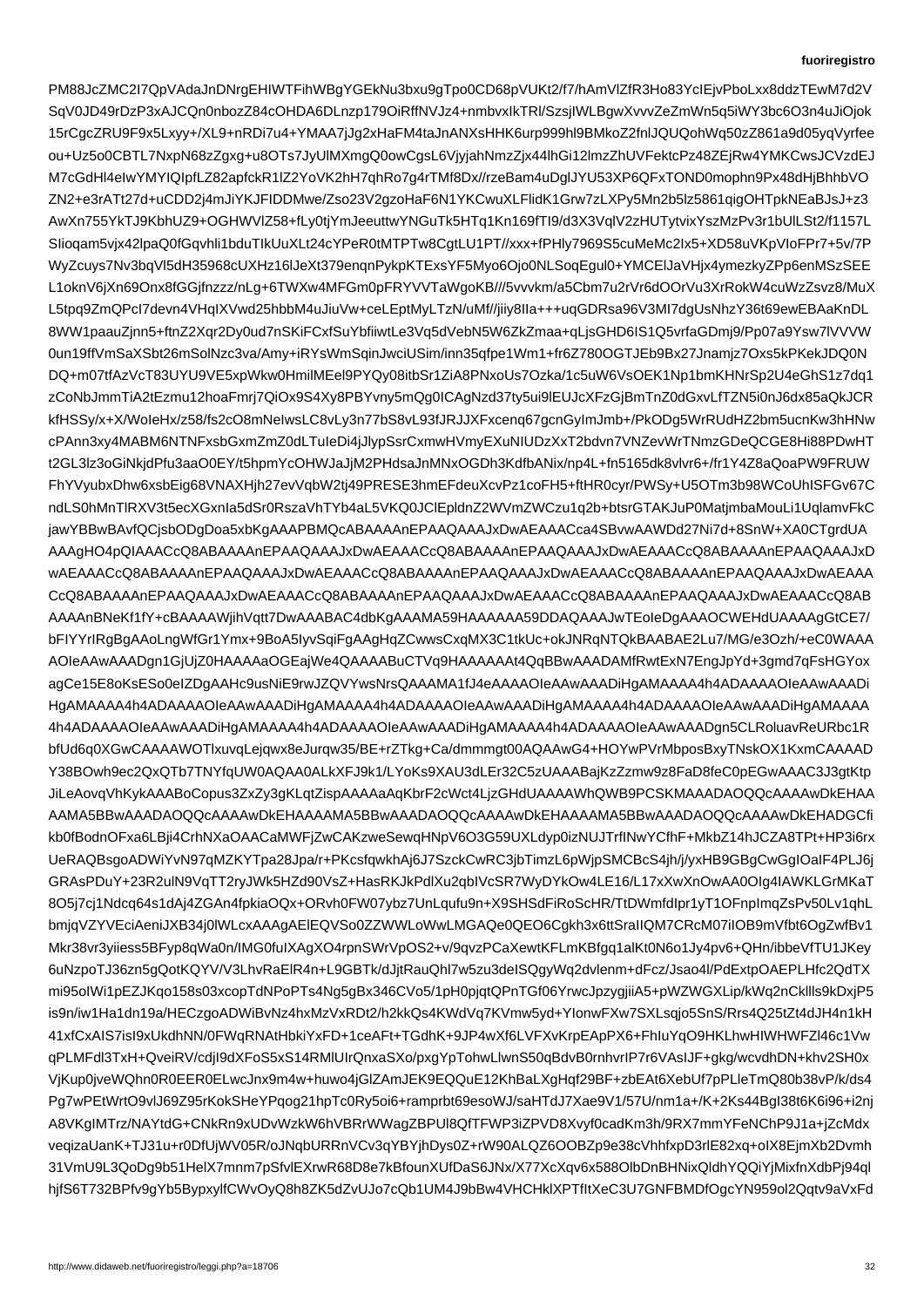PM88JcZMC2I7QpVAdaJnDNrgEHIWTFihWBgYGEkNu3bxu9gTpo0CD68pVUKt2/f7/hAmVlZfR3Ho83YcIEjvPboLxx8ddzTEwM7d2V
SqV0JD49rDzP3xAJCQn0nbozZ84cOHDA6DLnzp179OiRffNVJz4+nmbvxIkTRl/SzsjIWLBgwXvvvZeZmWn5q5iWY3bc6O3n4uJiOjok
15rCgcZRU9F9x5Lxyy+/XL9+nRDi7u4+YMAA7jJg2xHaFM4taJnANXsHHK6urp999hl9BMkoZ2fnlJQUQohWq50zZ861a9d05yqVyrfee
ou+Uz5o0CBTL7NxpN68zZgxg+u8OTs7JyUlMXmgQ0owCgsL6VjyjahNmzZjx44lhGi12lmzZhUVFektcPz48ZEjRw4YMKCwsJCVzdEJ
M7cGdHl4eIwYMYIQIpfLZ82apfckR1lZ2YoVK2hH7qhRo7g4rTMf8Dx//rzeBam4uDglJYU53XP6QFxTOND0mophn9Px4d8HjBhhbVO
ZN2+e3rATt27d+uCDD2j4mJiYKJFIDDMwe/Zso23V2gzoHaF6N1YKCwuXLFlidK1Grw7zLXPy5Mn2b5lz5861qigOHTpkNEaBJsJ+z3
AwXn755YkTJ9KbhUZ9+OGHWVlZ58+fLy0tjYmJeeuttwYNGuTk5HTq1Kn169fTI9/d3X3VqlV2zHUTytvixYszMzPv3r1bUlLSt2/f1157L
SIioqam5vjx42lpaQ0fGqvhli1bduTIkUuXLt24cYPeR0tMTPTw8CgtLU1PT//xxx+fPHly7969S5cuMeMc2Ix5+XD58uVKpVIoFPr7+5v/7P
WyZcuys7Nv3bqVl5dH35968cUXHz16lJeXt379enqnPykPTExsYF5Myo6Ojo0NLSoqEgul0+YMCElJaVHjx4ymezkyZPp6enMSzSEE
L1oknV6jXn69Onx8fGGjfnzzz/nLg+6TWXw4MFGm0pFRYVVTaWgoKB///5vvvkm/a5Cbm7u2rVr6dOOrVu3XrRokW4cuWzZsvz8/MuX
L5tpq9ZmQPcI7devn4VHqIXVwd25hbbM4uJiuVw+ceLEptMyLTzN/uMf//jiiy8Ila+++uqGDRsa96V3MI7dgUsNhzY36t69ewEBAaKnDL
8WW1paauZjnn5+ftnZ2Xqr2Dy0ud7nSKiFCxfSuYbfiiwtLe3Vq5dVebN5W6ZkZmaa+qLjsGHD6IS1Q5vrfaGDmj9/Pp07a9Ysw7lVVVW
0un19ffVmSaXSbt26mSolNzc3va/Amy+iRYsWmSqinJwciUSim/inn35qfpe1Wm1+fr6Z780OGTJEb9Bx27Jnamjz7Oxs5kPKekJDQ0N
DQ+m07tfAzVcT83UYU9VE5xpWkw0HmilMEel9PYQy08itbSr1ZiA8PNxoUs7Ozka/1c5uW6VsOEK1Np1bmKHNrSp2U4eGhS1z7dq1
zCoNbJmmTiA2tEzmu12hoaFmrj7QiOx9S4Xy8PBYvny5mQg0ICAgNzd37ty5ui9lEUJcXFzGjBmTnZ0dGxvLfTZN5i0nJ6dx85aQkJCR
kfHSSy/x+X/WoIeHx/z58/fs2cO8mNeIwsLC8vLy3n77bS8vL93fJRJJXFxcenq67gcnGyImJmb+/PkODg5WrRUdHZ2bm5ucnKw3hHNw
cPAnn3xy4MABM6NTNFxsbGxmZmZ0dLTuIeDi4jJlypSsrCxmwFVmyEXuNIUDzXxT2bdvn7VNZevWrTNmzGDeQCGE8Hi88PDwHT
t2GL3lz3oGiNkjdPfu3aaO0EY/t5hpmYcOHWJaJjM2PHdsaJnMNxOGDh3KdfbANix/np4L+fn5165dk8vlvr6+/fr1Y4Z8aQoaPW9FRUW
FhYVyubxDhw6xsbEig68VNAXHjh27evVqbW7tj49PRESE3hmEFdeuXcvPz1coFH5+ftHR0cyr/PWSy+U5OTm3b98WCoUhISFGv67C
ndLS0hMnTlRXV3t5ecXGxnIa5dSr0RszaVhTYb4aL5VKQ0JClEpldnZ2WVmZWCzu1q2b+btsrGTAKJuP0MatjmbaMouLi1UqlamvFkC
jawYBBwBAvfQCjsbODgDoa5xbKgAAAPBMQcABAAAAnEPAAQAAAJxDwAEAAACca4SBvwAAWDd27Ni7d+8SnW+XA0CTgrdUA
AAAgHO4pQIAAACcQ8ABAAAAnEPAAQAAAJxDwAEAAACcQ8ABAAAAnEPAAQAAAJxDwAEAAACcQ8ABAAAAnEPAAQAAAJxD
wAEAAACcQ8ABAAAAnEPAAQAAAJxDwAEAAACcQ8ABAAAAnEPAAQAAAJxDwAEAAACcQ8ABAAAAnEPAAQAAAJxDwAEAAA
CcQ8ABAAAAnEPAAQAAAJxDwAEAAACcQ8ABAAAAnEPAAQAAAJxDwAEAAACcQ8ABAAAAnEPAAQAAAJxDwAEAAACcQ8AB
AAAAnBNeKf1fY+cBAAAAWjihVqtt7DwAAAABAC4dbKgAAAAMA59HAAAAAA59DDAQAAAJwTEoIeDgAAAOCWEHdUAAAAgGtCE7/
bFIYYrIRgBgAAoLngWfGr1Ymx+9BoA5IyvSqiFgAAgHqZCwwsCxqMX3C1tkUc+okJNRqNTQkBAABAE2Lu7/MG/e3Ozh/+eC0WAAA
AOIeAAwAAADgn1GjUjZ0HAAAAaOGEajWe4QAAAABuCTVq9HAAAAAAt4QqBBwAAADAMfRwtExN7EngJpYd+3gmd7qFsHGYox
agCe15E8oKsESo0eIZDgAAHc9usNiE9rwJZQVYwsNrsQAAAMA1fJ4eAAAAAOIeAAwAAADiHgAMAAAAA4h4ADAAAAOIeAAwAAADi
HgAMAAAAA4h4ADAAAAOIeAAwAAADiHgAMAAAAA4h4ADAAAAOIeAAwAAADiHgAMAAAAA4h4ADAAAAOIeAAwAAADiHgAMAAAAA
4h4ADAAAAOIeAAwAAADiHgAMAAAAA4h4ADAAAAOIeAAwAAADiHgAMAAAAA4h4ADAAAAOIeAAwAAADgn5CLRoluavReURbc1R
bfUd6q0XGwCAAAAWOTlxuvqLejqwx8eJurqw35/BE+rZTkg+Ca/dmmmgt00AQAAwG4+HOYwPVrMbposBxyTNskOX1KxmCAAAAD
Y38BOwh9ec2QxQTb7TNYfqUW0AQAA0ALkXFJ9k1/LYoKs9XAU3dLEr32C5zUAAABajKzZzmw9z8FaD8feC0pEGwAAAC3J3gtKtp
JiLeAovqVhKykAAABoCopus3ZxZy3gKLqtZispAAAAAaAqKbrF2cWct4LjzGHdUAAAAWhQWB9PCSKMAAADAOQQcAAAAwDkEHAA
AAMA5BBwAAADAOQQcAAAAwDkEHAAAAMA5BBwAAADAOQQcAAAAwDkEHAAAAMA5BBwAAADAOQQcAAAAwDkEHADGCfi
kb0fBodnOFxa6LBji4CrhNXaOAACaMWFjZwCAKzweSewqHNpV6O3G59UXLdyp0izNUJTrfINwYCfhF+MkbZ14hJCZA8TPt+HP3i6rx
UeRAQBsgoADWiYvN97qMZKYTpa28Jpa/r+PKcsfqwkhAj6J7SzckCwRC3jbTimzL6pWjpSMCBcS4jh/j/yxHB9GBgCwGgIOaIF4PLJ6j
GRAsPDuY+23R2ulN9VqTT2ryJWk5HZd90VsZ+HasRKJkPdlXu2qbIVcSR7WyDYkOw4LE16/L17xXwXnOwAA0OIg4IAWKLGrMKaT
8O5j7cj1Ndcq64s1dAj4ZGAn4fpkiaOQx+ORvh0FW07ybz7UnLqufu9n+X9SHSdFiRoScHR/TtDWmfdIpr1yT1OFnpImqZsPv50Lv1qhL
bmjqVZYVEciAeniJXB34j0lWLcxAAAgAElEQVSo0ZZWWLoWwLMGAQe0QEO6Cgkh3x6ttSraIIQM7CRcM07iIOB9mVfbt6OgZwfBv1
Mkr38vr3yiiess5BFyp8qWa0n/IMG0fuIXAgXO4rpnSWrVpOS2+v/9qvzPCaXewtKFLmKBfgq1alKt0N6o1Jy4pv6+QHn/ibbeVfTU1JKey
6uNzpoTJ36zn5gQotKQYV/V3LhvRaElR4n+L9GBTk/dJjtRauQhl7w5zu3deISQgyWq2dvlenm+dFcz/Jsao4l/PdExtpOAEPLHfc2QdTX
mi95oIWi1pEZJKqo158s03xcopTdNPoPTs4Ng5gBx346CVo5/1pH0pjqtQPnTGf06YrwcJpzygjiiA5+pWZWGXLip/kWq2nCklls9kDxjP5
is9n/iw1Ha1dn19a/HECzgoADWiBvNz4hxMzVxRDt2/h2kkQs4KWdVq7KVmw5yd+YIonwFXw7SXLsqjo5SnS/Rrs4Q25tZt4dJH4n1kH
41xfCxAIS7isI9xUkdhNN/0FWqRNAtHbkiYxFD+1ceAFt+TGdhK+9JP4wXf6LVFXvKrpEApPX6+FhIuYqO9HKLhwHIWHWFZl46c1Vw
qPLMFdl3TxH+QveiRV/cdjI9dXFoS5xS14RMlUIrQnxaSXo/pxgYpTohwLlwnS50qBdvB0rnhvrIP7r6VAsIJF+gkg/wcvdhDN+khv2SH0x
VjKup0jveWQhn0R0ER0ELwcJnx9m4w+huwo4jGlZAmJEK9EQQuE12KhBaLXgHqf29BF+zbEAt6XebUf7pPLleTmQ80b38vP/k/ds4
Pg7wPEtWrtO9vlJ69Z95rKokSHeYPqog21hpTc0Ry5oi6+ramprbt69esoWJ/saHTdJ7Xae9V1/57U/nm1a+/K+2Ks44BgI38t6K6i96+i2nj
A8VKgIMTrz/NAYtdG+CNkRn9xUDvWzkW6hVBRrWWagZBPUl8QfTFWP3iZPVD8Xvyf0cadKm3h/9RX7mmYFeNChP9J1a+jZcMdx
veqizaUanK+TJ31u+r0DfUjWV05R/oJNqbURRnVCv3qYBYjhDys0Z+rW90ALQZ6OOBZp9e38cVhhfxpD3rlE82xq+oIX8EjmXb2Dvmh
31VmU9L3QoDg9b51HelX7mnm7pSfvlEXrwR68D8e7kBfounXUfDaS6JNx/X77XcXqv6x588OlbDnBHNixQldhYQQiYjMixfnXdbPj94ql
hjfS6T732BPfv9gYb5BypxylfCWvOyQ8h8ZK5dZvUJo7cQb1UM4J9bBw4VHCHkIXPTfItXeC3U7GNFBMDfOgcYN959ol2Qqtv9aVxFd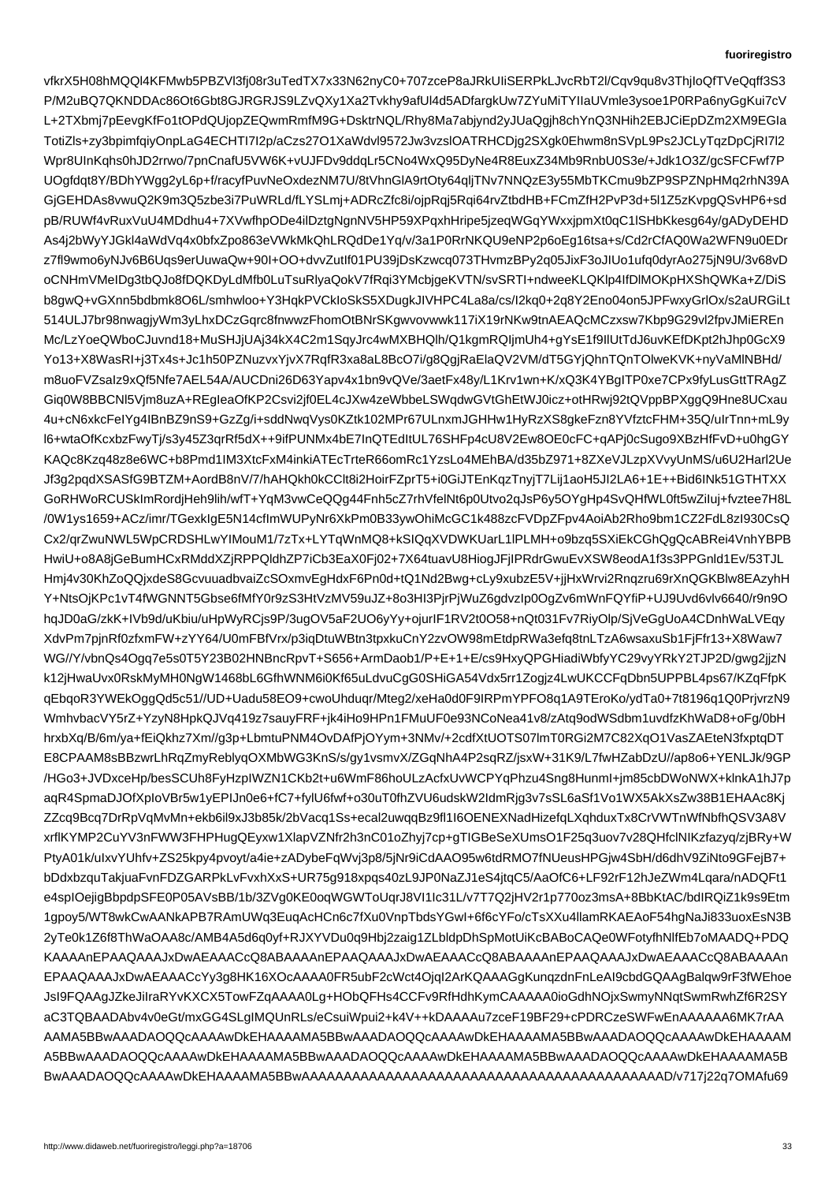vfkrX5H08hMQQl4KFMwb5PBZVl3fj08r3uTedTX7x33N62nyC0+707zceP8aJRkUIiSERPkLJvcRbT2l/Cqv9qu8v3ThjIoQfTVeQqff3S3
P/M2uBQ7QKNDDAc86Ot6Gbt8GJRGRJS9LZvQXy1Xa2Tvkhy9afUl4d5ADfargkUw7ZYuMiTYIIaUVmle3ysoe1P0RPa6nyGgKui7cV
L+2TXbmj7pEevgKfFo1tOPdQUjopZEQwmRmfM9G+DsktrNQL/Rhy8Ma7abjynd2yJUaQgjh8chYnQ3NHih2EBJCiEpDZm2XM9EGIa
TotiZls+zy3bpimfqiyOnpLaG4ECHTI7I2p/aCzs27O1XaWdvl9572Jw3vzslOATRHCDjg2SXgk0Ehwm8nSVpL9Ps2JCLyTqzDpCjRI7l2
Wpr8UInKqhs0hJD2rrwo/7pnCnafU5VW6K+vUJFDv9ddqLr5CNo4WxQ95DyNe4R8EuxZ34Mb9RnbU0S3e/+Jdk1O3Z/gcSFCFwf7P
UOgfdqt8Y/BDhYWgg2yL6p+f/racyfPuvNeOxdezNM7U/8tVhnGlA9rtOty64qljTNv7NNQzE3y55MbTKCmu9bZP9SPZNpHMq2rhN39A
GjGEHDAs8vwuQ2K9m3Q5zbe3i7PuWRLd/fLYSLmj+ADRcZfc8i/ojpRqj5Rqi64rvZtbdHB+FCmZfH2PvP3d+5l1Z5zKvpgQSvHP6+sd
pB/RUWf4vRuxVuU4MDdhu4+7XVwfhpODe4ilDztgNgnNV5HP59XPqxhHripe5jzeqWGqYWxxjpmXt0qC1lSHbKkesg64y/gADyDEHD
As4j2bWyYJGkl4aWdVq4x0bfxZpo863eVWkMkQhLRQdDe1Yq/v/3a1P0RrNKQU9eNP2p6oEg16tsa+s/Cd2rCfAQ0Wa2WFN9u0EDr
z7fl9wmo6yNJv6B6Uqs9erUuwaQw+90I+OO+dvvZutIf01PU39jDsKzwcq073THvmzBPy2q05JixF3oJIUo1ufq0dyrAo275jN9U/3v68vD
oCNHmVMeIDg3tbQJo8fDQKDyLdMfb0LuTsuRlyaQokV7fRqi3YMcbjgeKVTN/svSRTI+ndweeKLQKlp4IfDlMOKpHXShQWKa+Z/DiS
b8gwQ+vGXnn5bdbmk8O6L/smhwloo+Y3HqkPVCkIoSkS5XDugkJIVHPC4La8a/cs/I2kq0+2q8Y2Eno04on5JPFwxyGrlOx/s2aURGiLt
514ULJ7br98nwagjyWm3yLhxDCzGqrc8fnwwzFhomOtBNrSKgwvovwwk117iX19rNKw9tnAEAQcMCzxsw7Kbp9G29vl2fpvJMiEREn
Mc/LzYoeQWboCJuvnd18+MuSHJjUAj34kX4C2m1SqyJrc4wMXBHQlh/Q1kgmRQIjmUh4+gYsE1f9lUtTdJ6uvKEfDKpt2hJhp0GcX9
Yo13+X8WasRI+j3Tx4s+Jc1h50PZNuzvxYjvX7RqfR3xa8aL8BcO7i/g8QgjRaElaQV2VM/dT5GYjQhnTQnTOlweKVK+nyVaMlNBHd/
m8uoFVZsalz9xQf5Nfe7AEL54A/AUCDni26D63Yapv4x1bn9vQVe/3aetFx48y/L1Krv1wn+K/xQ3K4YBgITP0xe7CPx9fyLusGttTRAgZ
Giq0W8BBCNl5Vjm8uzA+REgleaOfKP2Csvi2jf0EL4cJXw4zeWbbeLSWqdwGVtGhEtWJ0icz+otHRwj92tQVppBPXggQ9Hne8UCxau
4u+cN6xkcFeIYg4IBnBZ9nS9+GzZg/i+sddNwqVys0KZtk102MPr67ULnxmJGHHw1HyRzXS8gkeFzn8YVfztcFHM+35Q/uIrTnn+mL9y
l6+wtaOfKcxbzFwyTj/s3y45Z3qrRf5dX++9ifPUNMx4bE7InQTEdItUL76SHFp4cU8V2Ew8OE0cFC+qAPj0cSugo9XBzHfFvD+u0hgGY
KAQc8Kzq48z8e6WC+b8Pmd1IM3XtcFxM4inkiATEcTrteR66omRc1YzsLo4MEhBA/d35bZ971+8ZXeVJLzpXVvyUnMS/u6U2Harl2Ue
Jf3g2pqdXSASfG9BTZM+AordB8nV/7/hAHQkh0kCClt8i2HoirFZprT5+i0GiJTEnKqzTnyjT7Lij1aoH5JI2LA6+1E++Bid6INk51GTHTXX
GoRHWoRCUSkImRordjHeh9lih/wfT+YqM3vwCeQQg44Fnh5cZ7rhVfelNt6p0Utvo2qJsP6y5OYgHp4SvQHfWL0ft5wZiIuj+fvztee7H8L
/0W1ys1659+ACz/imr/TGexkIgE5N14cfImWUPyNr6XkPm0B33ywOhiMcGC1k488zcFVDpZFpv4AoiAb2Rho9bm1CZ2FdL8zI930CsQ
Cx2/qrZwuNWL5WpCRDSHLwYIMouM1/7zTx+LYTqWnMQ8+kSIQqXVDWKUarL1lPLMH+o9bzq5SXiEkCGhQgQcABRei4VnhYBPB
HwiU+o8A8jGeBumHCxRMddXZjRPPQldhZP7iCb3EaX0Fj02+7X64tuavU8HiogJFjIPRdrGwuEvXSW8eodA1f3s3PPGnld1Ev/53TJL
Hmj4v30KhZoQQjxdeS8GcvuuadbvaiZcSOxmvEgHdxF6Pn0d+tQ1Nd2Bwg+cLy9xubzE5V+jjHxWrvi2Rnqzru69rXnQGKBlw8EAzyhH
Y+NtsOjKPc1vT4fWGNNT5Gbse6fMfY0r9zS3HtVzMV59uJZ+8o3HI3PjrPjWuZ6gdvzIp0OgZv6mWnFQYfiP+UJ9Uvd6vlv6640/r9n9O
hqJD0aG/zkK+IVb9d/uKbiu/uHpWyRCjs9P/3ugOV5aF2UO6yYy+ojurIF1RV2t0O58+nQt031Fv7RiyOlp/SjVeGgUoA4CDnhWaLVEqy
XdvPm7pjnRf0zfxmFW+zYY64/U0mFBfVrx/p3iqDtuWBtn3tpxkuCnY2zvOW98mEtdpRWa3efq8tnLTzA6wsaxuSb1FjFfr13+X8Waw7
WG//Y/vbnQs4Ogq7e5s0T5Y23B02HNBncRpvT+S656+ArmDaob1/P+E+1+E/cs9HxyQPGHiadiWbfyYC29vyYRkY2TJP2D/gwg2jjzN
k12jHwaUvx0RskMyMH0NgW1468bL6GfhWNM6i0Kf65uLdvuCgG0SHiGA54Vdx5rr1Zogjz4LwUKCCFqDbn5UPPBL4ps67/KZqFfpK
qEbqoR3YWEkOggQd5c51//UD+Uadu58EO9+cwoUhduqr/Mteg2/xeHa0d0F9IRPmYPFO8q1A9TEroKo/ydTa0+7t8196q1Q0PrjvrzN9
WmhvbacVY5rZ+YzyN8HpkQJVq419z7sauyFRF+jk4iHo9HPn1FMuUF0e93NCoNea41v8/zAtq9odWSdbm1uvdfzKhWaD8+oFg/0bH
hrxbXq/B/6m/ya+fEiQkhz7Xm//g3p+LbmtuPNM4OvDAfPjOYym+3NMv/+2cdfXtUOTS07lmT0RGi2M7C82XqO1VasZAEteN3fxptqDT
E8CPAAM8sBBzwrLhRqZmyReblyqOXMbWG3KnS/s/gy1vsmvX/ZGqNhA4P2sqRZ/jsxW+31K9/L7fwHZabDzU//ap8o6+YENLJk/9GP
/HGo3+JVDxceHp/besSCUh8FyHzpIWZN1CKb2t+u6WmF86hoULzAcfxUvWCPYqPhzu4Sng8HunmI+jm85cbDWoNWX+klnkA1hJ7p
aqR4SpmaDJOfXpIoVBr5w1yEPIJn0e6+fC7+fylU6fwf+o30uT0fhZVU6udskW2IdmRjg3v7sSL6aSf1Vo1WX5AkXsZw38B1EHAAc8Kj
ZZcq9Bcq7DrRpVqMvMn+ekb6il9xJ3b85k/2bVacq1Ss+ecal2uwqqBz9fl1I6OENEXNadHizefqLXqhduxTx8CrVWTnWfNbfhQSV3A8V
xrfIKYMP2CuYV3nFWW3FHPHugQEyxw1XlapVZNfr2h3nC01oZhyj7cp+gTIGBeSeXUmsO1F25q3uov7v28QHfclNIKzfazyq/zjBRy+W
PtyA01k/uIxvYUhfv+ZS25kpy4pvoyt/a4ie+zADybeFqWvj3p8/5jNr9iCdAAO95w6tdRMO7fNUeusHPGjw4SbH/d6dhV9ZiNto9GFejB7+
bDdxbzquTakjuaFvnFDZGARPkLvFvxhXxS+UR75g918xpqs40zL9JP0NaZJ1eS4jtqC5/AaOfC6+LF92rF12hJeZWm4Lqara/nADQFt1
e4spIOejigBbpdpSFE0P05AVsBB/1b/3ZVg0KE0oqWGWToUqrJ8VI1Ic31L/v7T7Q2jHV2r1p770oz3msA+8BbKtAC/bdIRQiZ1k9s9Etm
1gpoy5/WT8wkCwAANkAPB7RAmUWq3EuqAcHCn6c7fXu0VnpTbdsYGwI+6f6cYFo/cTsXXu4llamRKAEAoF54hgNaJi833uoxEsN3B
2yTe0k1Z6f8ThWaOAA8c/AMB4A5d6q0yf+RJXYVDu0q9Hbj2zaig1ZLbldpDhSpMotUiKcBABoCAQe0WFotyfhNlfEb7oMAADQ+PDQ
KAAAAnEPAAQAAAJxDwAEAAACcQ8ABAAAAnEPAAQAAAJxDwAEAAACcQ8ABAAAAnEPAAQAAAJxDwAEAAACcQ8ABAAAAn
EPAAQAAAJxDwAEAAACcYy3g8HK16XOcAAAA0FR5ubF2cWct4OjqI2ArKQAAAGgKunqzdnFnLeAI9cbdGQAAgBalqw9rF3fWEhoe
JsI9FQAAgJZkeJiIraRYvKXCX5TowFZqAAAA0Lg+HObQFHs4CCFv9RfHdhKymCAAAAA0ioGdhNOjxSwmyNNqtSwmRwhZf6R2SY
aC3TQBAADAbv4v0eGt/mxGG4SLgIMQUnRLs/eCsuiWpui2+k4V++kDAAAAu7zceF19BF29+cPDRCzeSWFwEnAAAAAA6MK7rAA
AAMA5BBwAAADAOQQcAAAAwDkEHAAAAAMA5BBwAAADAOQQcAAAAwDkEHAAAAAMA5BBwAAADAOQQcAAAAwDkEHAAAAAM
A5BBwAAADAOQQcAAAAwDkEHAAAAMA5BBwAAADAOQQcAAAAwDkEHAAAAAMA5BBwAAADAOQQcAAAAwDkEHAAAAAMA5B
BwAAADAOQQcAAAAwDkEHAAAAMA5BBwAAAAAAAAAAAAAAAAAAAAAAAAAAAAAAAAAAAAAAAAAAAAAD/v717j22q7OMAfu69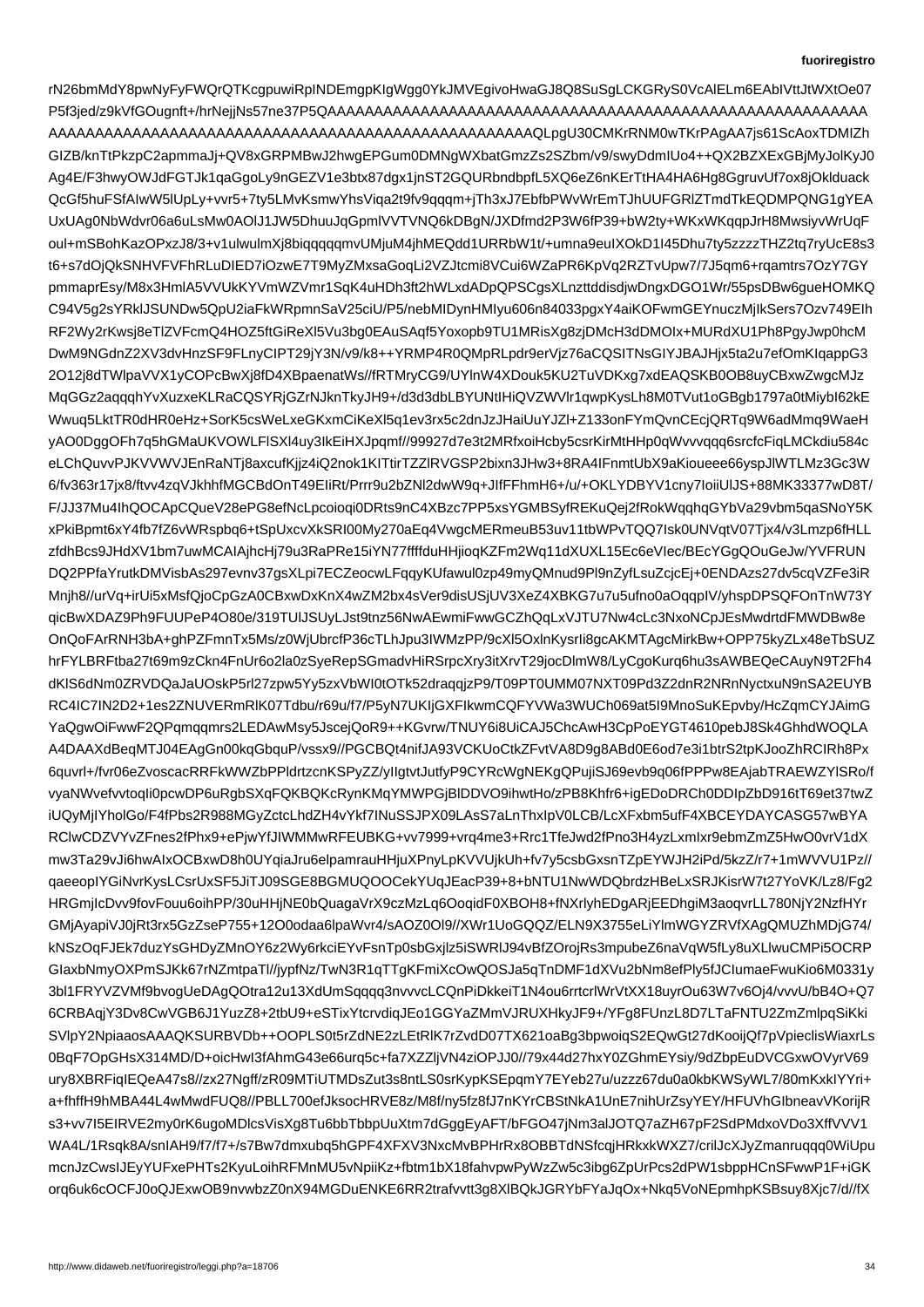rN26bmMdY8pwNyFyFWQrQTKcgpuwiRpINDEmgpKIgWgg0YkJMVEgivoHwaGJ8Q8SuSgLCKGRyS0VcAlELm6EAbIVttJtWXtOe07
P5f3jed/z9kVfGOugnft+/hrNejjNs57ne37P5QAAAAAAAAAAAAAAAAAAAAAAAAAAAAAAAAAAAAAAAAAAAAAAAAAAAAAAAAAA
AAAAAAAAAAAAAAAAAAAAAAAAAAAAAAAAAAAAAAAAAAAAAAAAAAAAAAQLpgU30CMKrRNM0wTKrPAgAA7js61ScAoxTDMIZh
GIZB/knTtPkzpC2apmmaJj+QV8xGRPMBwJ2hwgEPGum0DMNgWXbatGmzZs2SZbm/v9/swyDdmIUo4++QX2BZXExGBjMyJolKyJ0
Ag4E/F3hwyOWJdFGTJk1qaGgoLy9nGEZV1e3btx87dgx1jnST2GQURbndbpfL5XQ6e26nKErTtHA4HA6Hg8GgruvUf7ox8jOklduack
QcGf5huFSfAIwW5lUpLy+vvr5+7ty5LMvKsmwYhsViqa2t9fv9qqqm+jTh3xJ7EbfbPWvWrEmTJhUUFGRlZTmdTkEQDMPQNG1gYEA
UxUAg0NbWdvr06a6uLsMw0AOlJ1JW5DhuuJqGpmlVVTVNQ6kDBgN/JXDfmd2P3W6fP39+bW2ty+WKxWKqqpJrH8MwsiyvWrUqF
oul+mSBohKazOPxzJ8/3+v1ulwulmXj8biqqqqqmvUMjuM4jhMEQdd1URRbW1t/+umna9euIXOkD1I45Dhu7ty5zzzzTHZ2tq7ryUcE8s3
t6+s7dOjQkSNHVFVFhRLuDIED7iOzwE7T9MyZMxsaGoqLi2VZJtcmi8VCui6WZaPR6KpVq2RZTvUpw7/7J5qm6+rqamtrs7OzY7GY
pmmaprEsy/M8x3HmlA5VVUkKYVmWZVmr1SqK4uHDh3ft2hWLxdADpQPSCgsXLnzttddisdjwDngxDGO1Wr/55psDBw6gueHOMKQ
C94V5g2sYRklJSUNDw5QpU2iaFkWRpmnSaV25ciU/P5/nebMIDynHMIyu606n84033pgxY4aiKOFwmGEYnuczMjIkSers7Ozv749EIh
RF2Wy2rKwsj8eTlZVFcmQ4HOZ5ftGiReXl5Vu3bg0EAuSAqf5Yoxopb9TU1MRisXg8zjDMcH3dDMOIx+MURdXU1Ph8PgyJwp0hcM
DwM9NGdnZ2XV3dvHnzSF9FLnyCIPT29jY3N/v9/k8++YRMP4R0QMpRLpdr9erVjz76aCQSITNsGIYJBAJHjx5ta2u7efOmKIqappG3
2O12j8dTWlpaVVX1yCOPcBwXj8fD4XBpaenatWs//fRTMryCG9/UYlnW4XDouk5KU2TuVDKxg7xdEAQSKB0OB8uyCBxwZwgcMJz
MqGGz2aqqqhYvXuzuzeKLRaCQSYRjGZrNJknTkyJH9+/d3dbLBYUNtlHiQVZWVlr1qwpKysLh8M0TVut1oGBgb1797aMiybI62kE
Wwuq5LktTR0dHR0eHz+SorK5csWeLxeGKxmCiKeXl5q1ev3rx5c2dnJzJHaiUuYJZl+Z133onFYmQnvCEcjQRTq9W6adMmq9WaeH
yAO0DggOFh7q5hGMaUKVOWLFlSXl4uy3IkEiHXJpqmf//99927e3t2MRfxoiHcby5csrKirMtHHp0qWvvvqqq6srcfcFiqLMCkdiu584c
eLChQuvvPJKVVWVJEnRaNTj8axcufKjjz4iQ2nok1KITtirTZZlRVGSP2bixxn3JHw3+8RA4IFnmtUbX9aKioueee66yspJlWTLMz3Gc3W
6/fv363r17jx8/ftvv4zqVJkhhfMGCBdOnT49EIiRt/Prrr9u2bZNl2dwW9q+JIfFFhmH6+/u/+OKLYDBYV1cny7IoiiUlJS+88MK33377wD8T/
F/JJ37Mu4IhQOCApCQueV28ePG8efNcLpcoioqi0DRts9nC4XBzc7PP5xsYGMBSyfREKuQej2fRokWqqhqGYbVa29vbvm5qaSNoY5K
xPkiBpmt6xY4fb7fZ6vWRspbq6+tSpUxcvXkSRI00My270aEq4VwgcMERmeuB53uv11tbWPvTQQ7Isk0UNVqtV07Tjx4/v3Lmzp6fHLL
zfdhBcs9JHdXV1bm7uwMCAIAjhcHj79u3RaPRe15iYN77ffffduHHjioqKZFm2Wq11dXUXL15Ec6eVIec/BEcYGgQOuGeJw/YVFRUN
DQ2PPfaYrutkDMVisbAs297evnv37gsXLpi7ECZeocwLFqqyKUfawul0zp49myQMnud9Pl9nZyfLsuZcjcEj+0ENDAzs27dv5cqVZFe3iR
Mnjh8//urVq+irUi5xMsfQjoCpGzA0CBxwDxKnX4x4wZM2bx4sVer96disUSjUV3XeZ4XBKG7u7u5ufufno0aOqqpIV/yhspDPSQFOnTnW73Y
qicBwXDAZ9Ph9FUUPeP4O80e/319TUlJSUyLJst9tnz56NwAEwmiFwwGCZhQqLxVJTU7Nw4cLc3NxoNCpJEsMwdrtdFMWDBw8e
OnQoFArRNH3bA+ghPZFmnTx5Ms/z0WjUbrcfP36cTLhJpu3IWMzPP/9cXl5OxlnKysrIi8gcAKMTAgcMirkBw+OPP75kyZLx48eTbSUZ
hrFYLBRFtba27t69m9zCkn4FnUr6o2la0zSyeRepSGmadvHiRSrpcXry3itXrvT29jocDlmW8/LyCgoKurq6hu3sAWBEQeCAuyN9T2Fh4
dKlS6dNm0ZRVDQaJaUOskP5rl27zpw5Vy5zVbWI0tOTk52draqjzP9/T09PT0UMM07NXT09Pd3Z2dnR2NRnNyctxuN9nSA2EUYB
RC4IC7IN2D2+1es2ZNUVERmRlK07Tdbu/r69u/f7/P5yN7UKIjGXFIkwmCQFYVWa3WUCh069at5I9MnoSuKEpvby/HcZqmCYJAimG
YaQgwOiFwwF2QPqmqqmrs2LEDAwMsy5JscejQoR9++KGvrw/TNUY6i8UiCAJ5ChcAwH3CpPoEYGT4610pebJ8Sk4GhhdWOQLA
A4DAAXdBeqMTJ04EAgGn00kqGbquP/vssx9//PGBQt4nifJA93VCKUoCtkZFvtVA8D9g8ABd0E6od7e3i1btrS2tpKJooZhRCIRh8Px
6quvrl+/fvr06eZvoscacRRFkWWZbPPldrtzcnKSPyZZ/yIlgtvtJutfyP9CYRcWgNEKgQPujiSJ69evb9q06fPPPw8EAjabTRAEWZYlSRo/f
vyaNWvefvvtoqIi0pcwDP6uRgbSXqFQKBQKcRynKMqYMWPGjBlDDVO9ihwtHo/zPB8Khfr6+igEDoDRCh0DDIpZbD916tT69et37twZ
iUQyMjIYholGo/F4fPbs2R988MGyZctcLhdZH4vYkf7INuSSJPX09LAsS7aLnThxIpV0LCB/LcXFxbm5ufF4XBCEYDAYCASG57wBYA
RClwCDZVYvZFnes2fPhx9+ePjwYfJIWMMwRFEUBKG+vv7999+vrq4me3+Rrc1TfeJwd2fPno3H4yzLxmIxr9ebmbZmZ5HwO0vrV1dX
mw3Ta29vJi6hwAIxOBxwD8h0UYqiaJru6elpamrauHHjuXPnyLpKVVUjkUh+fv7y5csbGxsnTZpEWYJH2iPd/5kzZF/r7+1mWVVU1Pz//
qaeeopIYGiNvrKysLCsrUxSF5JiTJ09SGE8BGMUQOOCekYUqjEacP39+8+bNTU1NwWDQbrdzHBeLxHBHeLxSRJKisrW7t27YoVK/Lz8/Fg2
HRGmjIcDvv9fovFouu6oihPP/30uHHjNE0bQuagaVrX39czMzLq6OoqidF0XBOH8+fNXrlyhEDgARjEEDhgiM3aoqvrLL780NjY2NzfHYr
GMjAyapiVJ0jRt3rx5GzZee755+12O0odaa6lpaWvr4/sAOZ0Ol9//XWr1UoGQQZ/ELN9X3755eLiYlmWGYZRVfXAgQMUZhMDjG74/
kNSzOqFJEk7duzYsGHDyZMnOY6z2Wy6rkciEYvFsnTp0sbGxsFxTp0sbGxjlz5iSWRlJ94vBfZOrojRs3mpubeZ6naVqW5fLy8uXLlwuCMPi5OCRP
GIaxbNmyOXPmSJKk67rNZmtaTl//jypfNz/TwN3R1qTTgKFmiXcOwQOSJa5qTnDMF1dXVu2bNm8efPly5fJClumaeFwuKio6M0331y
3bl1FRYVZVMf9bvogUeDAgQOtra12u13XdUmSqqqq3nvvvvcLCQnPiDkkeiT1N4u6Vh4rrrtcrlWrVtXX18uyrOu63W7v6Oj4/vvvU/bB4O+Q7
6CRBAqjY3Dv8CwVGB6J1YuzZ8+2tbU9+eSTixYtcrvdiqJEo1GGYaZMmvVJRUXHkyJF9+/YFg8FUnzL8D7LTaFNTU2ZmZmlpqSiKki
SVlpY2NpiaaosAAAQKSURBVDb++OOPLS0t5rZdNE2zLEtRlK7rZvdD07TX621oaBg3bpwoiqS2EQwGt27dKooijQf7pVpieclisWiaxrLs
0BqF7OpGHsX314MD/D+oicHwI3fAhmG43e66urq5c+fa7XZZljVN4ziPJJ0//79x44d27hxY0ZGhmEYsiy/9dZbpEuDVCGxwOVyrV69
ury8XBRFiqIEQeA47s8//zx27Ngff//zR09MTiUTMDsZut3s8ntLS0rKypKSEpqmY7EYeh0z/uzzz67du0a0kbKWSyWL7/80mKxkIYYri+
a+fhffH9hMBA44L4wMwdFUQ8//PBLL700efJksoHRVE8z/M8f/ny5fz8fJ7nKYrCBStNkA1UnE7nihUrZsyYEY/HFUVhGIbneavVKorijR
s3+vv7I5EIRVE2my0rK6ugoMDlcsVisXg8Tu6bbTbbpUuXtm7dGgEyAFT/bFGO47jNm3alJOTQ7aZH67pF2SdPMdxoVDo3XffVVV1
WA4L/1Rsqk8A/snIAH9/f7/f7+/s7Bw7dmxubq5hGPF4XFXV3NxcMvBPHrRx8OBBTdNSfcqjHRkxkWXZ7/crilJcXJyZmanruqqq0WiUpu
mcnJzCwsIJEyYUFxePHTs2KyuLoihRFMnMU5vNpiiKz+fbtm1bX18fahvpPyWzZw5c3ibg6ZpUrPcs2dPW1sbppHCnSFwwP1F+iGK
orq6uk6cOCFJ0oQJExwOB9nvvbZ0nX94MGDuENKE6RR2trafvtt3g8XIBQkJGRYbFYaJqOx+Nkq5VoNEpmhpKSBsuy8Xjc7/d//fX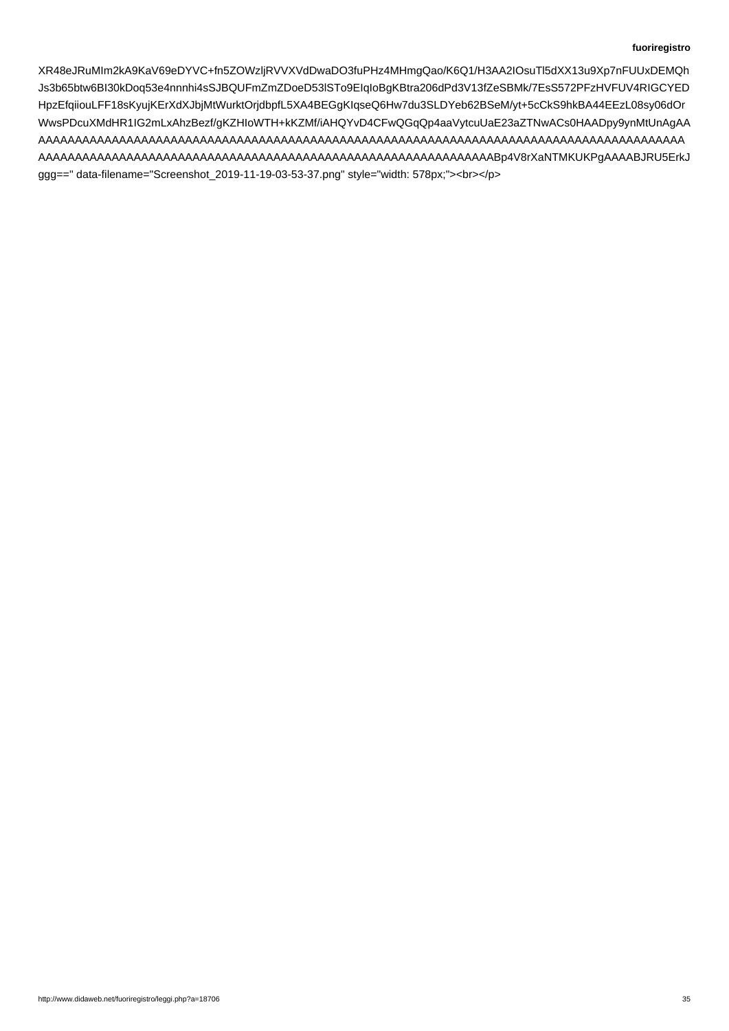XR48eJRuMIm2kA9KaV69eDYVC+fn5ZOWzljRVVXVdDwaDO3fuPHz4MHmgQao/K6Q1/H3AA2IOsuTl5dXX13u9Xp7nFUUxDEMQh
Js3b65btw6BI30kDoq53e4nnnhi4sSJBQUFmZmZDoeD53lSTo9EIqIoBgKBtra206dPd3V13fZeSBMk/7EsS572PFzHVFUV4RIGCYED
HpzEfqiiouLFF18sKyujKErXdXJbjMtWurktOrjdbpfL5XA4BEGgKIqseQ6Hw7du3SLDYeb62BSeM/yt+5cCkS9hkBA44EEzL08sy06dOr
WwsPDcuXMdHR1IG2mLxAhzBezf/gKZHIoWTH+kKZMf/iAHQYvD4CFwQGqQp4aaVytcuUaE23aZTNwACs0HAADpy9ynMtUnAgAA
AAAAAAAAAAAAAAAAAAAAAAAAAAAAAAAAAAAAAAAAAAAAAAAAAAAAAAAAAAAAAAAAAAAAAAAAAAAAAAAAAA
AAAAAAAAAAAAAAAAAAAAAAAAAAAAAAAAAAAAAAAAAAAAAAAAAAAAAAAAAAAAABp4V8rXaNTMKUKPgAAAABJRU5ErkJ
ggg==" data-filename="Screenshot_2019-11-19-03-53-37.png" style="width: 578px;"><br></p>